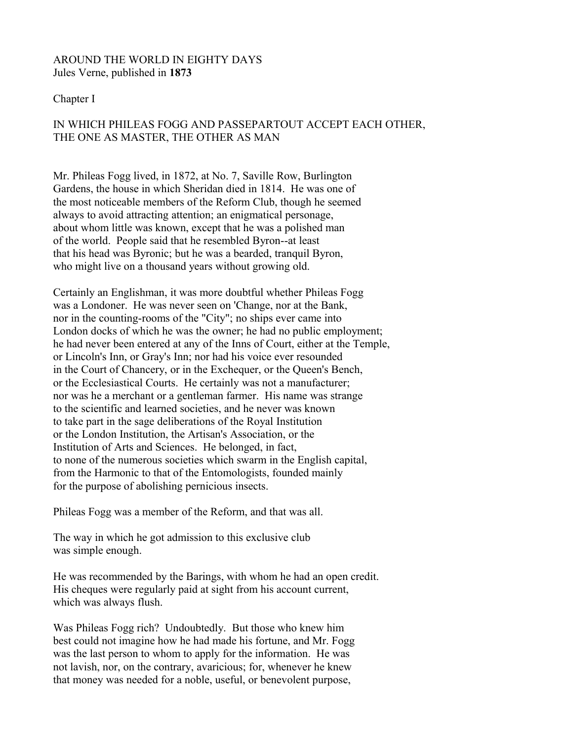# AROUND THE WORLD IN EIGHTY DAYS

Jules Verne, published in **1873**

## Chapter I

### IN WHICH PHILEAS FOGG AND PASSEPARTOUT ACCEPT EACH OTHER, THE ONE AS MASTER, THE OTHER AS MAN

Mr. Phileas Fogg lived, in 1872, at No. 7, Saville Row, Burlington Gardens, the house in which Sheridan died in 1814. He was one of the most noticeable members of the Reform Club, though he seemed always to avoid attracting attention; an enigmatical personage, about whom little was known, except that he was a polished man of the world. People said that he resembled Byron--at least that his head was Byronic; but he was a bearded, tranquil Byron, who might live on a thousand years without growing old.

Certainly an Englishman, it was more doubtful whether Phileas Fogg was a Londoner. He was never seen on 'Change, nor at the Bank, nor in the counting-rooms of the "City"; no ships ever came into London docks of which he was the owner; he had no public employment; he had never been entered at any of the Inns of Court, either at the Temple, or Lincoln's Inn, or Gray's Inn; nor had his voice ever resounded in the Court of Chancery, or in the Exchequer, or the Queen's Bench, or the Ecclesiastical Courts. He certainly was not a manufacturer; nor was he a merchant or a gentleman farmer. His name was strange to the scientific and learned societies, and he never was known to take part in the sage deliberations of the Royal Institution or the London Institution, the Artisan's Association, or the Institution of Arts and Sciences. He belonged, in fact, to none of the numerous societies which swarm in the English capital, from the Harmonic to that of the Entomologists, founded mainly for the purpose of abolishing pernicious insects.

Phileas Fogg was a member of the Reform, and that was all.

The way in which he got admission to this exclusive club was simple enough.

He was recommended by the Barings, with whom he had an open credit. His cheques were regularly paid at sight from his account current, which was always flush.

Was Phileas Fogg rich? Undoubtedly. But those who knew him best could not imagine how he had made his fortune, and Mr. Fogg was the last person to whom to apply for the information. He was not lavish, nor, on the contrary, avaricious; for, whenever he knew that money was needed for a noble, useful, or benevolent purpose,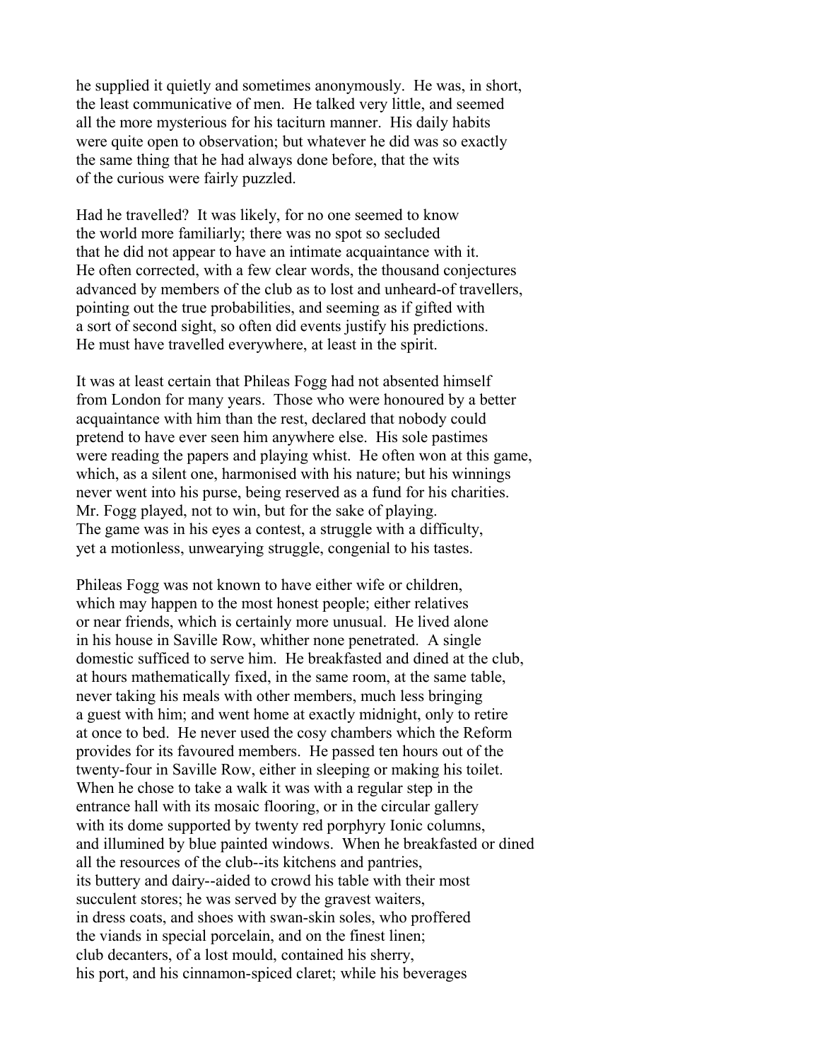he supplied it quietly and sometimes anonymously. He was, in short, the least communicative of men. He talked very little, and seemed all the more mysterious for his taciturn manner. His daily habits were quite open to observation; but whatever he did was so exactly the same thing that he had always done before, that the wits of the curious were fairly puzzled.

Had he travelled? It was likely, for no one seemed to know the world more familiarly; there was no spot so secluded that he did not appear to have an intimate acquaintance with it. He often corrected, with a few clear words, the thousand conjectures advanced by members of the club as to lost and unheard-of travellers, pointing out the true probabilities, and seeming as if gifted with a sort of second sight, so often did events justify his predictions. He must have travelled everywhere, at least in the spirit.

It was at least certain that Phileas Fogg had not absented himself from London for many years. Those who were honoured by a better acquaintance with him than the rest, declared that nobody could pretend to have ever seen him anywhere else. His sole pastimes were reading the papers and playing whist. He often won at this game, which, as a silent one, harmonised with his nature; but his winnings never went into his purse, being reserved as a fund for his charities. Mr. Fogg played, not to win, but for the sake of playing. The game was in his eyes a contest, a struggle with a difficulty, yet a motionless, unwearying struggle, congenial to his tastes.

Phileas Fogg was not known to have either wife or children, which may happen to the most honest people; either relatives or near friends, which is certainly more unusual. He lived alone in his house in Saville Row, whither none penetrated. A single domestic sufficed to serve him. He breakfasted and dined at the club, at hours mathematically fixed, in the same room, at the same table, never taking his meals with other members, much less bringing a guest with him; and went home at exactly midnight, only to retire at once to bed. He never used the cosy chambers which the Reform provides for its favoured members. He passed ten hours out of the twenty-four in Saville Row, either in sleeping or making his toilet. When he chose to take a walk it was with a regular step in the entrance hall with its mosaic flooring, or in the circular gallery with its dome supported by twenty red porphyry Ionic columns, and illumined by blue painted windows. When he breakfasted or dined all the resources of the club--its kitchens and pantries, its buttery and dairy--aided to crowd his table with their most succulent stores; he was served by the gravest waiters, in dress coats, and shoes with swan-skin soles, who proffered the viands in special porcelain, and on the finest linen; club decanters, of a lost mould, contained his sherry, his port, and his cinnamon-spiced claret; while his beverages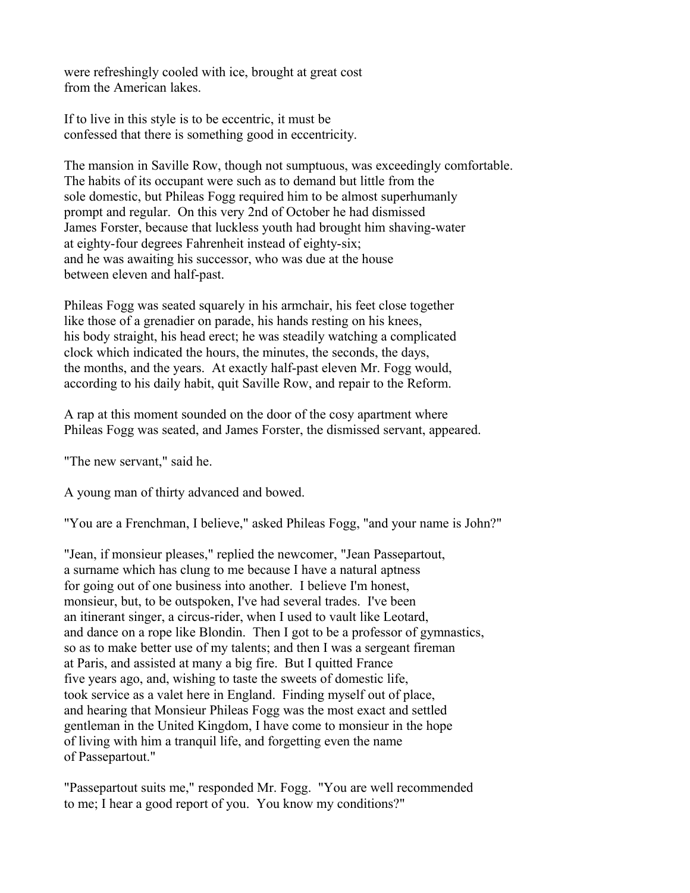were refreshingly cooled with ice, brought at great cost
from the American lakes.

If to live in this style is to be eccentric, it must be
confessed that there is something good in eccentricity.

The mansion in Saville Row, though not sumptuous, was exceedingly comfortable.
The habits of its occupant were such as to demand but little from the
sole domestic, but Phileas Fogg required him to be almost superhumanly
prompt and regular. On this very 2nd of October he had dismissed
James Forster, because that luckless youth had brought him shaving-water
at eighty-four degrees Fahrenheit instead of eighty-six;
and he was awaiting his successor, who was due at the house
between eleven and half-past.

Phileas Fogg was seated squarely in his armchair, his feet close together
like those of a grenadier on parade, his hands resting on his knees,
his body straight, his head erect; he was steadily watching a complicated
clock which indicated the hours, the minutes, the seconds, the days,
the months, and the years. At exactly half-past eleven Mr. Fogg would,
according to his daily habit, quit Saville Row, and repair to the Reform.

A rap at this moment sounded on the door of the cosy apartment where
Phileas Fogg was seated, and James Forster, the dismissed servant, appeared.

"The new servant," said he.

A young man of thirty advanced and bowed.

"You are a Frenchman, I believe," asked Phileas Fogg, "and your name is John?"

"Jean, if monsieur pleases," replied the newcomer, "Jean Passepartout,
a surname which has clung to me because I have a natural aptness
for going out of one business into another. I believe I'm honest,
monsieur, but, to be outspoken, I've had several trades. I've been
an itinerant singer, a circus-rider, when I used to vault like Leotard,
and dance on a rope like Blondin. Then I got to be a professor of gymnastics,
so as to make better use of my talents; and then I was a sergeant fireman
at Paris, and assisted at many a big fire. But I quitted France
five years ago, and, wishing to taste the sweets of domestic life,
took service as a valet here in England. Finding myself out of place,
and hearing that Monsieur Phileas Fogg was the most exact and settled
gentleman in the United Kingdom, I have come to monsieur in the hope
of living with him a tranquil life, and forgetting even the name
of Passepartout."

"Passepartout suits me," responded Mr. Fogg. "You are well recommended
to me; I hear a good report of you. You know my conditions?"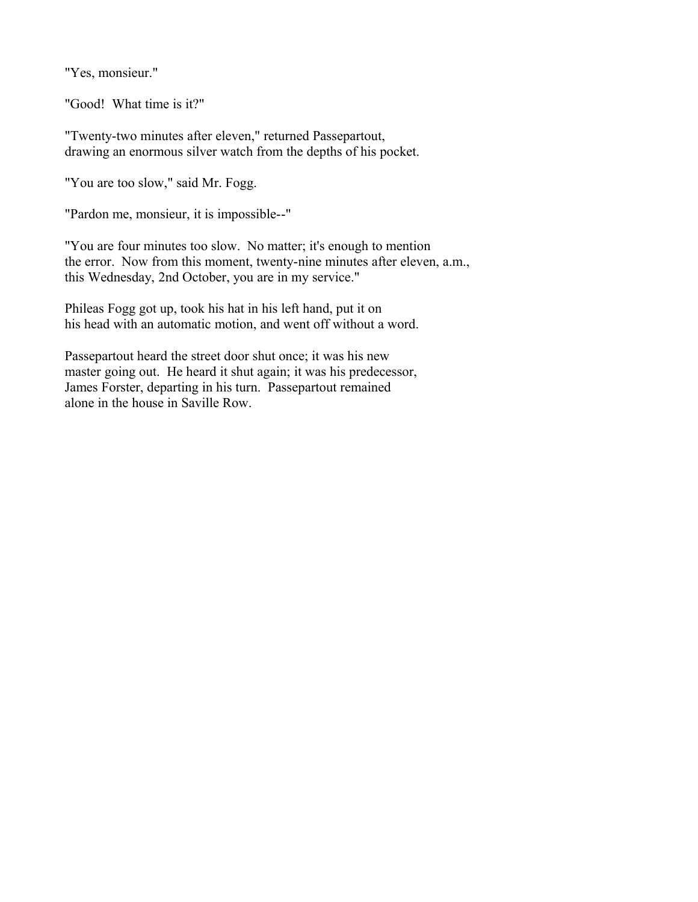"Yes, monsieur."

"Good! What time is it?"

"Twenty-two minutes after eleven," returned Passepartout, drawing an enormous silver watch from the depths of his pocket.

"You are too slow," said Mr. Fogg.

"Pardon me, monsieur, it is impossible--"

"You are four minutes too slow. No matter; it's enough to mention the error. Now from this moment, twenty-nine minutes after eleven, a.m., this Wednesday, 2nd October, you are in my service."

Phileas Fogg got up, took his hat in his left hand, put it on his head with an automatic motion, and went off without a word.

Passepartout heard the street door shut once; it was his new master going out. He heard it shut again; it was his predecessor, James Forster, departing in his turn. Passepartout remained alone in the house in Saville Row.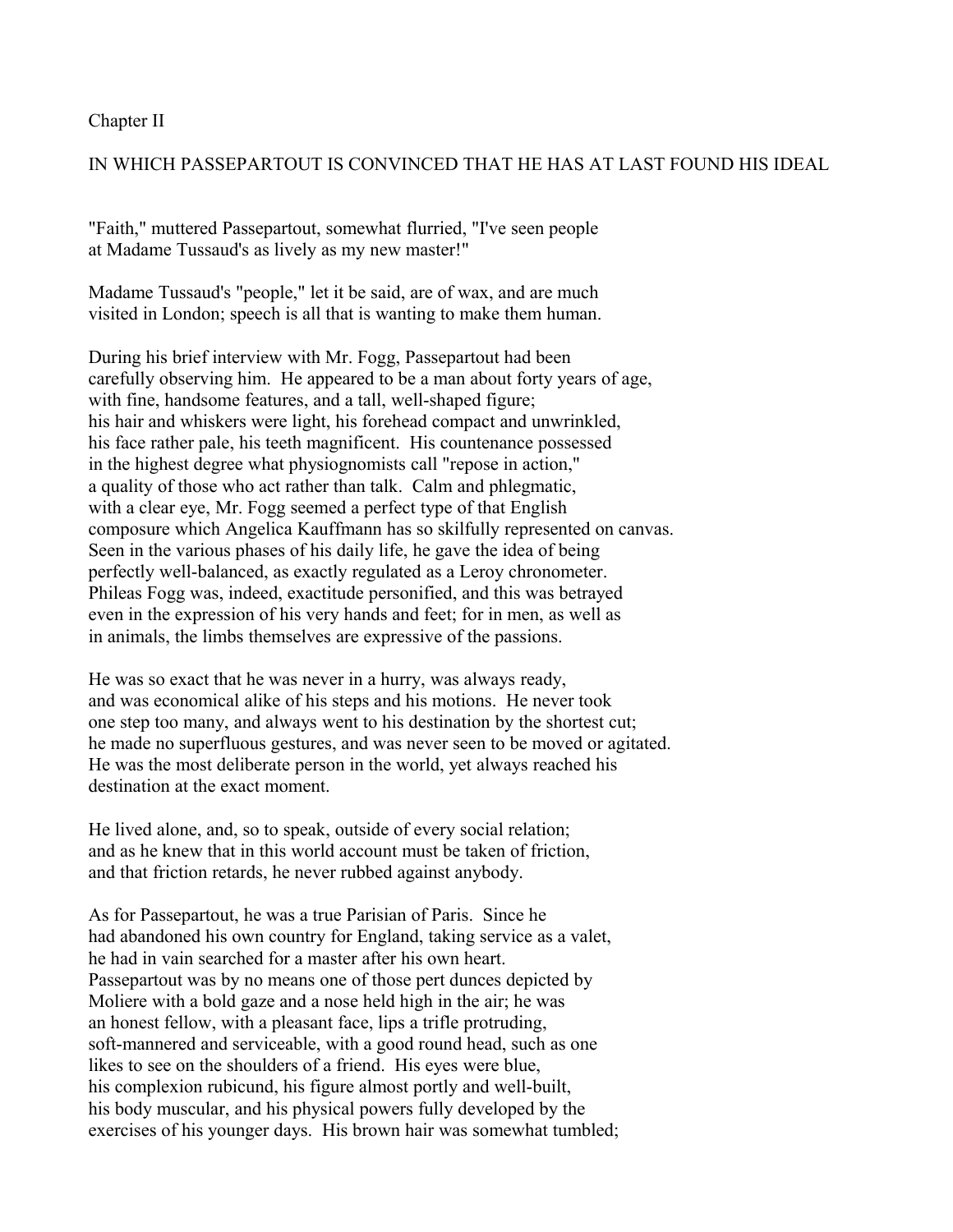## Chapter II

### IN WHICH PASSEPARTOUT IS CONVINCED THAT HE HAS AT LAST FOUND HIS IDEAL

"Faith," muttered Passepartout, somewhat flurried, "I've seen people at Madame Tussaud's as lively as my new master!"

Madame Tussaud's "people," let it be said, are of wax, and are much visited in London; speech is all that is wanting to make them human.

During his brief interview with Mr. Fogg, Passepartout had been carefully observing him. He appeared to be a man about forty years of age, with fine, handsome features, and a tall, well-shaped figure; his hair and whiskers were light, his forehead compact and unwrinkled, his face rather pale, his teeth magnificent. His countenance possessed in the highest degree what physiognomists call "repose in action," a quality of those who act rather than talk. Calm and phlegmatic, with a clear eye, Mr. Fogg seemed a perfect type of that English composure which Angelica Kauffmann has so skilfully represented on canvas. Seen in the various phases of his daily life, he gave the idea of being perfectly well-balanced, as exactly regulated as a Leroy chronometer. Phileas Fogg was, indeed, exactitude personified, and this was betrayed even in the expression of his very hands and feet; for in men, as well as in animals, the limbs themselves are expressive of the passions.

He was so exact that he was never in a hurry, was always ready, and was economical alike of his steps and his motions. He never took one step too many, and always went to his destination by the shortest cut; he made no superfluous gestures, and was never seen to be moved or agitated. He was the most deliberate person in the world, yet always reached his destination at the exact moment.

He lived alone, and, so to speak, outside of every social relation; and as he knew that in this world account must be taken of friction, and that friction retards, he never rubbed against anybody.

As for Passepartout, he was a true Parisian of Paris. Since he had abandoned his own country for England, taking service as a valet, he had in vain searched for a master after his own heart. Passepartout was by no means one of those pert dunces depicted by Moliere with a bold gaze and a nose held high in the air; he was an honest fellow, with a pleasant face, lips a trifle protruding, soft-mannered and serviceable, with a good round head, such as one likes to see on the shoulders of a friend. His eyes were blue, his complexion rubicund, his figure almost portly and well-built, his body muscular, and his physical powers fully developed by the exercises of his younger days. His brown hair was somewhat tumbled;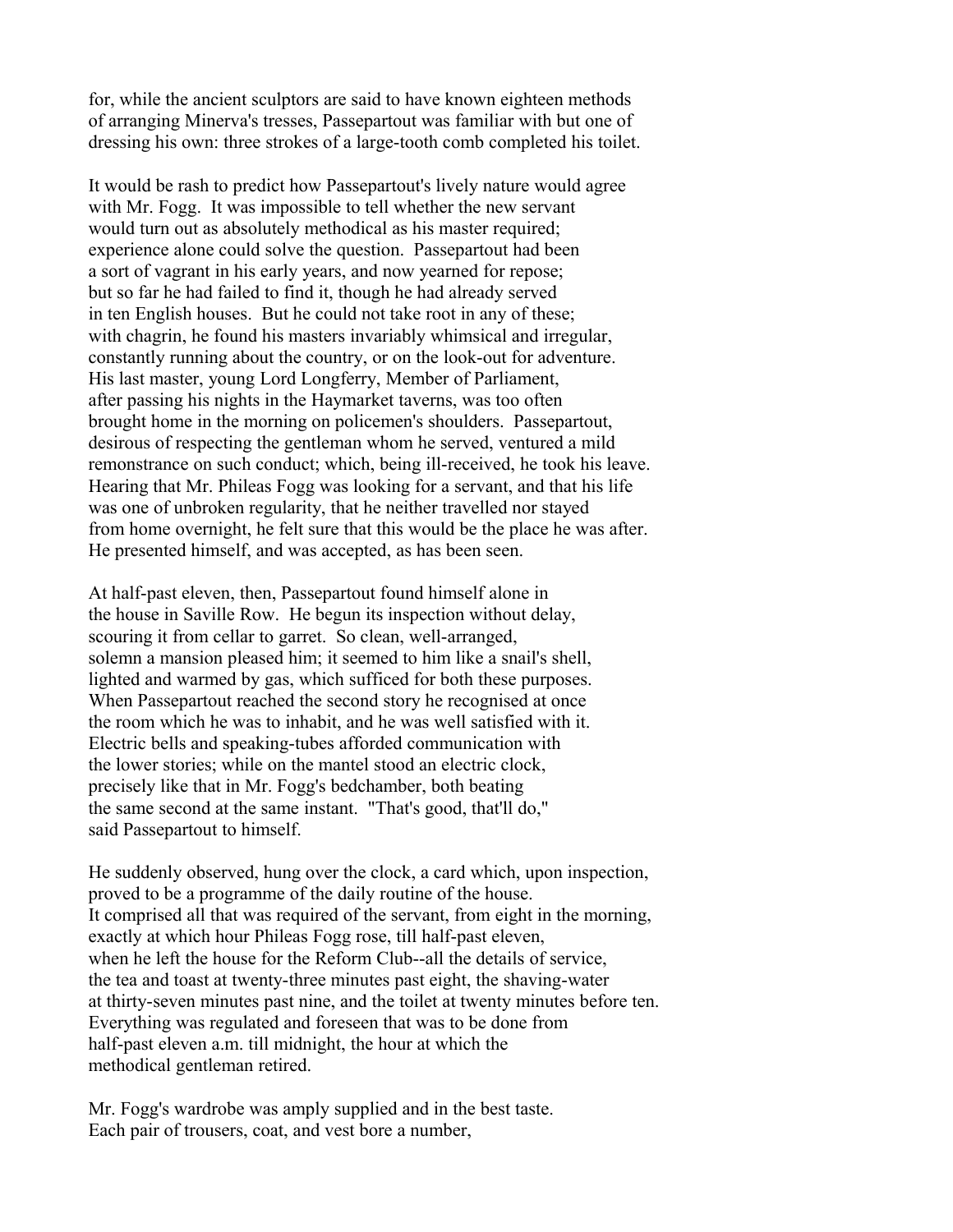for, while the ancient sculptors are said to have known eighteen methods of arranging Minerva's tresses, Passepartout was familiar with but one of dressing his own: three strokes of a large-tooth comb completed his toilet.

It would be rash to predict how Passepartout's lively nature would agree with Mr. Fogg. It was impossible to tell whether the new servant would turn out as absolutely methodical as his master required; experience alone could solve the question. Passepartout had been a sort of vagrant in his early years, and now yearned for repose; but so far he had failed to find it, though he had already served in ten English houses. But he could not take root in any of these; with chagrin, he found his masters invariably whimsical and irregular, constantly running about the country, or on the look-out for adventure. His last master, young Lord Longferry, Member of Parliament, after passing his nights in the Haymarket taverns, was too often brought home in the morning on policemen's shoulders. Passepartout, desirous of respecting the gentleman whom he served, ventured a mild remonstrance on such conduct; which, being ill-received, he took his leave. Hearing that Mr. Phileas Fogg was looking for a servant, and that his life was one of unbroken regularity, that he neither travelled nor stayed from home overnight, he felt sure that this would be the place he was after. He presented himself, and was accepted, as has been seen.

At half-past eleven, then, Passepartout found himself alone in the house in Saville Row. He begun its inspection without delay, scouring it from cellar to garret. So clean, well-arranged, solemn a mansion pleased him; it seemed to him like a snail's shell, lighted and warmed by gas, which sufficed for both these purposes. When Passepartout reached the second story he recognised at once the room which he was to inhabit, and he was well satisfied with it. Electric bells and speaking-tubes afforded communication with the lower stories; while on the mantel stood an electric clock, precisely like that in Mr. Fogg's bedchamber, both beating the same second at the same instant. "That's good, that'll do," said Passepartout to himself.

He suddenly observed, hung over the clock, a card which, upon inspection, proved to be a programme of the daily routine of the house. It comprised all that was required of the servant, from eight in the morning, exactly at which hour Phileas Fogg rose, till half-past eleven, when he left the house for the Reform Club--all the details of service, the tea and toast at twenty-three minutes past eight, the shaving-water at thirty-seven minutes past nine, and the toilet at twenty minutes before ten. Everything was regulated and foreseen that was to be done from half-past eleven a.m. till midnight, the hour at which the methodical gentleman retired.

Mr. Fogg's wardrobe was amply supplied and in the best taste. Each pair of trousers, coat, and vest bore a number,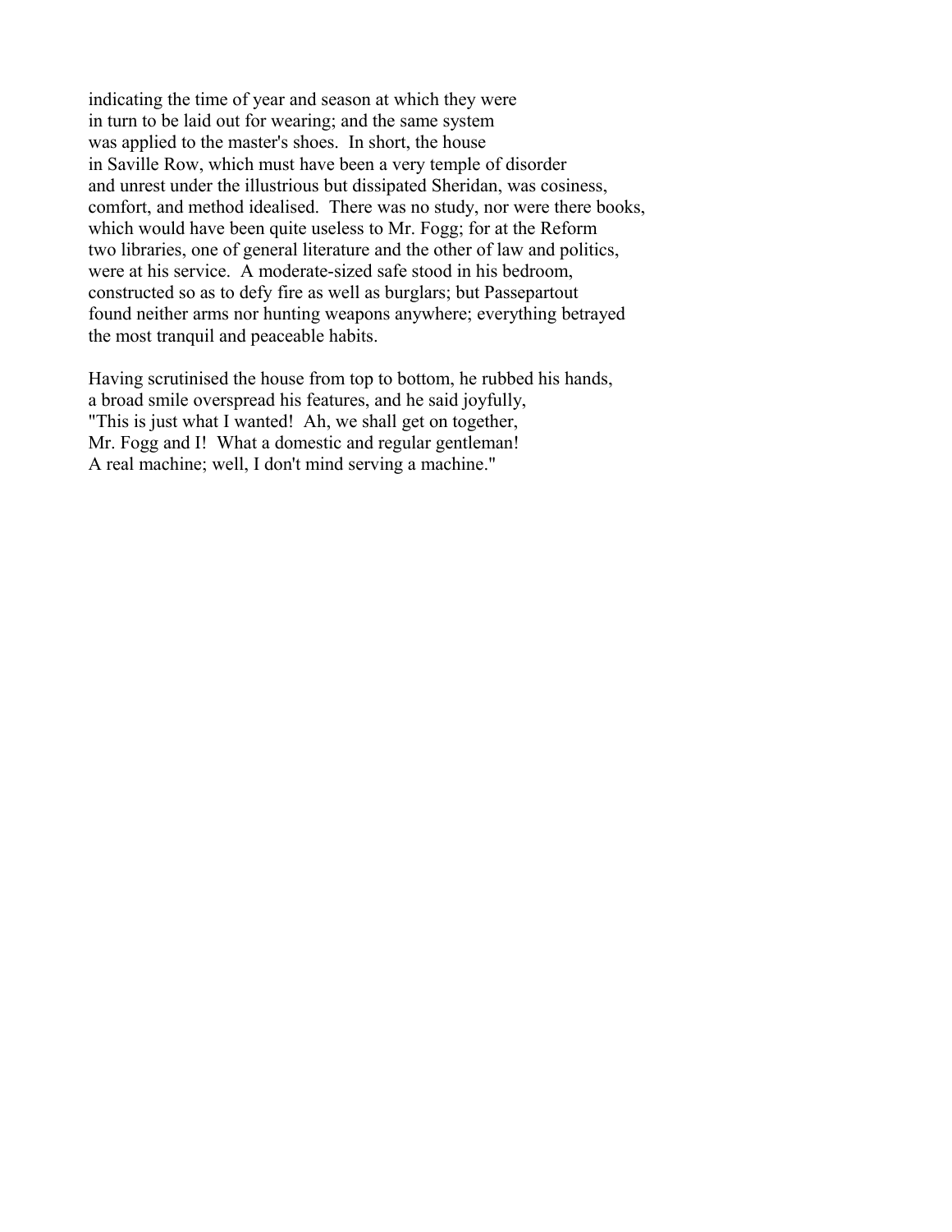indicating the time of year and season at which they were in turn to be laid out for wearing; and the same system was applied to the master's shoes. In short, the house in Saville Row, which must have been a very temple of disorder and unrest under the illustrious but dissipated Sheridan, was cosiness, comfort, and method idealised. There was no study, nor were there books, which would have been quite useless to Mr. Fogg; for at the Reform two libraries, one of general literature and the other of law and politics, were at his service. A moderate-sized safe stood in his bedroom, constructed so as to defy fire as well as burglars; but Passepartout found neither arms nor hunting weapons anywhere; everything betrayed the most tranquil and peaceable habits.

Having scrutinised the house from top to bottom, he rubbed his hands, a broad smile overspread his features, and he said joyfully, "This is just what I wanted! Ah, we shall get on together, Mr. Fogg and I! What a domestic and regular gentleman! A real machine; well, I don't mind serving a machine."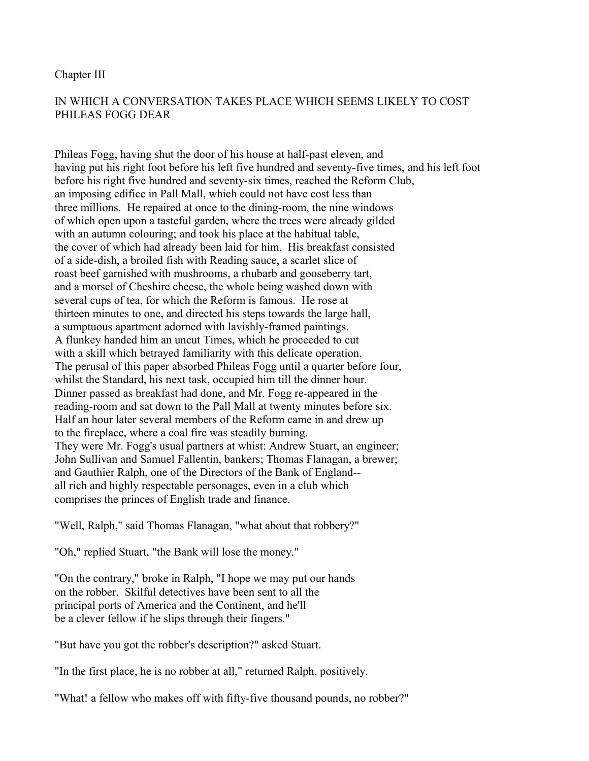## Chapter III

## IN WHICH A CONVERSATION TAKES PLACE WHICH SEEMS LIKELY TO COST PHILEAS FOGG DEAR

Phileas Fogg, having shut the door of his house at half-past eleven, and having put his right foot before his left five hundred and seventy-five times, and his left foot before his right five hundred and seventy-six times, reached the Reform Club, an imposing edifice in Pall Mall, which could not have cost less than three millions. He repaired at once to the dining-room, the nine windows of which open upon a tasteful garden, where the trees were already gilded with an autumn colouring; and took his place at the habitual table, the cover of which had already been laid for him. His breakfast consisted of a side-dish, a broiled fish with Reading sauce, a scarlet slice of roast beef garnished with mushrooms, a rhubarb and gooseberry tart, and a morsel of Cheshire cheese, the whole being washed down with several cups of tea, for which the Reform is famous. He rose at thirteen minutes to one, and directed his steps towards the large hall, a sumptuous apartment adorned with lavishly-framed paintings. A flunkey handed him an uncut Times, which he proceeded to cut with a skill which betrayed familiarity with this delicate operation. The perusal of this paper absorbed Phileas Fogg until a quarter before four, whilst the Standard, his next task, occupied him till the dinner hour. Dinner passed as breakfast had done, and Mr. Fogg re-appeared in the reading-room and sat down to the Pall Mall at twenty minutes before six. Half an hour later several members of the Reform came in and drew up to the fireplace, where a coal fire was steadily burning. They were Mr. Fogg's usual partners at whist: Andrew Stuart, an engineer; John Sullivan and Samuel Fallentin, bankers; Thomas Flanagan, a brewer; and Gauthier Ralph, one of the Directors of the Bank of England-- all rich and highly respectable personages, even in a club which comprises the princes of English trade and finance.

"Well, Ralph," said Thomas Flanagan, "what about that robbery?"

"Oh," replied Stuart, "the Bank will lose the money."

"On the contrary," broke in Ralph, "I hope we may put our hands on the robber. Skilful detectives have been sent to all the principal ports of America and the Continent, and he'll be a clever fellow if he slips through their fingers."

"But have you got the robber's description?" asked Stuart.

"In the first place, he is no robber at all," returned Ralph, positively.

"What! a fellow who makes off with fifty-five thousand pounds, no robber?"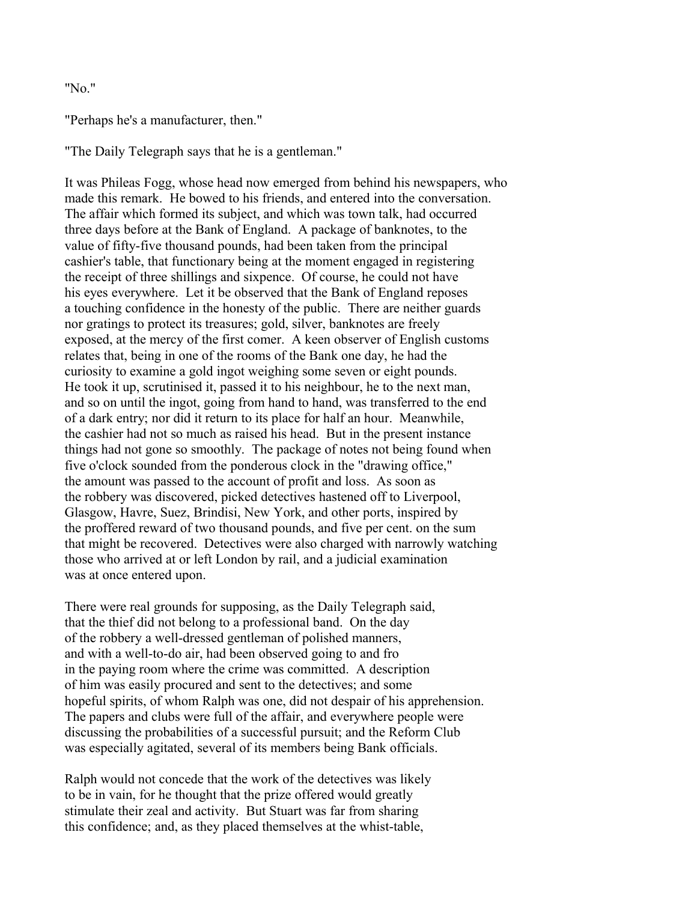"No."

"Perhaps he's a manufacturer, then."

"The Daily Telegraph says that he is a gentleman."

It was Phileas Fogg, whose head now emerged from behind his newspapers, who made this remark. He bowed to his friends, and entered into the conversation. The affair which formed its subject, and which was town talk, had occurred three days before at the Bank of England. A package of banknotes, to the value of fifty-five thousand pounds, had been taken from the principal cashier's table, that functionary being at the moment engaged in registering the receipt of three shillings and sixpence. Of course, he could not have his eyes everywhere. Let it be observed that the Bank of England reposes a touching confidence in the honesty of the public. There are neither guards nor gratings to protect its treasures; gold, silver, banknotes are freely exposed, at the mercy of the first comer. A keen observer of English customs relates that, being in one of the rooms of the Bank one day, he had the curiosity to examine a gold ingot weighing some seven or eight pounds. He took it up, scrutinised it, passed it to his neighbour, he to the next man, and so on until the ingot, going from hand to hand, was transferred to the end of a dark entry; nor did it return to its place for half an hour. Meanwhile, the cashier had not so much as raised his head. But in the present instance things had not gone so smoothly. The package of notes not being found when five o'clock sounded from the ponderous clock in the "drawing office," the amount was passed to the account of profit and loss. As soon as the robbery was discovered, picked detectives hastened off to Liverpool, Glasgow, Havre, Suez, Brindisi, New York, and other ports, inspired by the proffered reward of two thousand pounds, and five per cent. on the sum that might be recovered. Detectives were also charged with narrowly watching those who arrived at or left London by rail, and a judicial examination was at once entered upon.

There were real grounds for supposing, as the Daily Telegraph said, that the thief did not belong to a professional band. On the day of the robbery a well-dressed gentleman of polished manners, and with a well-to-do air, had been observed going to and fro in the paying room where the crime was committed. A description of him was easily procured and sent to the detectives; and some hopeful spirits, of whom Ralph was one, did not despair of his apprehension. The papers and clubs were full of the affair, and everywhere people were discussing the probabilities of a successful pursuit; and the Reform Club was especially agitated, several of its members being Bank officials.

Ralph would not concede that the work of the detectives was likely to be in vain, for he thought that the prize offered would greatly stimulate their zeal and activity. But Stuart was far from sharing this confidence; and, as they placed themselves at the whist-table,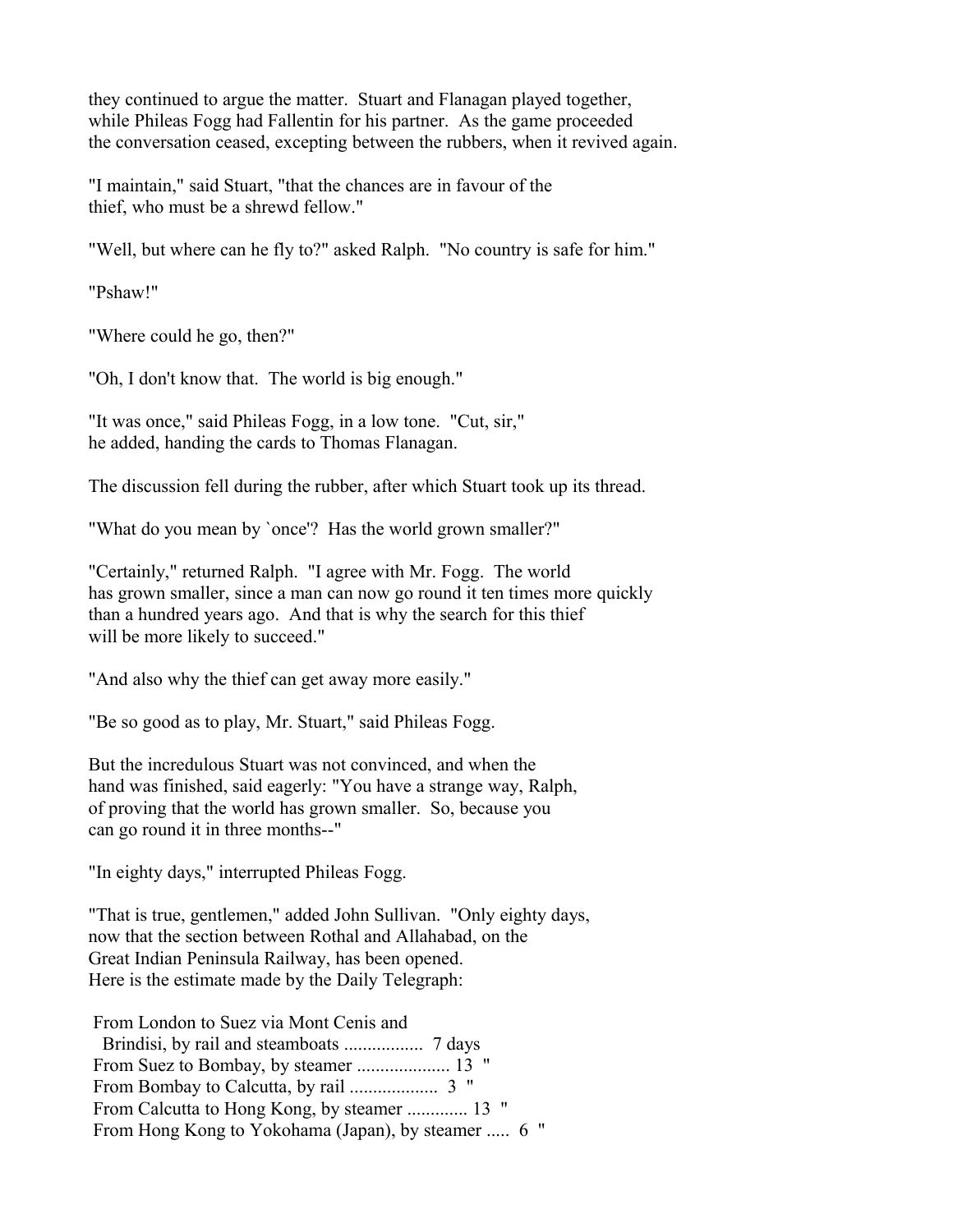they continued to argue the matter. Stuart and Flanagan played together, while Phileas Fogg had Fallentin for his partner. As the game proceeded the conversation ceased, excepting between the rubbers, when it revived again.

"I maintain," said Stuart, "that the chances are in favour of the thief, who must be a shrewd fellow."

"Well, but where can he fly to?" asked Ralph. "No country is safe for him."

"Pshaw!"

"Where could he go, then?"

"Oh, I don't know that. The world is big enough."

"It was once," said Phileas Fogg, in a low tone. "Cut, sir," he added, handing the cards to Thomas Flanagan.

The discussion fell during the rubber, after which Stuart took up its thread.

"What do you mean by `once'? Has the world grown smaller?"

"Certainly," returned Ralph. "I agree with Mr. Fogg. The world has grown smaller, since a man can now go round it ten times more quickly than a hundred years ago. And that is why the search for this thief will be more likely to succeed."

"And also why the thief can get away more easily."

"Be so good as to play, Mr. Stuart," said Phileas Fogg.

But the incredulous Stuart was not convinced, and when the hand was finished, said eagerly: "You have a strange way, Ralph, of proving that the world has grown smaller. So, because you can go round it in three months--"

"In eighty days," interrupted Phileas Fogg.

"That is true, gentlemen," added John Sullivan. "Only eighty days, now that the section between Rothal and Allahabad, on the Great Indian Peninsula Railway, has been opened. Here is the estimate made by the Daily Telegraph:

```
 From London to Suez via Mont Cenis and
   Brindisi, by rail and steamboats .................  7 days
 From Suez to Bombay, by steamer .................... 13  "
 From Bombay to Calcutta, by rail ...................  3  "
 From Calcutta to Hong Kong, by steamer ............. 13  "
 From Hong Kong to Yokohama (Japan), by steamer .....  6  "
```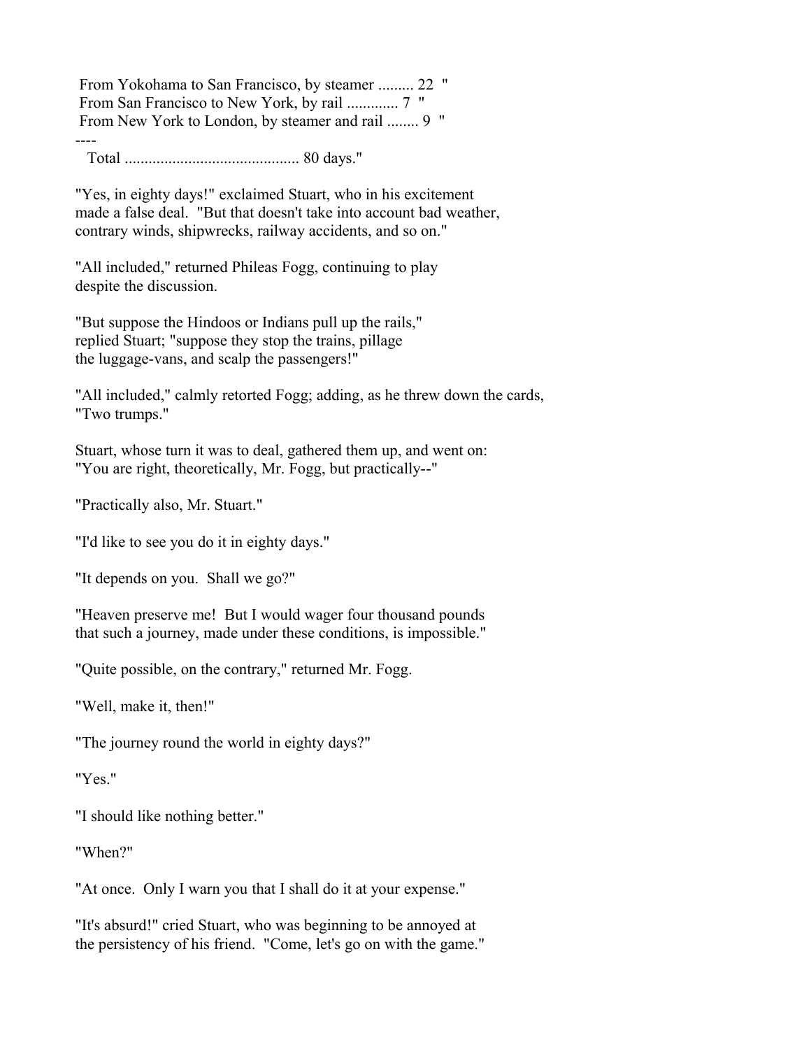From Yokohama to San Francisco, by steamer ......... 22 "
From San Francisco to New York, by rail ............. 7 "
From New York to London, by steamer and rail ........ 9 "
----
Total ............................................ 80 days."

"Yes, in eighty days!" exclaimed Stuart, who in his excitement made a false deal. "But that doesn't take into account bad weather, contrary winds, shipwrecks, railway accidents, and so on."

"All included," returned Phileas Fogg, continuing to play despite the discussion.

"But suppose the Hindoos or Indians pull up the rails," replied Stuart; "suppose they stop the trains, pillage the luggage-vans, and scalp the passengers!"

"All included," calmly retorted Fogg; adding, as he threw down the cards, "Two trumps."

Stuart, whose turn it was to deal, gathered them up, and went on: "You are right, theoretically, Mr. Fogg, but practically--"

"Practically also, Mr. Stuart."

"I'd like to see you do it in eighty days."

"It depends on you. Shall we go?"

"Heaven preserve me! But I would wager four thousand pounds that such a journey, made under these conditions, is impossible."

"Quite possible, on the contrary," returned Mr. Fogg.

"Well, make it, then!"

"The journey round the world in eighty days?"

"Yes."

"I should like nothing better."

"When?"

"At once. Only I warn you that I shall do it at your expense."

"It's absurd!" cried Stuart, who was beginning to be annoyed at the persistency of his friend. "Come, let's go on with the game."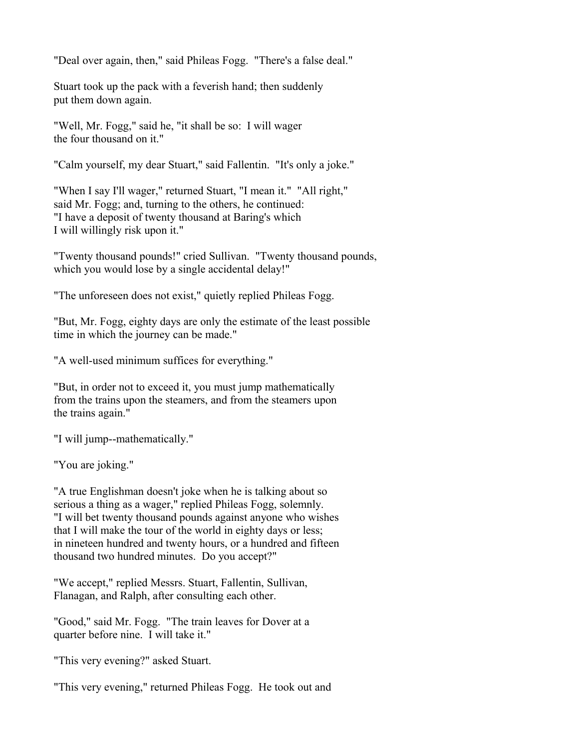"Deal over again, then," said Phileas Fogg. "There's a false deal."

Stuart took up the pack with a feverish hand; then suddenly put them down again.

"Well, Mr. Fogg," said he, "it shall be so: I will wager the four thousand on it."

"Calm yourself, my dear Stuart," said Fallentin. "It's only a joke."

"When I say I'll wager," returned Stuart, "I mean it." "All right," said Mr. Fogg; and, turning to the others, he continued: "I have a deposit of twenty thousand at Baring's which I will willingly risk upon it."

"Twenty thousand pounds!" cried Sullivan. "Twenty thousand pounds, which you would lose by a single accidental delay!"

"The unforeseen does not exist," quietly replied Phileas Fogg.

"But, Mr. Fogg, eighty days are only the estimate of the least possible time in which the journey can be made."

"A well-used minimum suffices for everything."

"But, in order not to exceed it, you must jump mathematically from the trains upon the steamers, and from the steamers upon the trains again."

"I will jump--mathematically."

"You are joking."

"A true Englishman doesn't joke when he is talking about so serious a thing as a wager," replied Phileas Fogg, solemnly. "I will bet twenty thousand pounds against anyone who wishes that I will make the tour of the world in eighty days or less; in nineteen hundred and twenty hours, or a hundred and fifteen thousand two hundred minutes. Do you accept?"

"We accept," replied Messrs. Stuart, Fallentin, Sullivan, Flanagan, and Ralph, after consulting each other.

"Good," said Mr. Fogg. "The train leaves for Dover at a quarter before nine. I will take it."

"This very evening?" asked Stuart.

"This very evening," returned Phileas Fogg. He took out and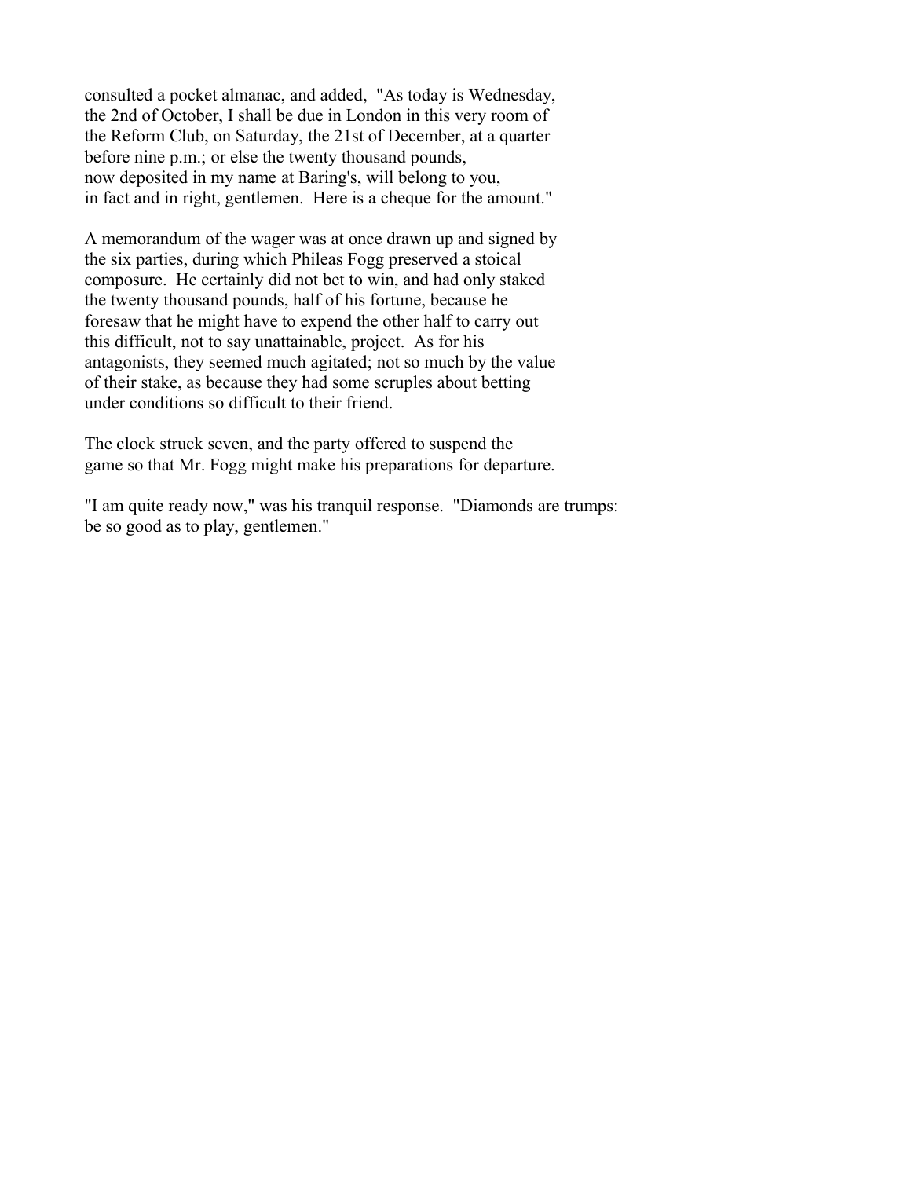consulted a pocket almanac, and added, "As today is Wednesday, the 2nd of October, I shall be due in London in this very room of the Reform Club, on Saturday, the 21st of December, at a quarter before nine p.m.; or else the twenty thousand pounds, now deposited in my name at Baring's, will belong to you, in fact and in right, gentlemen. Here is a cheque for the amount."

A memorandum of the wager was at once drawn up and signed by the six parties, during which Phileas Fogg preserved a stoical composure. He certainly did not bet to win, and had only staked the twenty thousand pounds, half of his fortune, because he foresaw that he might have to expend the other half to carry out this difficult, not to say unattainable, project. As for his antagonists, they seemed much agitated; not so much by the value of their stake, as because they had some scruples about betting under conditions so difficult to their friend.

The clock struck seven, and the party offered to suspend the game so that Mr. Fogg might make his preparations for departure.

"I am quite ready now," was his tranquil response. "Diamonds are trumps: be so good as to play, gentlemen."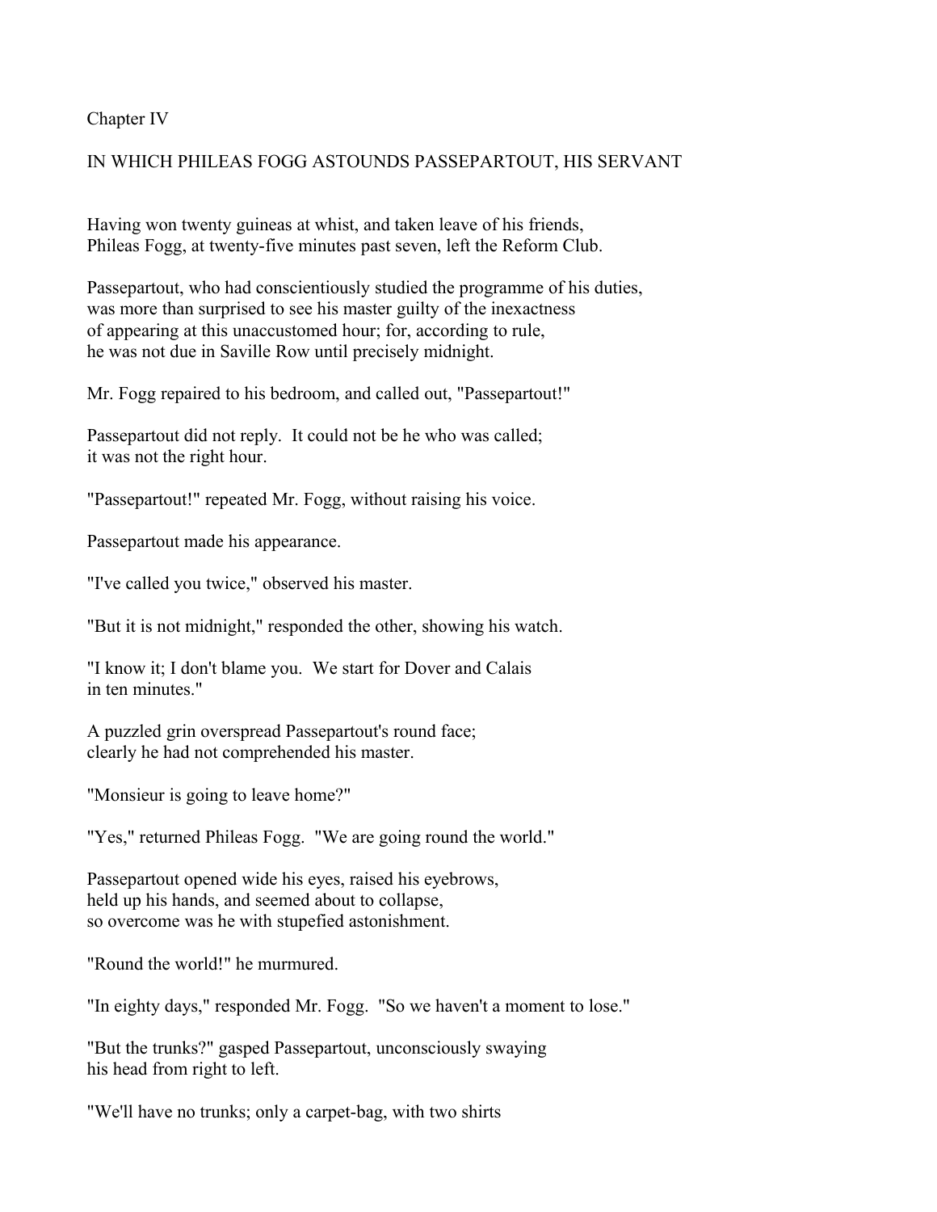Chapter IV

## IN WHICH PHILEAS FOGG ASTOUNDS PASSEPARTOUT, HIS SERVANT

Having won twenty guineas at whist, and taken leave of his friends, Phileas Fogg, at twenty-five minutes past seven, left the Reform Club.

Passepartout, who had conscientiously studied the programme of his duties, was more than surprised to see his master guilty of the inexactness of appearing at this unaccustomed hour; for, according to rule, he was not due in Saville Row until precisely midnight.

Mr. Fogg repaired to his bedroom, and called out, "Passepartout!"

Passepartout did not reply. It could not be he who was called; it was not the right hour.

"Passepartout!" repeated Mr. Fogg, without raising his voice.

Passepartout made his appearance.

"I've called you twice," observed his master.

"But it is not midnight," responded the other, showing his watch.

"I know it; I don't blame you. We start for Dover and Calais in ten minutes."

A puzzled grin overspread Passepartout's round face; clearly he had not comprehended his master.

"Monsieur is going to leave home?"

"Yes," returned Phileas Fogg. "We are going round the world."

Passepartout opened wide his eyes, raised his eyebrows, held up his hands, and seemed about to collapse, so overcome was he with stupefied astonishment.

"Round the world!" he murmured.

"In eighty days," responded Mr. Fogg. "So we haven't a moment to lose."

"But the trunks?" gasped Passepartout, unconsciously swaying his head from right to left.

"We'll have no trunks; only a carpet-bag, with two shirts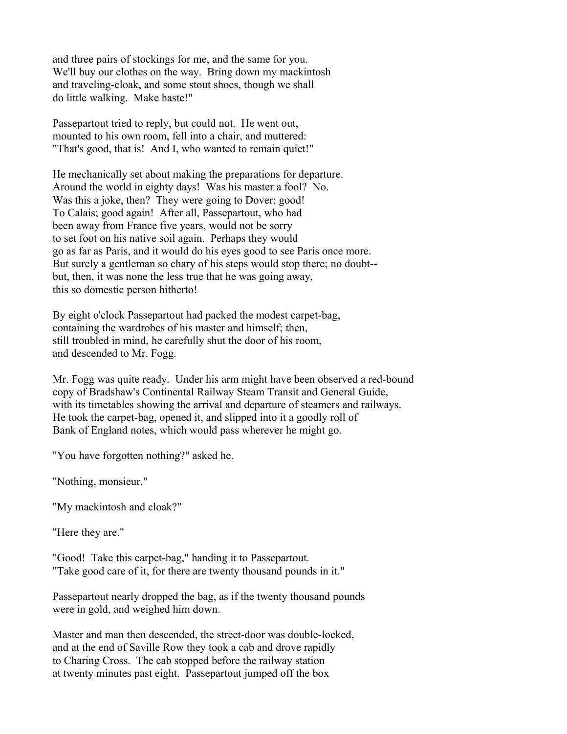and three pairs of stockings for me, and the same for you. We'll buy our clothes on the way. Bring down my mackintosh and traveling-cloak, and some stout shoes, though we shall do little walking. Make haste!"

Passepartout tried to reply, but could not. He went out, mounted to his own room, fell into a chair, and muttered: "That's good, that is! And I, who wanted to remain quiet!"

He mechanically set about making the preparations for departure. Around the world in eighty days! Was his master a fool? No. Was this a joke, then? They were going to Dover; good! To Calais; good again! After all, Passepartout, who had been away from France five years, would not be sorry to set foot on his native soil again. Perhaps they would go as far as Paris, and it would do his eyes good to see Paris once more. But surely a gentleman so chary of his steps would stop there; no doubt--but, then, it was none the less true that he was going away, this so domestic person hitherto!

By eight o'clock Passepartout had packed the modest carpet-bag, containing the wardrobes of his master and himself; then, still troubled in mind, he carefully shut the door of his room, and descended to Mr. Fogg.

Mr. Fogg was quite ready. Under his arm might have been observed a red-bound copy of Bradshaw's Continental Railway Steam Transit and General Guide, with its timetables showing the arrival and departure of steamers and railways. He took the carpet-bag, opened it, and slipped into it a goodly roll of Bank of England notes, which would pass wherever he might go.

"You have forgotten nothing?" asked he.

"Nothing, monsieur."

"My mackintosh and cloak?"

"Here they are."

"Good! Take this carpet-bag," handing it to Passepartout. "Take good care of it, for there are twenty thousand pounds in it."

Passepartout nearly dropped the bag, as if the twenty thousand pounds were in gold, and weighed him down.

Master and man then descended, the street-door was double-locked, and at the end of Saville Row they took a cab and drove rapidly to Charing Cross. The cab stopped before the railway station at twenty minutes past eight. Passepartout jumped off the box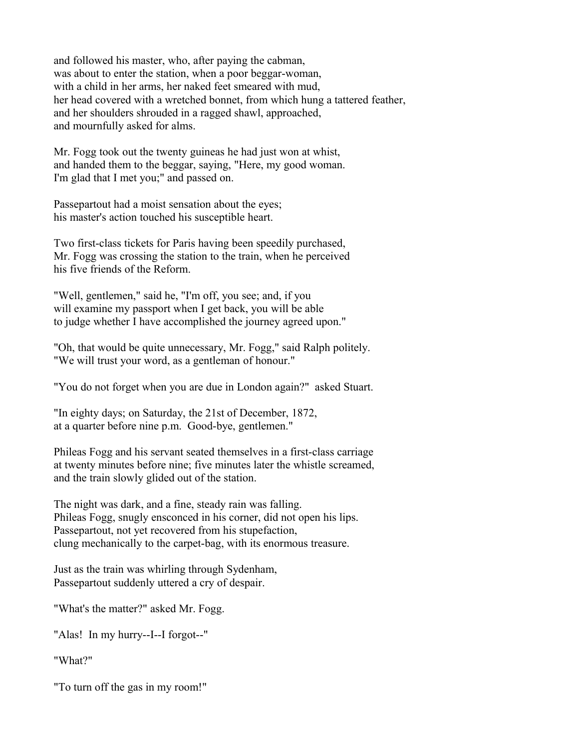and followed his master, who, after paying the cabman,
was about to enter the station, when a poor beggar-woman,
with a child in her arms, her naked feet smeared with mud,
her head covered with a wretched bonnet, from which hung a tattered feather,
and her shoulders shrouded in a ragged shawl, approached,
and mournfully asked for alms.

Mr. Fogg took out the twenty guineas he had just won at whist,
and handed them to the beggar, saying, "Here, my good woman.
I'm glad that I met you;" and passed on.

Passepartout had a moist sensation about the eyes;
his master's action touched his susceptible heart.

Two first-class tickets for Paris having been speedily purchased,
Mr. Fogg was crossing the station to the train, when he perceived
his five friends of the Reform.

"Well, gentlemen," said he, "I'm off, you see; and, if you
will examine my passport when I get back, you will be able
to judge whether I have accomplished the journey agreed upon."

"Oh, that would be quite unnecessary, Mr. Fogg," said Ralph politely.
"We will trust your word, as a gentleman of honour."

"You do not forget when you are due in London again?" asked Stuart.

"In eighty days; on Saturday, the 21st of December, 1872,
at a quarter before nine p.m. Good-bye, gentlemen."

Phileas Fogg and his servant seated themselves in a first-class carriage
at twenty minutes before nine; five minutes later the whistle screamed,
and the train slowly glided out of the station.

The night was dark, and a fine, steady rain was falling.
Phileas Fogg, snugly ensconced in his corner, did not open his lips.
Passepartout, not yet recovered from his stupefaction,
clung mechanically to the carpet-bag, with its enormous treasure.

Just as the train was whirling through Sydenham,
Passepartout suddenly uttered a cry of despair.

"What's the matter?" asked Mr. Fogg.

"Alas! In my hurry--I--I forgot--"

"What?"

"To turn off the gas in my room!"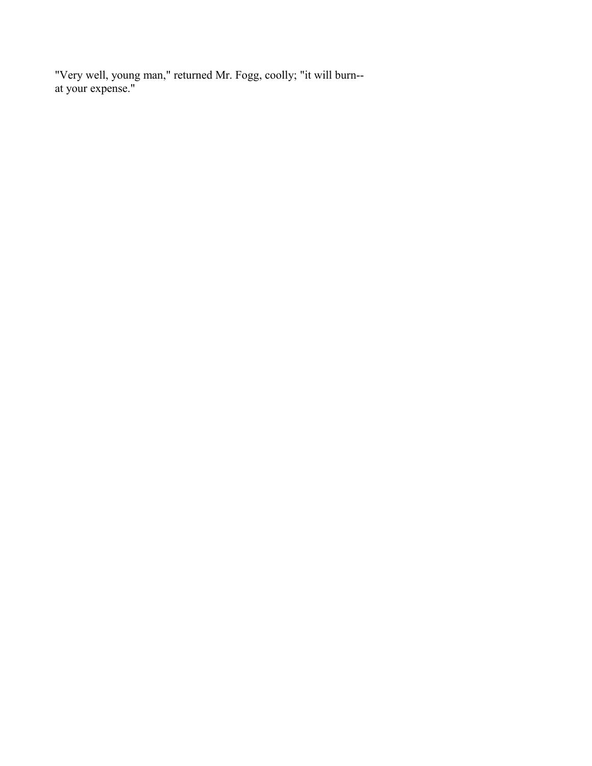"Very well, young man," returned Mr. Fogg, coolly; "it will burn--at your expense."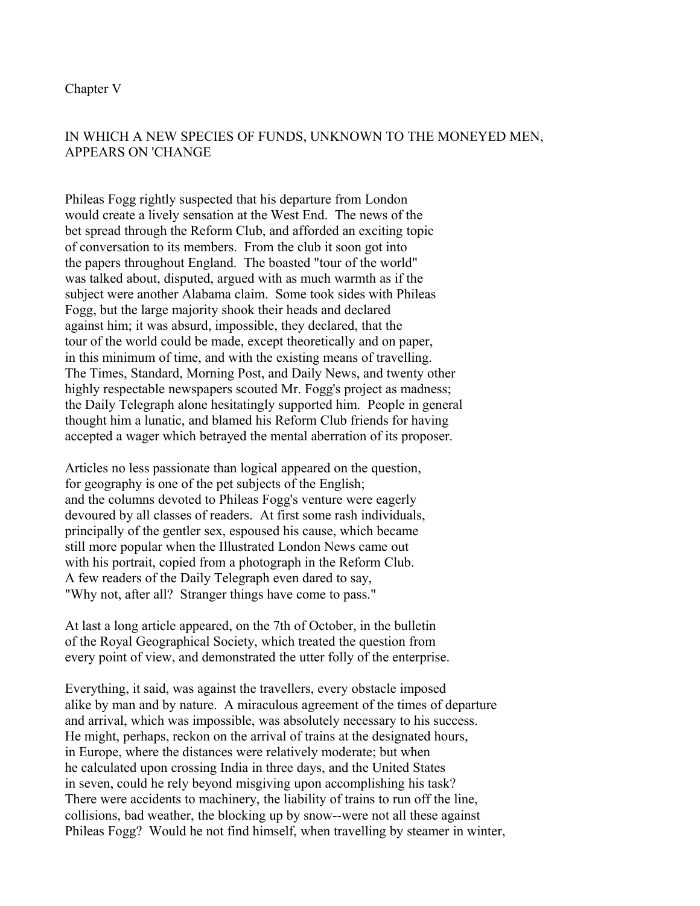## Chapter V

### IN WHICH A NEW SPECIES OF FUNDS, UNKNOWN TO THE MONEYED MEN, APPEARS ON 'CHANGE

Phileas Fogg rightly suspected that his departure from London would create a lively sensation at the West End. The news of the bet spread through the Reform Club, and afforded an exciting topic of conversation to its members. From the club it soon got into the papers throughout England. The boasted "tour of the world" was talked about, disputed, argued with as much warmth as if the subject were another Alabama claim. Some took sides with Phileas Fogg, but the large majority shook their heads and declared against him; it was absurd, impossible, they declared, that the tour of the world could be made, except theoretically and on paper, in this minimum of time, and with the existing means of travelling. The Times, Standard, Morning Post, and Daily News, and twenty other highly respectable newspapers scouted Mr. Fogg's project as madness; the Daily Telegraph alone hesitatingly supported him. People in general thought him a lunatic, and blamed his Reform Club friends for having accepted a wager which betrayed the mental aberration of its proposer.

Articles no less passionate than logical appeared on the question, for geography is one of the pet subjects of the English; and the columns devoted to Phileas Fogg's venture were eagerly devoured by all classes of readers. At first some rash individuals, principally of the gentler sex, espoused his cause, which became still more popular when the Illustrated London News came out with his portrait, copied from a photograph in the Reform Club. A few readers of the Daily Telegraph even dared to say, "Why not, after all? Stranger things have come to pass."

At last a long article appeared, on the 7th of October, in the bulletin of the Royal Geographical Society, which treated the question from every point of view, and demonstrated the utter folly of the enterprise.

Everything, it said, was against the travellers, every obstacle imposed alike by man and by nature. A miraculous agreement of the times of departure and arrival, which was impossible, was absolutely necessary to his success. He might, perhaps, reckon on the arrival of trains at the designated hours, in Europe, where the distances were relatively moderate; but when he calculated upon crossing India in three days, and the United States in seven, could he rely beyond misgiving upon accomplishing his task? There were accidents to machinery, the liability of trains to run off the line, collisions, bad weather, the blocking up by snow--were not all these against Phileas Fogg? Would he not find himself, when travelling by steamer in winter,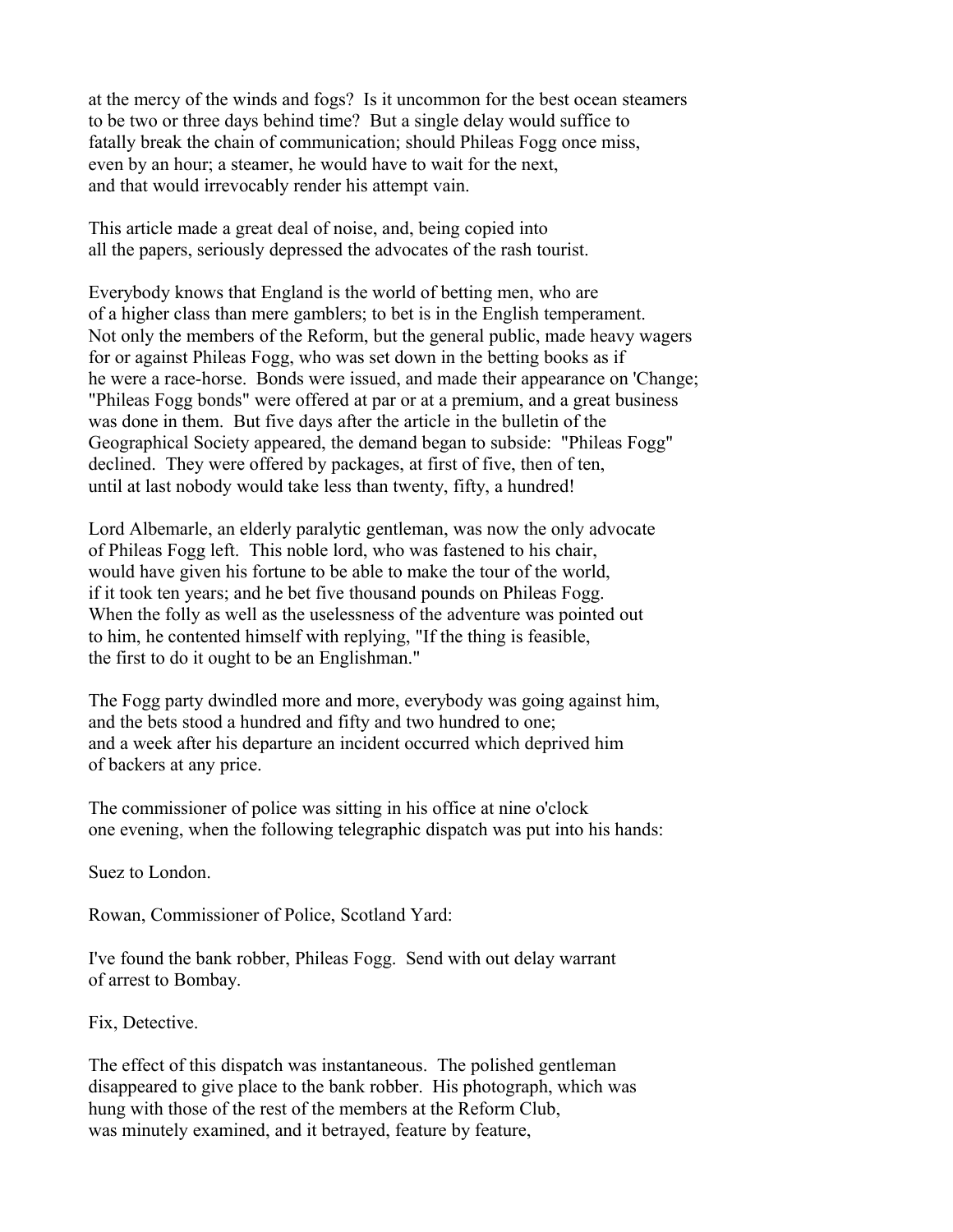at the mercy of the winds and fogs? Is it uncommon for the best ocean steamers to be two or three days behind time? But a single delay would suffice to fatally break the chain of communication; should Phileas Fogg once miss, even by an hour; a steamer, he would have to wait for the next, and that would irrevocably render his attempt vain.

This article made a great deal of noise, and, being copied into all the papers, seriously depressed the advocates of the rash tourist.

Everybody knows that England is the world of betting men, who are of a higher class than mere gamblers; to bet is in the English temperament. Not only the members of the Reform, but the general public, made heavy wagers for or against Phileas Fogg, who was set down in the betting books as if he were a race-horse. Bonds were issued, and made their appearance on 'Change; "Phileas Fogg bonds" were offered at par or at a premium, and a great business was done in them. But five days after the article in the bulletin of the Geographical Society appeared, the demand began to subside: "Phileas Fogg" declined. They were offered by packages, at first of five, then of ten, until at last nobody would take less than twenty, fifty, a hundred!

Lord Albemarle, an elderly paralytic gentleman, was now the only advocate of Phileas Fogg left. This noble lord, who was fastened to his chair, would have given his fortune to be able to make the tour of the world, if it took ten years; and he bet five thousand pounds on Phileas Fogg. When the folly as well as the uselessness of the adventure was pointed out to him, he contented himself with replying, "If the thing is feasible, the first to do it ought to be an Englishman."

The Fogg party dwindled more and more, everybody was going against him, and the bets stood a hundred and fifty and two hundred to one; and a week after his departure an incident occurred which deprived him of backers at any price.

The commissioner of police was sitting in his office at nine o'clock one evening, when the following telegraphic dispatch was put into his hands:

Suez to London.

Rowan, Commissioner of Police, Scotland Yard:

I've found the bank robber, Phileas Fogg. Send with out delay warrant of arrest to Bombay.

Fix, Detective.

The effect of this dispatch was instantaneous. The polished gentleman disappeared to give place to the bank robber. His photograph, which was hung with those of the rest of the members at the Reform Club, was minutely examined, and it betrayed, feature by feature,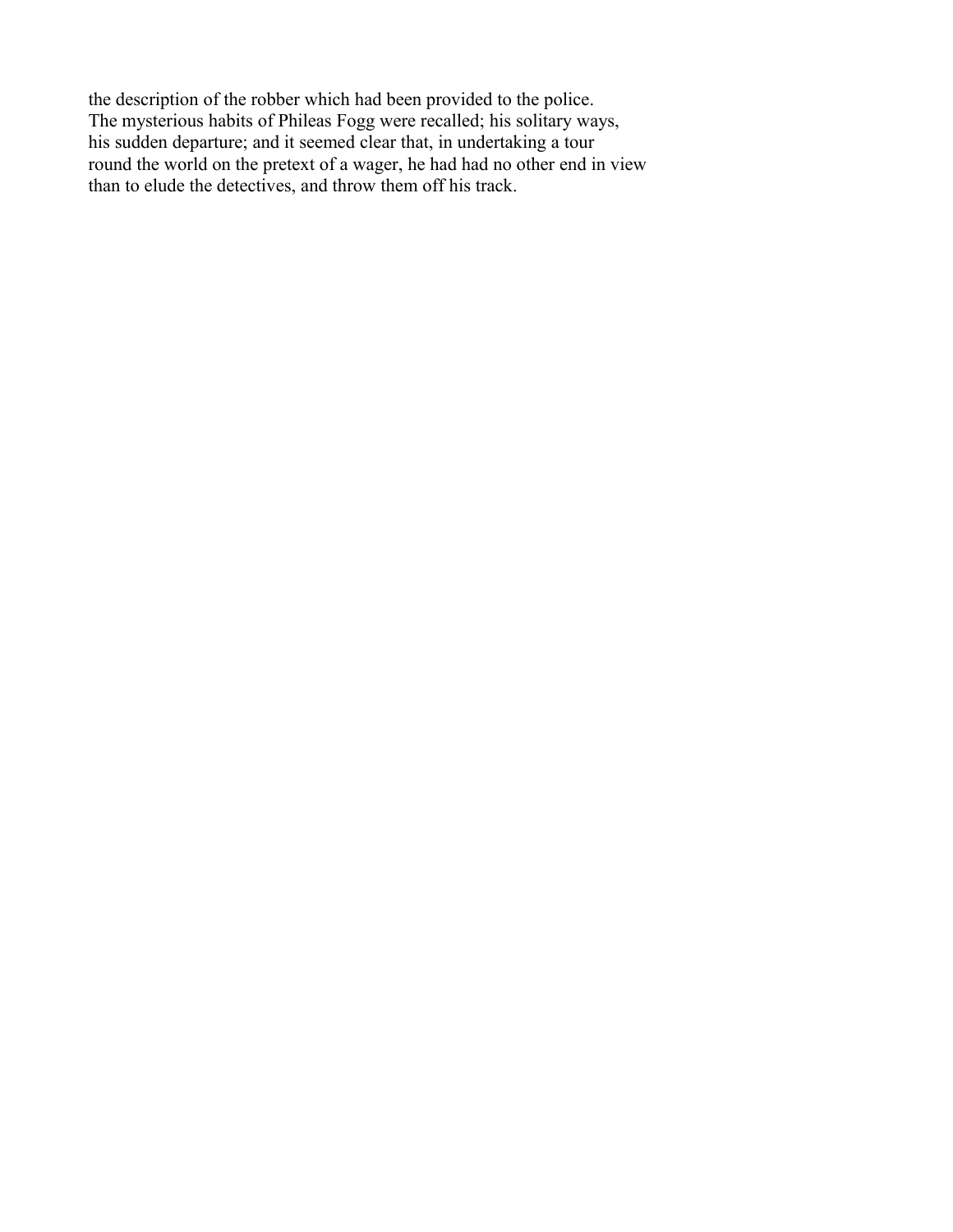the description of the robber which had been provided to the police. The mysterious habits of Phileas Fogg were recalled; his solitary ways, his sudden departure; and it seemed clear that, in undertaking a tour round the world on the pretext of a wager, he had had no other end in view than to elude the detectives, and throw them off his track.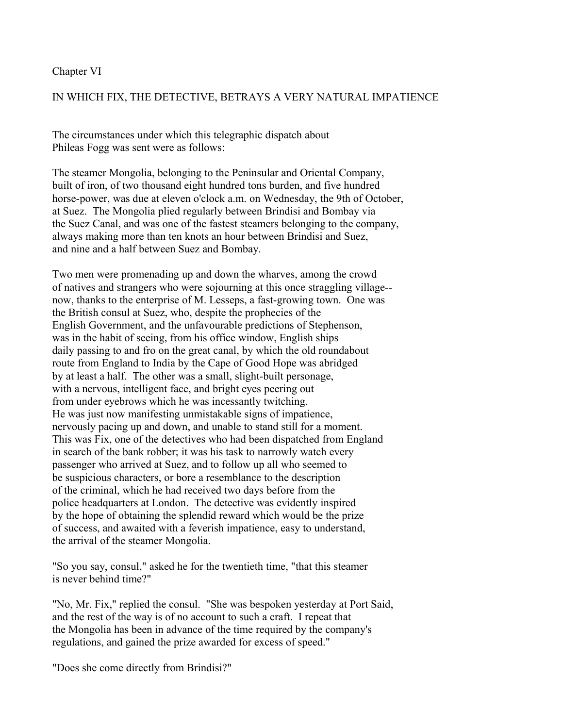# Chapter VI

## IN WHICH FIX, THE DETECTIVE, BETRAYS A VERY NATURAL IMPATIENCE

The circumstances under which this telegraphic dispatch about Phileas Fogg was sent were as follows:

The steamer Mongolia, belonging to the Peninsular and Oriental Company, built of iron, of two thousand eight hundred tons burden, and five hundred horse-power, was due at eleven o'clock a.m. on Wednesday, the 9th of October, at Suez. The Mongolia plied regularly between Brindisi and Bombay via the Suez Canal, and was one of the fastest steamers belonging to the company, always making more than ten knots an hour between Brindisi and Suez, and nine and a half between Suez and Bombay.

Two men were promenading up and down the wharves, among the crowd of natives and strangers who were sojourning at this once straggling village--now, thanks to the enterprise of M. Lesseps, a fast-growing town. One was the British consul at Suez, who, despite the prophecies of the English Government, and the unfavourable predictions of Stephenson, was in the habit of seeing, from his office window, English ships daily passing to and fro on the great canal, by which the old roundabout route from England to India by the Cape of Good Hope was abridged by at least a half. The other was a small, slight-built personage, with a nervous, intelligent face, and bright eyes peering out from under eyebrows which he was incessantly twitching. He was just now manifesting unmistakable signs of impatience, nervously pacing up and down, and unable to stand still for a moment. This was Fix, one of the detectives who had been dispatched from England in search of the bank robber; it was his task to narrowly watch every passenger who arrived at Suez, and to follow up all who seemed to be suspicious characters, or bore a resemblance to the description of the criminal, which he had received two days before from the police headquarters at London. The detective was evidently inspired by the hope of obtaining the splendid reward which would be the prize of success, and awaited with a feverish impatience, easy to understand, the arrival of the steamer Mongolia.

"So you say, consul," asked he for the twentieth time, "that this steamer is never behind time?"

"No, Mr. Fix," replied the consul. "She was bespoken yesterday at Port Said, and the rest of the way is of no account to such a craft. I repeat that the Mongolia has been in advance of the time required by the company's regulations, and gained the prize awarded for excess of speed."

"Does she come directly from Brindisi?"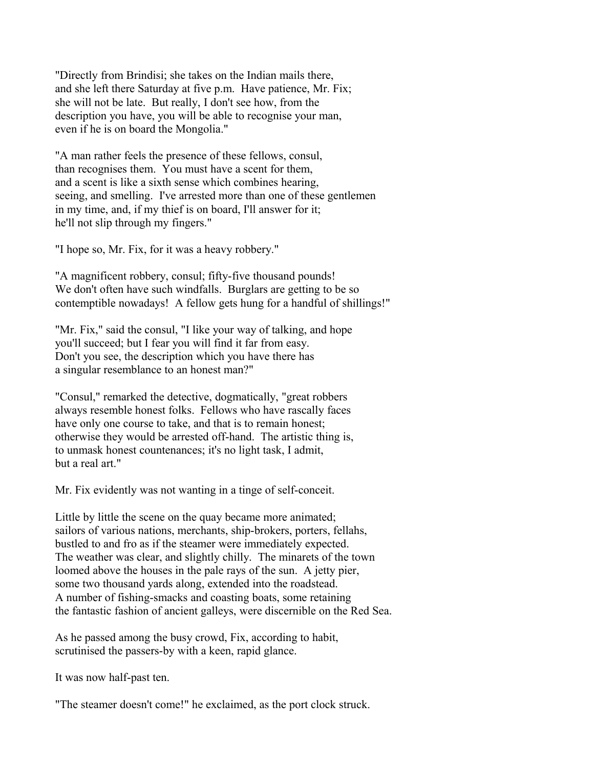"Directly from Brindisi; she takes on the Indian mails there, and she left there Saturday at five p.m. Have patience, Mr. Fix; she will not be late. But really, I don't see how, from the description you have, you will be able to recognise your man, even if he is on board the Mongolia."

"A man rather feels the presence of these fellows, consul, than recognises them. You must have a scent for them, and a scent is like a sixth sense which combines hearing, seeing, and smelling. I've arrested more than one of these gentlemen in my time, and, if my thief is on board, I'll answer for it; he'll not slip through my fingers."

"I hope so, Mr. Fix, for it was a heavy robbery."

"A magnificent robbery, consul; fifty-five thousand pounds! We don't often have such windfalls. Burglars are getting to be so contemptible nowadays! A fellow gets hung for a handful of shillings!"

"Mr. Fix," said the consul, "I like your way of talking, and hope you'll succeed; but I fear you will find it far from easy. Don't you see, the description which you have there has a singular resemblance to an honest man?"

"Consul," remarked the detective, dogmatically, "great robbers always resemble honest folks. Fellows who have rascally faces have only one course to take, and that is to remain honest; otherwise they would be arrested off-hand. The artistic thing is, to unmask honest countenances; it's no light task, I admit, but a real art."

Mr. Fix evidently was not wanting in a tinge of self-conceit.

Little by little the scene on the quay became more animated; sailors of various nations, merchants, ship-brokers, porters, fellahs, bustled to and fro as if the steamer were immediately expected. The weather was clear, and slightly chilly. The minarets of the town loomed above the houses in the pale rays of the sun. A jetty pier, some two thousand yards along, extended into the roadstead. A number of fishing-smacks and coasting boats, some retaining the fantastic fashion of ancient galleys, were discernible on the Red Sea.

As he passed among the busy crowd, Fix, according to habit, scrutinised the passers-by with a keen, rapid glance.

It was now half-past ten.

"The steamer doesn't come!" he exclaimed, as the port clock struck.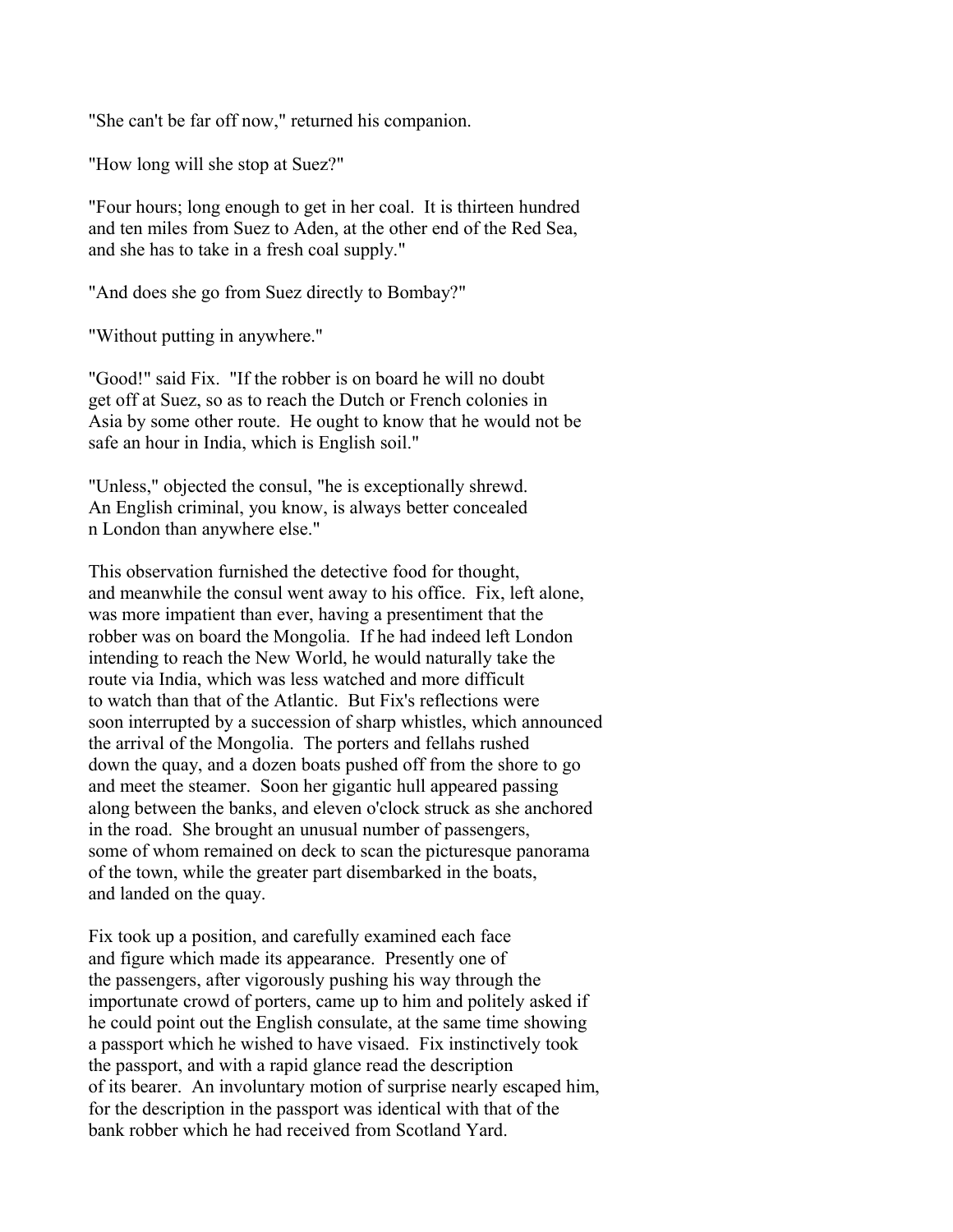"She can't be far off now," returned his companion.

"How long will she stop at Suez?"

"Four hours; long enough to get in her coal. It is thirteen hundred and ten miles from Suez to Aden, at the other end of the Red Sea, and she has to take in a fresh coal supply."

"And does she go from Suez directly to Bombay?"

"Without putting in anywhere."

"Good!" said Fix. "If the robber is on board he will no doubt get off at Suez, so as to reach the Dutch or French colonies in Asia by some other route. He ought to know that he would not be safe an hour in India, which is English soil."

"Unless," objected the consul, "he is exceptionally shrewd. An English criminal, you know, is always better concealed n London than anywhere else."

This observation furnished the detective food for thought, and meanwhile the consul went away to his office. Fix, left alone, was more impatient than ever, having a presentiment that the robber was on board the Mongolia. If he had indeed left London intending to reach the New World, he would naturally take the route via India, which was less watched and more difficult to watch than that of the Atlantic. But Fix's reflections were soon interrupted by a succession of sharp whistles, which announced the arrival of the Mongolia. The porters and fellahs rushed down the quay, and a dozen boats pushed off from the shore to go and meet the steamer. Soon her gigantic hull appeared passing along between the banks, and eleven o'clock struck as she anchored in the road. She brought an unusual number of passengers, some of whom remained on deck to scan the picturesque panorama of the town, while the greater part disembarked in the boats, and landed on the quay.

Fix took up a position, and carefully examined each face and figure which made its appearance. Presently one of the passengers, after vigorously pushing his way through the importunate crowd of porters, came up to him and politely asked if he could point out the English consulate, at the same time showing a passport which he wished to have visaed. Fix instinctively took the passport, and with a rapid glance read the description of its bearer. An involuntary motion of surprise nearly escaped him, for the description in the passport was identical with that of the bank robber which he had received from Scotland Yard.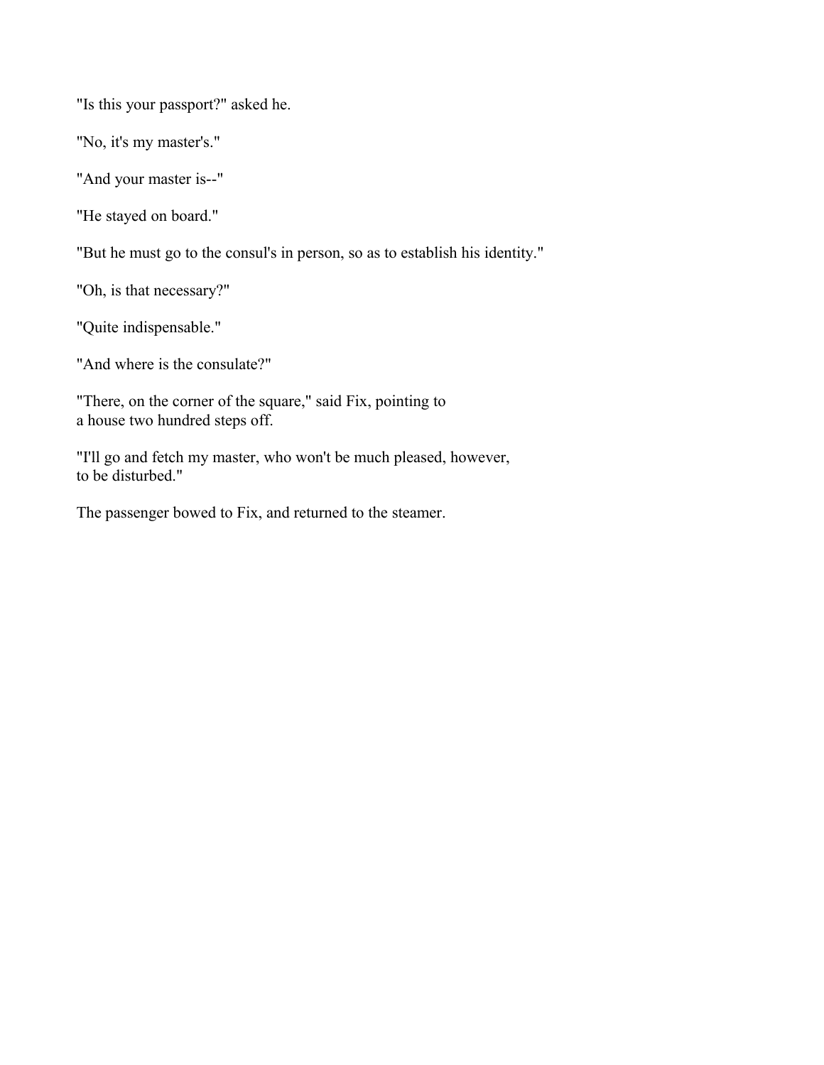"Is this your passport?" asked he.

"No, it's my master's."

"And your master is--"

"He stayed on board."

"But he must go to the consul's in person, so as to establish his identity."

"Oh, is that necessary?"

"Quite indispensable."

"And where is the consulate?"

"There, on the corner of the square," said Fix, pointing to a house two hundred steps off.

"I'll go and fetch my master, who won't be much pleased, however, to be disturbed."

The passenger bowed to Fix, and returned to the steamer.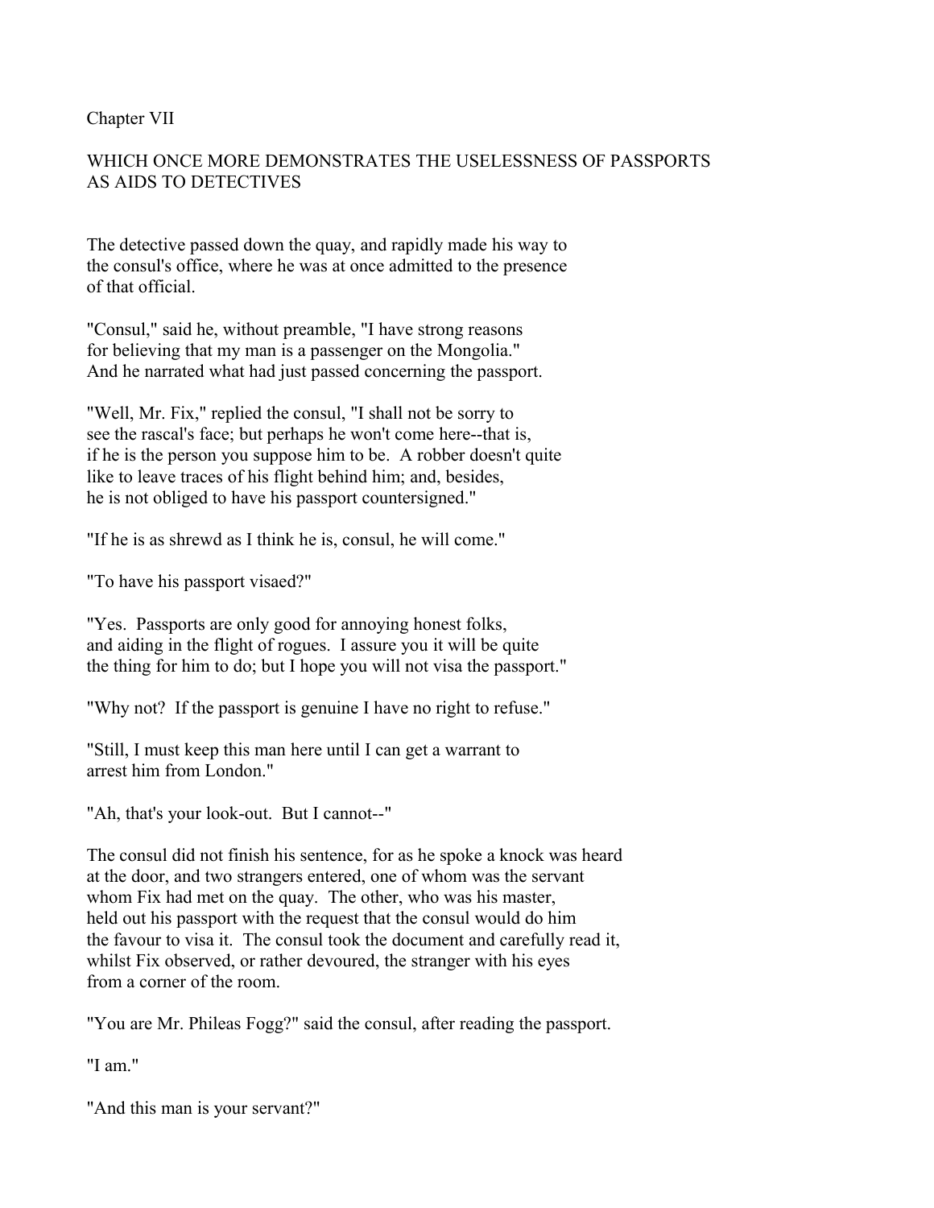## Chapter VII

### WHICH ONCE MORE DEMONSTRATES THE USELESSNESS OF PASSPORTS AS AIDS TO DETECTIVES

The detective passed down the quay, and rapidly made his way to the consul's office, where he was at once admitted to the presence of that official.

"Consul," said he, without preamble, "I have strong reasons for believing that my man is a passenger on the Mongolia." And he narrated what had just passed concerning the passport.

"Well, Mr. Fix," replied the consul, "I shall not be sorry to see the rascal's face; but perhaps he won't come here--that is, if he is the person you suppose him to be. A robber doesn't quite like to leave traces of his flight behind him; and, besides, he is not obliged to have his passport countersigned."

"If he is as shrewd as I think he is, consul, he will come."

"To have his passport visaed?"

"Yes. Passports are only good for annoying honest folks, and aiding in the flight of rogues. I assure you it will be quite the thing for him to do; but I hope you will not visa the passport."

"Why not? If the passport is genuine I have no right to refuse."

"Still, I must keep this man here until I can get a warrant to arrest him from London."

"Ah, that's your look-out. But I cannot--"

The consul did not finish his sentence, for as he spoke a knock was heard at the door, and two strangers entered, one of whom was the servant whom Fix had met on the quay. The other, who was his master, held out his passport with the request that the consul would do him the favour to visa it. The consul took the document and carefully read it, whilst Fix observed, or rather devoured, the stranger with his eyes from a corner of the room.

"You are Mr. Phileas Fogg?" said the consul, after reading the passport.

"I am."

"And this man is your servant?"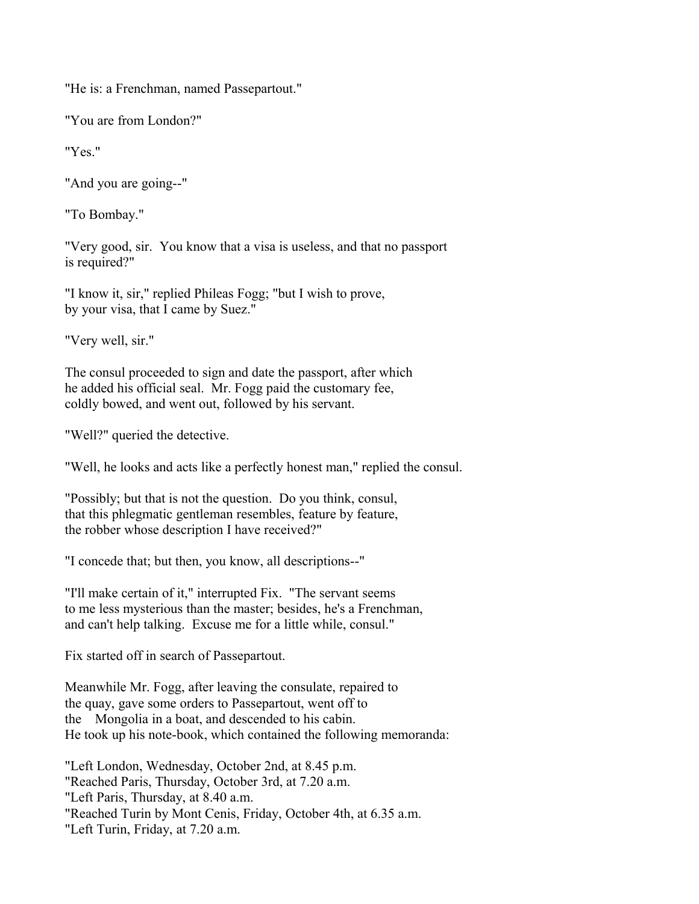"He is: a Frenchman, named Passepartout."

"You are from London?"

"Yes."

"And you are going--"

"To Bombay."

"Very good, sir. You know that a visa is useless, and that no passport is required?"

"I know it, sir," replied Phileas Fogg; "but I wish to prove, by your visa, that I came by Suez."

"Very well, sir."

The consul proceeded to sign and date the passport, after which he added his official seal. Mr. Fogg paid the customary fee, coldly bowed, and went out, followed by his servant.

"Well?" queried the detective.

"Well, he looks and acts like a perfectly honest man," replied the consul.

"Possibly; but that is not the question. Do you think, consul, that this phlegmatic gentleman resembles, feature by feature, the robber whose description I have received?"

"I concede that; but then, you know, all descriptions--"

"I'll make certain of it," interrupted Fix. "The servant seems to me less mysterious than the master; besides, he's a Frenchman, and can't help talking. Excuse me for a little while, consul."

Fix started off in search of Passepartout.

Meanwhile Mr. Fogg, after leaving the consulate, repaired to the quay, gave some orders to Passepartout, went off to the Mongolia in a boat, and descended to his cabin. He took up his note-book, which contained the following memoranda:

"Left London, Wednesday, October 2nd, at 8.45 p.m.
"Reached Paris, Thursday, October 3rd, at 7.20 a.m.
"Left Paris, Thursday, at 8.40 a.m.
"Reached Turin by Mont Cenis, Friday, October 4th, at 6.35 a.m.
"Left Turin, Friday, at 7.20 a.m.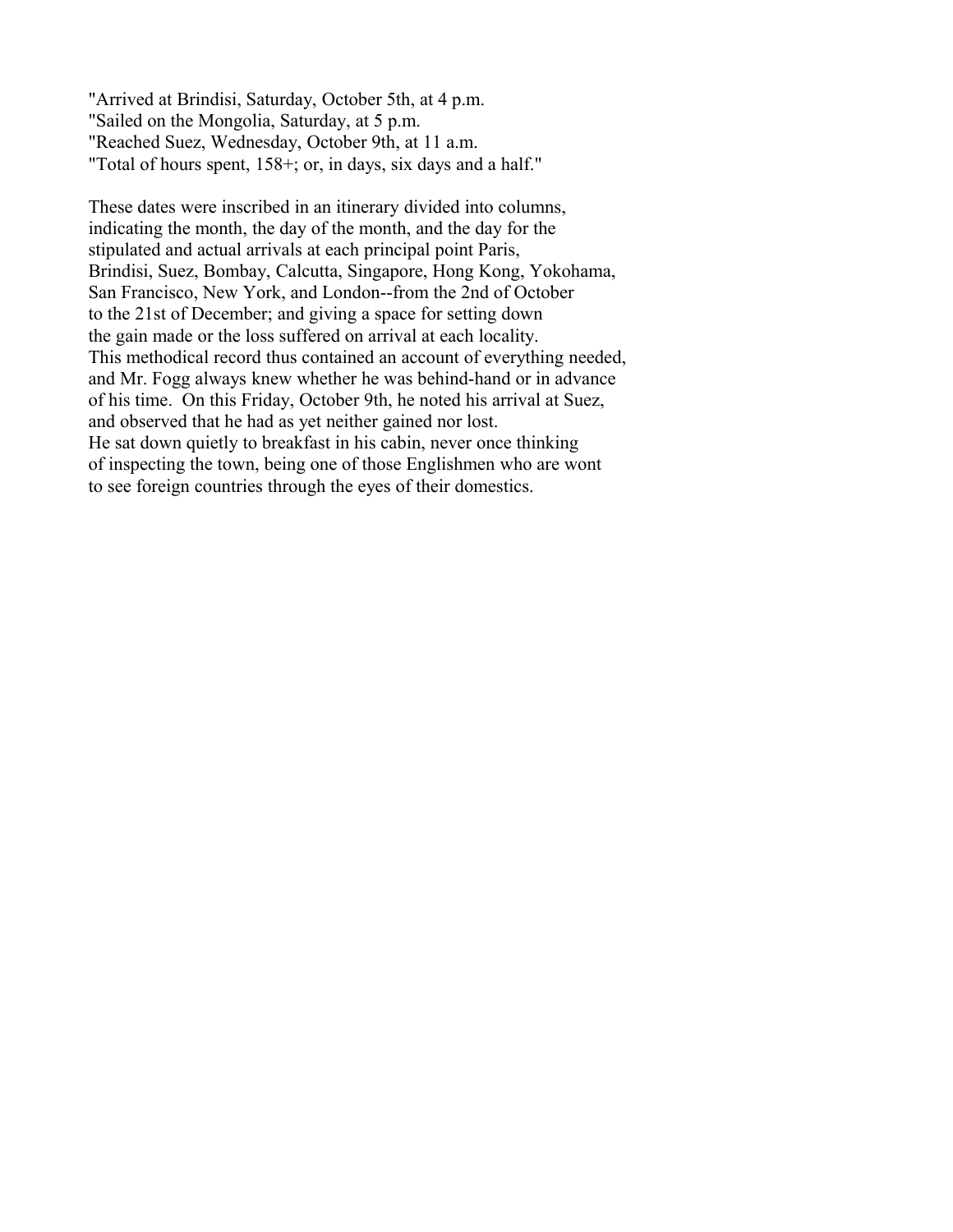"Arrived at Brindisi, Saturday, October 5th, at 4 p.m.
"Sailed on the Mongolia, Saturday, at 5 p.m.
"Reached Suez, Wednesday, October 9th, at 11 a.m.
"Total of hours spent, 158+; or, in days, six days and a half."

These dates were inscribed in an itinerary divided into columns, indicating the month, the day of the month, and the day for the stipulated and actual arrivals at each principal point Paris, Brindisi, Suez, Bombay, Calcutta, Singapore, Hong Kong, Yokohama, San Francisco, New York, and London--from the 2nd of October to the 21st of December; and giving a space for setting down the gain made or the loss suffered on arrival at each locality. This methodical record thus contained an account of everything needed, and Mr. Fogg always knew whether he was behind-hand or in advance of his time. On this Friday, October 9th, he noted his arrival at Suez, and observed that he had as yet neither gained nor lost. He sat down quietly to breakfast in his cabin, never once thinking of inspecting the town, being one of those Englishmen who are wont to see foreign countries through the eyes of their domestics.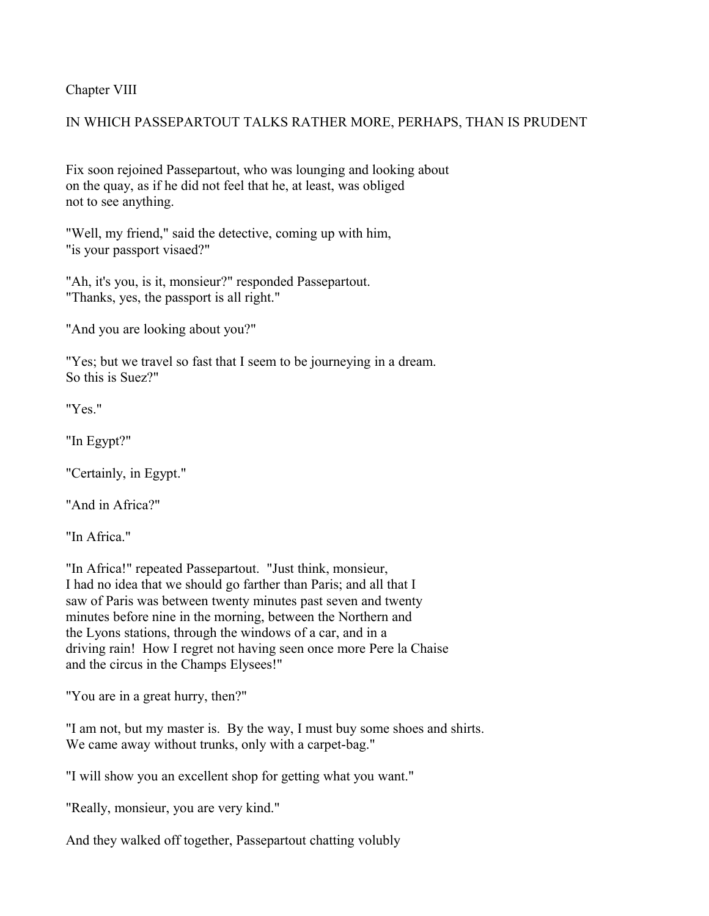## Chapter VIII

## IN WHICH PASSEPARTOUT TALKS RATHER MORE, PERHAPS, THAN IS PRUDENT

Fix soon rejoined Passepartout, who was lounging and looking about on the quay, as if he did not feel that he, at least, was obliged not to see anything.

"Well, my friend," said the detective, coming up with him, "is your passport visaed?"

"Ah, it's you, is it, monsieur?" responded Passepartout. "Thanks, yes, the passport is all right."

"And you are looking about you?"

"Yes; but we travel so fast that I seem to be journeying in a dream. So this is Suez?"

"Yes."

"In Egypt?"

"Certainly, in Egypt."

"And in Africa?"

"In Africa."

"In Africa!" repeated Passepartout. "Just think, monsieur, I had no idea that we should go farther than Paris; and all that I saw of Paris was between twenty minutes past seven and twenty minutes before nine in the morning, between the Northern and the Lyons stations, through the windows of a car, and in a driving rain! How I regret not having seen once more Pere la Chaise and the circus in the Champs Elysees!"

"You are in a great hurry, then?"

"I am not, but my master is. By the way, I must buy some shoes and shirts. We came away without trunks, only with a carpet-bag."

"I will show you an excellent shop for getting what you want."

"Really, monsieur, you are very kind."

And they walked off together, Passepartout chatting volubly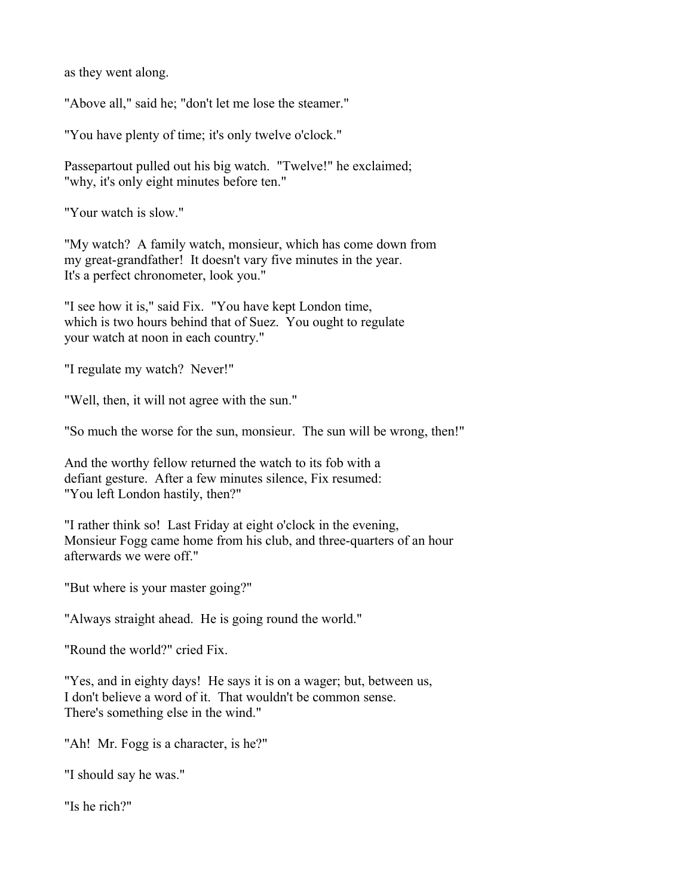as they went along.

"Above all," said he; "don't let me lose the steamer."

"You have plenty of time; it's only twelve o'clock."

Passepartout pulled out his big watch. "Twelve!" he exclaimed; "why, it's only eight minutes before ten."

"Your watch is slow."

"My watch? A family watch, monsieur, which has come down from my great-grandfather! It doesn't vary five minutes in the year. It's a perfect chronometer, look you."

"I see how it is," said Fix. "You have kept London time, which is two hours behind that of Suez. You ought to regulate your watch at noon in each country."

"I regulate my watch? Never!"

"Well, then, it will not agree with the sun."

"So much the worse for the sun, monsieur. The sun will be wrong, then!"

And the worthy fellow returned the watch to its fob with a defiant gesture. After a few minutes silence, Fix resumed: "You left London hastily, then?"

"I rather think so! Last Friday at eight o'clock in the evening, Monsieur Fogg came home from his club, and three-quarters of an hour afterwards we were off."

"But where is your master going?"

"Always straight ahead. He is going round the world."

"Round the world?" cried Fix.

"Yes, and in eighty days! He says it is on a wager; but, between us, I don't believe a word of it. That wouldn't be common sense. There's something else in the wind."

"Ah! Mr. Fogg is a character, is he?"

"I should say he was."

"Is he rich?"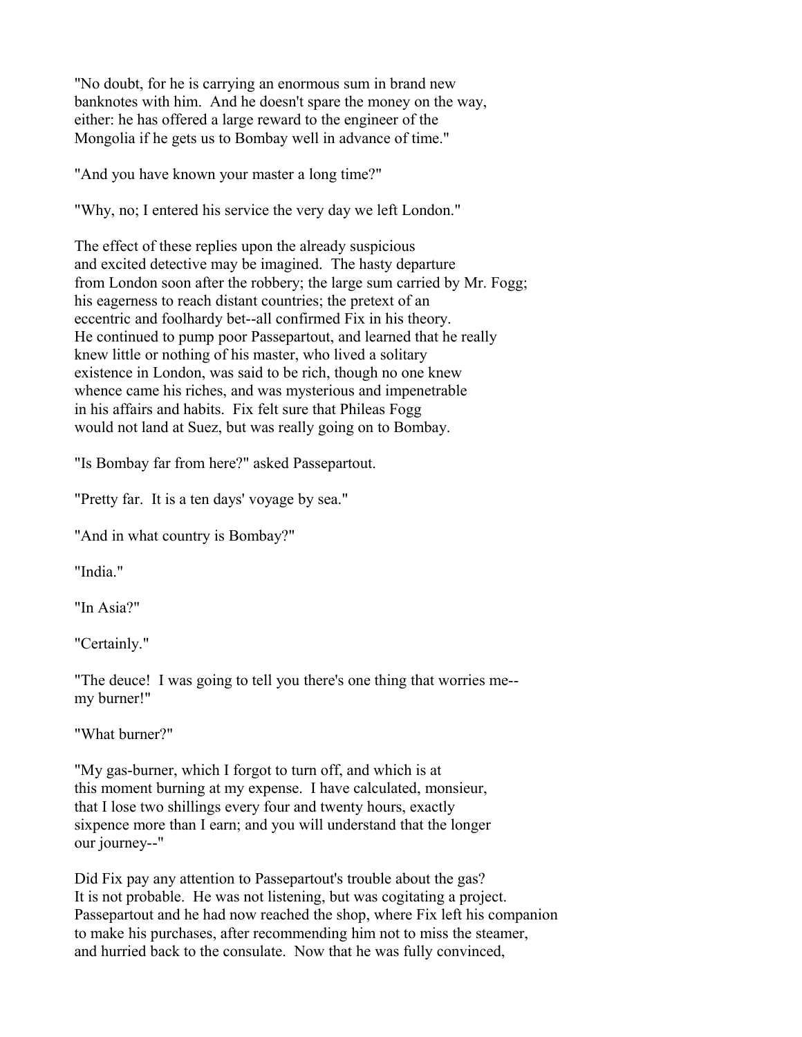"No doubt, for he is carrying an enormous sum in brand new banknotes with him. And he doesn't spare the money on the way, either: he has offered a large reward to the engineer of the Mongolia if he gets us to Bombay well in advance of time."

"And you have known your master a long time?"

"Why, no; I entered his service the very day we left London."

The effect of these replies upon the already suspicious and excited detective may be imagined. The hasty departure from London soon after the robbery; the large sum carried by Mr. Fogg; his eagerness to reach distant countries; the pretext of an eccentric and foolhardy bet--all confirmed Fix in his theory. He continued to pump poor Passepartout, and learned that he really knew little or nothing of his master, who lived a solitary existence in London, was said to be rich, though no one knew whence came his riches, and was mysterious and impenetrable in his affairs and habits. Fix felt sure that Phileas Fogg would not land at Suez, but was really going on to Bombay.

"Is Bombay far from here?" asked Passepartout.

"Pretty far. It is a ten days' voyage by sea."

"And in what country is Bombay?"

"India."

"In Asia?"

"Certainly."

"The deuce! I was going to tell you there's one thing that worries me-- my burner!"

"What burner?"

"My gas-burner, which I forgot to turn off, and which is at this moment burning at my expense. I have calculated, monsieur, that I lose two shillings every four and twenty hours, exactly sixpence more than I earn; and you will understand that the longer our journey--"

Did Fix pay any attention to Passepartout's trouble about the gas? It is not probable. He was not listening, but was cogitating a project. Passepartout and he had now reached the shop, where Fix left his companion to make his purchases, after recommending him not to miss the steamer, and hurried back to the consulate. Now that he was fully convinced,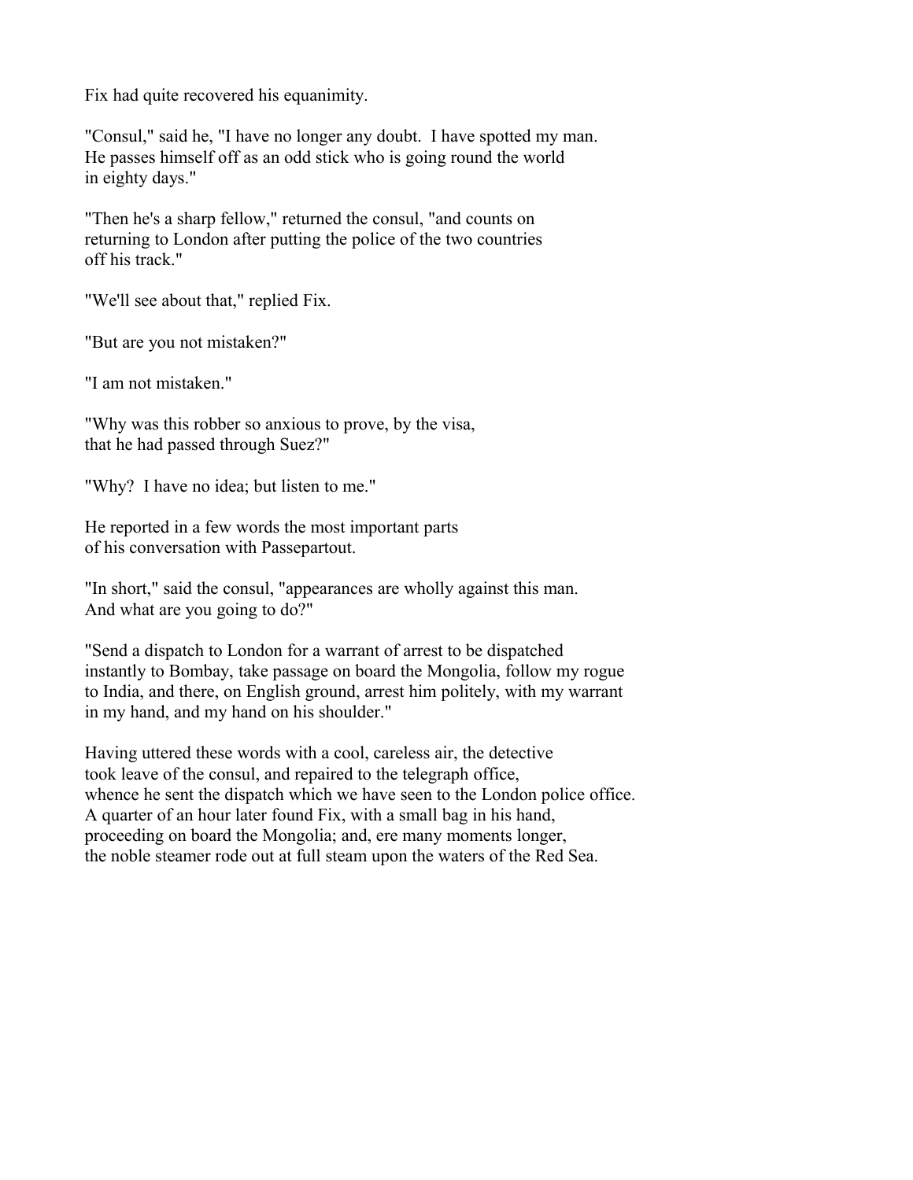Fix had quite recovered his equanimity.

"Consul," said he, "I have no longer any doubt. I have spotted my man. He passes himself off as an odd stick who is going round the world in eighty days."

"Then he's a sharp fellow," returned the consul, "and counts on returning to London after putting the police of the two countries off his track."

"We'll see about that," replied Fix.

"But are you not mistaken?"

"I am not mistaken."

"Why was this robber so anxious to prove, by the visa, that he had passed through Suez?"

"Why? I have no idea; but listen to me."

He reported in a few words the most important parts of his conversation with Passepartout.

"In short," said the consul, "appearances are wholly against this man. And what are you going to do?"

"Send a dispatch to London for a warrant of arrest to be dispatched instantly to Bombay, take passage on board the Mongolia, follow my rogue to India, and there, on English ground, arrest him politely, with my warrant in my hand, and my hand on his shoulder."

Having uttered these words with a cool, careless air, the detective took leave of the consul, and repaired to the telegraph office, whence he sent the dispatch which we have seen to the London police office. A quarter of an hour later found Fix, with a small bag in his hand, proceeding on board the Mongolia; and, ere many moments longer, the noble steamer rode out at full steam upon the waters of the Red Sea.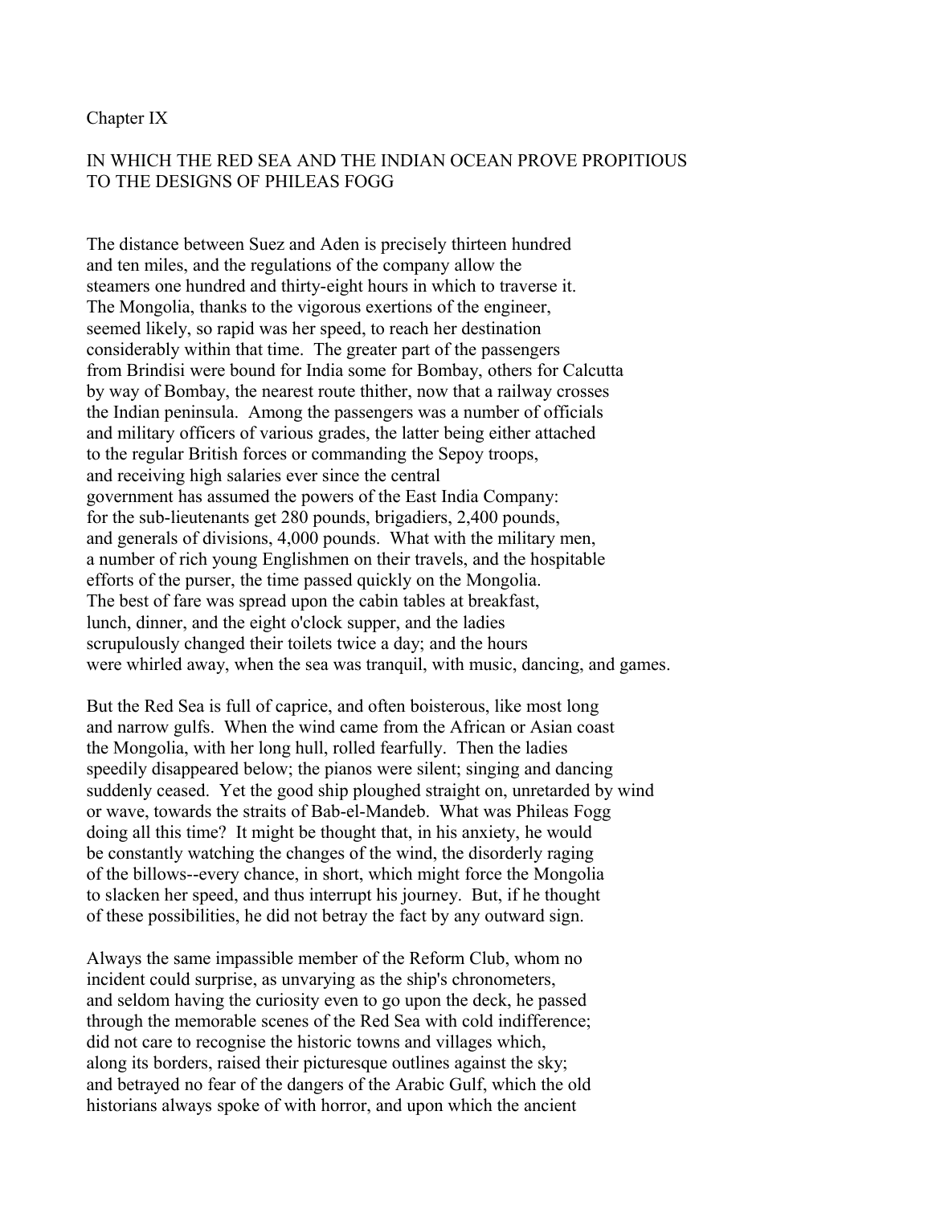## Chapter IX

### IN WHICH THE RED SEA AND THE INDIAN OCEAN PROVE PROPITIOUS TO THE DESIGNS OF PHILEAS FOGG

The distance between Suez and Aden is precisely thirteen hundred and ten miles, and the regulations of the company allow the steamers one hundred and thirty-eight hours in which to traverse it. The Mongolia, thanks to the vigorous exertions of the engineer, seemed likely, so rapid was her speed, to reach her destination considerably within that time. The greater part of the passengers from Brindisi were bound for India some for Bombay, others for Calcutta by way of Bombay, the nearest route thither, now that a railway crosses the Indian peninsula. Among the passengers was a number of officials and military officers of various grades, the latter being either attached to the regular British forces or commanding the Sepoy troops, and receiving high salaries ever since the central government has assumed the powers of the East India Company: for the sub-lieutenants get 280 pounds, brigadiers, 2,400 pounds, and generals of divisions, 4,000 pounds. What with the military men, a number of rich young Englishmen on their travels, and the hospitable efforts of the purser, the time passed quickly on the Mongolia. The best of fare was spread upon the cabin tables at breakfast, lunch, dinner, and the eight o'clock supper, and the ladies scrupulously changed their toilets twice a day; and the hours were whirled away, when the sea was tranquil, with music, dancing, and games.

But the Red Sea is full of caprice, and often boisterous, like most long and narrow gulfs. When the wind came from the African or Asian coast the Mongolia, with her long hull, rolled fearfully. Then the ladies speedily disappeared below; the pianos were silent; singing and dancing suddenly ceased. Yet the good ship ploughed straight on, unretarded by wind or wave, towards the straits of Bab-el-Mandeb. What was Phileas Fogg doing all this time? It might be thought that, in his anxiety, he would be constantly watching the changes of the wind, the disorderly raging of the billows--every chance, in short, which might force the Mongolia to slacken her speed, and thus interrupt his journey. But, if he thought of these possibilities, he did not betray the fact by any outward sign.

Always the same impassible member of the Reform Club, whom no incident could surprise, as unvarying as the ship's chronometers, and seldom having the curiosity even to go upon the deck, he passed through the memorable scenes of the Red Sea with cold indifference; did not care to recognise the historic towns and villages which, along its borders, raised their picturesque outlines against the sky; and betrayed no fear of the dangers of the Arabic Gulf, which the old historians always spoke of with horror, and upon which the ancient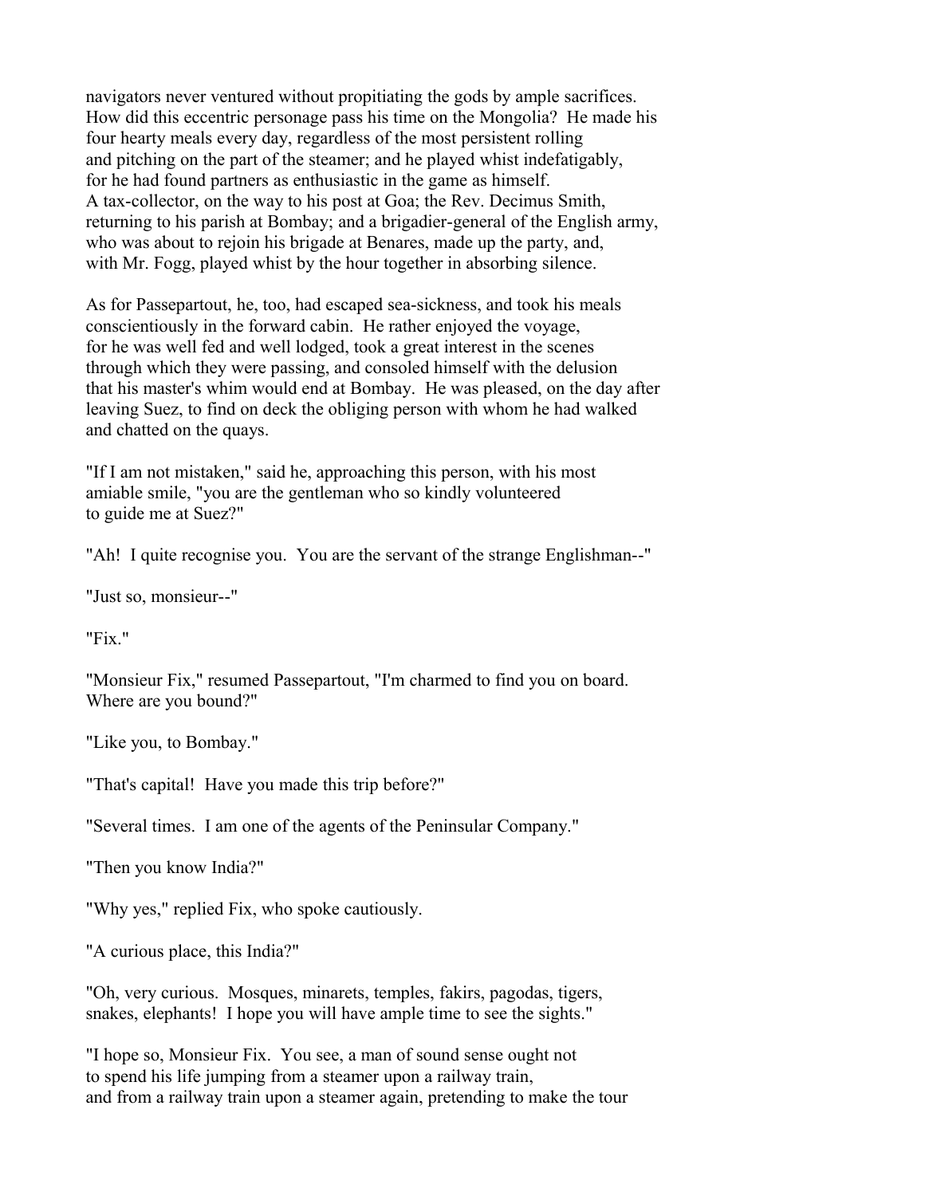navigators never ventured without propitiating the gods by ample sacrifices. How did this eccentric personage pass his time on the Mongolia? He made his four hearty meals every day, regardless of the most persistent rolling and pitching on the part of the steamer; and he played whist indefatigably, for he had found partners as enthusiastic in the game as himself. A tax-collector, on the way to his post at Goa; the Rev. Decimus Smith, returning to his parish at Bombay; and a brigadier-general of the English army, who was about to rejoin his brigade at Benares, made up the party, and, with Mr. Fogg, played whist by the hour together in absorbing silence.

As for Passepartout, he, too, had escaped sea-sickness, and took his meals conscientiously in the forward cabin. He rather enjoyed the voyage, for he was well fed and well lodged, took a great interest in the scenes through which they were passing, and consoled himself with the delusion that his master's whim would end at Bombay. He was pleased, on the day after leaving Suez, to find on deck the obliging person with whom he had walked and chatted on the quays.

"If I am not mistaken," said he, approaching this person, with his most amiable smile, "you are the gentleman who so kindly volunteered to guide me at Suez?"

"Ah! I quite recognise you. You are the servant of the strange Englishman--"

"Just so, monsieur--"

"Fix."

"Monsieur Fix," resumed Passepartout, "I'm charmed to find you on board. Where are you bound?"

"Like you, to Bombay."

"That's capital! Have you made this trip before?"

"Several times. I am one of the agents of the Peninsular Company."

"Then you know India?"

"Why yes," replied Fix, who spoke cautiously.

"A curious place, this India?"

"Oh, very curious. Mosques, minarets, temples, fakirs, pagodas, tigers, snakes, elephants! I hope you will have ample time to see the sights."

"I hope so, Monsieur Fix. You see, a man of sound sense ought not to spend his life jumping from a steamer upon a railway train, and from a railway train upon a steamer again, pretending to make the tour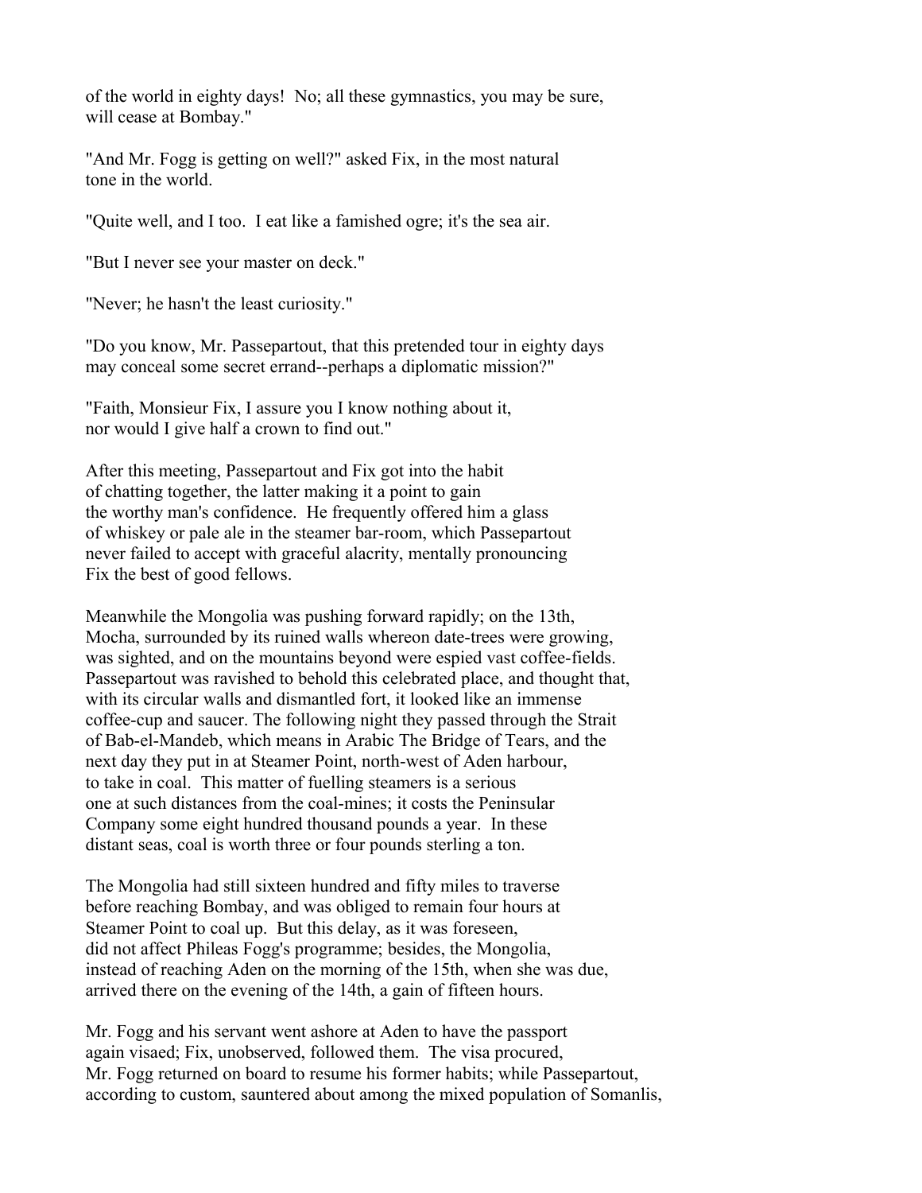of the world in eighty days! No; all these gymnastics, you may be sure, will cease at Bombay."

"And Mr. Fogg is getting on well?" asked Fix, in the most natural tone in the world.

"Quite well, and I too. I eat like a famished ogre; it's the sea air.

"But I never see your master on deck."

"Never; he hasn't the least curiosity."

"Do you know, Mr. Passepartout, that this pretended tour in eighty days may conceal some secret errand--perhaps a diplomatic mission?"

"Faith, Monsieur Fix, I assure you I know nothing about it, nor would I give half a crown to find out."

After this meeting, Passepartout and Fix got into the habit of chatting together, the latter making it a point to gain the worthy man's confidence. He frequently offered him a glass of whiskey or pale ale in the steamer bar-room, which Passepartout never failed to accept with graceful alacrity, mentally pronouncing Fix the best of good fellows.

Meanwhile the Mongolia was pushing forward rapidly; on the 13th, Mocha, surrounded by its ruined walls whereon date-trees were growing, was sighted, and on the mountains beyond were espied vast coffee-fields. Passepartout was ravished to behold this celebrated place, and thought that, with its circular walls and dismantled fort, it looked like an immense coffee-cup and saucer. The following night they passed through the Strait of Bab-el-Mandeb, which means in Arabic The Bridge of Tears, and the next day they put in at Steamer Point, north-west of Aden harbour, to take in coal. This matter of fuelling steamers is a serious one at such distances from the coal-mines; it costs the Peninsular Company some eight hundred thousand pounds a year. In these distant seas, coal is worth three or four pounds sterling a ton.

The Mongolia had still sixteen hundred and fifty miles to traverse before reaching Bombay, and was obliged to remain four hours at Steamer Point to coal up. But this delay, as it was foreseen, did not affect Phileas Fogg's programme; besides, the Mongolia, instead of reaching Aden on the morning of the 15th, when she was due, arrived there on the evening of the 14th, a gain of fifteen hours.

Mr. Fogg and his servant went ashore at Aden to have the passport again visaed; Fix, unobserved, followed them. The visa procured, Mr. Fogg returned on board to resume his former habits; while Passepartout, according to custom, sauntered about among the mixed population of Somanlis,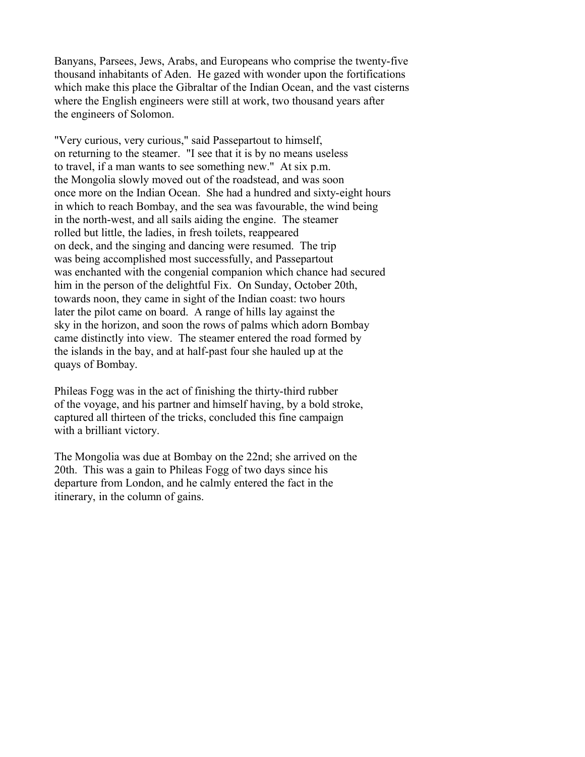Banyans, Parsees, Jews, Arabs, and Europeans who comprise the twenty-five thousand inhabitants of Aden. He gazed with wonder upon the fortifications which make this place the Gibraltar of the Indian Ocean, and the vast cisterns where the English engineers were still at work, two thousand years after the engineers of Solomon.

"Very curious, very curious," said Passepartout to himself, on returning to the steamer. "I see that it is by no means useless to travel, if a man wants to see something new." At six p.m. the Mongolia slowly moved out of the roadstead, and was soon once more on the Indian Ocean. She had a hundred and sixty-eight hours in which to reach Bombay, and the sea was favourable, the wind being in the north-west, and all sails aiding the engine. The steamer rolled but little, the ladies, in fresh toilets, reappeared on deck, and the singing and dancing were resumed. The trip was being accomplished most successfully, and Passepartout was enchanted with the congenial companion which chance had secured him in the person of the delightful Fix. On Sunday, October 20th, towards noon, they came in sight of the Indian coast: two hours later the pilot came on board. A range of hills lay against the sky in the horizon, and soon the rows of palms which adorn Bombay came distinctly into view. The steamer entered the road formed by the islands in the bay, and at half-past four she hauled up at the quays of Bombay.

Phileas Fogg was in the act of finishing the thirty-third rubber of the voyage, and his partner and himself having, by a bold stroke, captured all thirteen of the tricks, concluded this fine campaign with a brilliant victory.

The Mongolia was due at Bombay on the 22nd; she arrived on the 20th. This was a gain to Phileas Fogg of two days since his departure from London, and he calmly entered the fact in the itinerary, in the column of gains.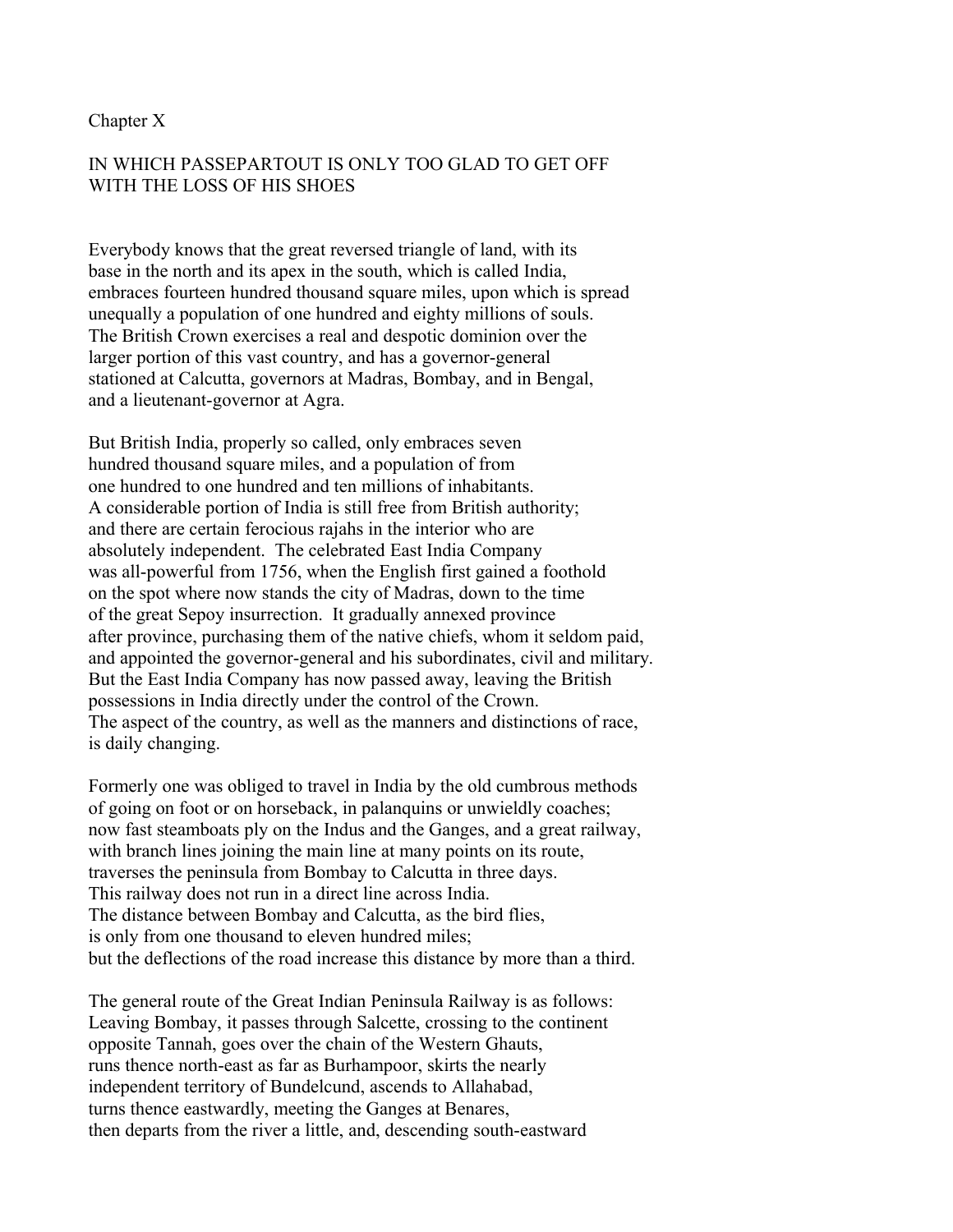## Chapter X

## IN WHICH PASSEPARTOUT IS ONLY TOO GLAD TO GET OFF WITH THE LOSS OF HIS SHOES

Everybody knows that the great reversed triangle of land, with its base in the north and its apex in the south, which is called India, embraces fourteen hundred thousand square miles, upon which is spread unequally a population of one hundred and eighty millions of souls. The British Crown exercises a real and despotic dominion over the larger portion of this vast country, and has a governor-general stationed at Calcutta, governors at Madras, Bombay, and in Bengal, and a lieutenant-governor at Agra.

But British India, properly so called, only embraces seven hundred thousand square miles, and a population of from one hundred to one hundred and ten millions of inhabitants. A considerable portion of India is still free from British authority; and there are certain ferocious rajahs in the interior who are absolutely independent. The celebrated East India Company was all-powerful from 1756, when the English first gained a foothold on the spot where now stands the city of Madras, down to the time of the great Sepoy insurrection. It gradually annexed province after province, purchasing them of the native chiefs, whom it seldom paid, and appointed the governor-general and his subordinates, civil and military. But the East India Company has now passed away, leaving the British possessions in India directly under the control of the Crown. The aspect of the country, as well as the manners and distinctions of race, is daily changing.

Formerly one was obliged to travel in India by the old cumbrous methods of going on foot or on horseback, in palanquins or unwieldly coaches; now fast steamboats ply on the Indus and the Ganges, and a great railway, with branch lines joining the main line at many points on its route, traverses the peninsula from Bombay to Calcutta in three days. This railway does not run in a direct line across India. The distance between Bombay and Calcutta, as the bird flies, is only from one thousand to eleven hundred miles; but the deflections of the road increase this distance by more than a third.

The general route of the Great Indian Peninsula Railway is as follows: Leaving Bombay, it passes through Salcette, crossing to the continent opposite Tannah, goes over the chain of the Western Ghauts, runs thence north-east as far as Burhampoor, skirts the nearly independent territory of Bundelcund, ascends to Allahabad, turns thence eastwardly, meeting the Ganges at Benares, then departs from the river a little, and, descending south-eastward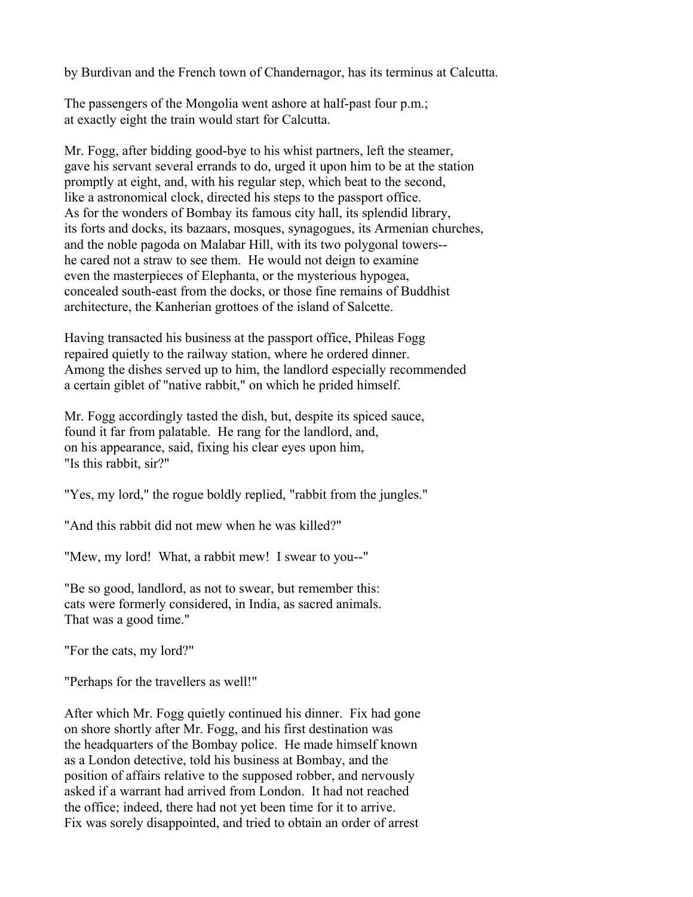by Burdivan and the French town of Chandernagor, has its terminus at Calcutta.

The passengers of the Mongolia went ashore at half-past four p.m.; at exactly eight the train would start for Calcutta.

Mr. Fogg, after bidding good-bye to his whist partners, left the steamer, gave his servant several errands to do, urged it upon him to be at the station promptly at eight, and, with his regular step, which beat to the second, like a astronomical clock, directed his steps to the passport office. As for the wonders of Bombay its famous city hall, its splendid library, its forts and docks, its bazaars, mosques, synagogues, its Armenian churches, and the noble pagoda on Malabar Hill, with its two polygonal towers-- he cared not a straw to see them. He would not deign to examine even the masterpieces of Elephanta, or the mysterious hypogea, concealed south-east from the docks, or those fine remains of Buddhist architecture, the Kanherian grottoes of the island of Salcette.

Having transacted his business at the passport office, Phileas Fogg repaired quietly to the railway station, where he ordered dinner. Among the dishes served up to him, the landlord especially recommended a certain giblet of "native rabbit," on which he prided himself.

Mr. Fogg accordingly tasted the dish, but, despite its spiced sauce, found it far from palatable. He rang for the landlord, and, on his appearance, said, fixing his clear eyes upon him, "Is this rabbit, sir?"

"Yes, my lord," the rogue boldly replied, "rabbit from the jungles."

"And this rabbit did not mew when he was killed?"

"Mew, my lord! What, a rabbit mew! I swear to you--"

"Be so good, landlord, as not to swear, but remember this: cats were formerly considered, in India, as sacred animals. That was a good time."

"For the cats, my lord?"

"Perhaps for the travellers as well!"

After which Mr. Fogg quietly continued his dinner. Fix had gone on shore shortly after Mr. Fogg, and his first destination was the headquarters of the Bombay police. He made himself known as a London detective, told his business at Bombay, and the position of affairs relative to the supposed robber, and nervously asked if a warrant had arrived from London. It had not reached the office; indeed, there had not yet been time for it to arrive. Fix was sorely disappointed, and tried to obtain an order of arrest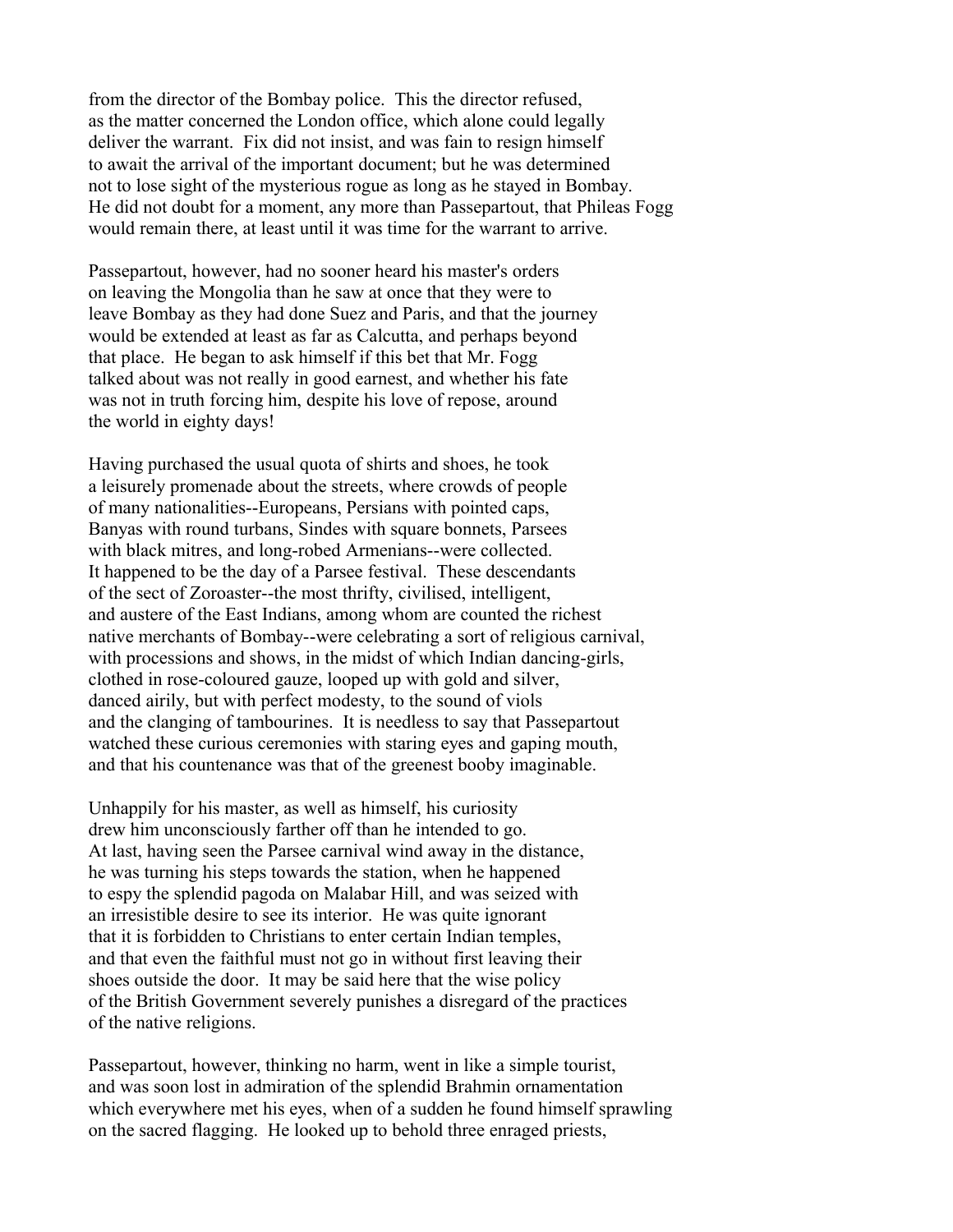from the director of the Bombay police. This the director refused, as the matter concerned the London office, which alone could legally deliver the warrant. Fix did not insist, and was fain to resign himself to await the arrival of the important document; but he was determined not to lose sight of the mysterious rogue as long as he stayed in Bombay. He did not doubt for a moment, any more than Passepartout, that Phileas Fogg would remain there, at least until it was time for the warrant to arrive.

Passepartout, however, had no sooner heard his master's orders on leaving the Mongolia than he saw at once that they were to leave Bombay as they had done Suez and Paris, and that the journey would be extended at least as far as Calcutta, and perhaps beyond that place. He began to ask himself if this bet that Mr. Fogg talked about was not really in good earnest, and whether his fate was not in truth forcing him, despite his love of repose, around the world in eighty days!

Having purchased the usual quota of shirts and shoes, he took a leisurely promenade about the streets, where crowds of people of many nationalities--Europeans, Persians with pointed caps, Banyas with round turbans, Sindes with square bonnets, Parsees with black mitres, and long-robed Armenians--were collected. It happened to be the day of a Parsee festival. These descendants of the sect of Zoroaster--the most thrifty, civilised, intelligent, and austere of the East Indians, among whom are counted the richest native merchants of Bombay--were celebrating a sort of religious carnival, with processions and shows, in the midst of which Indian dancing-girls, clothed in rose-coloured gauze, looped up with gold and silver, danced airily, but with perfect modesty, to the sound of viols and the clanging of tambourines. It is needless to say that Passepartout watched these curious ceremonies with staring eyes and gaping mouth, and that his countenance was that of the greenest booby imaginable.

Unhappily for his master, as well as himself, his curiosity drew him unconsciously farther off than he intended to go. At last, having seen the Parsee carnival wind away in the distance, he was turning his steps towards the station, when he happened to espy the splendid pagoda on Malabar Hill, and was seized with an irresistible desire to see its interior. He was quite ignorant that it is forbidden to Christians to enter certain Indian temples, and that even the faithful must not go in without first leaving their shoes outside the door. It may be said here that the wise policy of the British Government severely punishes a disregard of the practices of the native religions.

Passepartout, however, thinking no harm, went in like a simple tourist, and was soon lost in admiration of the splendid Brahmin ornamentation which everywhere met his eyes, when of a sudden he found himself sprawling on the sacred flagging. He looked up to behold three enraged priests,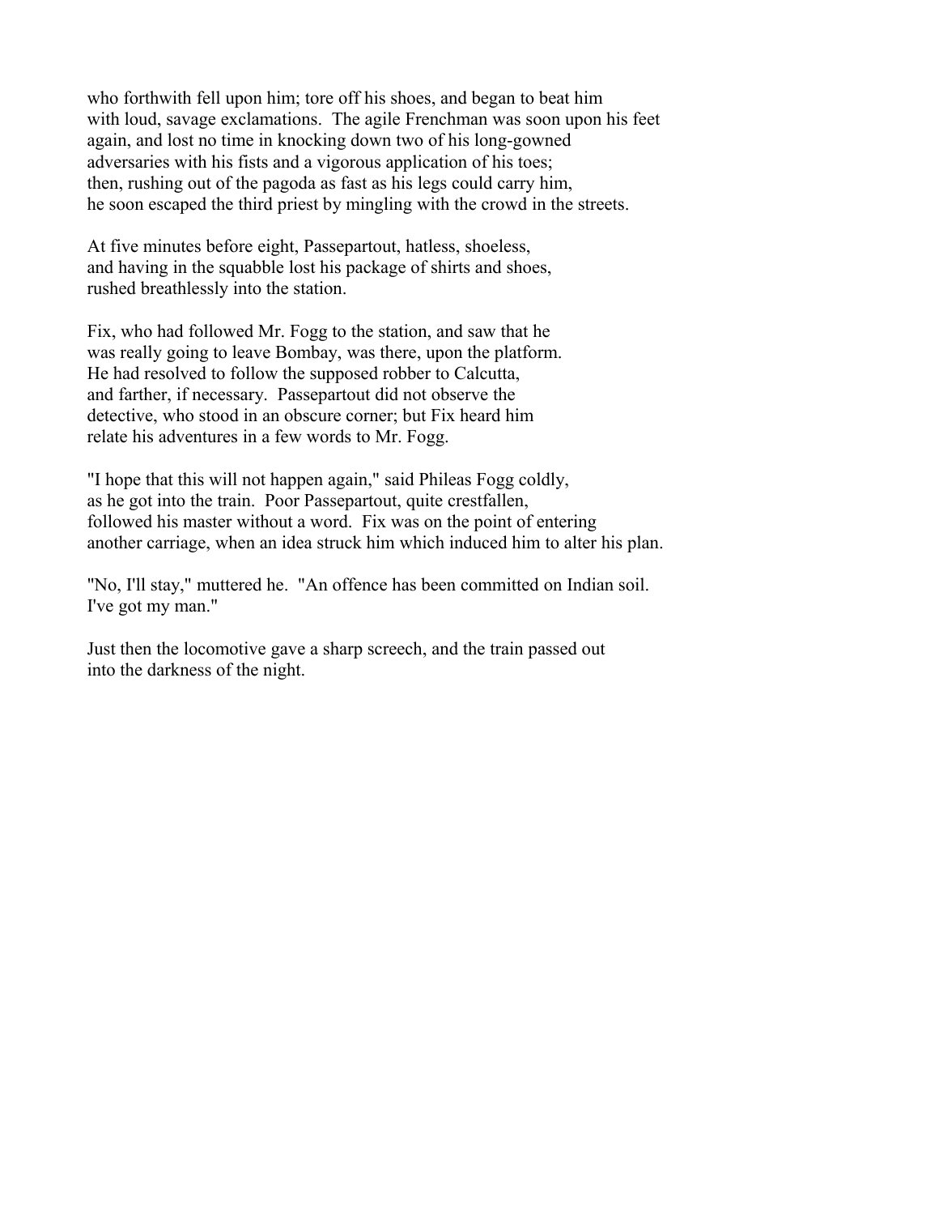who forthwith fell upon him; tore off his shoes, and began to beat him with loud, savage exclamations. The agile Frenchman was soon upon his feet again, and lost no time in knocking down two of his long-gowned adversaries with his fists and a vigorous application of his toes; then, rushing out of the pagoda as fast as his legs could carry him, he soon escaped the third priest by mingling with the crowd in the streets.

At five minutes before eight, Passepartout, hatless, shoeless, and having in the squabble lost his package of shirts and shoes, rushed breathlessly into the station.

Fix, who had followed Mr. Fogg to the station, and saw that he was really going to leave Bombay, was there, upon the platform. He had resolved to follow the supposed robber to Calcutta, and farther, if necessary. Passepartout did not observe the detective, who stood in an obscure corner; but Fix heard him relate his adventures in a few words to Mr. Fogg.

"I hope that this will not happen again," said Phileas Fogg coldly, as he got into the train. Poor Passepartout, quite crestfallen, followed his master without a word. Fix was on the point of entering another carriage, when an idea struck him which induced him to alter his plan.

"No, I'll stay," muttered he. "An offence has been committed on Indian soil. I've got my man."

Just then the locomotive gave a sharp screech, and the train passed out into the darkness of the night.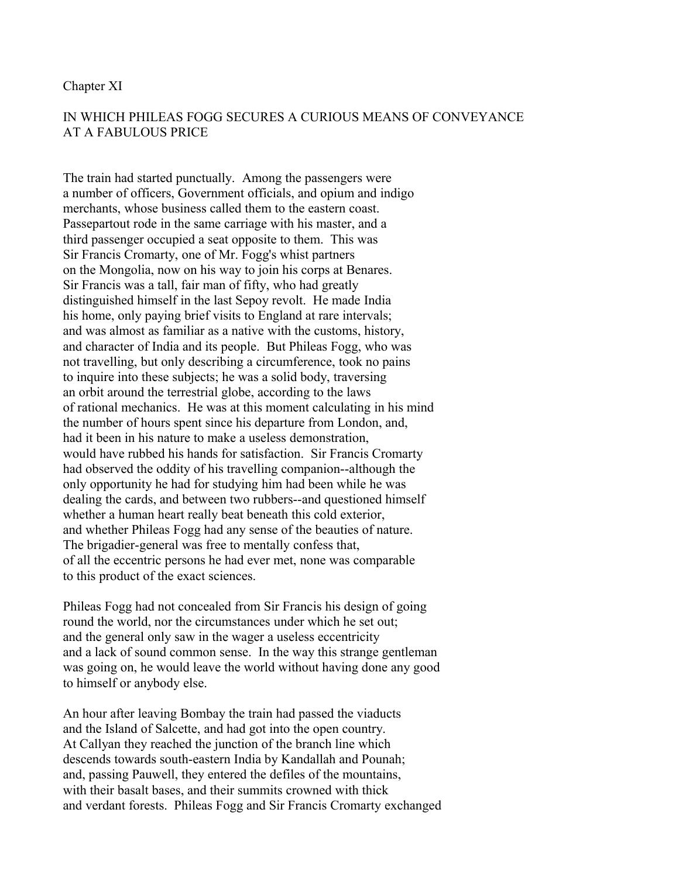## Chapter XI

### IN WHICH PHILEAS FOGG SECURES A CURIOUS MEANS OF CONVEYANCE AT A FABULOUS PRICE

The train had started punctually. Among the passengers were a number of officers, Government officials, and opium and indigo merchants, whose business called them to the eastern coast. Passepartout rode in the same carriage with his master, and a third passenger occupied a seat opposite to them. This was Sir Francis Cromarty, one of Mr. Fogg's whist partners on the Mongolia, now on his way to join his corps at Benares. Sir Francis was a tall, fair man of fifty, who had greatly distinguished himself in the last Sepoy revolt. He made India his home, only paying brief visits to England at rare intervals; and was almost as familiar as a native with the customs, history, and character of India and its people. But Phileas Fogg, who was not travelling, but only describing a circumference, took no pains to inquire into these subjects; he was a solid body, traversing an orbit around the terrestrial globe, according to the laws of rational mechanics. He was at this moment calculating in his mind the number of hours spent since his departure from London, and, had it been in his nature to make a useless demonstration, would have rubbed his hands for satisfaction. Sir Francis Cromarty had observed the oddity of his travelling companion--although the only opportunity he had for studying him had been while he was dealing the cards, and between two rubbers--and questioned himself whether a human heart really beat beneath this cold exterior, and whether Phileas Fogg had any sense of the beauties of nature. The brigadier-general was free to mentally confess that, of all the eccentric persons he had ever met, none was comparable to this product of the exact sciences.

Phileas Fogg had not concealed from Sir Francis his design of going round the world, nor the circumstances under which he set out; and the general only saw in the wager a useless eccentricity and a lack of sound common sense. In the way this strange gentleman was going on, he would leave the world without having done any good to himself or anybody else.

An hour after leaving Bombay the train had passed the viaducts and the Island of Salcette, and had got into the open country. At Callyan they reached the junction of the branch line which descends towards south-eastern India by Kandallah and Pounah; and, passing Pauwell, they entered the defiles of the mountains, with their basalt bases, and their summits crowned with thick and verdant forests. Phileas Fogg and Sir Francis Cromarty exchanged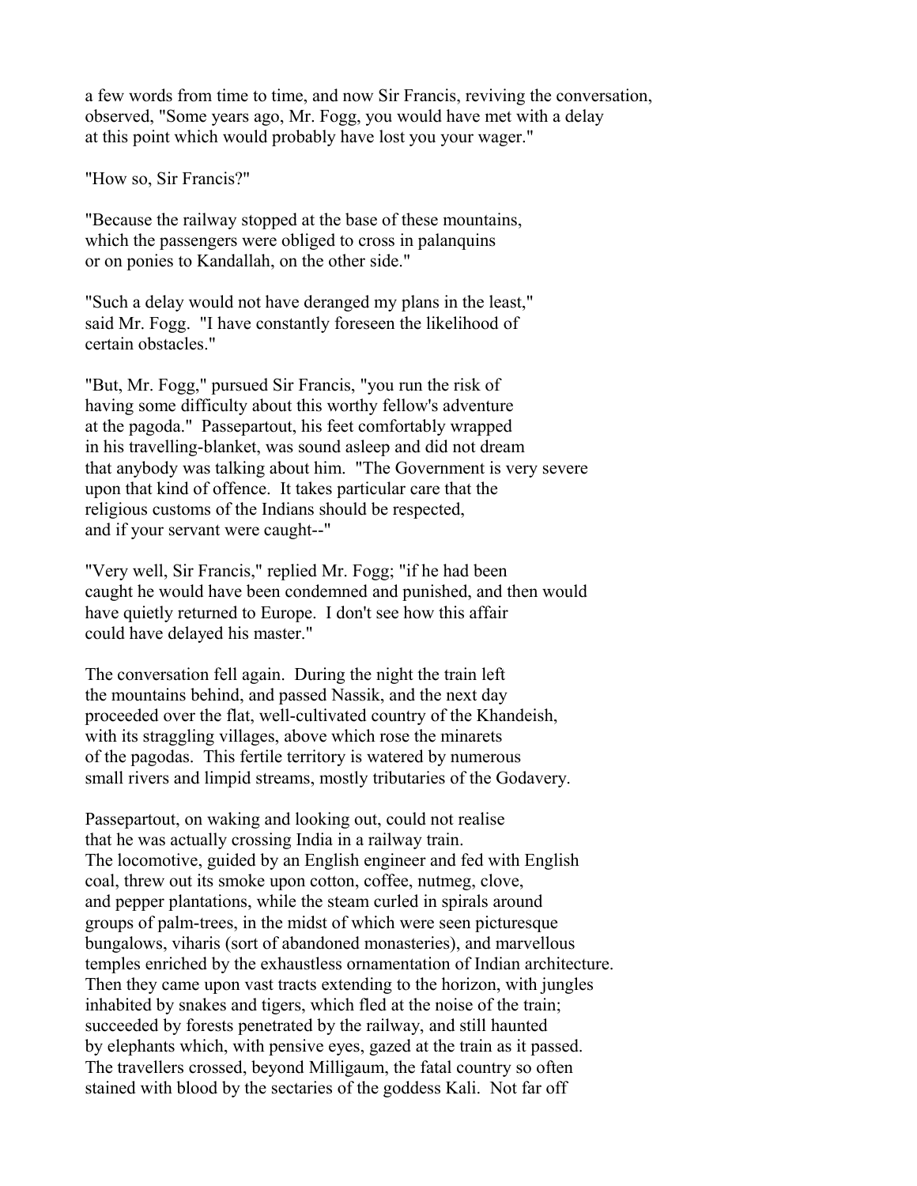a few words from time to time, and now Sir Francis, reviving the conversation, observed, "Some years ago, Mr. Fogg, you would have met with a delay at this point which would probably have lost you your wager."

"How so, Sir Francis?"

"Because the railway stopped at the base of these mountains, which the passengers were obliged to cross in palanquins or on ponies to Kandallah, on the other side."

"Such a delay would not have deranged my plans in the least," said Mr. Fogg. "I have constantly foreseen the likelihood of certain obstacles."

"But, Mr. Fogg," pursued Sir Francis, "you run the risk of having some difficulty about this worthy fellow's adventure at the pagoda." Passepartout, his feet comfortably wrapped in his travelling-blanket, was sound asleep and did not dream that anybody was talking about him. "The Government is very severe upon that kind of offence. It takes particular care that the religious customs of the Indians should be respected, and if your servant were caught--"

"Very well, Sir Francis," replied Mr. Fogg; "if he had been caught he would have been condemned and punished, and then would have quietly returned to Europe. I don't see how this affair could have delayed his master."

The conversation fell again. During the night the train left the mountains behind, and passed Nassik, and the next day proceeded over the flat, well-cultivated country of the Khandeish, with its straggling villages, above which rose the minarets of the pagodas. This fertile territory is watered by numerous small rivers and limpid streams, mostly tributaries of the Godavery.

Passepartout, on waking and looking out, could not realise that he was actually crossing India in a railway train. The locomotive, guided by an English engineer and fed with English coal, threw out its smoke upon cotton, coffee, nutmeg, clove, and pepper plantations, while the steam curled in spirals around groups of palm-trees, in the midst of which were seen picturesque bungalows, viharis (sort of abandoned monasteries), and marvellous temples enriched by the exhaustless ornamentation of Indian architecture. Then they came upon vast tracts extending to the horizon, with jungles inhabited by snakes and tigers, which fled at the noise of the train; succeeded by forests penetrated by the railway, and still haunted by elephants which, with pensive eyes, gazed at the train as it passed. The travellers crossed, beyond Milligaum, the fatal country so often stained with blood by the sectaries of the goddess Kali. Not far off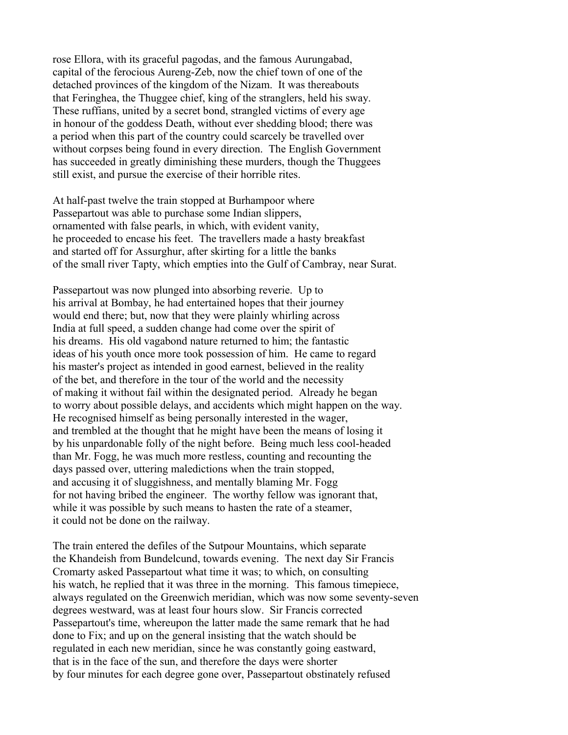rose Ellora, with its graceful pagodas, and the famous Aurungabad, capital of the ferocious Aureng-Zeb, now the chief town of one of the detached provinces of the kingdom of the Nizam. It was thereabouts that Feringhea, the Thuggee chief, king of the stranglers, held his sway. These ruffians, united by a secret bond, strangled victims of every age in honour of the goddess Death, without ever shedding blood; there was a period when this part of the country could scarcely be travelled over without corpses being found in every direction. The English Government has succeeded in greatly diminishing these murders, though the Thuggees still exist, and pursue the exercise of their horrible rites.

At half-past twelve the train stopped at Burhampoor where Passepartout was able to purchase some Indian slippers, ornamented with false pearls, in which, with evident vanity, he proceeded to encase his feet. The travellers made a hasty breakfast and started off for Assurghur, after skirting for a little the banks of the small river Tapty, which empties into the Gulf of Cambray, near Surat.

Passepartout was now plunged into absorbing reverie. Up to his arrival at Bombay, he had entertained hopes that their journey would end there; but, now that they were plainly whirling across India at full speed, a sudden change had come over the spirit of his dreams. His old vagabond nature returned to him; the fantastic ideas of his youth once more took possession of him. He came to regard his master's project as intended in good earnest, believed in the reality of the bet, and therefore in the tour of the world and the necessity of making it without fail within the designated period. Already he began to worry about possible delays, and accidents which might happen on the way. He recognised himself as being personally interested in the wager, and trembled at the thought that he might have been the means of losing it by his unpardonable folly of the night before. Being much less cool-headed than Mr. Fogg, he was much more restless, counting and recounting the days passed over, uttering maledictions when the train stopped, and accusing it of sluggishness, and mentally blaming Mr. Fogg for not having bribed the engineer. The worthy fellow was ignorant that, while it was possible by such means to hasten the rate of a steamer, it could not be done on the railway.

The train entered the defiles of the Sutpour Mountains, which separate the Khandeish from Bundelcund, towards evening. The next day Sir Francis Cromarty asked Passepartout what time it was; to which, on consulting his watch, he replied that it was three in the morning. This famous timepiece, always regulated on the Greenwich meridian, which was now some seventy-seven degrees westward, was at least four hours slow. Sir Francis corrected Passepartout's time, whereupon the latter made the same remark that he had done to Fix; and up on the general insisting that the watch should be regulated in each new meridian, since he was constantly going eastward, that is in the face of the sun, and therefore the days were shorter by four minutes for each degree gone over, Passepartout obstinately refused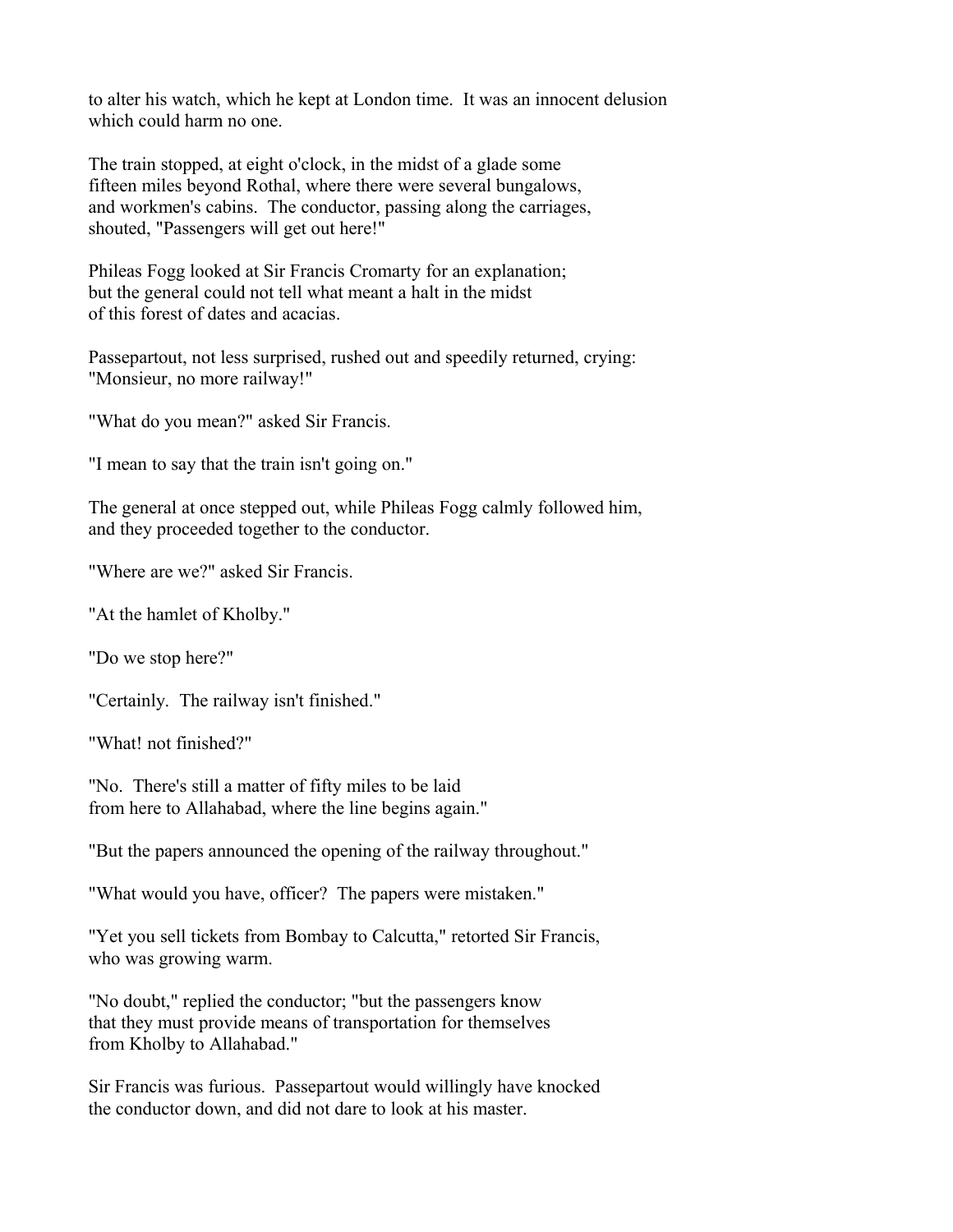to alter his watch, which he kept at London time. It was an innocent delusion which could harm no one.

The train stopped, at eight o'clock, in the midst of a glade some fifteen miles beyond Rothal, where there were several bungalows, and workmen's cabins. The conductor, passing along the carriages, shouted, "Passengers will get out here!"

Phileas Fogg looked at Sir Francis Cromarty for an explanation; but the general could not tell what meant a halt in the midst of this forest of dates and acacias.

Passepartout, not less surprised, rushed out and speedily returned, crying: "Monsieur, no more railway!"

"What do you mean?" asked Sir Francis.

"I mean to say that the train isn't going on."

The general at once stepped out, while Phileas Fogg calmly followed him, and they proceeded together to the conductor.

"Where are we?" asked Sir Francis.

"At the hamlet of Kholby."

"Do we stop here?"

"Certainly. The railway isn't finished."

"What! not finished?"

"No. There's still a matter of fifty miles to be laid from here to Allahabad, where the line begins again."

"But the papers announced the opening of the railway throughout."

"What would you have, officer? The papers were mistaken."

"Yet you sell tickets from Bombay to Calcutta," retorted Sir Francis, who was growing warm.

"No doubt," replied the conductor; "but the passengers know that they must provide means of transportation for themselves from Kholby to Allahabad."

Sir Francis was furious. Passepartout would willingly have knocked the conductor down, and did not dare to look at his master.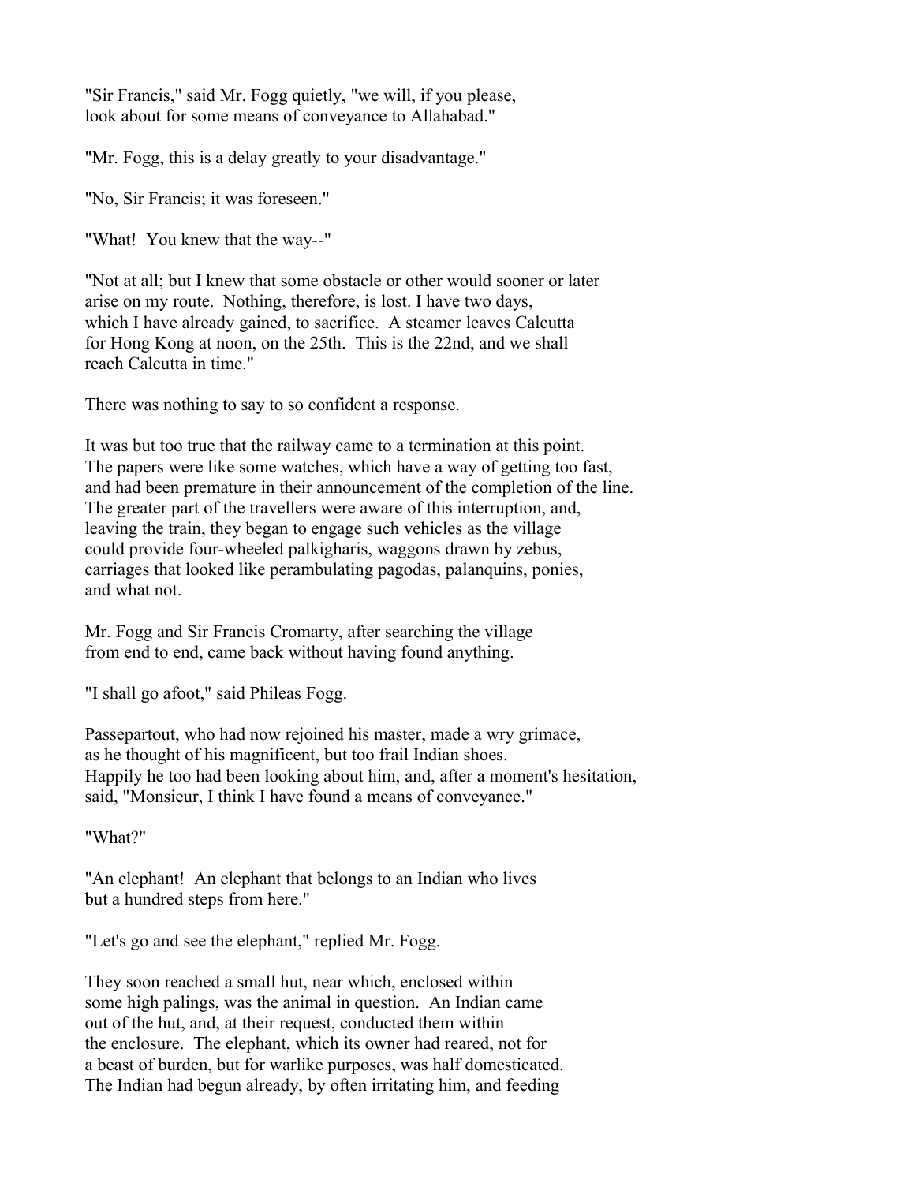"Sir Francis," said Mr. Fogg quietly, "we will, if you please, look about for some means of conveyance to Allahabad."

"Mr. Fogg, this is a delay greatly to your disadvantage."

"No, Sir Francis; it was foreseen."

"What! You knew that the way--"

"Not at all; but I knew that some obstacle or other would sooner or later arise on my route. Nothing, therefore, is lost. I have two days, which I have already gained, to sacrifice. A steamer leaves Calcutta for Hong Kong at noon, on the 25th. This is the 22nd, and we shall reach Calcutta in time."

There was nothing to say to so confident a response.

It was but too true that the railway came to a termination at this point. The papers were like some watches, which have a way of getting too fast, and had been premature in their announcement of the completion of the line. The greater part of the travellers were aware of this interruption, and, leaving the train, they began to engage such vehicles as the village could provide four-wheeled palkigharis, waggons drawn by zebus, carriages that looked like perambulating pagodas, palanquins, ponies, and what not.

Mr. Fogg and Sir Francis Cromarty, after searching the village from end to end, came back without having found anything.

"I shall go afoot," said Phileas Fogg.

Passepartout, who had now rejoined his master, made a wry grimace, as he thought of his magnificent, but too frail Indian shoes. Happily he too had been looking about him, and, after a moment's hesitation, said, "Monsieur, I think I have found a means of conveyance."

"What?"

"An elephant! An elephant that belongs to an Indian who lives but a hundred steps from here."

"Let's go and see the elephant," replied Mr. Fogg.

They soon reached a small hut, near which, enclosed within some high palings, was the animal in question. An Indian came out of the hut, and, at their request, conducted them within the enclosure. The elephant, which its owner had reared, not for a beast of burden, but for warlike purposes, was half domesticated. The Indian had begun already, by often irritating him, and feeding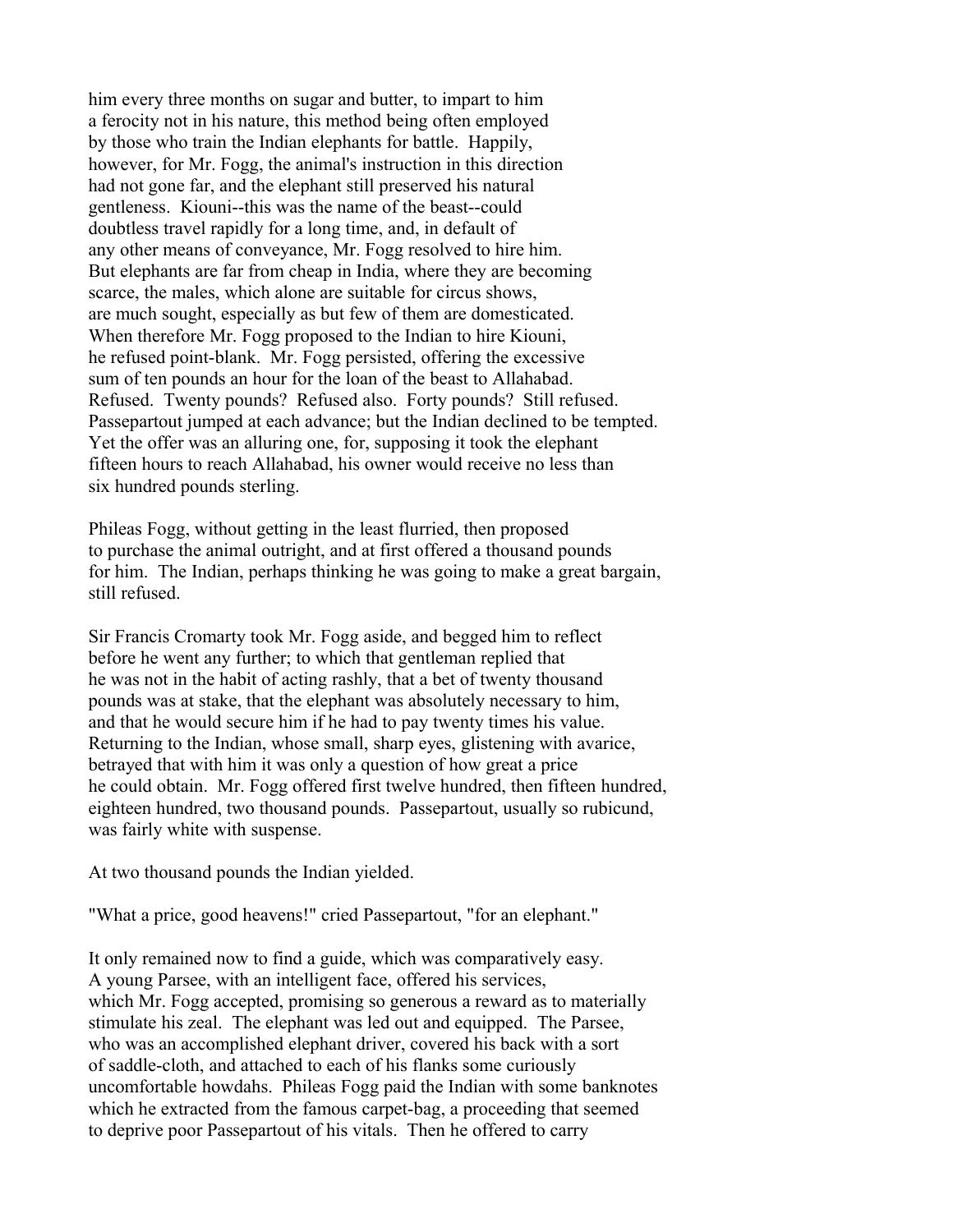him every three months on sugar and butter, to impart to him a ferocity not in his nature, this method being often employed by those who train the Indian elephants for battle. Happily, however, for Mr. Fogg, the animal's instruction in this direction had not gone far, and the elephant still preserved his natural gentleness. Kiouni--this was the name of the beast--could doubtless travel rapidly for a long time, and, in default of any other means of conveyance, Mr. Fogg resolved to hire him. But elephants are far from cheap in India, where they are becoming scarce, the males, which alone are suitable for circus shows, are much sought, especially as but few of them are domesticated. When therefore Mr. Fogg proposed to the Indian to hire Kiouni, he refused point-blank. Mr. Fogg persisted, offering the excessive sum of ten pounds an hour for the loan of the beast to Allahabad. Refused. Twenty pounds? Refused also. Forty pounds? Still refused. Passepartout jumped at each advance; but the Indian declined to be tempted. Yet the offer was an alluring one, for, supposing it took the elephant fifteen hours to reach Allahabad, his owner would receive no less than six hundred pounds sterling.

Phileas Fogg, without getting in the least flurried, then proposed to purchase the animal outright, and at first offered a thousand pounds for him. The Indian, perhaps thinking he was going to make a great bargain, still refused.

Sir Francis Cromarty took Mr. Fogg aside, and begged him to reflect before he went any further; to which that gentleman replied that he was not in the habit of acting rashly, that a bet of twenty thousand pounds was at stake, that the elephant was absolutely necessary to him, and that he would secure him if he had to pay twenty times his value. Returning to the Indian, whose small, sharp eyes, glistening with avarice, betrayed that with him it was only a question of how great a price he could obtain. Mr. Fogg offered first twelve hundred, then fifteen hundred, eighteen hundred, two thousand pounds. Passepartout, usually so rubicund, was fairly white with suspense.

At two thousand pounds the Indian yielded.

"What a price, good heavens!" cried Passepartout, "for an elephant."

It only remained now to find a guide, which was comparatively easy. A young Parsee, with an intelligent face, offered his services, which Mr. Fogg accepted, promising so generous a reward as to materially stimulate his zeal. The elephant was led out and equipped. The Parsee, who was an accomplished elephant driver, covered his back with a sort of saddle-cloth, and attached to each of his flanks some curiously uncomfortable howdahs. Phileas Fogg paid the Indian with some banknotes which he extracted from the famous carpet-bag, a proceeding that seemed to deprive poor Passepartout of his vitals. Then he offered to carry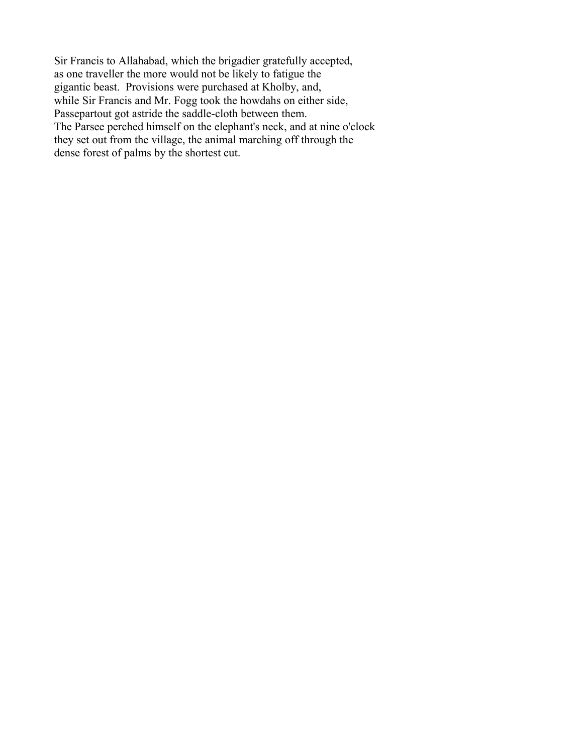Sir Francis to Allahabad, which the brigadier gratefully accepted, as one traveller the more would not be likely to fatigue the gigantic beast. Provisions were purchased at Kholby, and, while Sir Francis and Mr. Fogg took the howdahs on either side, Passepartout got astride the saddle-cloth between them. The Parsee perched himself on the elephant's neck, and at nine o'clock they set out from the village, the animal marching off through the dense forest of palms by the shortest cut.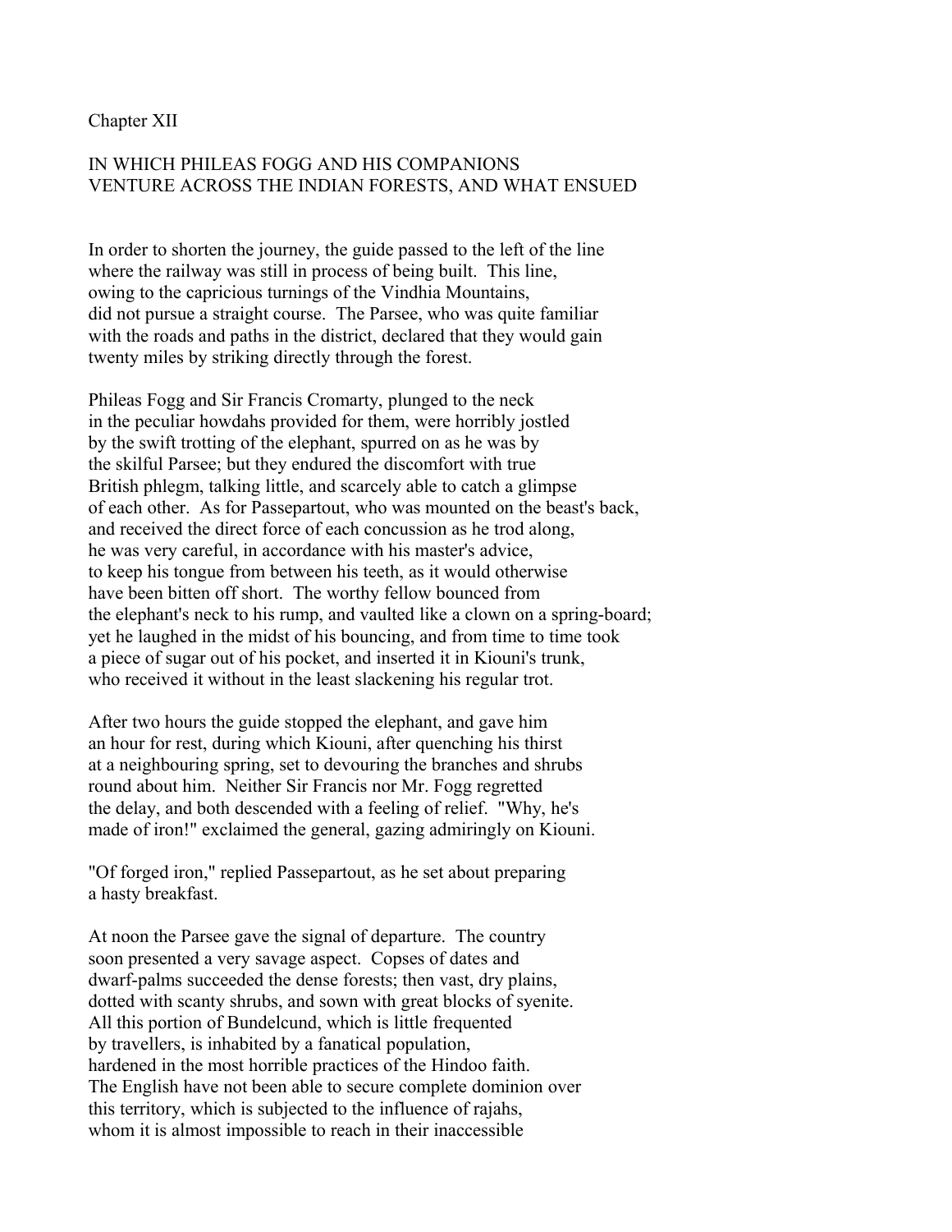Chapter XII

## IN WHICH PHILEAS FOGG AND HIS COMPANIONS VENTURE ACROSS THE INDIAN FORESTS, AND WHAT ENSUED

In order to shorten the journey, the guide passed to the left of the line where the railway was still in process of being built. This line, owing to the capricious turnings of the Vindhia Mountains, did not pursue a straight course. The Parsee, who was quite familiar with the roads and paths in the district, declared that they would gain twenty miles by striking directly through the forest.

Phileas Fogg and Sir Francis Cromarty, plunged to the neck in the peculiar howdahs provided for them, were horribly jostled by the swift trotting of the elephant, spurred on as he was by the skilful Parsee; but they endured the discomfort with true British phlegm, talking little, and scarcely able to catch a glimpse of each other. As for Passepartout, who was mounted on the beast's back, and received the direct force of each concussion as he trod along, he was very careful, in accordance with his master's advice, to keep his tongue from between his teeth, as it would otherwise have been bitten off short. The worthy fellow bounced from the elephant's neck to his rump, and vaulted like a clown on a spring-board; yet he laughed in the midst of his bouncing, and from time to time took a piece of sugar out of his pocket, and inserted it in Kiouni's trunk, who received it without in the least slackening his regular trot.

After two hours the guide stopped the elephant, and gave him an hour for rest, during which Kiouni, after quenching his thirst at a neighbouring spring, set to devouring the branches and shrubs round about him. Neither Sir Francis nor Mr. Fogg regretted the delay, and both descended with a feeling of relief. "Why, he's made of iron!" exclaimed the general, gazing admiringly on Kiouni.

"Of forged iron," replied Passepartout, as he set about preparing a hasty breakfast.

At noon the Parsee gave the signal of departure. The country soon presented a very savage aspect. Copses of dates and dwarf-palms succeeded the dense forests; then vast, dry plains, dotted with scanty shrubs, and sown with great blocks of syenite. All this portion of Bundelcund, which is little frequented by travellers, is inhabited by a fanatical population, hardened in the most horrible practices of the Hindoo faith. The English have not been able to secure complete dominion over this territory, which is subjected to the influence of rajahs, whom it is almost impossible to reach in their inaccessible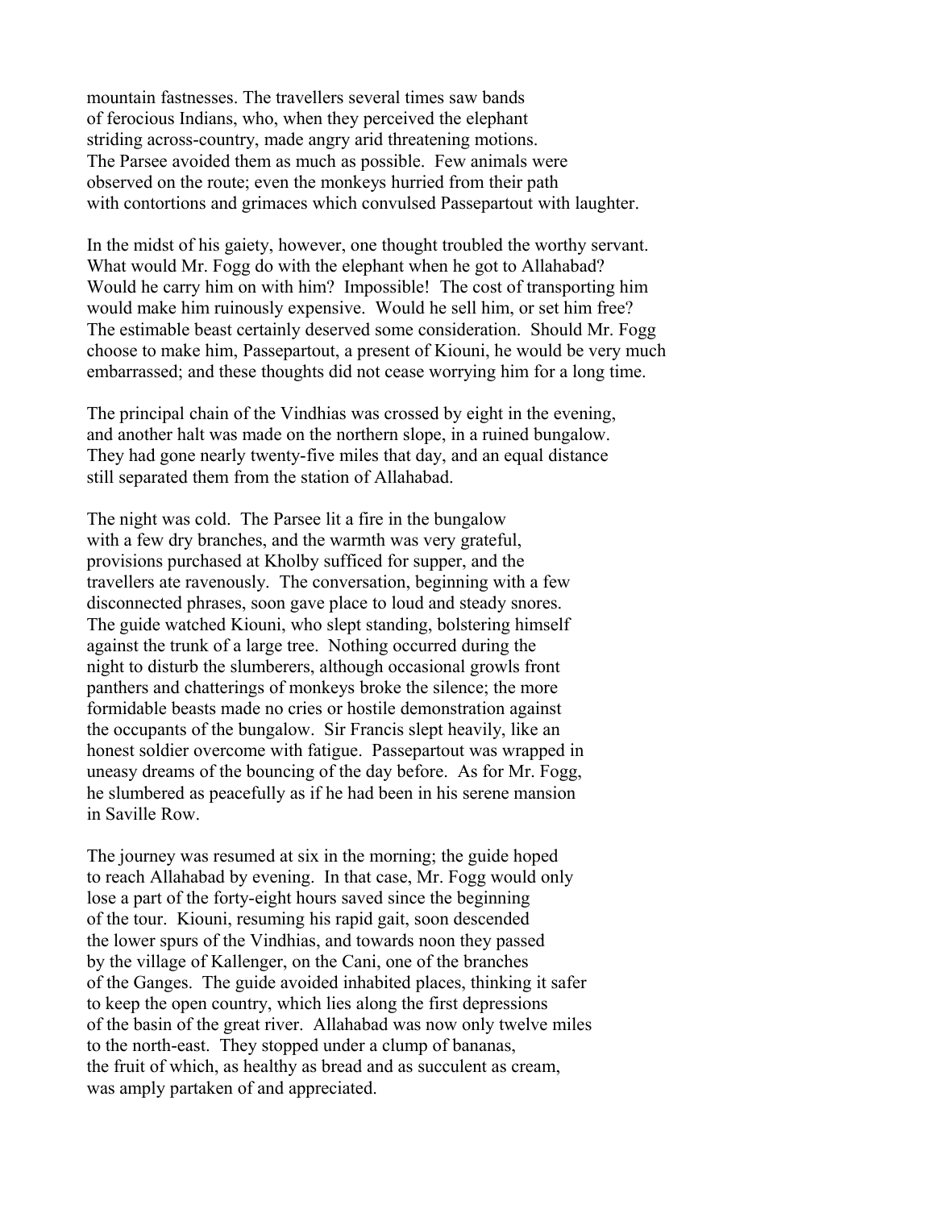mountain fastnesses. The travellers several times saw bands of ferocious Indians, who, when they perceived the elephant striding across-country, made angry arid threatening motions. The Parsee avoided them as much as possible. Few animals were observed on the route; even the monkeys hurried from their path with contortions and grimaces which convulsed Passepartout with laughter.

In the midst of his gaiety, however, one thought troubled the worthy servant. What would Mr. Fogg do with the elephant when he got to Allahabad? Would he carry him on with him? Impossible! The cost of transporting him would make him ruinously expensive. Would he sell him, or set him free? The estimable beast certainly deserved some consideration. Should Mr. Fogg choose to make him, Passepartout, a present of Kiouni, he would be very much embarrassed; and these thoughts did not cease worrying him for a long time.

The principal chain of the Vindhias was crossed by eight in the evening, and another halt was made on the northern slope, in a ruined bungalow. They had gone nearly twenty-five miles that day, and an equal distance still separated them from the station of Allahabad.

The night was cold. The Parsee lit a fire in the bungalow with a few dry branches, and the warmth was very grateful, provisions purchased at Kholby sufficed for supper, and the travellers ate ravenously. The conversation, beginning with a few disconnected phrases, soon gave place to loud and steady snores. The guide watched Kiouni, who slept standing, bolstering himself against the trunk of a large tree. Nothing occurred during the night to disturb the slumberers, although occasional growls front panthers and chatterings of monkeys broke the silence; the more formidable beasts made no cries or hostile demonstration against the occupants of the bungalow. Sir Francis slept heavily, like an honest soldier overcome with fatigue. Passepartout was wrapped in uneasy dreams of the bouncing of the day before. As for Mr. Fogg, he slumbered as peacefully as if he had been in his serene mansion in Saville Row.

The journey was resumed at six in the morning; the guide hoped to reach Allahabad by evening. In that case, Mr. Fogg would only lose a part of the forty-eight hours saved since the beginning of the tour. Kiouni, resuming his rapid gait, soon descended the lower spurs of the Vindhias, and towards noon they passed by the village of Kallenger, on the Cani, one of the branches of the Ganges. The guide avoided inhabited places, thinking it safer to keep the open country, which lies along the first depressions of the basin of the great river. Allahabad was now only twelve miles to the north-east. They stopped under a clump of bananas, the fruit of which, as healthy as bread and as succulent as cream, was amply partaken of and appreciated.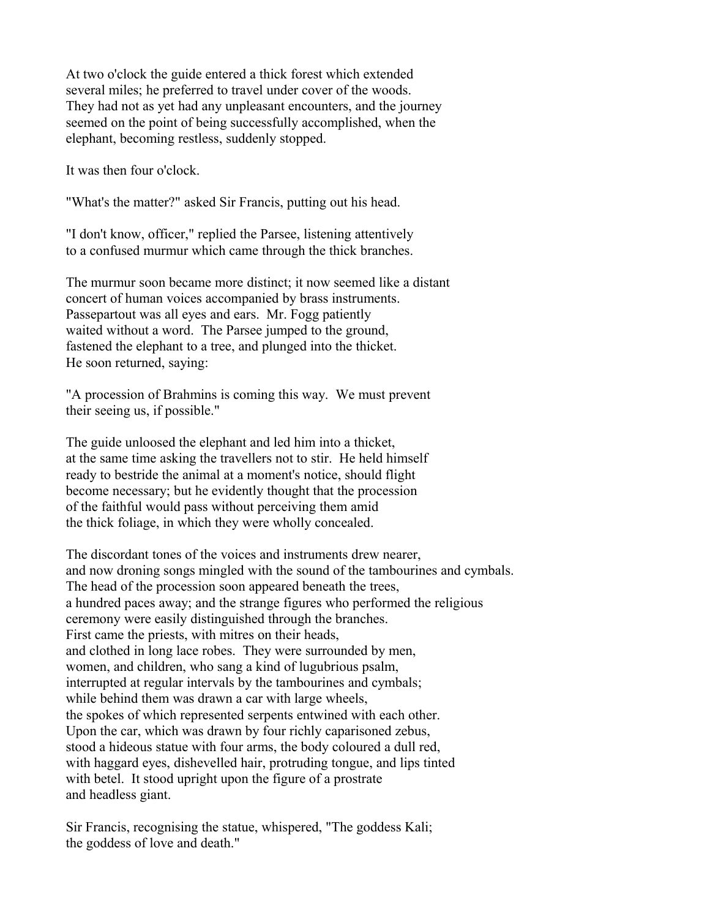At two o'clock the guide entered a thick forest which extended several miles; he preferred to travel under cover of the woods. They had not as yet had any unpleasant encounters, and the journey seemed on the point of being successfully accomplished, when the elephant, becoming restless, suddenly stopped.

It was then four o'clock.

"What's the matter?" asked Sir Francis, putting out his head.

"I don't know, officer," replied the Parsee, listening attentively to a confused murmur which came through the thick branches.

The murmur soon became more distinct; it now seemed like a distant concert of human voices accompanied by brass instruments. Passepartout was all eyes and ears. Mr. Fogg patiently waited without a word. The Parsee jumped to the ground, fastened the elephant to a tree, and plunged into the thicket. He soon returned, saying:

"A procession of Brahmins is coming this way. We must prevent their seeing us, if possible."

The guide unloosed the elephant and led him into a thicket, at the same time asking the travellers not to stir. He held himself ready to bestride the animal at a moment's notice, should flight become necessary; but he evidently thought that the procession of the faithful would pass without perceiving them amid the thick foliage, in which they were wholly concealed.

The discordant tones of the voices and instruments drew nearer, and now droning songs mingled with the sound of the tambourines and cymbals. The head of the procession soon appeared beneath the trees, a hundred paces away; and the strange figures who performed the religious ceremony were easily distinguished through the branches. First came the priests, with mitres on their heads, and clothed in long lace robes. They were surrounded by men, women, and children, who sang a kind of lugubrious psalm, interrupted at regular intervals by the tambourines and cymbals; while behind them was drawn a car with large wheels, the spokes of which represented serpents entwined with each other. Upon the car, which was drawn by four richly caparisoned zebus, stood a hideous statue with four arms, the body coloured a dull red, with haggard eyes, dishevelled hair, protruding tongue, and lips tinted with betel. It stood upright upon the figure of a prostrate and headless giant.

Sir Francis, recognising the statue, whispered, "The goddess Kali; the goddess of love and death."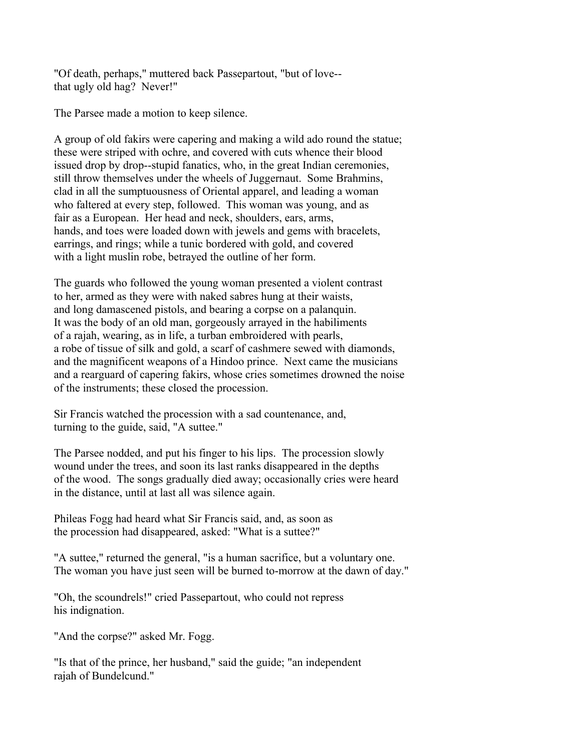"Of death, perhaps," muttered back Passepartout, "but of love-- that ugly old hag? Never!"

The Parsee made a motion to keep silence.

A group of old fakirs were capering and making a wild ado round the statue; these were striped with ochre, and covered with cuts whence their blood issued drop by drop--stupid fanatics, who, in the great Indian ceremonies, still throw themselves under the wheels of Juggernaut. Some Brahmins, clad in all the sumptuousness of Oriental apparel, and leading a woman who faltered at every step, followed. This woman was young, and as fair as a European. Her head and neck, shoulders, ears, arms, hands, and toes were loaded down with jewels and gems with bracelets, earrings, and rings; while a tunic bordered with gold, and covered with a light muslin robe, betrayed the outline of her form.

The guards who followed the young woman presented a violent contrast to her, armed as they were with naked sabres hung at their waists, and long damascened pistols, and bearing a corpse on a palanquin. It was the body of an old man, gorgeously arrayed in the habiliments of a rajah, wearing, as in life, a turban embroidered with pearls, a robe of tissue of silk and gold, a scarf of cashmere sewed with diamonds, and the magnificent weapons of a Hindoo prince. Next came the musicians and a rearguard of capering fakirs, whose cries sometimes drowned the noise of the instruments; these closed the procession.

Sir Francis watched the procession with a sad countenance, and, turning to the guide, said, "A suttee."

The Parsee nodded, and put his finger to his lips. The procession slowly wound under the trees, and soon its last ranks disappeared in the depths of the wood. The songs gradually died away; occasionally cries were heard in the distance, until at last all was silence again.

Phileas Fogg had heard what Sir Francis said, and, as soon as the procession had disappeared, asked: "What is a suttee?"

"A suttee," returned the general, "is a human sacrifice, but a voluntary one. The woman you have just seen will be burned to-morrow at the dawn of day."

"Oh, the scoundrels!" cried Passepartout, who could not repress his indignation.

"And the corpse?" asked Mr. Fogg.

"Is that of the prince, her husband," said the guide; "an independent rajah of Bundelcund."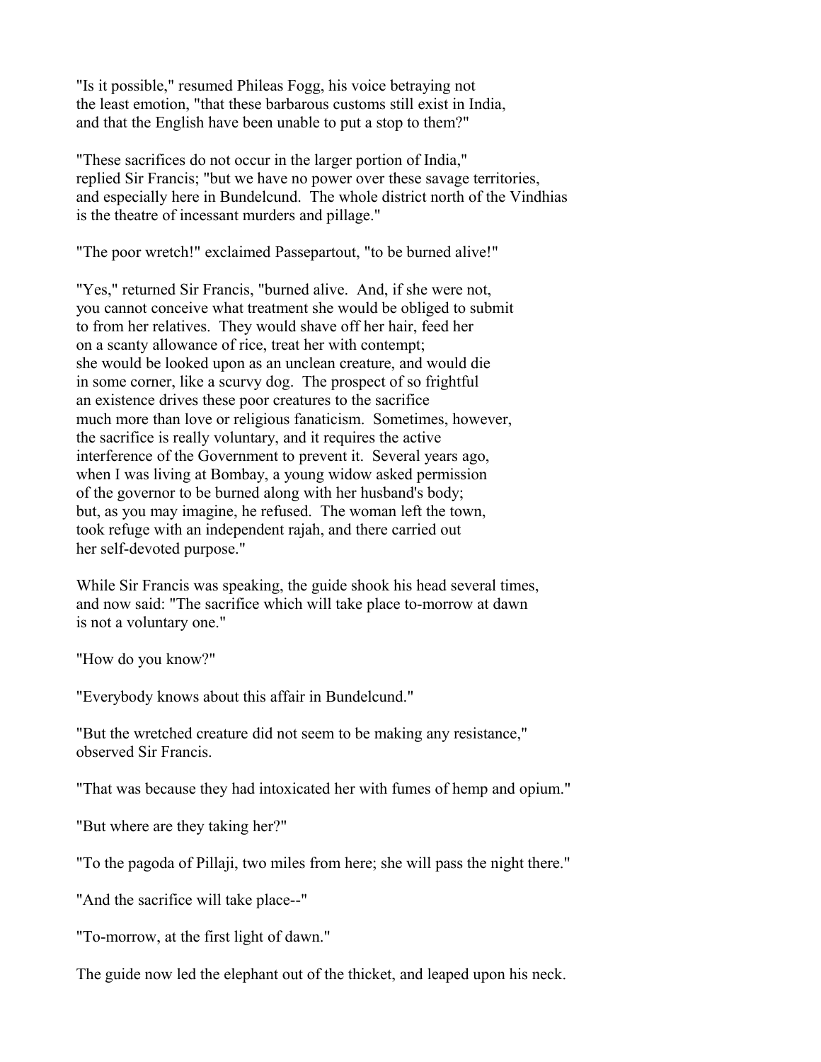"Is it possible," resumed Phileas Fogg, his voice betraying not the least emotion, "that these barbarous customs still exist in India, and that the English have been unable to put a stop to them?"

"These sacrifices do not occur in the larger portion of India," replied Sir Francis; "but we have no power over these savage territories, and especially here in Bundelcund. The whole district north of the Vindhias is the theatre of incessant murders and pillage."

"The poor wretch!" exclaimed Passepartout, "to be burned alive!"

"Yes," returned Sir Francis, "burned alive. And, if she were not, you cannot conceive what treatment she would be obliged to submit to from her relatives. They would shave off her hair, feed her on a scanty allowance of rice, treat her with contempt; she would be looked upon as an unclean creature, and would die in some corner, like a scurvy dog. The prospect of so frightful an existence drives these poor creatures to the sacrifice much more than love or religious fanaticism. Sometimes, however, the sacrifice is really voluntary, and it requires the active interference of the Government to prevent it. Several years ago, when I was living at Bombay, a young widow asked permission of the governor to be burned along with her husband's body; but, as you may imagine, he refused. The woman left the town, took refuge with an independent rajah, and there carried out her self-devoted purpose."

While Sir Francis was speaking, the guide shook his head several times, and now said: "The sacrifice which will take place to-morrow at dawn is not a voluntary one."

"How do you know?"

"Everybody knows about this affair in Bundelcund."

"But the wretched creature did not seem to be making any resistance," observed Sir Francis.

"That was because they had intoxicated her with fumes of hemp and opium."

"But where are they taking her?"

"To the pagoda of Pillaji, two miles from here; she will pass the night there."

"And the sacrifice will take place--"

"To-morrow, at the first light of dawn."

The guide now led the elephant out of the thicket, and leaped upon his neck.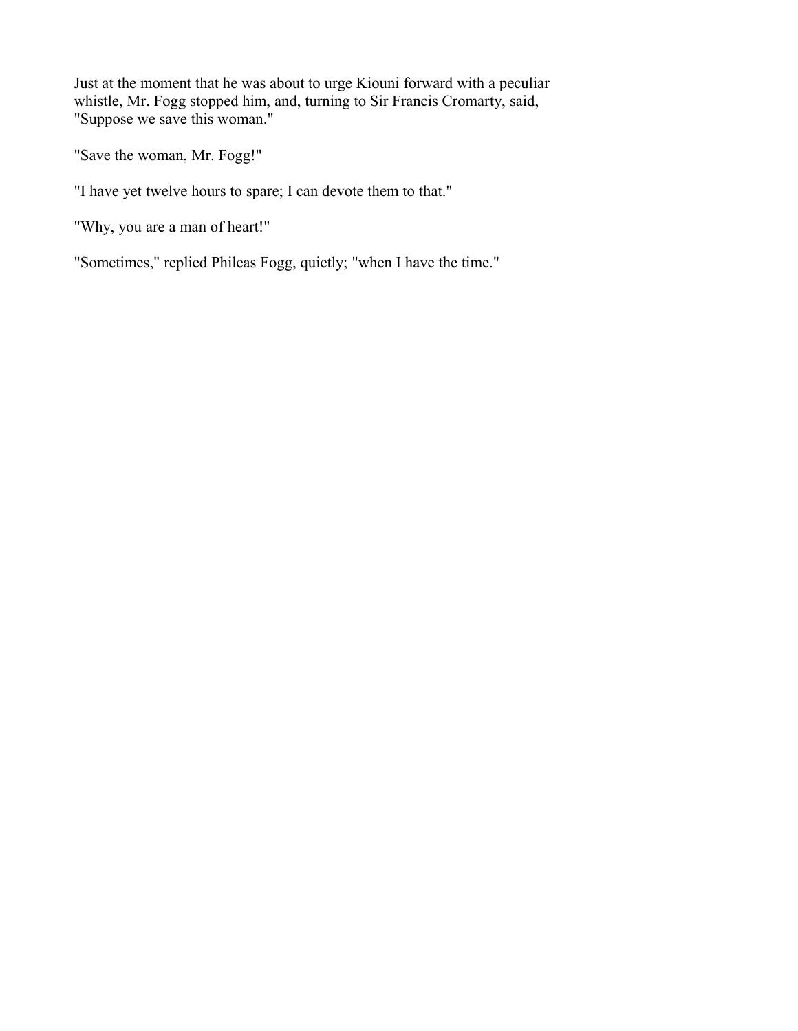Just at the moment that he was about to urge Kiouni forward with a peculiar whistle, Mr. Fogg stopped him, and, turning to Sir Francis Cromarty, said, "Suppose we save this woman."

"Save the woman, Mr. Fogg!"

"I have yet twelve hours to spare; I can devote them to that."

"Why, you are a man of heart!"

"Sometimes," replied Phileas Fogg, quietly; "when I have the time."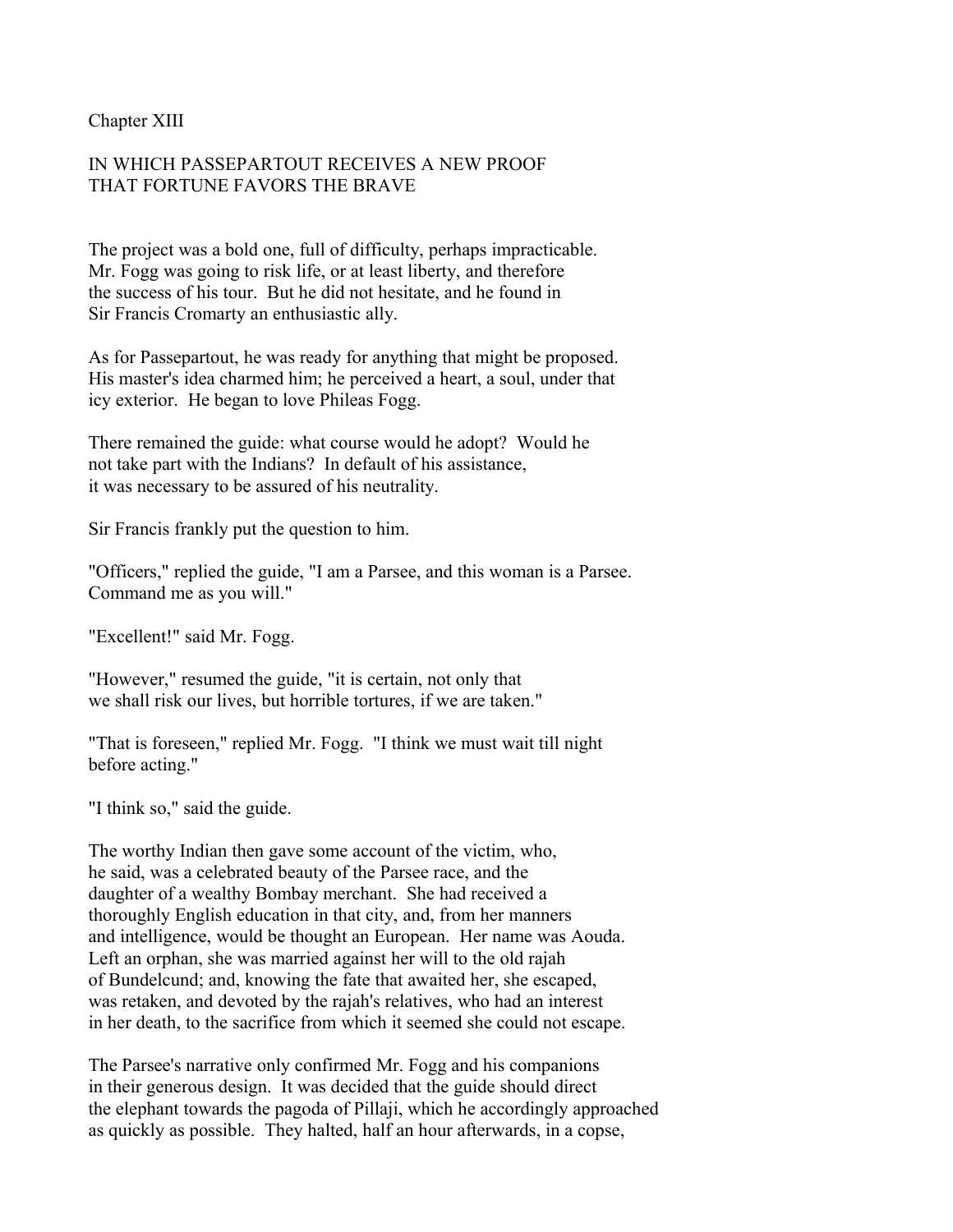## Chapter XIII

### IN WHICH PASSEPARTOUT RECEIVES A NEW PROOF THAT FORTUNE FAVORS THE BRAVE

The project was a bold one, full of difficulty, perhaps impracticable. Mr. Fogg was going to risk life, or at least liberty, and therefore the success of his tour. But he did not hesitate, and he found in Sir Francis Cromarty an enthusiastic ally.

As for Passepartout, he was ready for anything that might be proposed. His master's idea charmed him; he perceived a heart, a soul, under that icy exterior. He began to love Phileas Fogg.

There remained the guide: what course would he adopt? Would he not take part with the Indians? In default of his assistance, it was necessary to be assured of his neutrality.

Sir Francis frankly put the question to him.

"Officers," replied the guide, "I am a Parsee, and this woman is a Parsee. Command me as you will."

"Excellent!" said Mr. Fogg.

"However," resumed the guide, "it is certain, not only that we shall risk our lives, but horrible tortures, if we are taken."

"That is foreseen," replied Mr. Fogg. "I think we must wait till night before acting."

"I think so," said the guide.

The worthy Indian then gave some account of the victim, who, he said, was a celebrated beauty of the Parsee race, and the daughter of a wealthy Bombay merchant. She had received a thoroughly English education in that city, and, from her manners and intelligence, would be thought an European. Her name was Aouda. Left an orphan, she was married against her will to the old rajah of Bundelcund; and, knowing the fate that awaited her, she escaped, was retaken, and devoted by the rajah's relatives, who had an interest in her death, to the sacrifice from which it seemed she could not escape.

The Parsee's narrative only confirmed Mr. Fogg and his companions in their generous design. It was decided that the guide should direct the elephant towards the pagoda of Pillaji, which he accordingly approached as quickly as possible. They halted, half an hour afterwards, in a copse,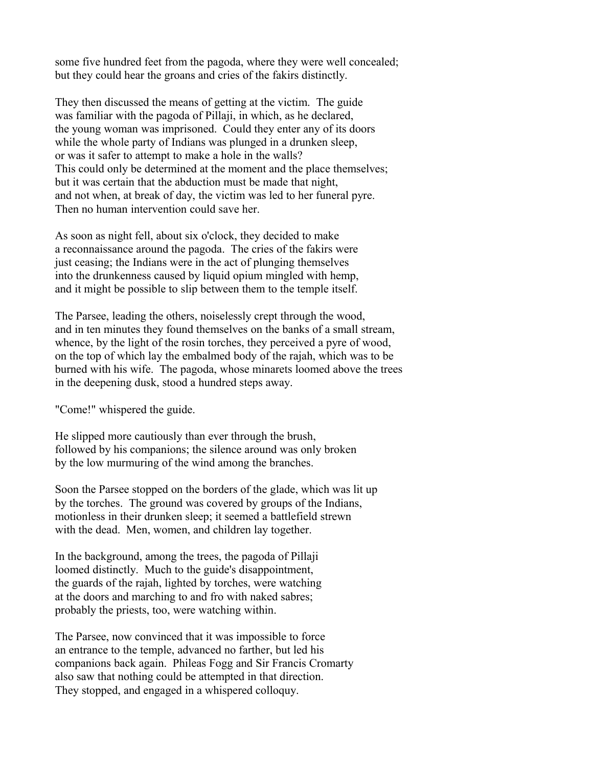some five hundred feet from the pagoda, where they were well concealed; but they could hear the groans and cries of the fakirs distinctly.

They then discussed the means of getting at the victim. The guide was familiar with the pagoda of Pillaji, in which, as he declared, the young woman was imprisoned. Could they enter any of its doors while the whole party of Indians was plunged in a drunken sleep, or was it safer to attempt to make a hole in the walls? This could only be determined at the moment and the place themselves; but it was certain that the abduction must be made that night, and not when, at break of day, the victim was led to her funeral pyre. Then no human intervention could save her.

As soon as night fell, about six o'clock, they decided to make a reconnaissance around the pagoda. The cries of the fakirs were just ceasing; the Indians were in the act of plunging themselves into the drunkenness caused by liquid opium mingled with hemp, and it might be possible to slip between them to the temple itself.

The Parsee, leading the others, noiselessly crept through the wood, and in ten minutes they found themselves on the banks of a small stream, whence, by the light of the rosin torches, they perceived a pyre of wood, on the top of which lay the embalmed body of the rajah, which was to be burned with his wife. The pagoda, whose minarets loomed above the trees in the deepening dusk, stood a hundred steps away.

"Come!" whispered the guide.

He slipped more cautiously than ever through the brush, followed by his companions; the silence around was only broken by the low murmuring of the wind among the branches.

Soon the Parsee stopped on the borders of the glade, which was lit up by the torches. The ground was covered by groups of the Indians, motionless in their drunken sleep; it seemed a battlefield strewn with the dead. Men, women, and children lay together.

In the background, among the trees, the pagoda of Pillaji loomed distinctly. Much to the guide's disappointment, the guards of the rajah, lighted by torches, were watching at the doors and marching to and fro with naked sabres; probably the priests, too, were watching within.

The Parsee, now convinced that it was impossible to force an entrance to the temple, advanced no farther, but led his companions back again. Phileas Fogg and Sir Francis Cromarty also saw that nothing could be attempted in that direction. They stopped, and engaged in a whispered colloquy.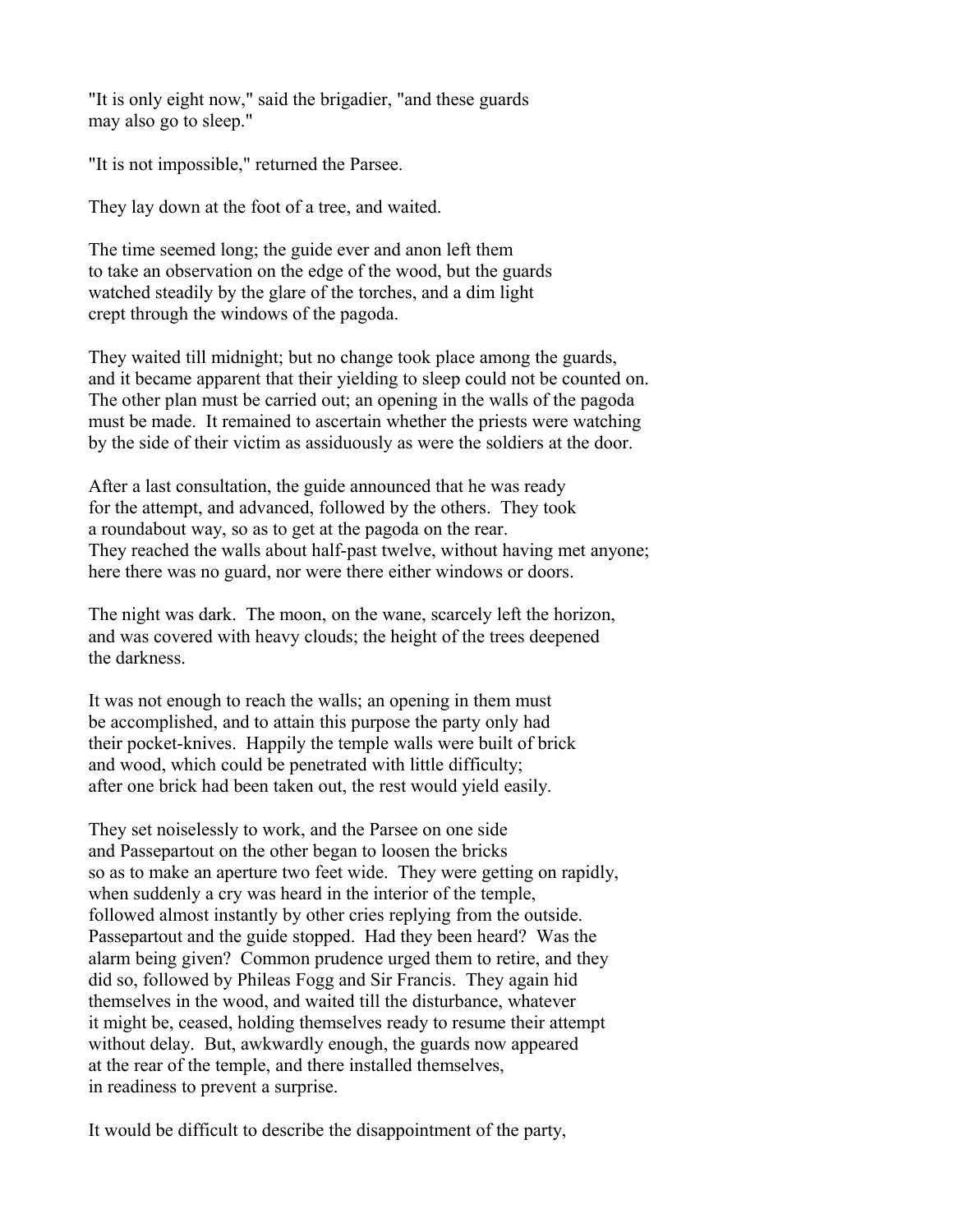"It is only eight now," said the brigadier, "and these guards may also go to sleep."

"It is not impossible," returned the Parsee.

They lay down at the foot of a tree, and waited.

The time seemed long; the guide ever and anon left them to take an observation on the edge of the wood, but the guards watched steadily by the glare of the torches, and a dim light crept through the windows of the pagoda.

They waited till midnight; but no change took place among the guards, and it became apparent that their yielding to sleep could not be counted on. The other plan must be carried out; an opening in the walls of the pagoda must be made. It remained to ascertain whether the priests were watching by the side of their victim as assiduously as were the soldiers at the door.

After a last consultation, the guide announced that he was ready for the attempt, and advanced, followed by the others. They took a roundabout way, so as to get at the pagoda on the rear. They reached the walls about half-past twelve, without having met anyone; here there was no guard, nor were there either windows or doors.

The night was dark. The moon, on the wane, scarcely left the horizon, and was covered with heavy clouds; the height of the trees deepened the darkness.

It was not enough to reach the walls; an opening in them must be accomplished, and to attain this purpose the party only had their pocket-knives. Happily the temple walls were built of brick and wood, which could be penetrated with little difficulty; after one brick had been taken out, the rest would yield easily.

They set noiselessly to work, and the Parsee on one side and Passepartout on the other began to loosen the bricks so as to make an aperture two feet wide. They were getting on rapidly, when suddenly a cry was heard in the interior of the temple, followed almost instantly by other cries replying from the outside. Passepartout and the guide stopped. Had they been heard? Was the alarm being given? Common prudence urged them to retire, and they did so, followed by Phileas Fogg and Sir Francis. They again hid themselves in the wood, and waited till the disturbance, whatever it might be, ceased, holding themselves ready to resume their attempt without delay. But, awkwardly enough, the guards now appeared at the rear of the temple, and there installed themselves, in readiness to prevent a surprise.

It would be difficult to describe the disappointment of the party,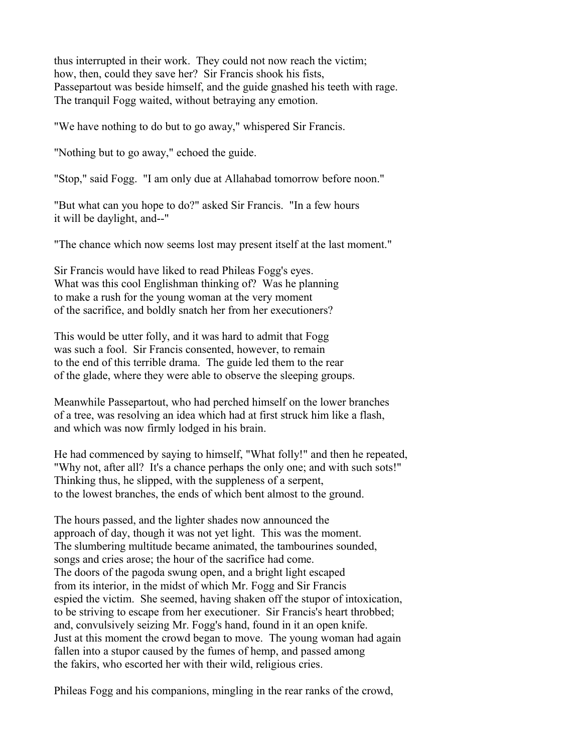thus interrupted in their work. They could not now reach the victim; how, then, could they save her? Sir Francis shook his fists, Passepartout was beside himself, and the guide gnashed his teeth with rage. The tranquil Fogg waited, without betraying any emotion.

"We have nothing to do but to go away," whispered Sir Francis.

"Nothing but to go away," echoed the guide.

"Stop," said Fogg. "I am only due at Allahabad tomorrow before noon."

"But what can you hope to do?" asked Sir Francis. "In a few hours it will be daylight, and--"

"The chance which now seems lost may present itself at the last moment."

Sir Francis would have liked to read Phileas Fogg's eyes. What was this cool Englishman thinking of? Was he planning to make a rush for the young woman at the very moment of the sacrifice, and boldly snatch her from her executioners?

This would be utter folly, and it was hard to admit that Fogg was such a fool. Sir Francis consented, however, to remain to the end of this terrible drama. The guide led them to the rear of the glade, where they were able to observe the sleeping groups.

Meanwhile Passepartout, who had perched himself on the lower branches of a tree, was resolving an idea which had at first struck him like a flash, and which was now firmly lodged in his brain.

He had commenced by saying to himself, "What folly!" and then he repeated, "Why not, after all? It's a chance perhaps the only one; and with such sots!" Thinking thus, he slipped, with the suppleness of a serpent, to the lowest branches, the ends of which bent almost to the ground.

The hours passed, and the lighter shades now announced the approach of day, though it was not yet light. This was the moment. The slumbering multitude became animated, the tambourines sounded, songs and cries arose; the hour of the sacrifice had come. The doors of the pagoda swung open, and a bright light escaped from its interior, in the midst of which Mr. Fogg and Sir Francis espied the victim. She seemed, having shaken off the stupor of intoxication, to be striving to escape from her executioner. Sir Francis's heart throbbed; and, convulsively seizing Mr. Fogg's hand, found in it an open knife. Just at this moment the crowd began to move. The young woman had again fallen into a stupor caused by the fumes of hemp, and passed among the fakirs, who escorted her with their wild, religious cries.

Phileas Fogg and his companions, mingling in the rear ranks of the crowd,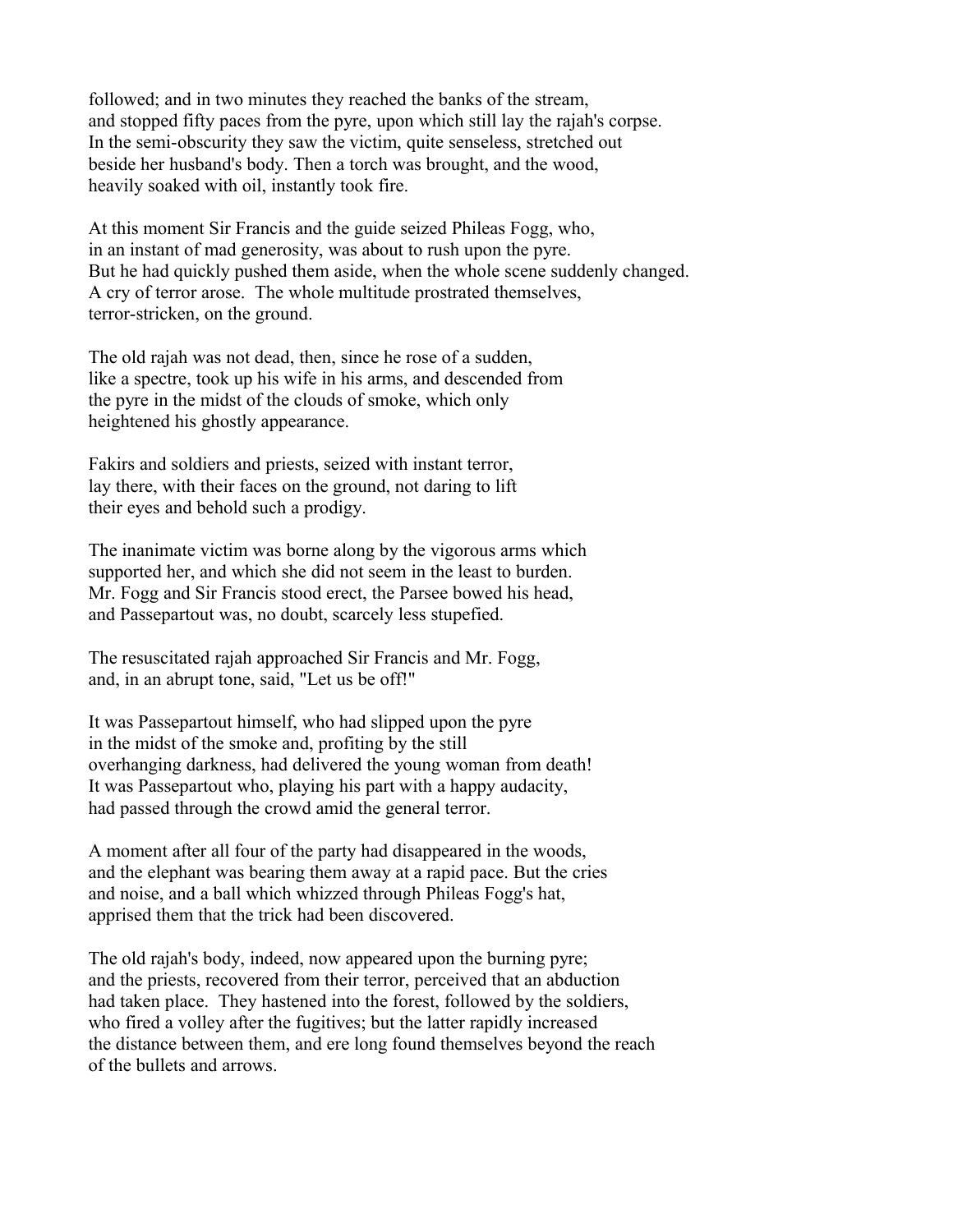followed; and in two minutes they reached the banks of the stream, and stopped fifty paces from the pyre, upon which still lay the rajah's corpse. In the semi-obscurity they saw the victim, quite senseless, stretched out beside her husband's body. Then a torch was brought, and the wood, heavily soaked with oil, instantly took fire.

At this moment Sir Francis and the guide seized Phileas Fogg, who, in an instant of mad generosity, was about to rush upon the pyre. But he had quickly pushed them aside, when the whole scene suddenly changed. A cry of terror arose. The whole multitude prostrated themselves, terror-stricken, on the ground.

The old rajah was not dead, then, since he rose of a sudden, like a spectre, took up his wife in his arms, and descended from the pyre in the midst of the clouds of smoke, which only heightened his ghostly appearance.

Fakirs and soldiers and priests, seized with instant terror, lay there, with their faces on the ground, not daring to lift their eyes and behold such a prodigy.

The inanimate victim was borne along by the vigorous arms which supported her, and which she did not seem in the least to burden. Mr. Fogg and Sir Francis stood erect, the Parsee bowed his head, and Passepartout was, no doubt, scarcely less stupefied.

The resuscitated rajah approached Sir Francis and Mr. Fogg, and, in an abrupt tone, said, "Let us be off!"

It was Passepartout himself, who had slipped upon the pyre in the midst of the smoke and, profiting by the still overhanging darkness, had delivered the young woman from death! It was Passepartout who, playing his part with a happy audacity, had passed through the crowd amid the general terror.

A moment after all four of the party had disappeared in the woods, and the elephant was bearing them away at a rapid pace. But the cries and noise, and a ball which whizzed through Phileas Fogg's hat, apprised them that the trick had been discovered.

The old rajah's body, indeed, now appeared upon the burning pyre; and the priests, recovered from their terror, perceived that an abduction had taken place. They hastened into the forest, followed by the soldiers, who fired a volley after the fugitives; but the latter rapidly increased the distance between them, and ere long found themselves beyond the reach of the bullets and arrows.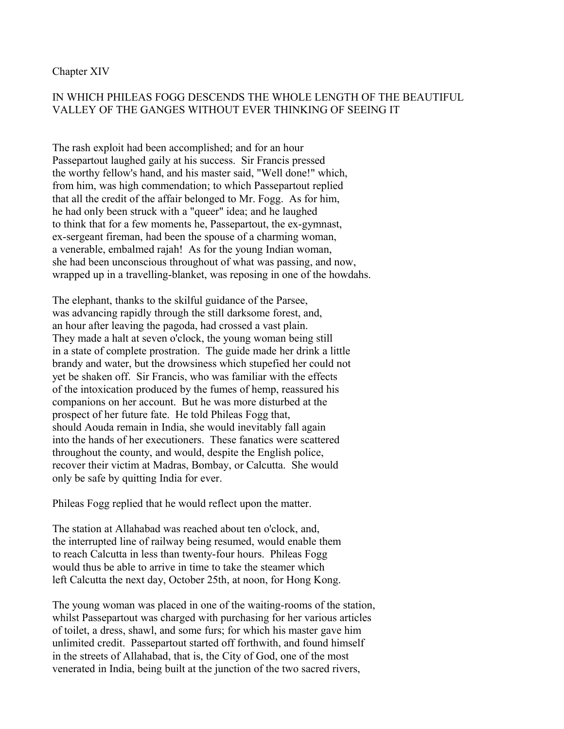## Chapter XIV

### IN WHICH PHILEAS FOGG DESCENDS THE WHOLE LENGTH OF THE BEAUTIFUL VALLEY OF THE GANGES WITHOUT EVER THINKING OF SEEING IT

The rash exploit had been accomplished; and for an hour Passepartout laughed gaily at his success. Sir Francis pressed the worthy fellow's hand, and his master said, "Well done!" which, from him, was high commendation; to which Passepartout replied that all the credit of the affair belonged to Mr. Fogg. As for him, he had only been struck with a "queer" idea; and he laughed to think that for a few moments he, Passepartout, the ex-gymnast, ex-sergeant fireman, had been the spouse of a charming woman, a venerable, embalmed rajah! As for the young Indian woman, she had been unconscious throughout of what was passing, and now, wrapped up in a travelling-blanket, was reposing in one of the howdahs.

The elephant, thanks to the skilful guidance of the Parsee, was advancing rapidly through the still darksome forest, and, an hour after leaving the pagoda, had crossed a vast plain. They made a halt at seven o'clock, the young woman being still in a state of complete prostration. The guide made her drink a little brandy and water, but the drowsiness which stupefied her could not yet be shaken off. Sir Francis, who was familiar with the effects of the intoxication produced by the fumes of hemp, reassured his companions on her account. But he was more disturbed at the prospect of her future fate. He told Phileas Fogg that, should Aouda remain in India, she would inevitably fall again into the hands of her executioners. These fanatics were scattered throughout the county, and would, despite the English police, recover their victim at Madras, Bombay, or Calcutta. She would only be safe by quitting India for ever.

Phileas Fogg replied that he would reflect upon the matter.

The station at Allahabad was reached about ten o'clock, and, the interrupted line of railway being resumed, would enable them to reach Calcutta in less than twenty-four hours. Phileas Fogg would thus be able to arrive in time to take the steamer which left Calcutta the next day, October 25th, at noon, for Hong Kong.

The young woman was placed in one of the waiting-rooms of the station, whilst Passepartout was charged with purchasing for her various articles of toilet, a dress, shawl, and some furs; for which his master gave him unlimited credit. Passepartout started off forthwith, and found himself in the streets of Allahabad, that is, the City of God, one of the most venerated in India, being built at the junction of the two sacred rivers,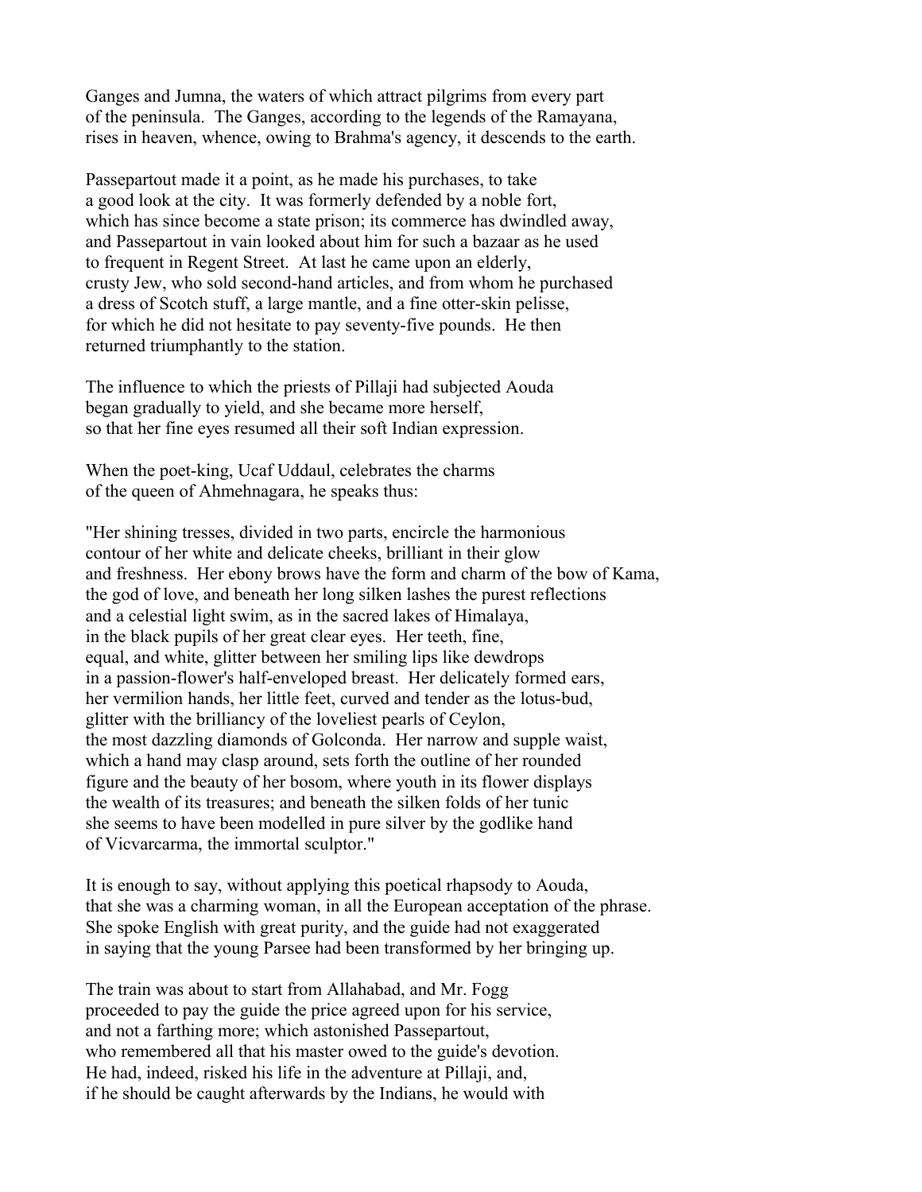Ganges and Jumna, the waters of which attract pilgrims from every part of the peninsula. The Ganges, according to the legends of the Ramayana, rises in heaven, whence, owing to Brahma's agency, it descends to the earth.

Passepartout made it a point, as he made his purchases, to take a good look at the city. It was formerly defended by a noble fort, which has since become a state prison; its commerce has dwindled away, and Passepartout in vain looked about him for such a bazaar as he used to frequent in Regent Street. At last he came upon an elderly, crusty Jew, who sold second-hand articles, and from whom he purchased a dress of Scotch stuff, a large mantle, and a fine otter-skin pelisse, for which he did not hesitate to pay seventy-five pounds. He then returned triumphantly to the station.

The influence to which the priests of Pillaji had subjected Aouda began gradually to yield, and she became more herself, so that her fine eyes resumed all their soft Indian expression.

When the poet-king, Ucaf Uddaul, celebrates the charms of the queen of Ahmehnagara, he speaks thus:

"Her shining tresses, divided in two parts, encircle the harmonious contour of her white and delicate cheeks, brilliant in their glow and freshness. Her ebony brows have the form and charm of the bow of Kama, the god of love, and beneath her long silken lashes the purest reflections and a celestial light swim, as in the sacred lakes of Himalaya, in the black pupils of her great clear eyes. Her teeth, fine, equal, and white, glitter between her smiling lips like dewdrops in a passion-flower's half-enveloped breast. Her delicately formed ears, her vermilion hands, her little feet, curved and tender as the lotus-bud, glitter with the brilliancy of the loveliest pearls of Ceylon, the most dazzling diamonds of Golconda. Her narrow and supple waist, which a hand may clasp around, sets forth the outline of her rounded figure and the beauty of her bosom, where youth in its flower displays the wealth of its treasures; and beneath the silken folds of her tunic she seems to have been modelled in pure silver by the godlike hand of Vicvarcarma, the immortal sculptor."

It is enough to say, without applying this poetical rhapsody to Aouda, that she was a charming woman, in all the European acceptation of the phrase. She spoke English with great purity, and the guide had not exaggerated in saying that the young Parsee had been transformed by her bringing up.

The train was about to start from Allahabad, and Mr. Fogg proceeded to pay the guide the price agreed upon for his service, and not a farthing more; which astonished Passepartout, who remembered all that his master owed to the guide's devotion. He had, indeed, risked his life in the adventure at Pillaji, and, if he should be caught afterwards by the Indians, he would with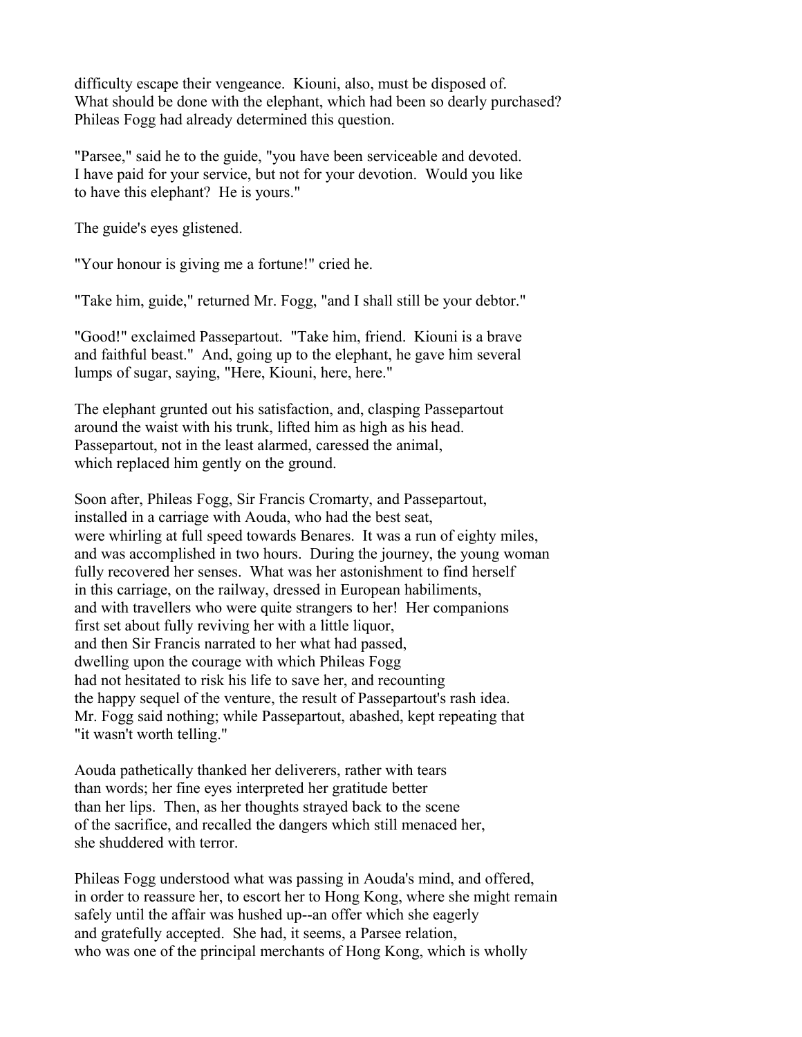difficulty escape their vengeance. Kiouni, also, must be disposed of. What should be done with the elephant, which had been so dearly purchased? Phileas Fogg had already determined this question.

"Parsee," said he to the guide, "you have been serviceable and devoted. I have paid for your service, but not for your devotion. Would you like to have this elephant? He is yours."

The guide's eyes glistened.

"Your honour is giving me a fortune!" cried he.

"Take him, guide," returned Mr. Fogg, "and I shall still be your debtor."

"Good!" exclaimed Passepartout. "Take him, friend. Kiouni is a brave and faithful beast." And, going up to the elephant, he gave him several lumps of sugar, saying, "Here, Kiouni, here, here."

The elephant grunted out his satisfaction, and, clasping Passepartout around the waist with his trunk, lifted him as high as his head. Passepartout, not in the least alarmed, caressed the animal, which replaced him gently on the ground.

Soon after, Phileas Fogg, Sir Francis Cromarty, and Passepartout, installed in a carriage with Aouda, who had the best seat, were whirling at full speed towards Benares. It was a run of eighty miles, and was accomplished in two hours. During the journey, the young woman fully recovered her senses. What was her astonishment to find herself in this carriage, on the railway, dressed in European habiliments, and with travellers who were quite strangers to her! Her companions first set about fully reviving her with a little liquor, and then Sir Francis narrated to her what had passed, dwelling upon the courage with which Phileas Fogg had not hesitated to risk his life to save her, and recounting the happy sequel of the venture, the result of Passepartout's rash idea. Mr. Fogg said nothing; while Passepartout, abashed, kept repeating that "it wasn't worth telling."

Aouda pathetically thanked her deliverers, rather with tears than words; her fine eyes interpreted her gratitude better than her lips. Then, as her thoughts strayed back to the scene of the sacrifice, and recalled the dangers which still menaced her, she shuddered with terror.

Phileas Fogg understood what was passing in Aouda's mind, and offered, in order to reassure her, to escort her to Hong Kong, where she might remain safely until the affair was hushed up--an offer which she eagerly and gratefully accepted. She had, it seems, a Parsee relation, who was one of the principal merchants of Hong Kong, which is wholly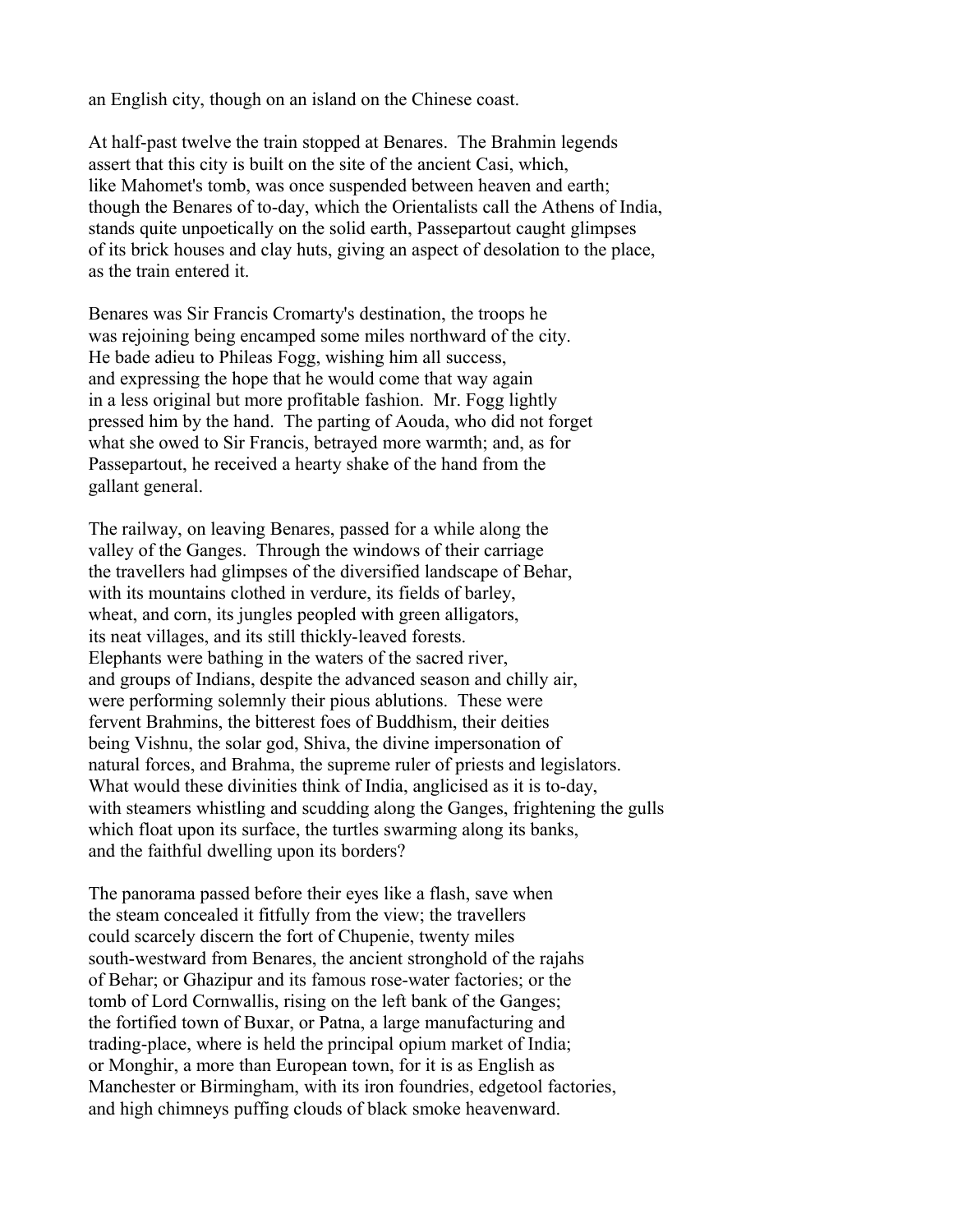an English city, though on an island on the Chinese coast.

At half-past twelve the train stopped at Benares. The Brahmin legends assert that this city is built on the site of the ancient Casi, which, like Mahomet's tomb, was once suspended between heaven and earth; though the Benares of to-day, which the Orientalists call the Athens of India, stands quite unpoetically on the solid earth, Passepartout caught glimpses of its brick houses and clay huts, giving an aspect of desolation to the place, as the train entered it.

Benares was Sir Francis Cromarty's destination, the troops he was rejoining being encamped some miles northward of the city. He bade adieu to Phileas Fogg, wishing him all success, and expressing the hope that he would come that way again in a less original but more profitable fashion. Mr. Fogg lightly pressed him by the hand. The parting of Aouda, who did not forget what she owed to Sir Francis, betrayed more warmth; and, as for Passepartout, he received a hearty shake of the hand from the gallant general.

The railway, on leaving Benares, passed for a while along the valley of the Ganges. Through the windows of their carriage the travellers had glimpses of the diversified landscape of Behar, with its mountains clothed in verdure, its fields of barley, wheat, and corn, its jungles peopled with green alligators, its neat villages, and its still thickly-leaved forests. Elephants were bathing in the waters of the sacred river, and groups of Indians, despite the advanced season and chilly air, were performing solemnly their pious ablutions. These were fervent Brahmins, the bitterest foes of Buddhism, their deities being Vishnu, the solar god, Shiva, the divine impersonation of natural forces, and Brahma, the supreme ruler of priests and legislators. What would these divinities think of India, anglicised as it is to-day, with steamers whistling and scudding along the Ganges, frightening the gulls which float upon its surface, the turtles swarming along its banks, and the faithful dwelling upon its borders?

The panorama passed before their eyes like a flash, save when the steam concealed it fitfully from the view; the travellers could scarcely discern the fort of Chupenie, twenty miles south-westward from Benares, the ancient stronghold of the rajahs of Behar; or Ghazipur and its famous rose-water factories; or the tomb of Lord Cornwallis, rising on the left bank of the Ganges; the fortified town of Buxar, or Patna, a large manufacturing and trading-place, where is held the principal opium market of India; or Monghir, a more than European town, for it is as English as Manchester or Birmingham, with its iron foundries, edgetool factories, and high chimneys puffing clouds of black smoke heavenward.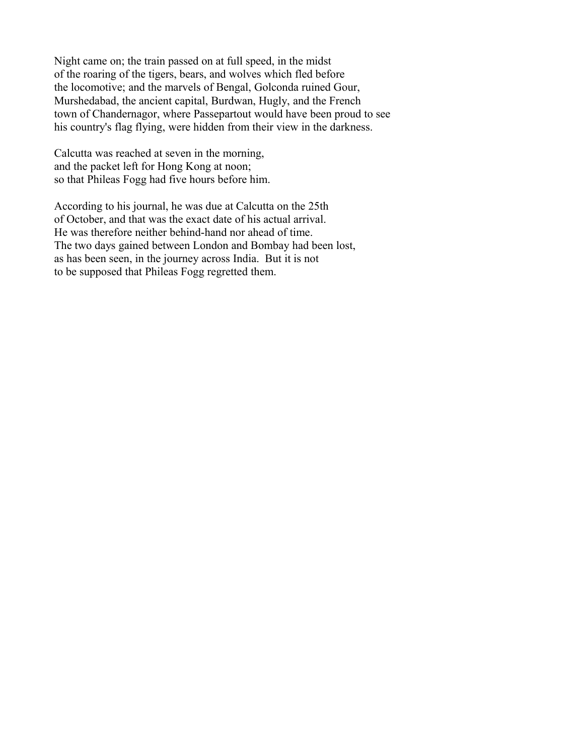Night came on; the train passed on at full speed, in the midst of the roaring of the tigers, bears, and wolves which fled before the locomotive; and the marvels of Bengal, Golconda ruined Gour, Murshedabad, the ancient capital, Burdwan, Hugly, and the French town of Chandernagor, where Passepartout would have been proud to see his country's flag flying, were hidden from their view in the darkness.

Calcutta was reached at seven in the morning, and the packet left for Hong Kong at noon; so that Phileas Fogg had five hours before him.

According to his journal, he was due at Calcutta on the 25th of October, and that was the exact date of his actual arrival. He was therefore neither behind-hand nor ahead of time. The two days gained between London and Bombay had been lost, as has been seen, in the journey across India. But it is not to be supposed that Phileas Fogg regretted them.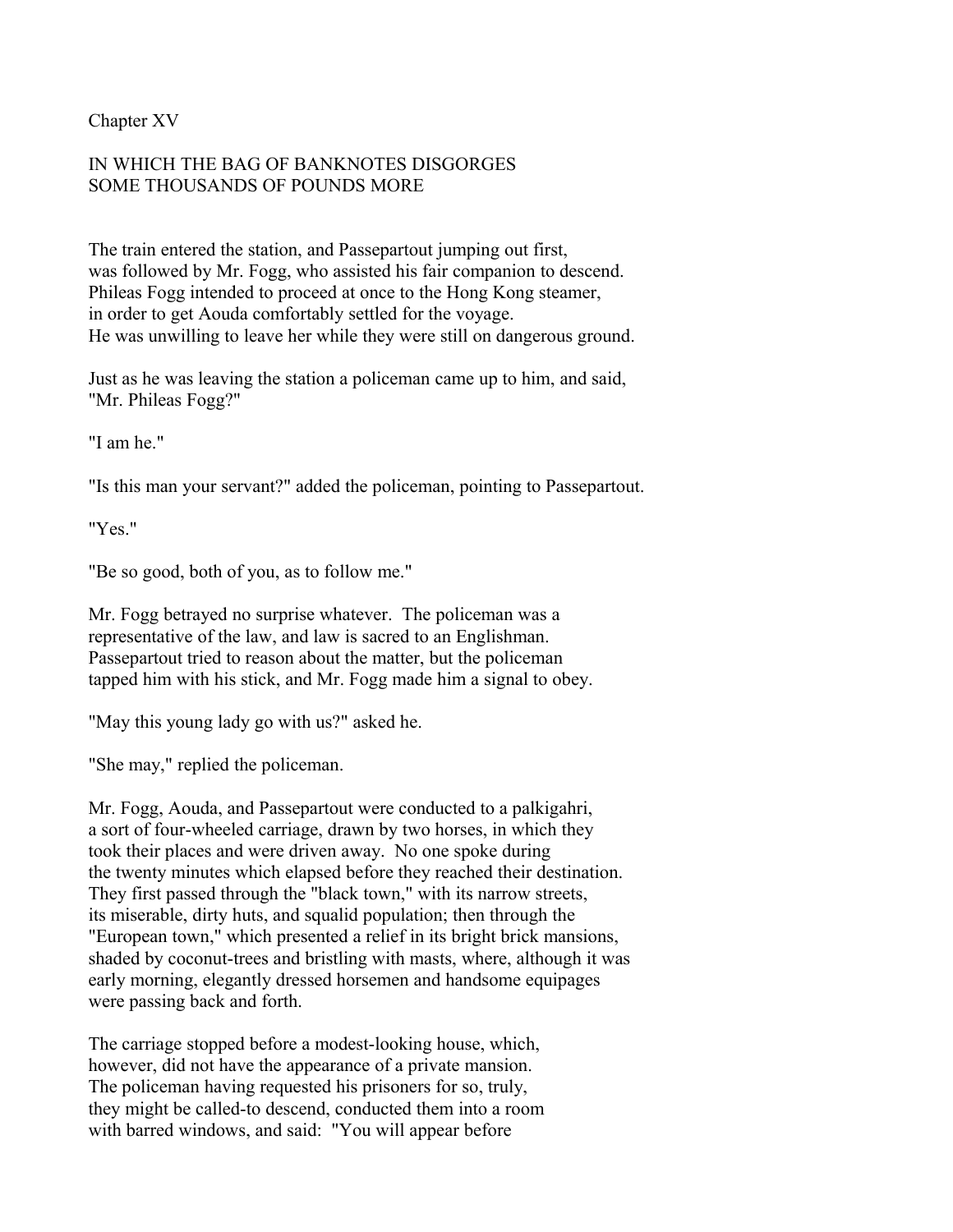## Chapter XV

## IN WHICH THE BAG OF BANKNOTES DISGORGES SOME THOUSANDS OF POUNDS MORE

The train entered the station, and Passepartout jumping out first, was followed by Mr. Fogg, who assisted his fair companion to descend. Phileas Fogg intended to proceed at once to the Hong Kong steamer, in order to get Aouda comfortably settled for the voyage. He was unwilling to leave her while they were still on dangerous ground.

Just as he was leaving the station a policeman came up to him, and said, "Mr. Phileas Fogg?"

"I am he."

"Is this man your servant?" added the policeman, pointing to Passepartout.

"Yes."

"Be so good, both of you, as to follow me."

Mr. Fogg betrayed no surprise whatever. The policeman was a representative of the law, and law is sacred to an Englishman. Passepartout tried to reason about the matter, but the policeman tapped him with his stick, and Mr. Fogg made him a signal to obey.

"May this young lady go with us?" asked he.

"She may," replied the policeman.

Mr. Fogg, Aouda, and Passepartout were conducted to a palkigahri, a sort of four-wheeled carriage, drawn by two horses, in which they took their places and were driven away. No one spoke during the twenty minutes which elapsed before they reached their destination. They first passed through the "black town," with its narrow streets, its miserable, dirty huts, and squalid population; then through the "European town," which presented a relief in its bright brick mansions, shaded by coconut-trees and bristling with masts, where, although it was early morning, elegantly dressed horsemen and handsome equipages were passing back and forth.

The carriage stopped before a modest-looking house, which, however, did not have the appearance of a private mansion. The policeman having requested his prisoners for so, truly, they might be called-to descend, conducted them into a room with barred windows, and said: "You will appear before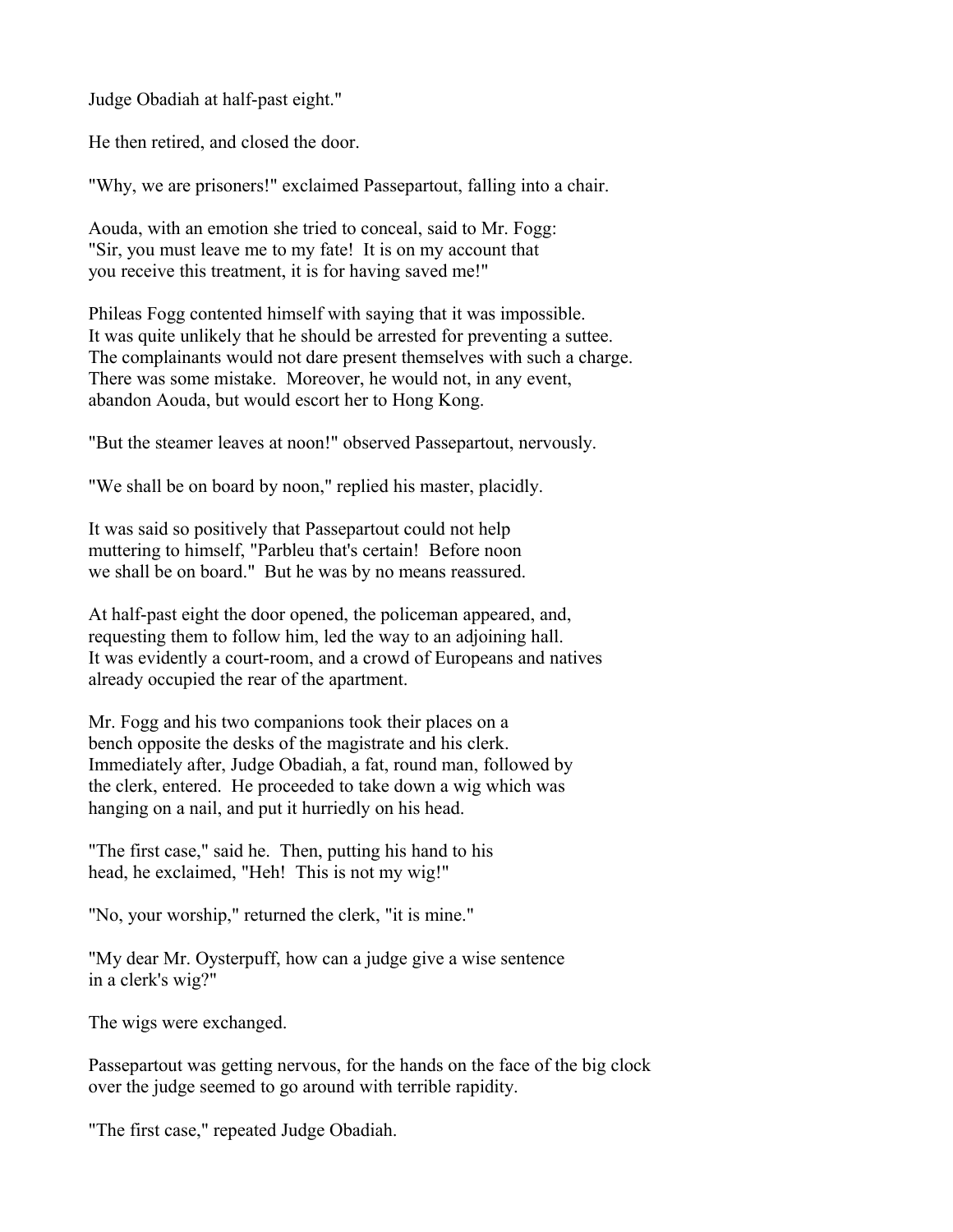Judge Obadiah at half-past eight."

He then retired, and closed the door.

"Why, we are prisoners!" exclaimed Passepartout, falling into a chair.

Aouda, with an emotion she tried to conceal, said to Mr. Fogg: "Sir, you must leave me to my fate! It is on my account that you receive this treatment, it is for having saved me!"

Phileas Fogg contented himself with saying that it was impossible. It was quite unlikely that he should be arrested for preventing a suttee. The complainants would not dare present themselves with such a charge. There was some mistake. Moreover, he would not, in any event, abandon Aouda, but would escort her to Hong Kong.

"But the steamer leaves at noon!" observed Passepartout, nervously.

"We shall be on board by noon," replied his master, placidly.

It was said so positively that Passepartout could not help muttering to himself, "Parbleu that's certain! Before noon we shall be on board." But he was by no means reassured.

At half-past eight the door opened, the policeman appeared, and, requesting them to follow him, led the way to an adjoining hall. It was evidently a court-room, and a crowd of Europeans and natives already occupied the rear of the apartment.

Mr. Fogg and his two companions took their places on a bench opposite the desks of the magistrate and his clerk. Immediately after, Judge Obadiah, a fat, round man, followed by the clerk, entered. He proceeded to take down a wig which was hanging on a nail, and put it hurriedly on his head.

"The first case," said he. Then, putting his hand to his head, he exclaimed, "Heh! This is not my wig!"

"No, your worship," returned the clerk, "it is mine."

"My dear Mr. Oysterpuff, how can a judge give a wise sentence in a clerk's wig?"

The wigs were exchanged.

Passepartout was getting nervous, for the hands on the face of the big clock over the judge seemed to go around with terrible rapidity.

"The first case," repeated Judge Obadiah.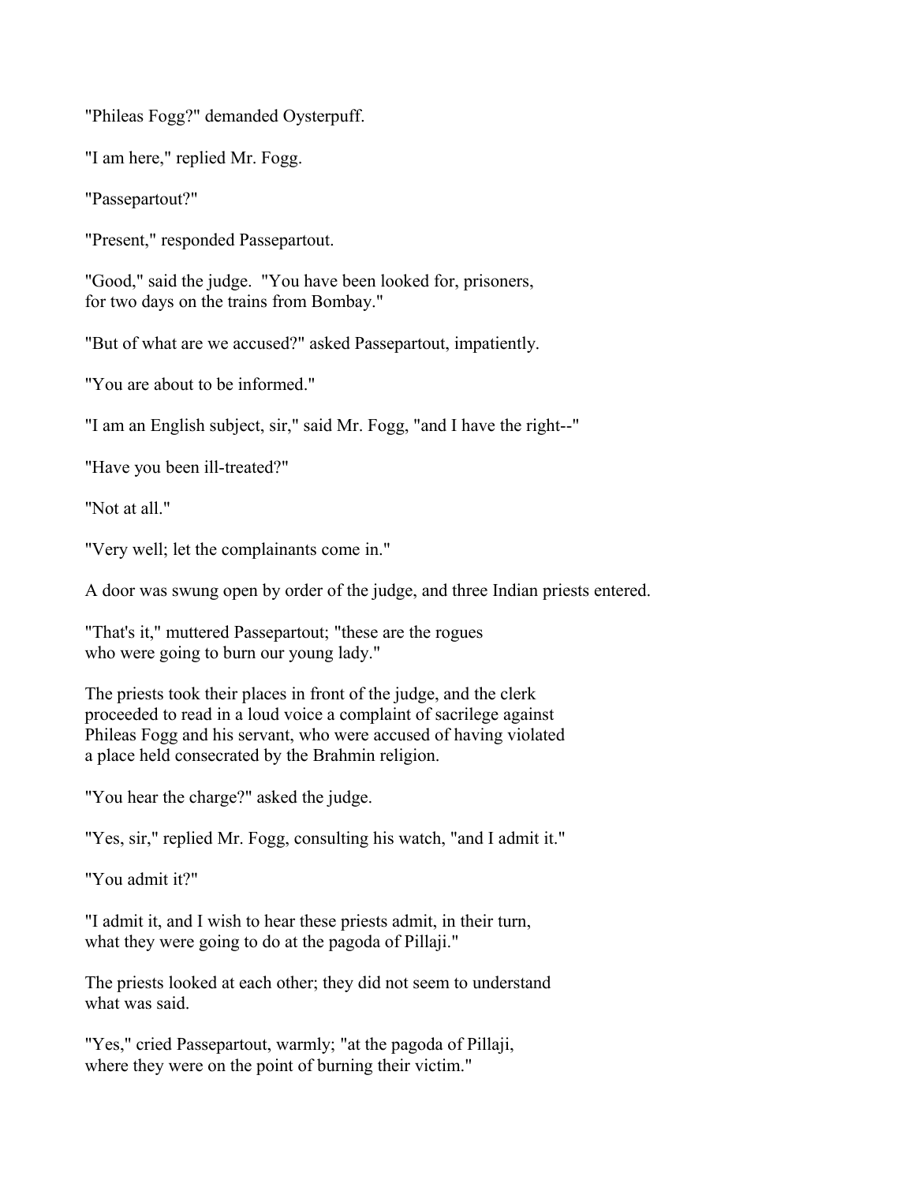"Phileas Fogg?" demanded Oysterpuff.

"I am here," replied Mr. Fogg.

"Passepartout?"

"Present," responded Passepartout.

"Good," said the judge. "You have been looked for, prisoners, for two days on the trains from Bombay."

"But of what are we accused?" asked Passepartout, impatiently.

"You are about to be informed."

"I am an English subject, sir," said Mr. Fogg, "and I have the right--"

"Have you been ill-treated?"

"Not at all."

"Very well; let the complainants come in."

A door was swung open by order of the judge, and three Indian priests entered.

"That's it," muttered Passepartout; "these are the rogues who were going to burn our young lady."

The priests took their places in front of the judge, and the clerk proceeded to read in a loud voice a complaint of sacrilege against Phileas Fogg and his servant, who were accused of having violated a place held consecrated by the Brahmin religion.

"You hear the charge?" asked the judge.

"Yes, sir," replied Mr. Fogg, consulting his watch, "and I admit it."

"You admit it?"

"I admit it, and I wish to hear these priests admit, in their turn, what they were going to do at the pagoda of Pillaji."

The priests looked at each other; they did not seem to understand what was said.

"Yes," cried Passepartout, warmly; "at the pagoda of Pillaji, where they were on the point of burning their victim."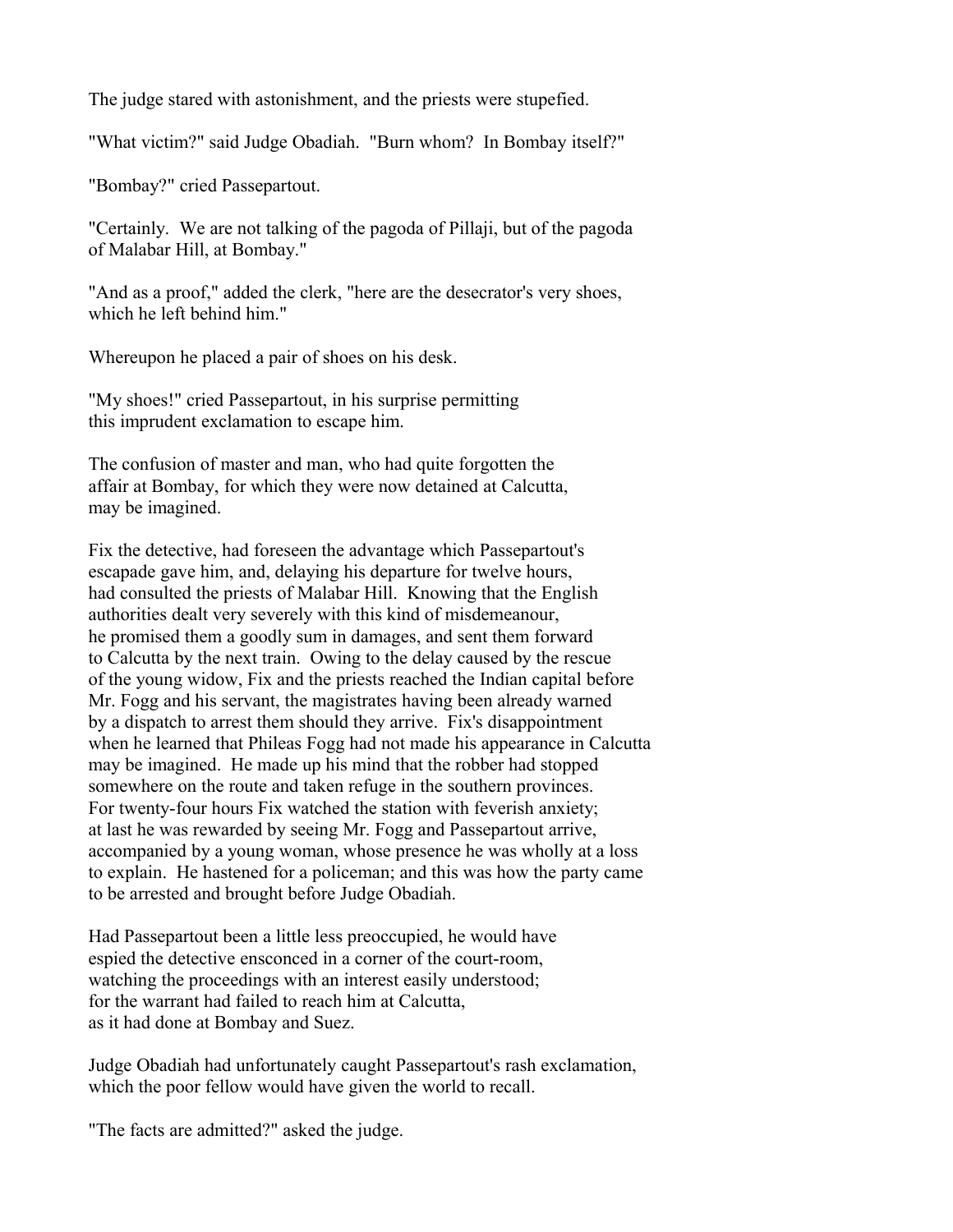The judge stared with astonishment, and the priests were stupefied.

"What victim?" said Judge Obadiah. "Burn whom? In Bombay itself?"

"Bombay?" cried Passepartout.

"Certainly. We are not talking of the pagoda of Pillaji, but of the pagoda of Malabar Hill, at Bombay."

"And as a proof," added the clerk, "here are the desecrator's very shoes, which he left behind him."

Whereupon he placed a pair of shoes on his desk.

"My shoes!" cried Passepartout, in his surprise permitting this imprudent exclamation to escape him.

The confusion of master and man, who had quite forgotten the affair at Bombay, for which they were now detained at Calcutta, may be imagined.

Fix the detective, had foreseen the advantage which Passepartout's escapade gave him, and, delaying his departure for twelve hours, had consulted the priests of Malabar Hill. Knowing that the English authorities dealt very severely with this kind of misdemeanour, he promised them a goodly sum in damages, and sent them forward to Calcutta by the next train. Owing to the delay caused by the rescue of the young widow, Fix and the priests reached the Indian capital before Mr. Fogg and his servant, the magistrates having been already warned by a dispatch to arrest them should they arrive. Fix's disappointment when he learned that Phileas Fogg had not made his appearance in Calcutta may be imagined. He made up his mind that the robber had stopped somewhere on the route and taken refuge in the southern provinces. For twenty-four hours Fix watched the station with feverish anxiety; at last he was rewarded by seeing Mr. Fogg and Passepartout arrive, accompanied by a young woman, whose presence he was wholly at a loss to explain. He hastened for a policeman; and this was how the party came to be arrested and brought before Judge Obadiah.

Had Passepartout been a little less preoccupied, he would have espied the detective ensconced in a corner of the court-room, watching the proceedings with an interest easily understood; for the warrant had failed to reach him at Calcutta, as it had done at Bombay and Suez.

Judge Obadiah had unfortunately caught Passepartout's rash exclamation, which the poor fellow would have given the world to recall.

"The facts are admitted?" asked the judge.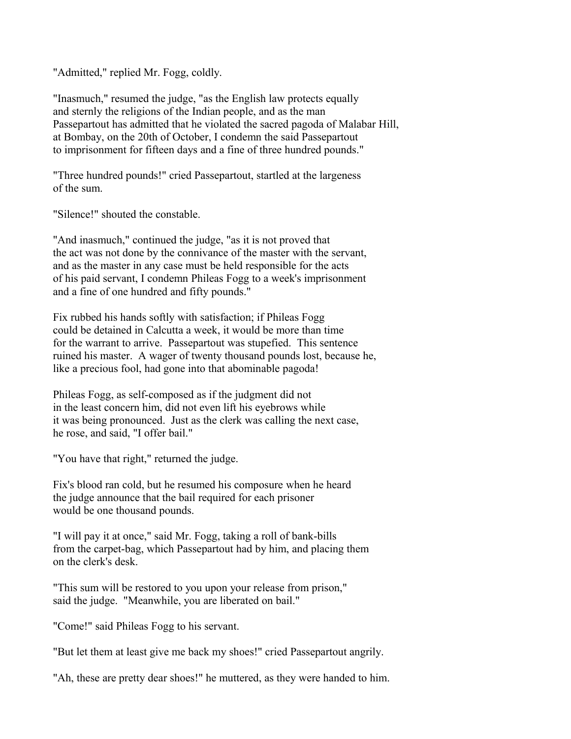"Admitted," replied Mr. Fogg, coldly.

"Inasmuch," resumed the judge, "as the English law protects equally and sternly the religions of the Indian people, and as the man Passepartout has admitted that he violated the sacred pagoda of Malabar Hill, at Bombay, on the 20th of October, I condemn the said Passepartout to imprisonment for fifteen days and a fine of three hundred pounds."

"Three hundred pounds!" cried Passepartout, startled at the largeness of the sum.

"Silence!" shouted the constable.

"And inasmuch," continued the judge, "as it is not proved that the act was not done by the connivance of the master with the servant, and as the master in any case must be held responsible for the acts of his paid servant, I condemn Phileas Fogg to a week's imprisonment and a fine of one hundred and fifty pounds."

Fix rubbed his hands softly with satisfaction; if Phileas Fogg could be detained in Calcutta a week, it would be more than time for the warrant to arrive. Passepartout was stupefied. This sentence ruined his master. A wager of twenty thousand pounds lost, because he, like a precious fool, had gone into that abominable pagoda!

Phileas Fogg, as self-composed as if the judgment did not in the least concern him, did not even lift his eyebrows while it was being pronounced. Just as the clerk was calling the next case, he rose, and said, "I offer bail."

"You have that right," returned the judge.

Fix's blood ran cold, but he resumed his composure when he heard the judge announce that the bail required for each prisoner would be one thousand pounds.

"I will pay it at once," said Mr. Fogg, taking a roll of bank-bills from the carpet-bag, which Passepartout had by him, and placing them on the clerk's desk.

"This sum will be restored to you upon your release from prison," said the judge. "Meanwhile, you are liberated on bail."

"Come!" said Phileas Fogg to his servant.

"But let them at least give me back my shoes!" cried Passepartout angrily.

"Ah, these are pretty dear shoes!" he muttered, as they were handed to him.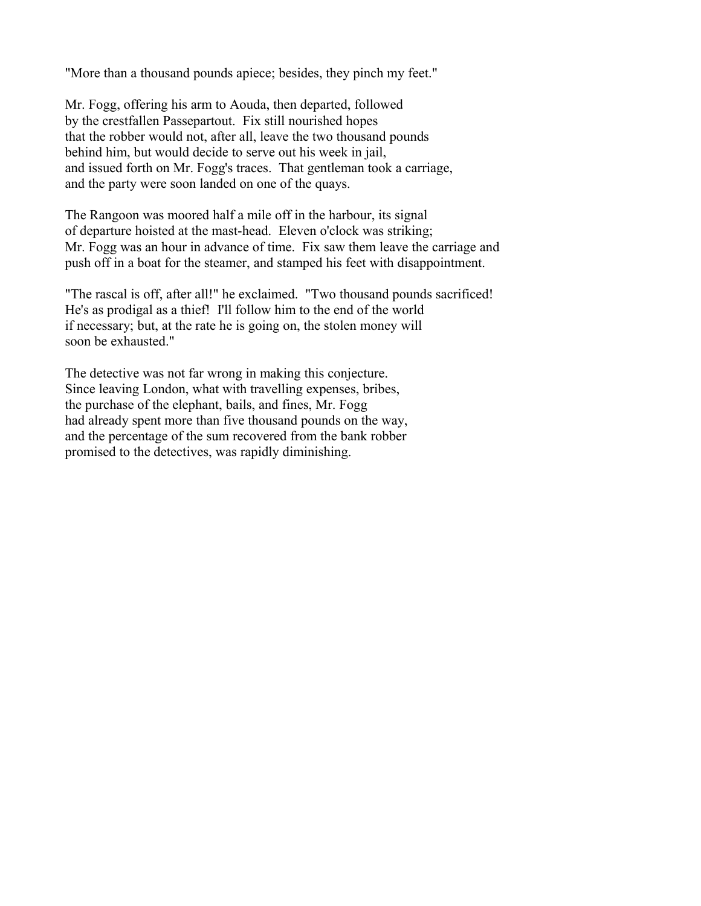"More than a thousand pounds apiece; besides, they pinch my feet."

Mr. Fogg, offering his arm to Aouda, then departed, followed by the crestfallen Passepartout. Fix still nourished hopes that the robber would not, after all, leave the two thousand pounds behind him, but would decide to serve out his week in jail, and issued forth on Mr. Fogg's traces. That gentleman took a carriage, and the party were soon landed on one of the quays.

The Rangoon was moored half a mile off in the harbour, its signal of departure hoisted at the mast-head. Eleven o'clock was striking; Mr. Fogg was an hour in advance of time. Fix saw them leave the carriage and push off in a boat for the steamer, and stamped his feet with disappointment.

"The rascal is off, after all!" he exclaimed. "Two thousand pounds sacrificed! He's as prodigal as a thief! I'll follow him to the end of the world if necessary; but, at the rate he is going on, the stolen money will soon be exhausted."

The detective was not far wrong in making this conjecture. Since leaving London, what with travelling expenses, bribes, the purchase of the elephant, bails, and fines, Mr. Fogg had already spent more than five thousand pounds on the way, and the percentage of the sum recovered from the bank robber promised to the detectives, was rapidly diminishing.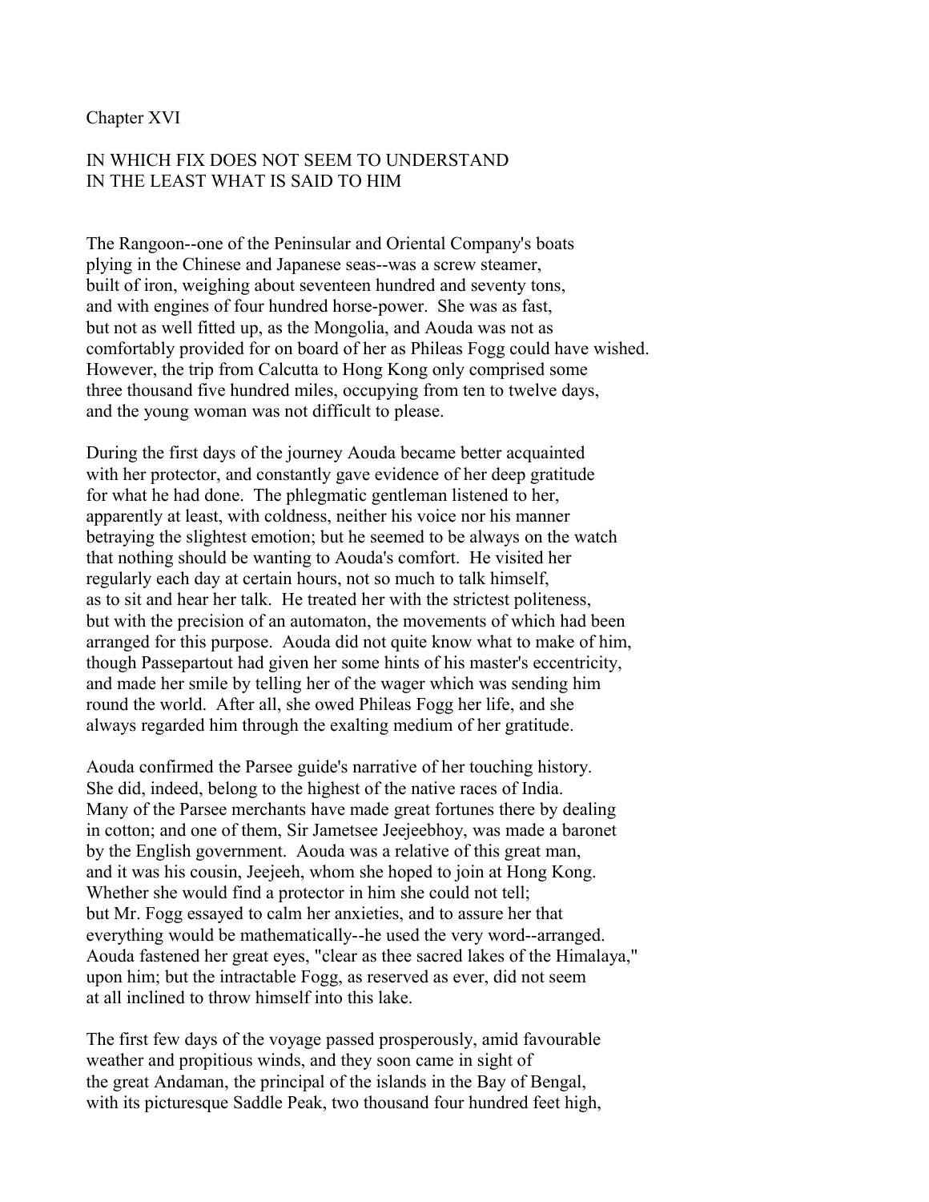## Chapter XVI

### IN WHICH FIX DOES NOT SEEM TO UNDERSTAND IN THE LEAST WHAT IS SAID TO HIM

The Rangoon--one of the Peninsular and Oriental Company's boats plying in the Chinese and Japanese seas--was a screw steamer, built of iron, weighing about seventeen hundred and seventy tons, and with engines of four hundred horse-power. She was as fast, but not as well fitted up, as the Mongolia, and Aouda was not as comfortably provided for on board of her as Phileas Fogg could have wished. However, the trip from Calcutta to Hong Kong only comprised some three thousand five hundred miles, occupying from ten to twelve days, and the young woman was not difficult to please.

During the first days of the journey Aouda became better acquainted with her protector, and constantly gave evidence of her deep gratitude for what he had done. The phlegmatic gentleman listened to her, apparently at least, with coldness, neither his voice nor his manner betraying the slightest emotion; but he seemed to be always on the watch that nothing should be wanting to Aouda's comfort. He visited her regularly each day at certain hours, not so much to talk himself, as to sit and hear her talk. He treated her with the strictest politeness, but with the precision of an automaton, the movements of which had been arranged for this purpose. Aouda did not quite know what to make of him, though Passepartout had given her some hints of his master's eccentricity, and made her smile by telling her of the wager which was sending him round the world. After all, she owed Phileas Fogg her life, and she always regarded him through the exalting medium of her gratitude.

Aouda confirmed the Parsee guide's narrative of her touching history. She did, indeed, belong to the highest of the native races of India. Many of the Parsee merchants have made great fortunes there by dealing in cotton; and one of them, Sir Jametsee Jeejeebhoy, was made a baronet by the English government. Aouda was a relative of this great man, and it was his cousin, Jeejeeh, whom she hoped to join at Hong Kong. Whether she would find a protector in him she could not tell; but Mr. Fogg essayed to calm her anxieties, and to assure her that everything would be mathematically--he used the very word--arranged. Aouda fastened her great eyes, "clear as thee sacred lakes of the Himalaya," upon him; but the intractable Fogg, as reserved as ever, did not seem at all inclined to throw himself into this lake.

The first few days of the voyage passed prosperously, amid favourable weather and propitious winds, and they soon came in sight of the great Andaman, the principal of the islands in the Bay of Bengal, with its picturesque Saddle Peak, two thousand four hundred feet high,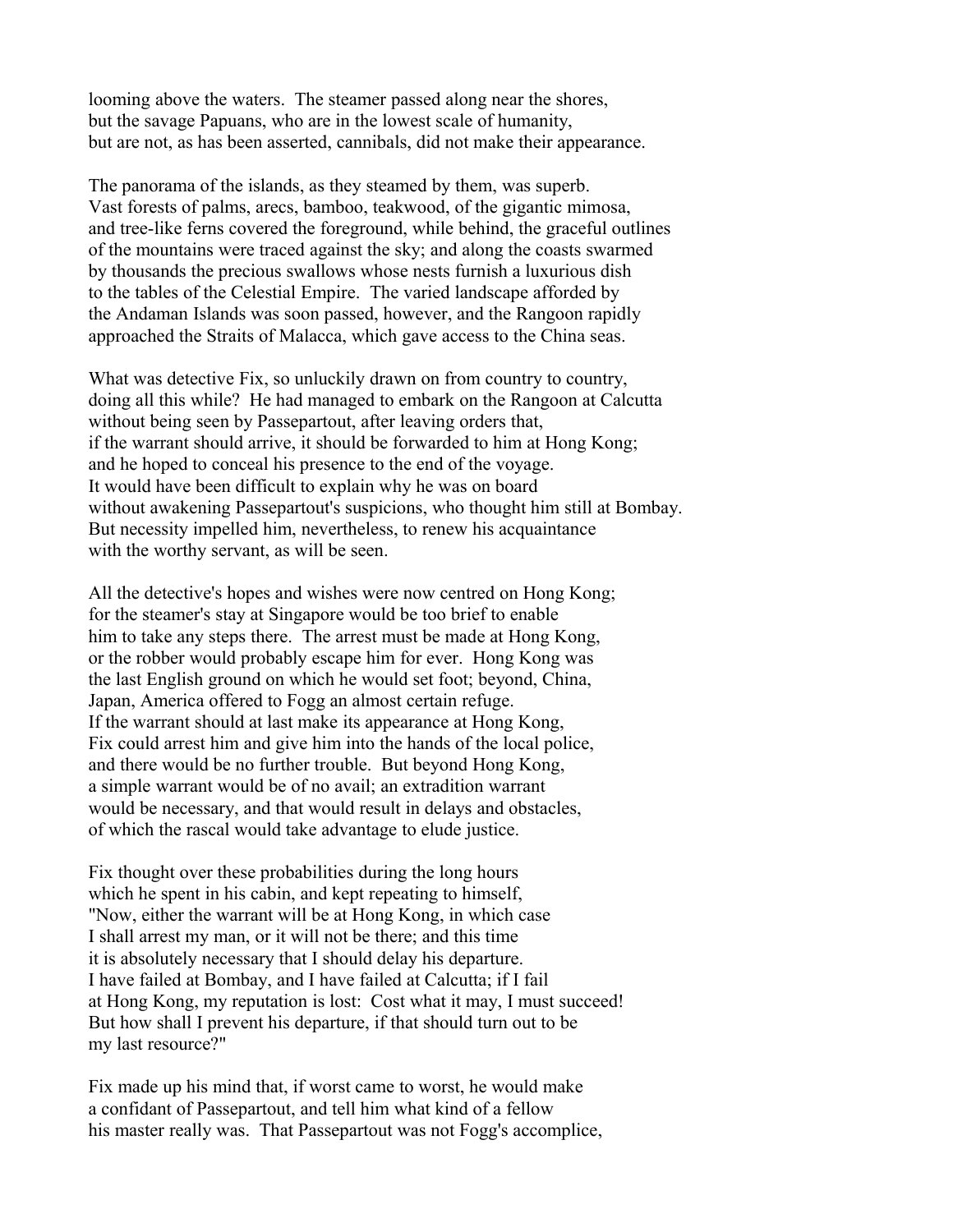looming above the waters. The steamer passed along near the shores, but the savage Papuans, who are in the lowest scale of humanity, but are not, as has been asserted, cannibals, did not make their appearance.

The panorama of the islands, as they steamed by them, was superb. Vast forests of palms, arecs, bamboo, teakwood, of the gigantic mimosa, and tree-like ferns covered the foreground, while behind, the graceful outlines of the mountains were traced against the sky; and along the coasts swarmed by thousands the precious swallows whose nests furnish a luxurious dish to the tables of the Celestial Empire. The varied landscape afforded by the Andaman Islands was soon passed, however, and the Rangoon rapidly approached the Straits of Malacca, which gave access to the China seas.

What was detective Fix, so unluckily drawn on from country to country, doing all this while? He had managed to embark on the Rangoon at Calcutta without being seen by Passepartout, after leaving orders that, if the warrant should arrive, it should be forwarded to him at Hong Kong; and he hoped to conceal his presence to the end of the voyage. It would have been difficult to explain why he was on board without awakening Passepartout's suspicions, who thought him still at Bombay. But necessity impelled him, nevertheless, to renew his acquaintance with the worthy servant, as will be seen.

All the detective's hopes and wishes were now centred on Hong Kong; for the steamer's stay at Singapore would be too brief to enable him to take any steps there. The arrest must be made at Hong Kong, or the robber would probably escape him for ever. Hong Kong was the last English ground on which he would set foot; beyond, China, Japan, America offered to Fogg an almost certain refuge. If the warrant should at last make its appearance at Hong Kong, Fix could arrest him and give him into the hands of the local police, and there would be no further trouble. But beyond Hong Kong, a simple warrant would be of no avail; an extradition warrant would be necessary, and that would result in delays and obstacles, of which the rascal would take advantage to elude justice.

Fix thought over these probabilities during the long hours which he spent in his cabin, and kept repeating to himself, "Now, either the warrant will be at Hong Kong, in which case I shall arrest my man, or it will not be there; and this time it is absolutely necessary that I should delay his departure. I have failed at Bombay, and I have failed at Calcutta; if I fail at Hong Kong, my reputation is lost: Cost what it may, I must succeed! But how shall I prevent his departure, if that should turn out to be my last resource?"

Fix made up his mind that, if worst came to worst, he would make a confidant of Passepartout, and tell him what kind of a fellow his master really was. That Passepartout was not Fogg's accomplice,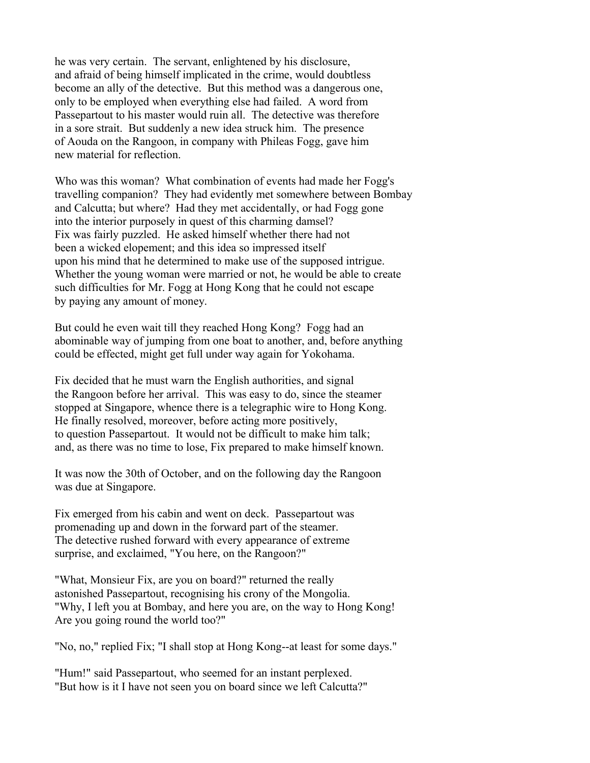he was very certain. The servant, enlightened by his disclosure, and afraid of being himself implicated in the crime, would doubtless become an ally of the detective. But this method was a dangerous one, only to be employed when everything else had failed. A word from Passepartout to his master would ruin all. The detective was therefore in a sore strait. But suddenly a new idea struck him. The presence of Aouda on the Rangoon, in company with Phileas Fogg, gave him new material for reflection.

Who was this woman? What combination of events had made her Fogg's travelling companion? They had evidently met somewhere between Bombay and Calcutta; but where? Had they met accidentally, or had Fogg gone into the interior purposely in quest of this charming damsel? Fix was fairly puzzled. He asked himself whether there had not been a wicked elopement; and this idea so impressed itself upon his mind that he determined to make use of the supposed intrigue. Whether the young woman were married or not, he would be able to create such difficulties for Mr. Fogg at Hong Kong that he could not escape by paying any amount of money.

But could he even wait till they reached Hong Kong? Fogg had an abominable way of jumping from one boat to another, and, before anything could be effected, might get full under way again for Yokohama.

Fix decided that he must warn the English authorities, and signal the Rangoon before her arrival. This was easy to do, since the steamer stopped at Singapore, whence there is a telegraphic wire to Hong Kong. He finally resolved, moreover, before acting more positively, to question Passepartout. It would not be difficult to make him talk; and, as there was no time to lose, Fix prepared to make himself known.

It was now the 30th of October, and on the following day the Rangoon was due at Singapore.

Fix emerged from his cabin and went on deck. Passepartout was promenading up and down in the forward part of the steamer. The detective rushed forward with every appearance of extreme surprise, and exclaimed, "You here, on the Rangoon?"

"What, Monsieur Fix, are you on board?" returned the really astonished Passepartout, recognising his crony of the Mongolia. "Why, I left you at Bombay, and here you are, on the way to Hong Kong! Are you going round the world too?"

"No, no," replied Fix; "I shall stop at Hong Kong--at least for some days."

"Hum!" said Passepartout, who seemed for an instant perplexed. "But how is it I have not seen you on board since we left Calcutta?"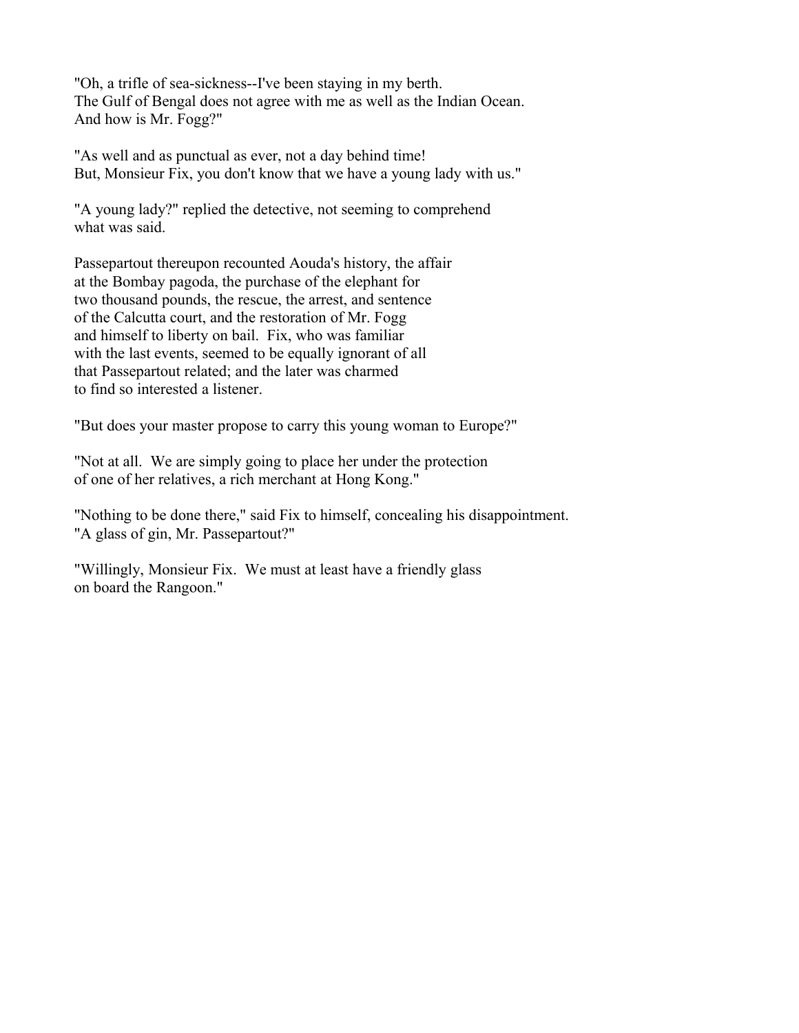"Oh, a trifle of sea-sickness--I've been staying in my berth. The Gulf of Bengal does not agree with me as well as the Indian Ocean. And how is Mr. Fogg?"

"As well and as punctual as ever, not a day behind time! But, Monsieur Fix, you don't know that we have a young lady with us."

"A young lady?" replied the detective, not seeming to comprehend what was said.

Passepartout thereupon recounted Aouda's history, the affair at the Bombay pagoda, the purchase of the elephant for two thousand pounds, the rescue, the arrest, and sentence of the Calcutta court, and the restoration of Mr. Fogg and himself to liberty on bail. Fix, who was familiar with the last events, seemed to be equally ignorant of all that Passepartout related; and the later was charmed to find so interested a listener.

"But does your master propose to carry this young woman to Europe?"

"Not at all. We are simply going to place her under the protection of one of her relatives, a rich merchant at Hong Kong."

"Nothing to be done there," said Fix to himself, concealing his disappointment. "A glass of gin, Mr. Passepartout?"

"Willingly, Monsieur Fix. We must at least have a friendly glass on board the Rangoon."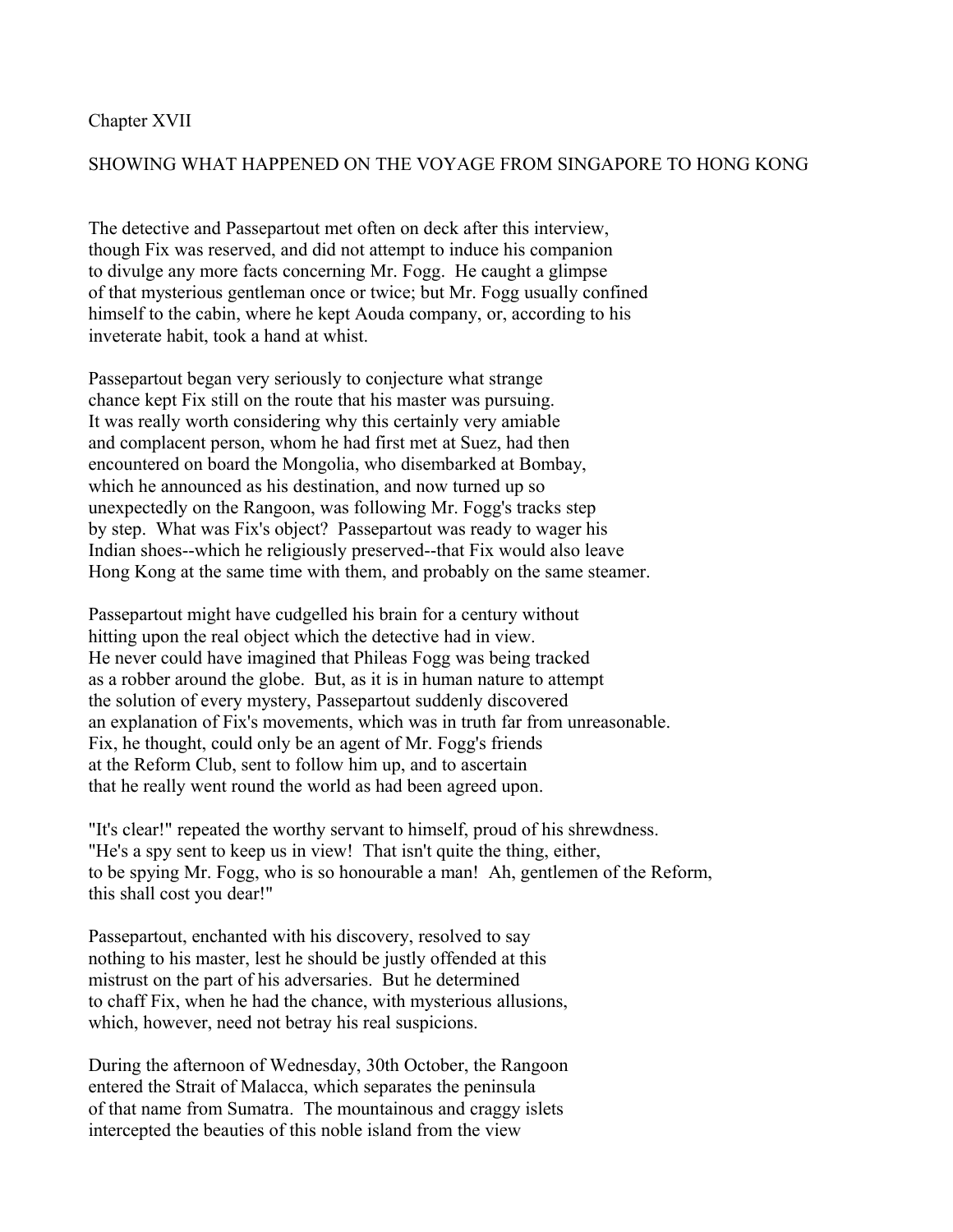## Chapter XVII

## SHOWING WHAT HAPPENED ON THE VOYAGE FROM SINGAPORE TO HONG KONG

The detective and Passepartout met often on deck after this interview, though Fix was reserved, and did not attempt to induce his companion to divulge any more facts concerning Mr. Fogg. He caught a glimpse of that mysterious gentleman once or twice; but Mr. Fogg usually confined himself to the cabin, where he kept Aouda company, or, according to his inveterate habit, took a hand at whist.

Passepartout began very seriously to conjecture what strange chance kept Fix still on the route that his master was pursuing. It was really worth considering why this certainly very amiable and complacent person, whom he had first met at Suez, had then encountered on board the Mongolia, who disembarked at Bombay, which he announced as his destination, and now turned up so unexpectedly on the Rangoon, was following Mr. Fogg's tracks step by step. What was Fix's object? Passepartout was ready to wager his Indian shoes--which he religiously preserved--that Fix would also leave Hong Kong at the same time with them, and probably on the same steamer.

Passepartout might have cudgelled his brain for a century without hitting upon the real object which the detective had in view. He never could have imagined that Phileas Fogg was being tracked as a robber around the globe. But, as it is in human nature to attempt the solution of every mystery, Passepartout suddenly discovered an explanation of Fix's movements, which was in truth far from unreasonable. Fix, he thought, could only be an agent of Mr. Fogg's friends at the Reform Club, sent to follow him up, and to ascertain that he really went round the world as had been agreed upon.

"It's clear!" repeated the worthy servant to himself, proud of his shrewdness. "He's a spy sent to keep us in view! That isn't quite the thing, either, to be spying Mr. Fogg, who is so honourable a man! Ah, gentlemen of the Reform, this shall cost you dear!"

Passepartout, enchanted with his discovery, resolved to say nothing to his master, lest he should be justly offended at this mistrust on the part of his adversaries. But he determined to chaff Fix, when he had the chance, with mysterious allusions, which, however, need not betray his real suspicions.

During the afternoon of Wednesday, 30th October, the Rangoon entered the Strait of Malacca, which separates the peninsula of that name from Sumatra. The mountainous and craggy islets intercepted the beauties of this noble island from the view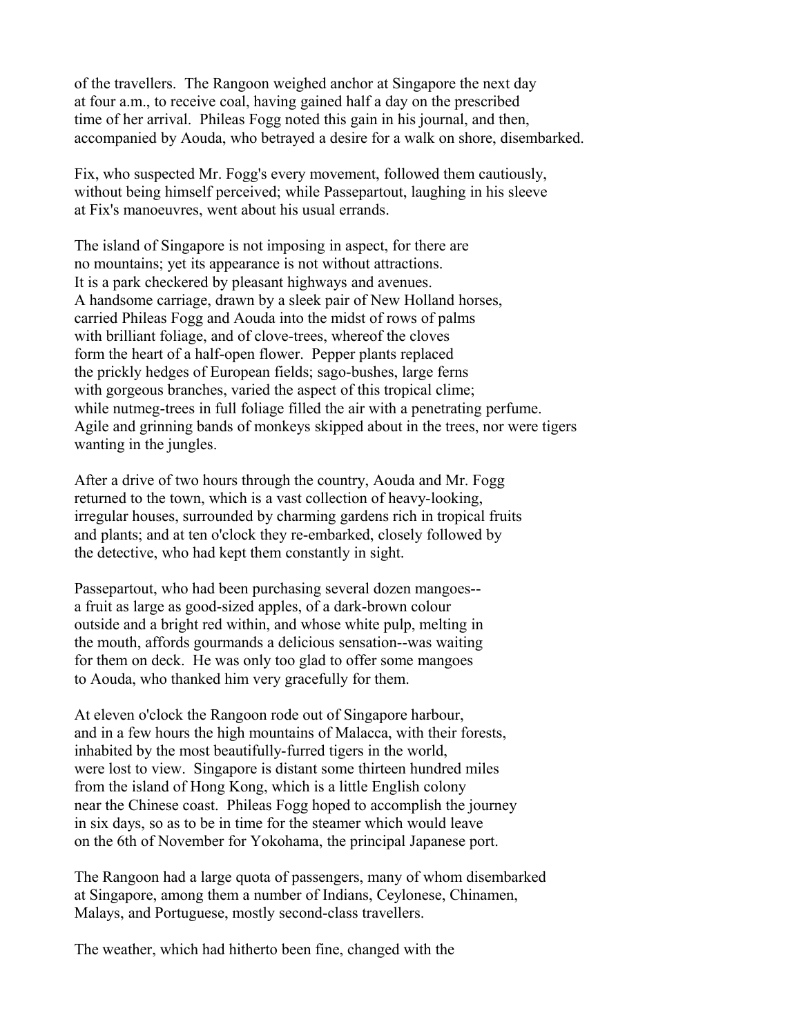of the travellers. The Rangoon weighed anchor at Singapore the next day at four a.m., to receive coal, having gained half a day on the prescribed time of her arrival. Phileas Fogg noted this gain in his journal, and then, accompanied by Aouda, who betrayed a desire for a walk on shore, disembarked.

Fix, who suspected Mr. Fogg's every movement, followed them cautiously, without being himself perceived; while Passepartout, laughing in his sleeve at Fix's manoeuvres, went about his usual errands.

The island of Singapore is not imposing in aspect, for there are no mountains; yet its appearance is not without attractions. It is a park checkered by pleasant highways and avenues. A handsome carriage, drawn by a sleek pair of New Holland horses, carried Phileas Fogg and Aouda into the midst of rows of palms with brilliant foliage, and of clove-trees, whereof the cloves form the heart of a half-open flower. Pepper plants replaced the prickly hedges of European fields; sago-bushes, large ferns with gorgeous branches, varied the aspect of this tropical clime; while nutmeg-trees in full foliage filled the air with a penetrating perfume. Agile and grinning bands of monkeys skipped about in the trees, nor were tigers wanting in the jungles.

After a drive of two hours through the country, Aouda and Mr. Fogg returned to the town, which is a vast collection of heavy-looking, irregular houses, surrounded by charming gardens rich in tropical fruits and plants; and at ten o'clock they re-embarked, closely followed by the detective, who had kept them constantly in sight.

Passepartout, who had been purchasing several dozen mangoes-- a fruit as large as good-sized apples, of a dark-brown colour outside and a bright red within, and whose white pulp, melting in the mouth, affords gourmands a delicious sensation--was waiting for them on deck. He was only too glad to offer some mangoes to Aouda, who thanked him very gracefully for them.

At eleven o'clock the Rangoon rode out of Singapore harbour, and in a few hours the high mountains of Malacca, with their forests, inhabited by the most beautifully-furred tigers in the world, were lost to view. Singapore is distant some thirteen hundred miles from the island of Hong Kong, which is a little English colony near the Chinese coast. Phileas Fogg hoped to accomplish the journey in six days, so as to be in time for the steamer which would leave on the 6th of November for Yokohama, the principal Japanese port.

The Rangoon had a large quota of passengers, many of whom disembarked at Singapore, among them a number of Indians, Ceylonese, Chinamen, Malays, and Portuguese, mostly second-class travellers.

The weather, which had hitherto been fine, changed with the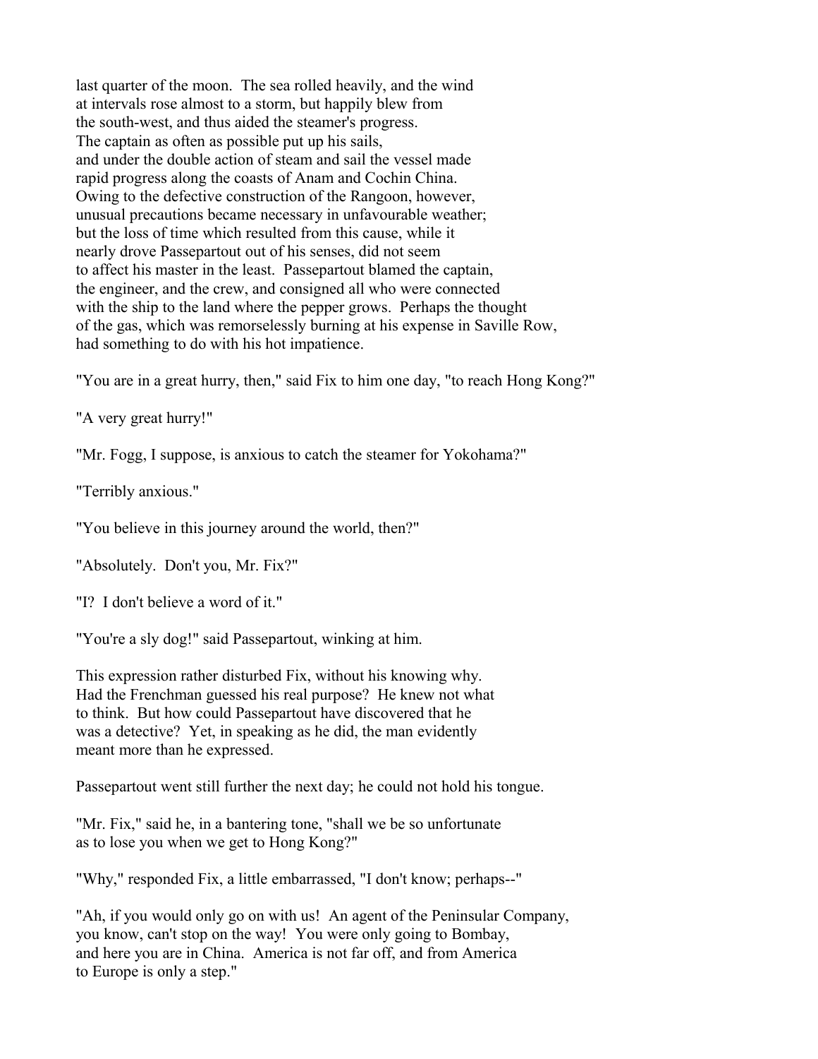last quarter of the moon. The sea rolled heavily, and the wind at intervals rose almost to a storm, but happily blew from the south-west, and thus aided the steamer's progress. The captain as often as possible put up his sails, and under the double action of steam and sail the vessel made rapid progress along the coasts of Anam and Cochin China. Owing to the defective construction of the Rangoon, however, unusual precautions became necessary in unfavourable weather; but the loss of time which resulted from this cause, while it nearly drove Passepartout out of his senses, did not seem to affect his master in the least. Passepartout blamed the captain, the engineer, and the crew, and consigned all who were connected with the ship to the land where the pepper grows. Perhaps the thought of the gas, which was remorselessly burning at his expense in Saville Row, had something to do with his hot impatience.

"You are in a great hurry, then," said Fix to him one day, "to reach Hong Kong?"

"A very great hurry!"

"Mr. Fogg, I suppose, is anxious to catch the steamer for Yokohama?"

"Terribly anxious."

"You believe in this journey around the world, then?"

"Absolutely. Don't you, Mr. Fix?"

"I? I don't believe a word of it."

"You're a sly dog!" said Passepartout, winking at him.

This expression rather disturbed Fix, without his knowing why. Had the Frenchman guessed his real purpose? He knew not what to think. But how could Passepartout have discovered that he was a detective? Yet, in speaking as he did, the man evidently meant more than he expressed.

Passepartout went still further the next day; he could not hold his tongue.

"Mr. Fix," said he, in a bantering tone, "shall we be so unfortunate as to lose you when we get to Hong Kong?"

"Why," responded Fix, a little embarrassed, "I don't know; perhaps--"

"Ah, if you would only go on with us! An agent of the Peninsular Company, you know, can't stop on the way! You were only going to Bombay, and here you are in China. America is not far off, and from America to Europe is only a step."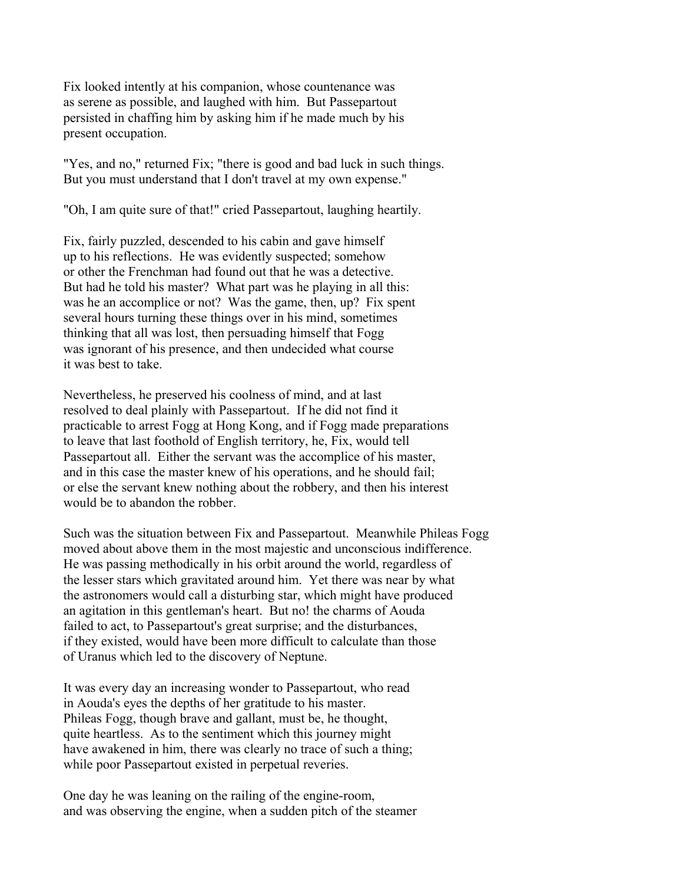Fix looked intently at his companion, whose countenance was as serene as possible, and laughed with him. But Passepartout persisted in chaffing him by asking him if he made much by his present occupation.

"Yes, and no," returned Fix; "there is good and bad luck in such things. But you must understand that I don't travel at my own expense."

"Oh, I am quite sure of that!" cried Passepartout, laughing heartily.

Fix, fairly puzzled, descended to his cabin and gave himself up to his reflections. He was evidently suspected; somehow or other the Frenchman had found out that he was a detective. But had he told his master? What part was he playing in all this: was he an accomplice or not? Was the game, then, up? Fix spent several hours turning these things over in his mind, sometimes thinking that all was lost, then persuading himself that Fogg was ignorant of his presence, and then undecided what course it was best to take.

Nevertheless, he preserved his coolness of mind, and at last resolved to deal plainly with Passepartout. If he did not find it practicable to arrest Fogg at Hong Kong, and if Fogg made preparations to leave that last foothold of English territory, he, Fix, would tell Passepartout all. Either the servant was the accomplice of his master, and in this case the master knew of his operations, and he should fail; or else the servant knew nothing about the robbery, and then his interest would be to abandon the robber.

Such was the situation between Fix and Passepartout. Meanwhile Phileas Fogg moved about above them in the most majestic and unconscious indifference. He was passing methodically in his orbit around the world, regardless of the lesser stars which gravitated around him. Yet there was near by what the astronomers would call a disturbing star, which might have produced an agitation in this gentleman's heart. But no! the charms of Aouda failed to act, to Passepartout's great surprise; and the disturbances, if they existed, would have been more difficult to calculate than those of Uranus which led to the discovery of Neptune.

It was every day an increasing wonder to Passepartout, who read in Aouda's eyes the depths of her gratitude to his master. Phileas Fogg, though brave and gallant, must be, he thought, quite heartless. As to the sentiment which this journey might have awakened in him, there was clearly no trace of such a thing; while poor Passepartout existed in perpetual reveries.

One day he was leaning on the railing of the engine-room, and was observing the engine, when a sudden pitch of the steamer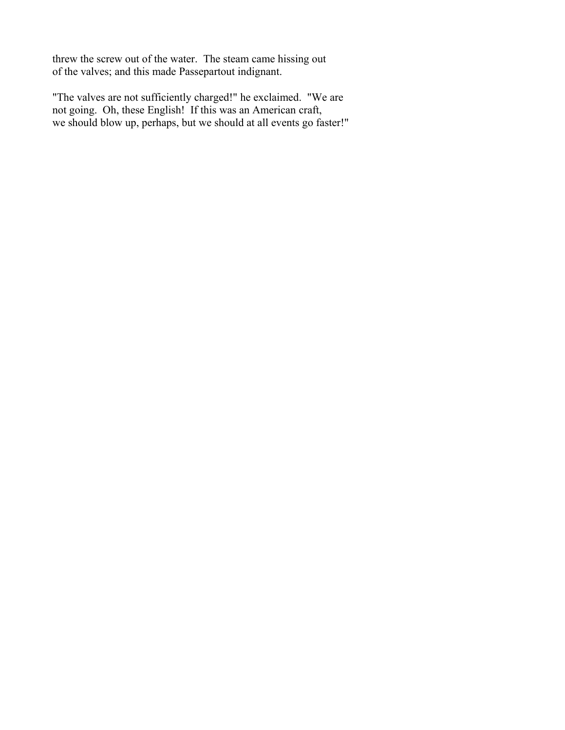threw the screw out of the water. The steam came hissing out of the valves; and this made Passepartout indignant.

"The valves are not sufficiently charged!" he exclaimed. "We are not going. Oh, these English! If this was an American craft, we should blow up, perhaps, but we should at all events go faster!"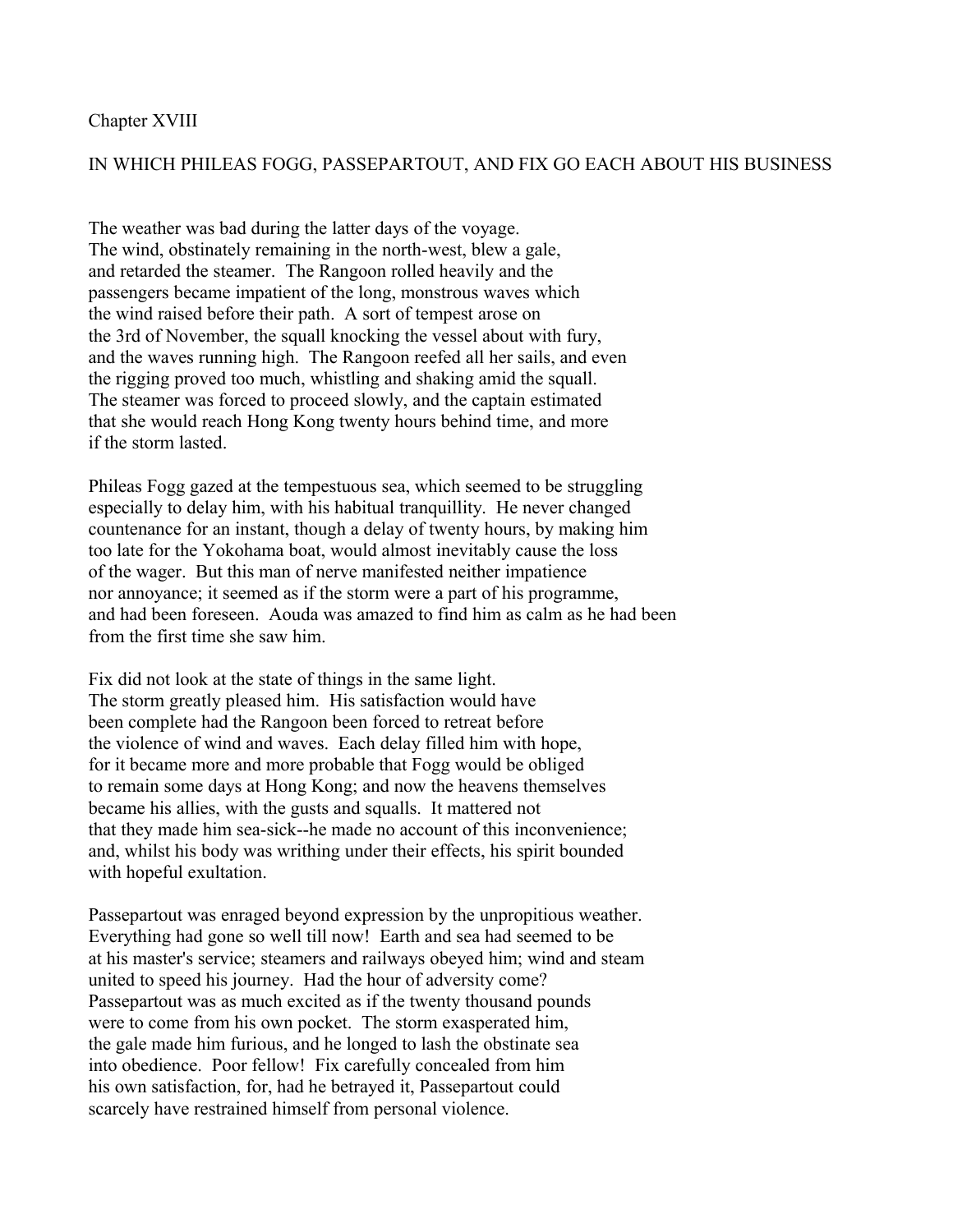## Chapter XVIII

## IN WHICH PHILEAS FOGG, PASSEPARTOUT, AND FIX GO EACH ABOUT HIS BUSINESS

The weather was bad during the latter days of the voyage. The wind, obstinately remaining in the north-west, blew a gale, and retarded the steamer. The Rangoon rolled heavily and the passengers became impatient of the long, monstrous waves which the wind raised before their path. A sort of tempest arose on the 3rd of November, the squall knocking the vessel about with fury, and the waves running high. The Rangoon reefed all her sails, and even the rigging proved too much, whistling and shaking amid the squall. The steamer was forced to proceed slowly, and the captain estimated that she would reach Hong Kong twenty hours behind time, and more if the storm lasted.

Phileas Fogg gazed at the tempestuous sea, which seemed to be struggling especially to delay him, with his habitual tranquillity. He never changed countenance for an instant, though a delay of twenty hours, by making him too late for the Yokohama boat, would almost inevitably cause the loss of the wager. But this man of nerve manifested neither impatience nor annoyance; it seemed as if the storm were a part of his programme, and had been foreseen. Aouda was amazed to find him as calm as he had been from the first time she saw him.

Fix did not look at the state of things in the same light. The storm greatly pleased him. His satisfaction would have been complete had the Rangoon been forced to retreat before the violence of wind and waves. Each delay filled him with hope, for it became more and more probable that Fogg would be obliged to remain some days at Hong Kong; and now the heavens themselves became his allies, with the gusts and squalls. It mattered not that they made him sea-sick--he made no account of this inconvenience; and, whilst his body was writhing under their effects, his spirit bounded with hopeful exultation.

Passepartout was enraged beyond expression by the unpropitious weather. Everything had gone so well till now! Earth and sea had seemed to be at his master's service; steamers and railways obeyed him; wind and steam united to speed his journey. Had the hour of adversity come? Passepartout was as much excited as if the twenty thousand pounds were to come from his own pocket. The storm exasperated him, the gale made him furious, and he longed to lash the obstinate sea into obedience. Poor fellow! Fix carefully concealed from him his own satisfaction, for, had he betrayed it, Passepartout could scarcely have restrained himself from personal violence.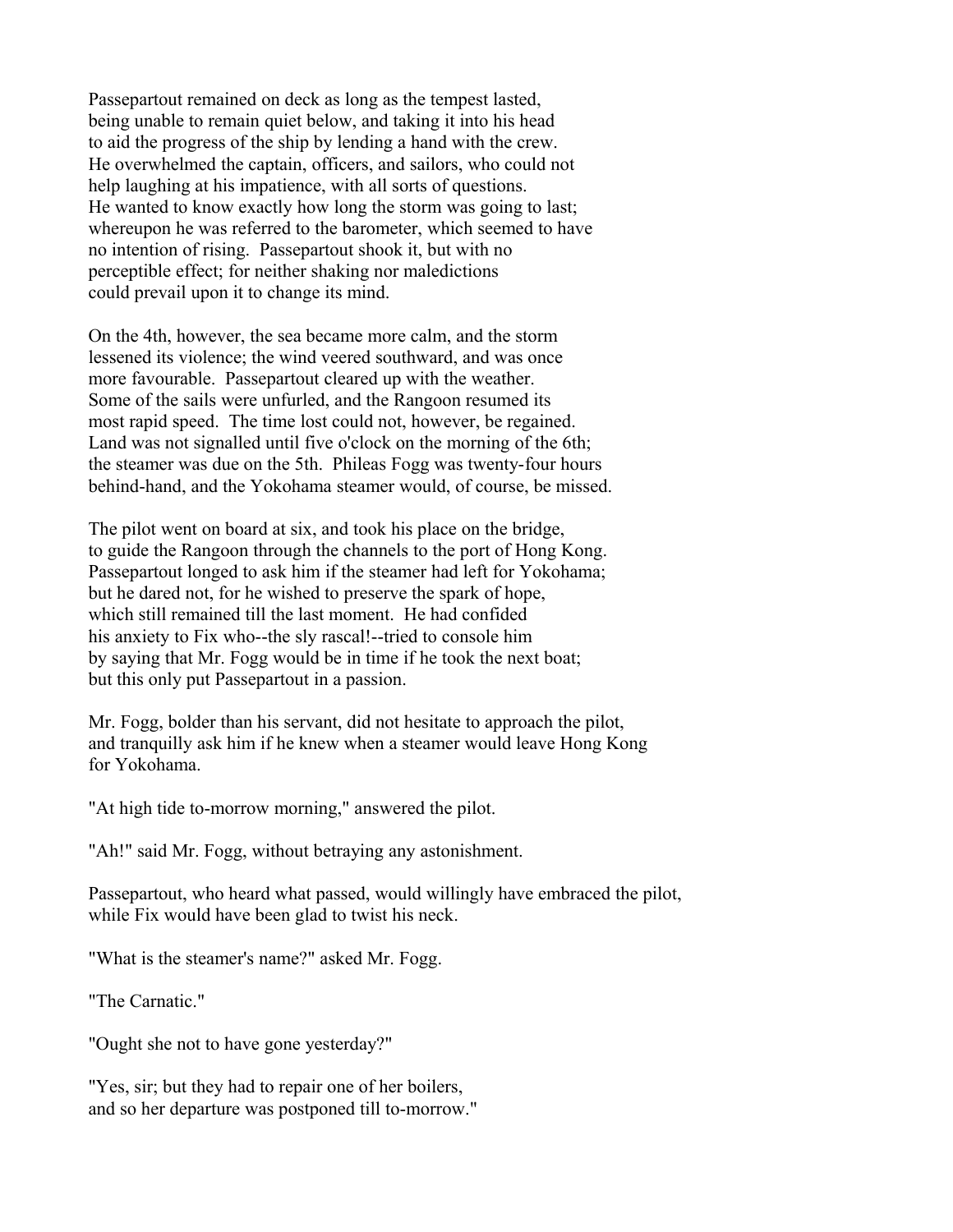Passepartout remained on deck as long as the tempest lasted, being unable to remain quiet below, and taking it into his head to aid the progress of the ship by lending a hand with the crew. He overwhelmed the captain, officers, and sailors, who could not help laughing at his impatience, with all sorts of questions. He wanted to know exactly how long the storm was going to last; whereupon he was referred to the barometer, which seemed to have no intention of rising. Passepartout shook it, but with no perceptible effect; for neither shaking nor maledictions could prevail upon it to change its mind.

On the 4th, however, the sea became more calm, and the storm lessened its violence; the wind veered southward, and was once more favourable. Passepartout cleared up with the weather. Some of the sails were unfurled, and the Rangoon resumed its most rapid speed. The time lost could not, however, be regained. Land was not signalled until five o'clock on the morning of the 6th; the steamer was due on the 5th. Phileas Fogg was twenty-four hours behind-hand, and the Yokohama steamer would, of course, be missed.

The pilot went on board at six, and took his place on the bridge, to guide the Rangoon through the channels to the port of Hong Kong. Passepartout longed to ask him if the steamer had left for Yokohama; but he dared not, for he wished to preserve the spark of hope, which still remained till the last moment. He had confided his anxiety to Fix who--the sly rascal!--tried to console him by saying that Mr. Fogg would be in time if he took the next boat; but this only put Passepartout in a passion.

Mr. Fogg, bolder than his servant, did not hesitate to approach the pilot, and tranquilly ask him if he knew when a steamer would leave Hong Kong for Yokohama.

"At high tide to-morrow morning," answered the pilot.

"Ah!" said Mr. Fogg, without betraying any astonishment.

Passepartout, who heard what passed, would willingly have embraced the pilot, while Fix would have been glad to twist his neck.

"What is the steamer's name?" asked Mr. Fogg.

"The Carnatic."

"Ought she not to have gone yesterday?"

"Yes, sir; but they had to repair one of her boilers, and so her departure was postponed till to-morrow."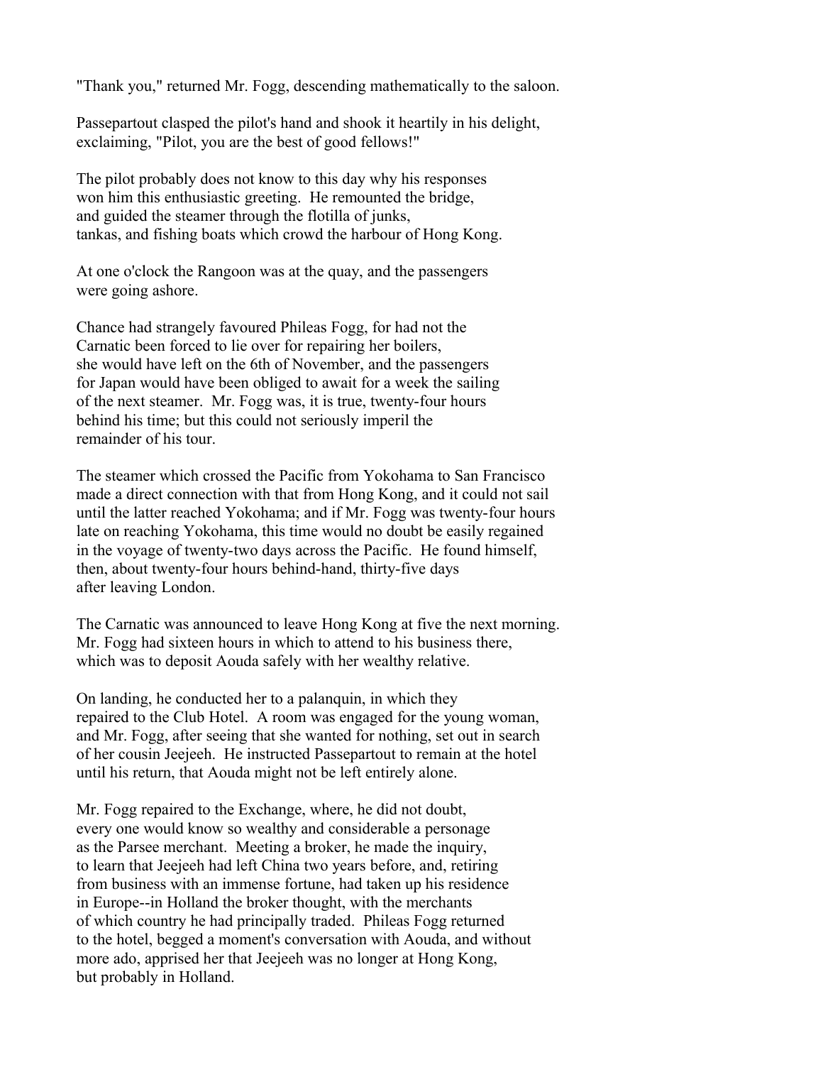"Thank you," returned Mr. Fogg, descending mathematically to the saloon.

Passepartout clasped the pilot's hand and shook it heartily in his delight, exclaiming, "Pilot, you are the best of good fellows!"

The pilot probably does not know to this day why his responses won him this enthusiastic greeting. He remounted the bridge, and guided the steamer through the flotilla of junks, tankas, and fishing boats which crowd the harbour of Hong Kong.

At one o'clock the Rangoon was at the quay, and the passengers were going ashore.

Chance had strangely favoured Phileas Fogg, for had not the Carnatic been forced to lie over for repairing her boilers, she would have left on the 6th of November, and the passengers for Japan would have been obliged to await for a week the sailing of the next steamer. Mr. Fogg was, it is true, twenty-four hours behind his time; but this could not seriously imperil the remainder of his tour.

The steamer which crossed the Pacific from Yokohama to San Francisco made a direct connection with that from Hong Kong, and it could not sail until the latter reached Yokohama; and if Mr. Fogg was twenty-four hours late on reaching Yokohama, this time would no doubt be easily regained in the voyage of twenty-two days across the Pacific. He found himself, then, about twenty-four hours behind-hand, thirty-five days after leaving London.

The Carnatic was announced to leave Hong Kong at five the next morning. Mr. Fogg had sixteen hours in which to attend to his business there, which was to deposit Aouda safely with her wealthy relative.

On landing, he conducted her to a palanquin, in which they repaired to the Club Hotel. A room was engaged for the young woman, and Mr. Fogg, after seeing that she wanted for nothing, set out in search of her cousin Jeejeeh. He instructed Passepartout to remain at the hotel until his return, that Aouda might not be left entirely alone.

Mr. Fogg repaired to the Exchange, where, he did not doubt, every one would know so wealthy and considerable a personage as the Parsee merchant. Meeting a broker, he made the inquiry, to learn that Jeejeeh had left China two years before, and, retiring from business with an immense fortune, had taken up his residence in Europe--in Holland the broker thought, with the merchants of which country he had principally traded. Phileas Fogg returned to the hotel, begged a moment's conversation with Aouda, and without more ado, apprised her that Jeejeeh was no longer at Hong Kong, but probably in Holland.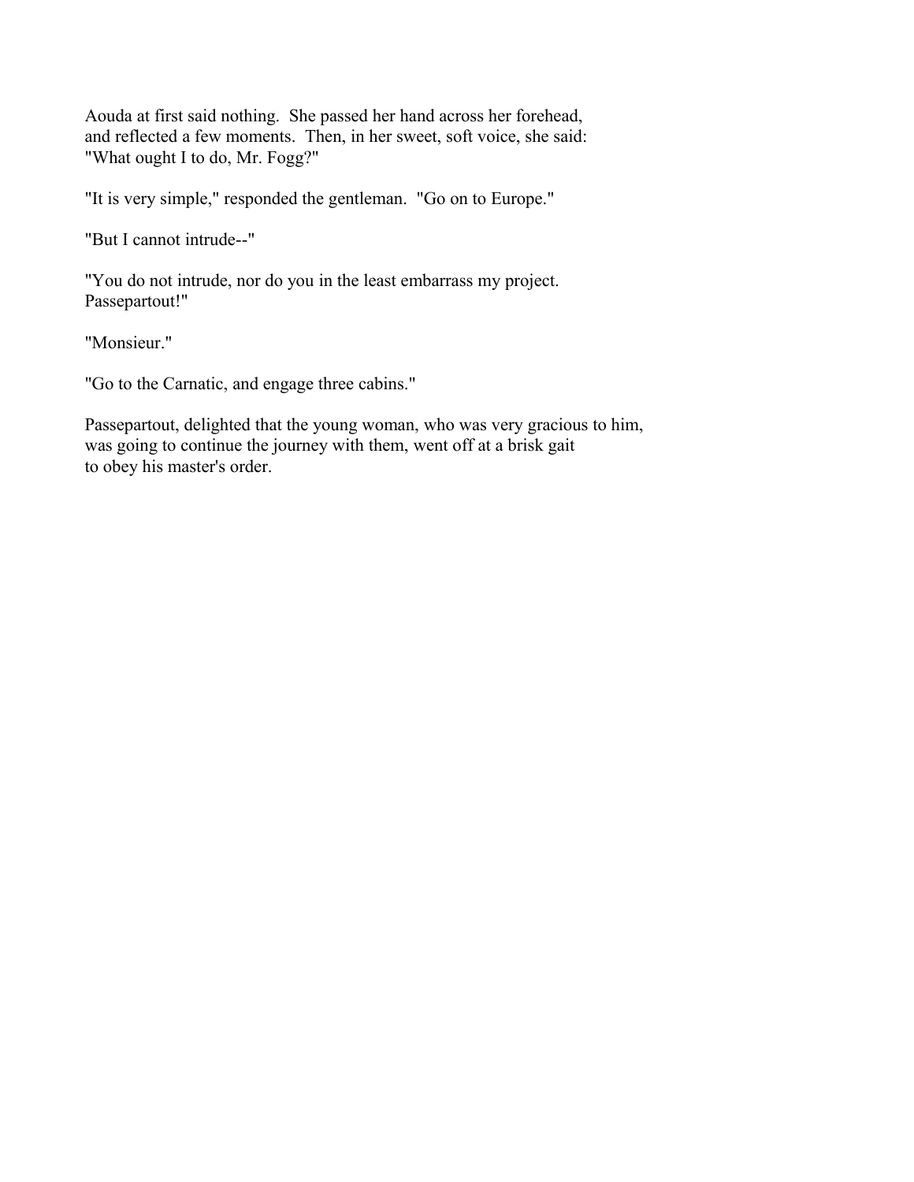Aouda at first said nothing. She passed her hand across her forehead, and reflected a few moments. Then, in her sweet, soft voice, she said: "What ought I to do, Mr. Fogg?"

"It is very simple," responded the gentleman. "Go on to Europe."

"But I cannot intrude--"

"You do not intrude, nor do you in the least embarrass my project. Passepartout!"

"Monsieur."

"Go to the Carnatic, and engage three cabins."

Passepartout, delighted that the young woman, who was very gracious to him, was going to continue the journey with them, went off at a brisk gait to obey his master's order.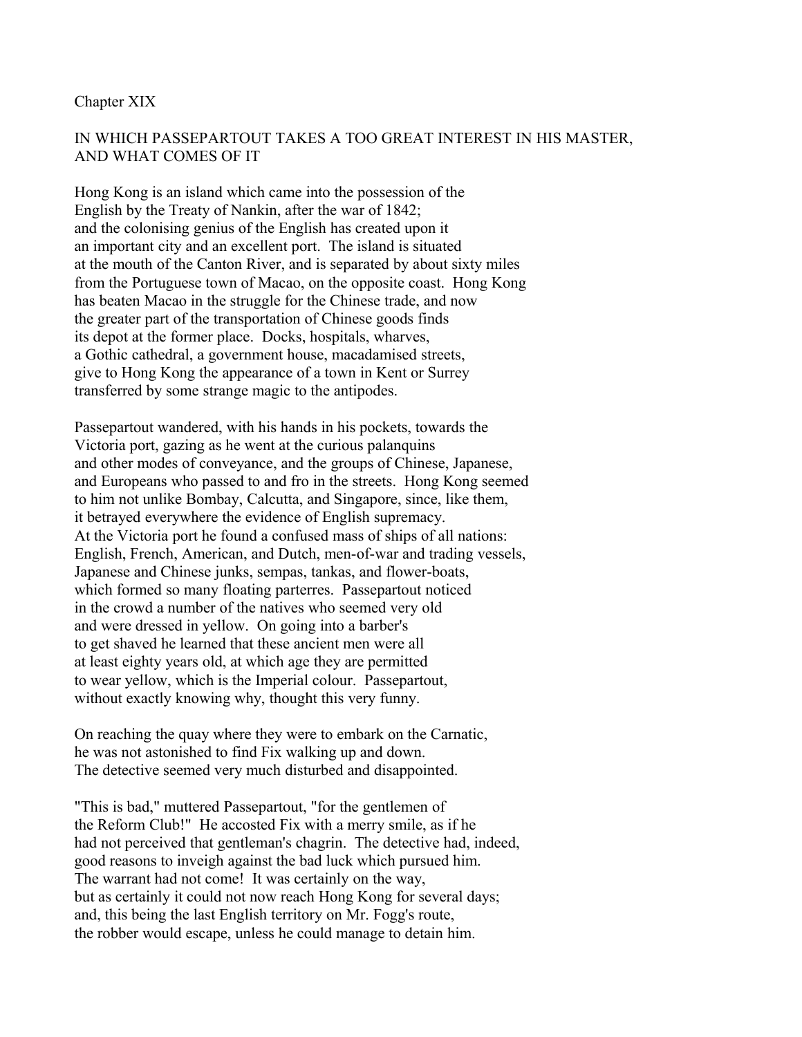## Chapter XIX

## IN WHICH PASSEPARTOUT TAKES A TOO GREAT INTEREST IN HIS MASTER, AND WHAT COMES OF IT

Hong Kong is an island which came into the possession of the English by the Treaty of Nankin, after the war of 1842; and the colonising genius of the English has created upon it an important city and an excellent port. The island is situated at the mouth of the Canton River, and is separated by about sixty miles from the Portuguese town of Macao, on the opposite coast. Hong Kong has beaten Macao in the struggle for the Chinese trade, and now the greater part of the transportation of Chinese goods finds its depot at the former place. Docks, hospitals, wharves, a Gothic cathedral, a government house, macadamised streets, give to Hong Kong the appearance of a town in Kent or Surrey transferred by some strange magic to the antipodes.

Passepartout wandered, with his hands in his pockets, towards the Victoria port, gazing as he went at the curious palanquins and other modes of conveyance, and the groups of Chinese, Japanese, and Europeans who passed to and fro in the streets. Hong Kong seemed to him not unlike Bombay, Calcutta, and Singapore, since, like them, it betrayed everywhere the evidence of English supremacy. At the Victoria port he found a confused mass of ships of all nations: English, French, American, and Dutch, men-of-war and trading vessels, Japanese and Chinese junks, sempas, tankas, and flower-boats, which formed so many floating parterres. Passepartout noticed in the crowd a number of the natives who seemed very old and were dressed in yellow. On going into a barber's to get shaved he learned that these ancient men were all at least eighty years old, at which age they are permitted to wear yellow, which is the Imperial colour. Passepartout, without exactly knowing why, thought this very funny.

On reaching the quay where they were to embark on the Carnatic, he was not astonished to find Fix walking up and down. The detective seemed very much disturbed and disappointed.

"This is bad," muttered Passepartout, "for the gentlemen of the Reform Club!" He accosted Fix with a merry smile, as if he had not perceived that gentleman's chagrin. The detective had, indeed, good reasons to inveigh against the bad luck which pursued him. The warrant had not come! It was certainly on the way, but as certainly it could not now reach Hong Kong for several days; and, this being the last English territory on Mr. Fogg's route, the robber would escape, unless he could manage to detain him.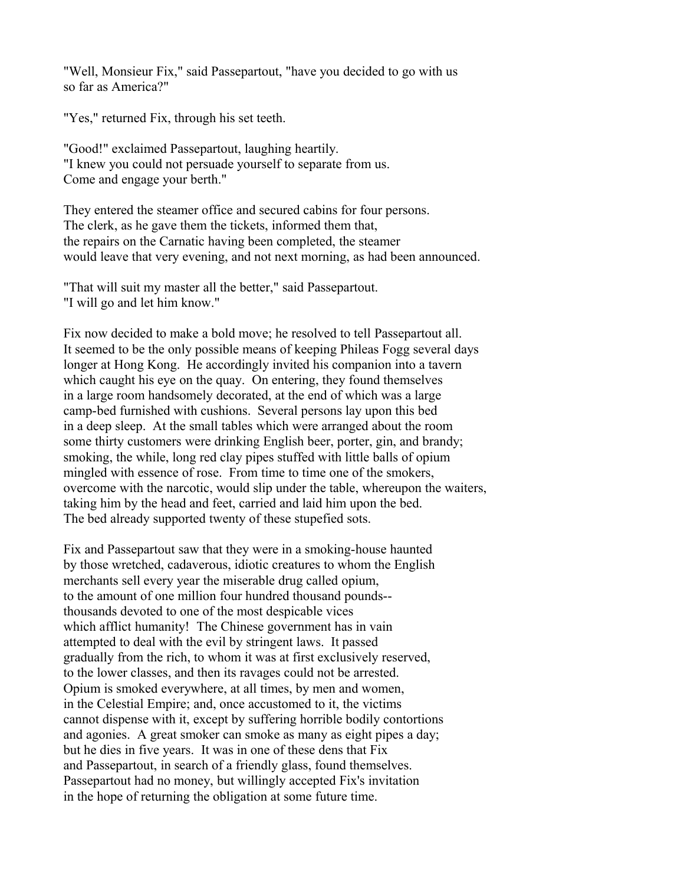"Well, Monsieur Fix," said Passepartout, "have you decided to go with us so far as America?"

"Yes," returned Fix, through his set teeth.

"Good!" exclaimed Passepartout, laughing heartily. "I knew you could not persuade yourself to separate from us. Come and engage your berth."

They entered the steamer office and secured cabins for four persons. The clerk, as he gave them the tickets, informed them that, the repairs on the Carnatic having been completed, the steamer would leave that very evening, and not next morning, as had been announced.

"That will suit my master all the better," said Passepartout. "I will go and let him know."

Fix now decided to make a bold move; he resolved to tell Passepartout all. It seemed to be the only possible means of keeping Phileas Fogg several days longer at Hong Kong. He accordingly invited his companion into a tavern which caught his eye on the quay. On entering, they found themselves in a large room handsomely decorated, at the end of which was a large camp-bed furnished with cushions. Several persons lay upon this bed in a deep sleep. At the small tables which were arranged about the room some thirty customers were drinking English beer, porter, gin, and brandy; smoking, the while, long red clay pipes stuffed with little balls of opium mingled with essence of rose. From time to time one of the smokers, overcome with the narcotic, would slip under the table, whereupon the waiters, taking him by the head and feet, carried and laid him upon the bed. The bed already supported twenty of these stupefied sots.

Fix and Passepartout saw that they were in a smoking-house haunted by those wretched, cadaverous, idiotic creatures to whom the English merchants sell every year the miserable drug called opium, to the amount of one million four hundred thousand pounds-- thousands devoted to one of the most despicable vices which afflict humanity! The Chinese government has in vain attempted to deal with the evil by stringent laws. It passed gradually from the rich, to whom it was at first exclusively reserved, to the lower classes, and then its ravages could not be arrested. Opium is smoked everywhere, at all times, by men and women, in the Celestial Empire; and, once accustomed to it, the victims cannot dispense with it, except by suffering horrible bodily contortions and agonies. A great smoker can smoke as many as eight pipes a day; but he dies in five years. It was in one of these dens that Fix and Passepartout, in search of a friendly glass, found themselves. Passepartout had no money, but willingly accepted Fix's invitation in the hope of returning the obligation at some future time.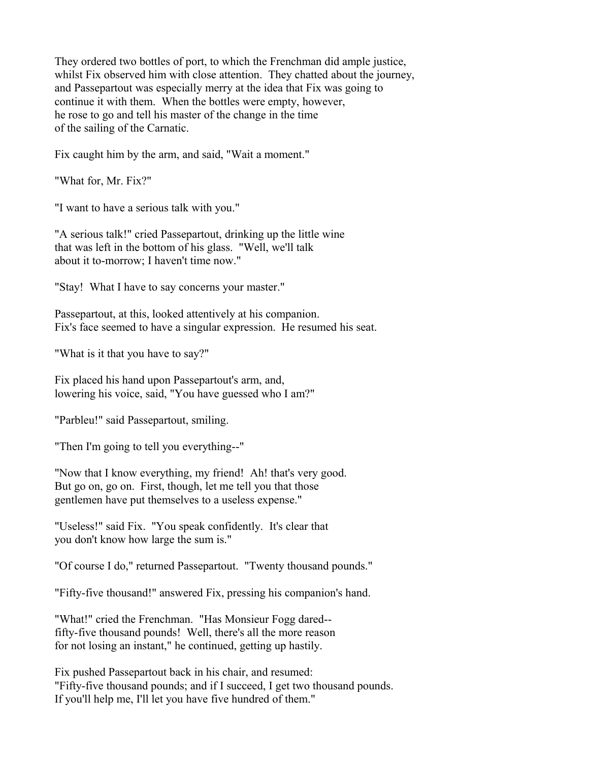They ordered two bottles of port, to which the Frenchman did ample justice, whilst Fix observed him with close attention. They chatted about the journey, and Passepartout was especially merry at the idea that Fix was going to continue it with them. When the bottles were empty, however, he rose to go and tell his master of the change in the time of the sailing of the Carnatic.

Fix caught him by the arm, and said, "Wait a moment."

"What for, Mr. Fix?"

"I want to have a serious talk with you."

"A serious talk!" cried Passepartout, drinking up the little wine that was left in the bottom of his glass. "Well, we'll talk about it to-morrow; I haven't time now."

"Stay! What I have to say concerns your master."

Passepartout, at this, looked attentively at his companion. Fix's face seemed to have a singular expression. He resumed his seat.

"What is it that you have to say?"

Fix placed his hand upon Passepartout's arm, and, lowering his voice, said, "You have guessed who I am?"

"Parbleu!" said Passepartout, smiling.

"Then I'm going to tell you everything--"

"Now that I know everything, my friend! Ah! that's very good. But go on, go on. First, though, let me tell you that those gentlemen have put themselves to a useless expense."

"Useless!" said Fix. "You speak confidently. It's clear that you don't know how large the sum is."

"Of course I do," returned Passepartout. "Twenty thousand pounds."

"Fifty-five thousand!" answered Fix, pressing his companion's hand.

"What!" cried the Frenchman. "Has Monsieur Fogg dared-- fifty-five thousand pounds! Well, there's all the more reason for not losing an instant," he continued, getting up hastily.

Fix pushed Passepartout back in his chair, and resumed: "Fifty-five thousand pounds; and if I succeed, I get two thousand pounds. If you'll help me, I'll let you have five hundred of them."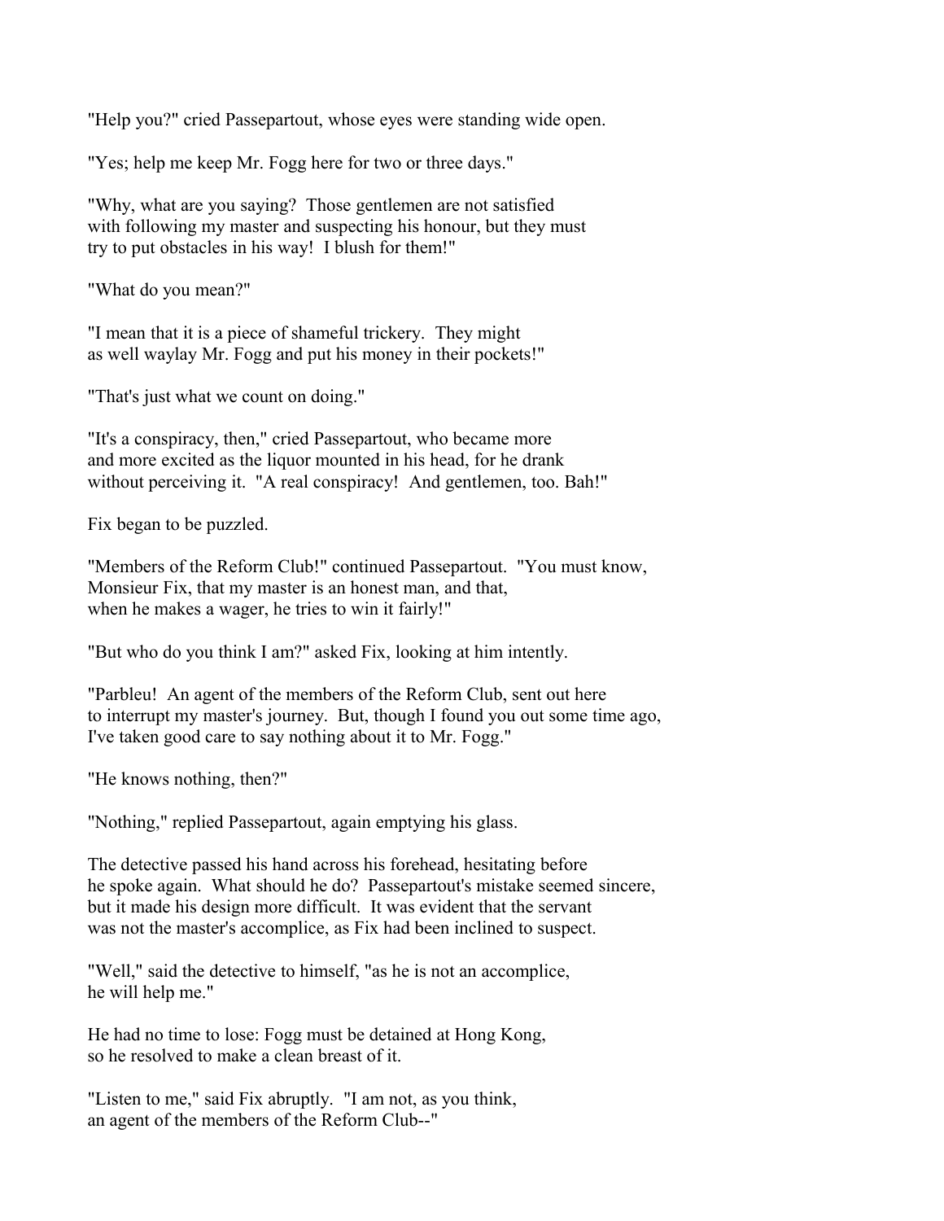"Help you?" cried Passepartout, whose eyes were standing wide open.

"Yes; help me keep Mr. Fogg here for two or three days."

"Why, what are you saying? Those gentlemen are not satisfied with following my master and suspecting his honour, but they must try to put obstacles in his way! I blush for them!"

"What do you mean?"

"I mean that it is a piece of shameful trickery. They might as well waylay Mr. Fogg and put his money in their pockets!"

"That's just what we count on doing."

"It's a conspiracy, then," cried Passepartout, who became more and more excited as the liquor mounted in his head, for he drank without perceiving it. "A real conspiracy! And gentlemen, too. Bah!"

Fix began to be puzzled.

"Members of the Reform Club!" continued Passepartout. "You must know, Monsieur Fix, that my master is an honest man, and that, when he makes a wager, he tries to win it fairly!"

"But who do you think I am?" asked Fix, looking at him intently.

"Parbleu! An agent of the members of the Reform Club, sent out here to interrupt my master's journey. But, though I found you out some time ago, I've taken good care to say nothing about it to Mr. Fogg."

"He knows nothing, then?"

"Nothing," replied Passepartout, again emptying his glass.

The detective passed his hand across his forehead, hesitating before he spoke again. What should he do? Passepartout's mistake seemed sincere, but it made his design more difficult. It was evident that the servant was not the master's accomplice, as Fix had been inclined to suspect.

"Well," said the detective to himself, "as he is not an accomplice, he will help me."

He had no time to lose: Fogg must be detained at Hong Kong, so he resolved to make a clean breast of it.

"Listen to me," said Fix abruptly. "I am not, as you think, an agent of the members of the Reform Club--"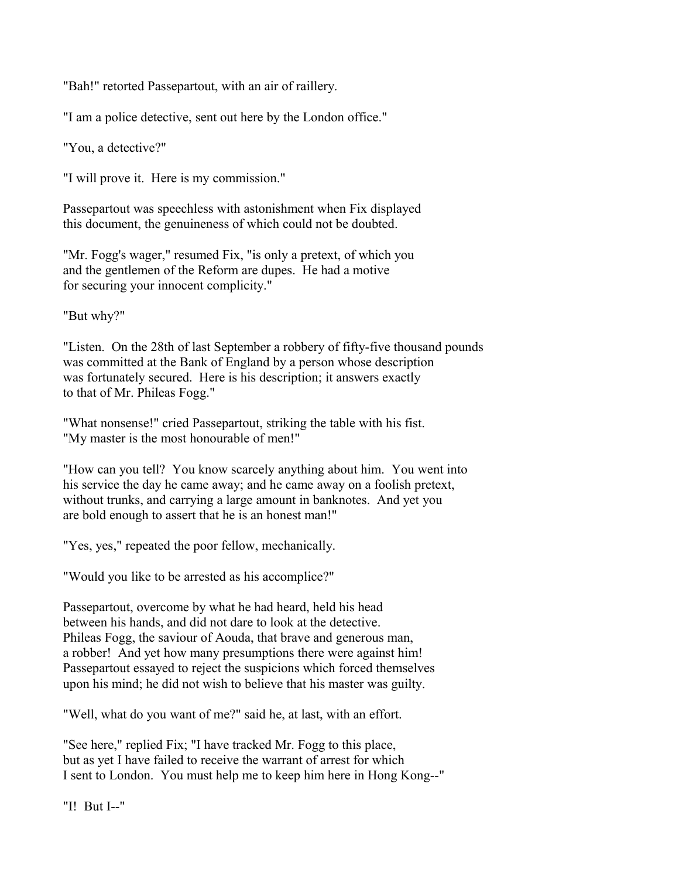"Bah!" retorted Passepartout, with an air of raillery.

"I am a police detective, sent out here by the London office."

"You, a detective?"

"I will prove it. Here is my commission."

Passepartout was speechless with astonishment when Fix displayed this document, the genuineness of which could not be doubted.

"Mr. Fogg's wager," resumed Fix, "is only a pretext, of which you and the gentlemen of the Reform are dupes. He had a motive for securing your innocent complicity."

"But why?"

"Listen. On the 28th of last September a robbery of fifty-five thousand pounds was committed at the Bank of England by a person whose description was fortunately secured. Here is his description; it answers exactly to that of Mr. Phileas Fogg."

"What nonsense!" cried Passepartout, striking the table with his fist. "My master is the most honourable of men!"

"How can you tell? You know scarcely anything about him. You went into his service the day he came away; and he came away on a foolish pretext, without trunks, and carrying a large amount in banknotes. And yet you are bold enough to assert that he is an honest man!"

"Yes, yes," repeated the poor fellow, mechanically.

"Would you like to be arrested as his accomplice?"

Passepartout, overcome by what he had heard, held his head between his hands, and did not dare to look at the detective. Phileas Fogg, the saviour of Aouda, that brave and generous man, a robber! And yet how many presumptions there were against him! Passepartout essayed to reject the suspicions which forced themselves upon his mind; he did not wish to believe that his master was guilty.

"Well, what do you want of me?" said he, at last, with an effort.

"See here," replied Fix; "I have tracked Mr. Fogg to this place, but as yet I have failed to receive the warrant of arrest for which I sent to London. You must help me to keep him here in Hong Kong--"

"I! But I--"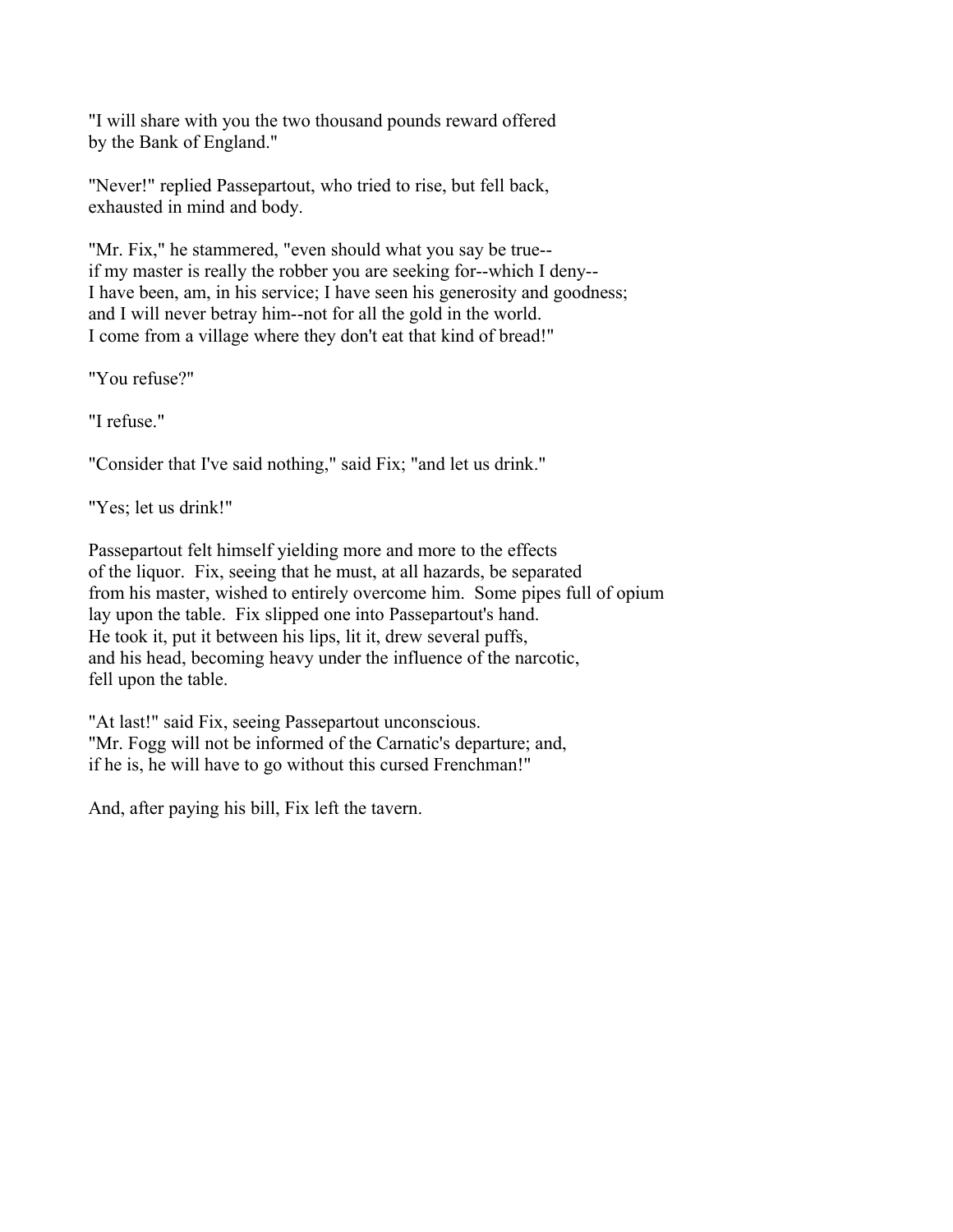"I will share with you the two thousand pounds reward offered by the Bank of England."

"Never!" replied Passepartout, who tried to rise, but fell back, exhausted in mind and body.

"Mr. Fix," he stammered, "even should what you say be true-- if my master is really the robber you are seeking for--which I deny-- I have been, am, in his service; I have seen his generosity and goodness; and I will never betray him--not for all the gold in the world. I come from a village where they don't eat that kind of bread!"

"You refuse?"

"I refuse."

"Consider that I've said nothing," said Fix; "and let us drink."

"Yes; let us drink!"

Passepartout felt himself yielding more and more to the effects of the liquor. Fix, seeing that he must, at all hazards, be separated from his master, wished to entirely overcome him. Some pipes full of opium lay upon the table. Fix slipped one into Passepartout's hand. He took it, put it between his lips, lit it, drew several puffs, and his head, becoming heavy under the influence of the narcotic, fell upon the table.

"At last!" said Fix, seeing Passepartout unconscious. "Mr. Fogg will not be informed of the Carnatic's departure; and, if he is, he will have to go without this cursed Frenchman!"

And, after paying his bill, Fix left the tavern.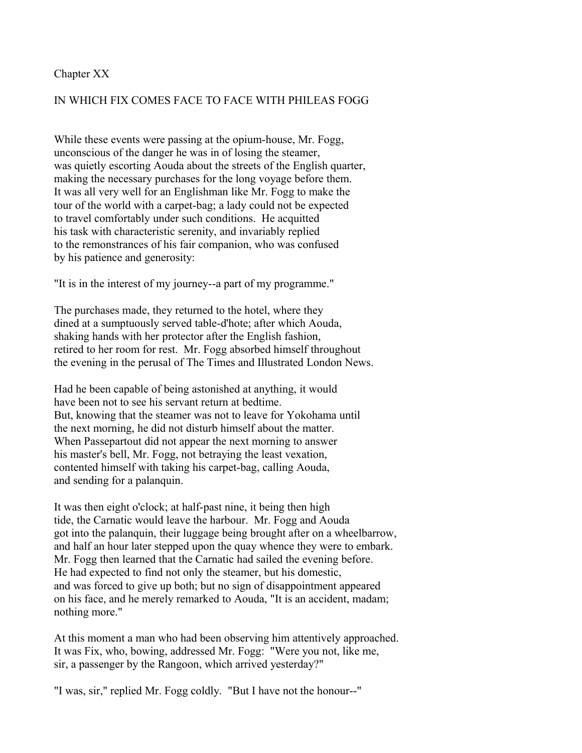## Chapter XX

### IN WHICH FIX COMES FACE TO FACE WITH PHILEAS FOGG

While these events were passing at the opium-house, Mr. Fogg, unconscious of the danger he was in of losing the steamer, was quietly escorting Aouda about the streets of the English quarter, making the necessary purchases for the long voyage before them. It was all very well for an Englishman like Mr. Fogg to make the tour of the world with a carpet-bag; a lady could not be expected to travel comfortably under such conditions. He acquitted his task with characteristic serenity, and invariably replied to the remonstrances of his fair companion, who was confused by his patience and generosity:

"It is in the interest of my journey--a part of my programme."

The purchases made, they returned to the hotel, where they dined at a sumptuously served table-d'hote; after which Aouda, shaking hands with her protector after the English fashion, retired to her room for rest. Mr. Fogg absorbed himself throughout the evening in the perusal of The Times and Illustrated London News.

Had he been capable of being astonished at anything, it would have been not to see his servant return at bedtime. But, knowing that the steamer was not to leave for Yokohama until the next morning, he did not disturb himself about the matter. When Passepartout did not appear the next morning to answer his master's bell, Mr. Fogg, not betraying the least vexation, contented himself with taking his carpet-bag, calling Aouda, and sending for a palanquin.

It was then eight o'clock; at half-past nine, it being then high tide, the Carnatic would leave the harbour. Mr. Fogg and Aouda got into the palanquin, their luggage being brought after on a wheelbarrow, and half an hour later stepped upon the quay whence they were to embark. Mr. Fogg then learned that the Carnatic had sailed the evening before. He had expected to find not only the steamer, but his domestic, and was forced to give up both; but no sign of disappointment appeared on his face, and he merely remarked to Aouda, "It is an accident, madam; nothing more."

At this moment a man who had been observing him attentively approached. It was Fix, who, bowing, addressed Mr. Fogg: "Were you not, like me, sir, a passenger by the Rangoon, which arrived yesterday?"

"I was, sir," replied Mr. Fogg coldly. "But I have not the honour--"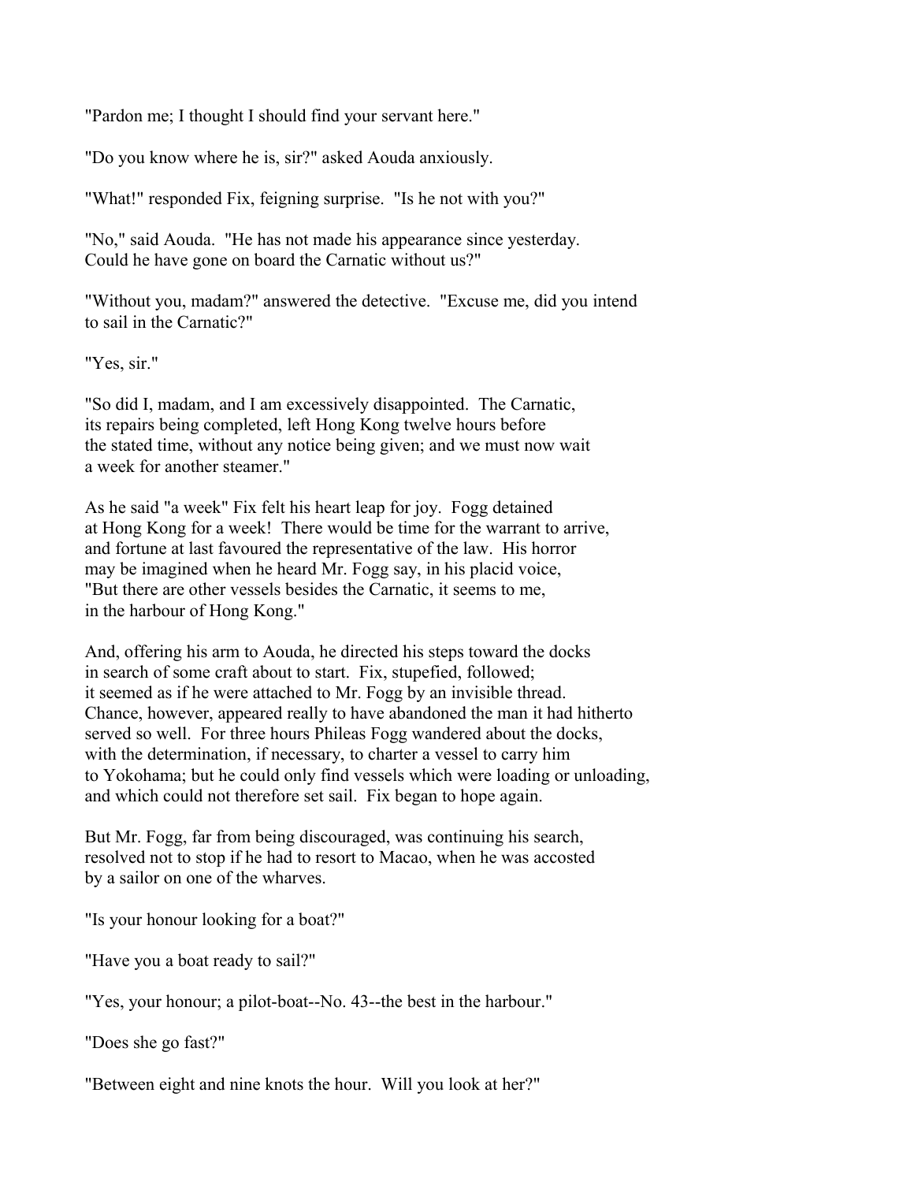"Pardon me; I thought I should find your servant here."

"Do you know where he is, sir?" asked Aouda anxiously.

"What!" responded Fix, feigning surprise. "Is he not with you?"

"No," said Aouda. "He has not made his appearance since yesterday. Could he have gone on board the Carnatic without us?"

"Without you, madam?" answered the detective. "Excuse me, did you intend to sail in the Carnatic?"

"Yes, sir."

"So did I, madam, and I am excessively disappointed. The Carnatic, its repairs being completed, left Hong Kong twelve hours before the stated time, without any notice being given; and we must now wait a week for another steamer."

As he said "a week" Fix felt his heart leap for joy. Fogg detained at Hong Kong for a week! There would be time for the warrant to arrive, and fortune at last favoured the representative of the law. His horror may be imagined when he heard Mr. Fogg say, in his placid voice, "But there are other vessels besides the Carnatic, it seems to me, in the harbour of Hong Kong."

And, offering his arm to Aouda, he directed his steps toward the docks in search of some craft about to start. Fix, stupefied, followed; it seemed as if he were attached to Mr. Fogg by an invisible thread. Chance, however, appeared really to have abandoned the man it had hitherto served so well. For three hours Phileas Fogg wandered about the docks, with the determination, if necessary, to charter a vessel to carry him to Yokohama; but he could only find vessels which were loading or unloading, and which could not therefore set sail. Fix began to hope again.

But Mr. Fogg, far from being discouraged, was continuing his search, resolved not to stop if he had to resort to Macao, when he was accosted by a sailor on one of the wharves.

"Is your honour looking for a boat?"

"Have you a boat ready to sail?"

"Yes, your honour; a pilot-boat--No. 43--the best in the harbour."

"Does she go fast?"

"Between eight and nine knots the hour. Will you look at her?"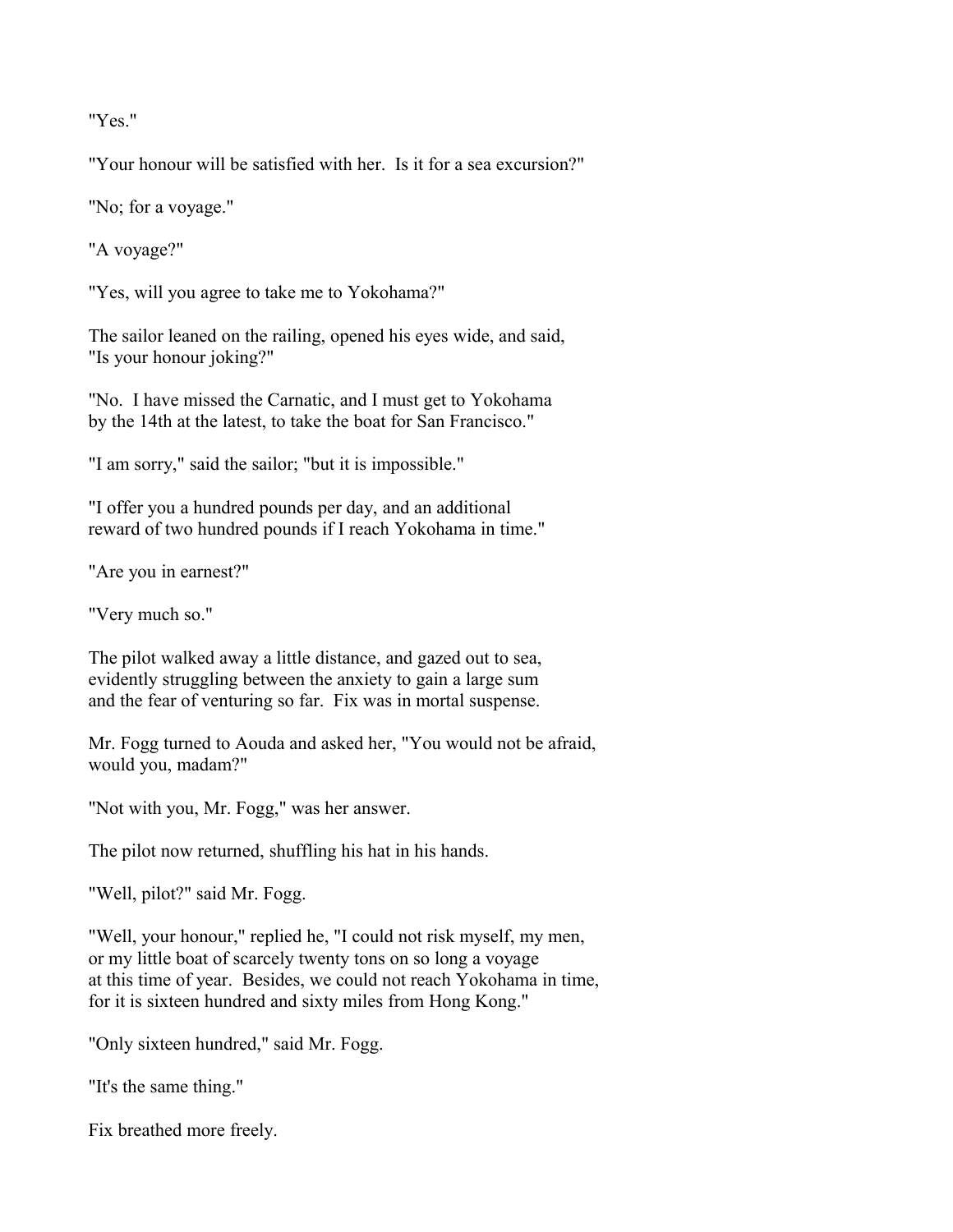"Yes."

"Your honour will be satisfied with her. Is it for a sea excursion?"

"No; for a voyage."

"A voyage?"

"Yes, will you agree to take me to Yokohama?"

The sailor leaned on the railing, opened his eyes wide, and said, "Is your honour joking?"

"No. I have missed the Carnatic, and I must get to Yokohama by the 14th at the latest, to take the boat for San Francisco."

"I am sorry," said the sailor; "but it is impossible."

"I offer you a hundred pounds per day, and an additional reward of two hundred pounds if I reach Yokohama in time."

"Are you in earnest?"

"Very much so."

The pilot walked away a little distance, and gazed out to sea, evidently struggling between the anxiety to gain a large sum and the fear of venturing so far. Fix was in mortal suspense.

Mr. Fogg turned to Aouda and asked her, "You would not be afraid, would you, madam?"

"Not with you, Mr. Fogg," was her answer.

The pilot now returned, shuffling his hat in his hands.

"Well, pilot?" said Mr. Fogg.

"Well, your honour," replied he, "I could not risk myself, my men, or my little boat of scarcely twenty tons on so long a voyage at this time of year. Besides, we could not reach Yokohama in time, for it is sixteen hundred and sixty miles from Hong Kong."

"Only sixteen hundred," said Mr. Fogg.

"It's the same thing."

Fix breathed more freely.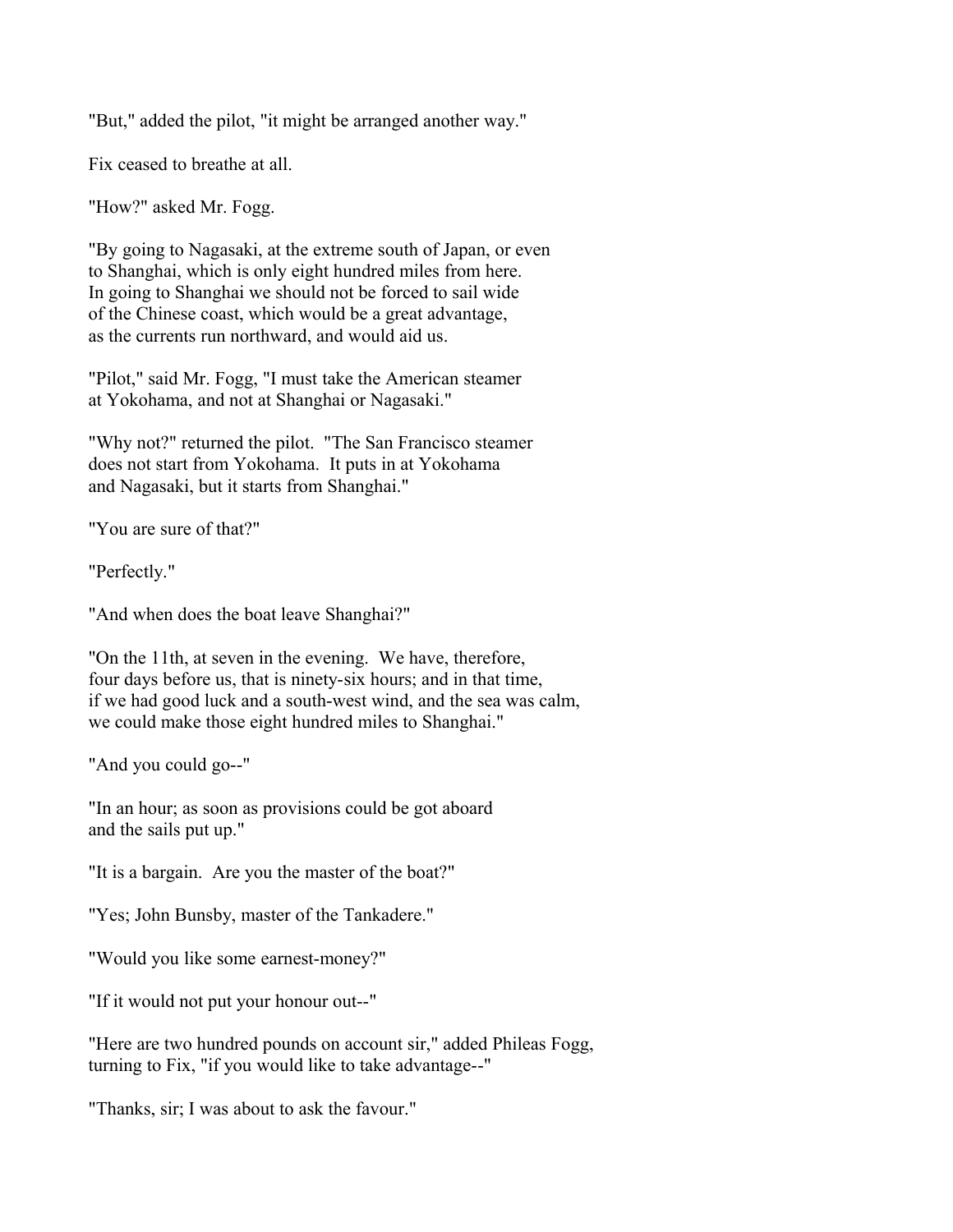"But," added the pilot, "it might be arranged another way."

Fix ceased to breathe at all.

"How?" asked Mr. Fogg.

"By going to Nagasaki, at the extreme south of Japan, or even to Shanghai, which is only eight hundred miles from here. In going to Shanghai we should not be forced to sail wide of the Chinese coast, which would be a great advantage, as the currents run northward, and would aid us.

"Pilot," said Mr. Fogg, "I must take the American steamer at Yokohama, and not at Shanghai or Nagasaki."

"Why not?" returned the pilot. "The San Francisco steamer does not start from Yokohama. It puts in at Yokohama and Nagasaki, but it starts from Shanghai."

"You are sure of that?"

"Perfectly."

"And when does the boat leave Shanghai?"

"On the 11th, at seven in the evening. We have, therefore, four days before us, that is ninety-six hours; and in that time, if we had good luck and a south-west wind, and the sea was calm, we could make those eight hundred miles to Shanghai."

"And you could go--"

"In an hour; as soon as provisions could be got aboard and the sails put up."

"It is a bargain. Are you the master of the boat?"

"Yes; John Bunsby, master of the Tankadere."

"Would you like some earnest-money?"

"If it would not put your honour out--"

"Here are two hundred pounds on account sir," added Phileas Fogg, turning to Fix, "if you would like to take advantage--"

"Thanks, sir; I was about to ask the favour."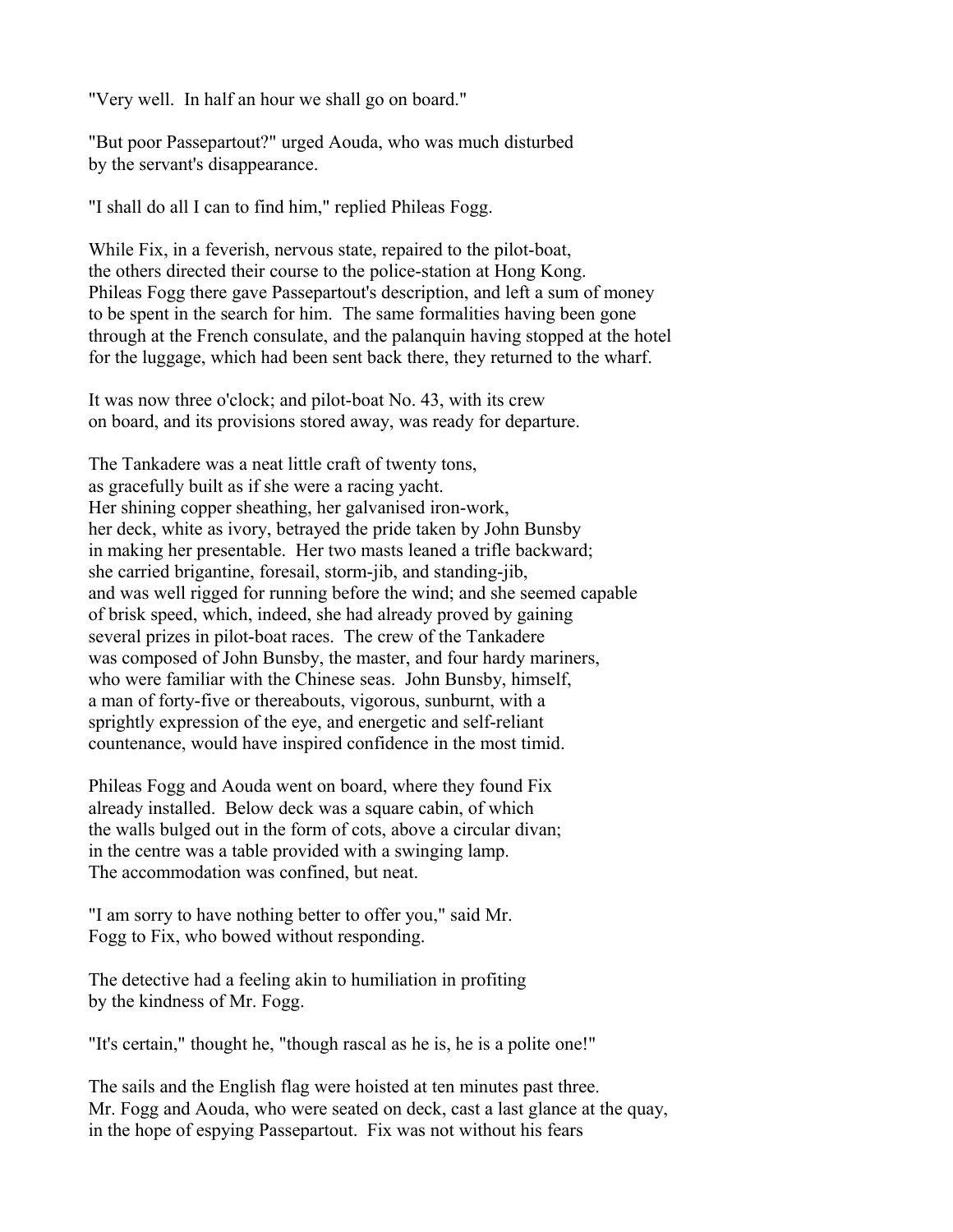"Very well. In half an hour we shall go on board."

"But poor Passepartout?" urged Aouda, who was much disturbed by the servant's disappearance.

"I shall do all I can to find him," replied Phileas Fogg.

While Fix, in a feverish, nervous state, repaired to the pilot-boat, the others directed their course to the police-station at Hong Kong. Phileas Fogg there gave Passepartout's description, and left a sum of money to be spent in the search for him. The same formalities having been gone through at the French consulate, and the palanquin having stopped at the hotel for the luggage, which had been sent back there, they returned to the wharf.

It was now three o'clock; and pilot-boat No. 43, with its crew on board, and its provisions stored away, was ready for departure.

The Tankadere was a neat little craft of twenty tons, as gracefully built as if she were a racing yacht. Her shining copper sheathing, her galvanised iron-work, her deck, white as ivory, betrayed the pride taken by John Bunsby in making her presentable. Her two masts leaned a trifle backward; she carried brigantine, foresail, storm-jib, and standing-jib, and was well rigged for running before the wind; and she seemed capable of brisk speed, which, indeed, she had already proved by gaining several prizes in pilot-boat races. The crew of the Tankadere was composed of John Bunsby, the master, and four hardy mariners, who were familiar with the Chinese seas. John Bunsby, himself, a man of forty-five or thereabouts, vigorous, sunburnt, with a sprightly expression of the eye, and energetic and self-reliant countenance, would have inspired confidence in the most timid.

Phileas Fogg and Aouda went on board, where they found Fix already installed. Below deck was a square cabin, of which the walls bulged out in the form of cots, above a circular divan; in the centre was a table provided with a swinging lamp. The accommodation was confined, but neat.

"I am sorry to have nothing better to offer you," said Mr. Fogg to Fix, who bowed without responding.

The detective had a feeling akin to humiliation in profiting by the kindness of Mr. Fogg.

"It's certain," thought he, "though rascal as he is, he is a polite one!"

The sails and the English flag were hoisted at ten minutes past three. Mr. Fogg and Aouda, who were seated on deck, cast a last glance at the quay, in the hope of espying Passepartout. Fix was not without his fears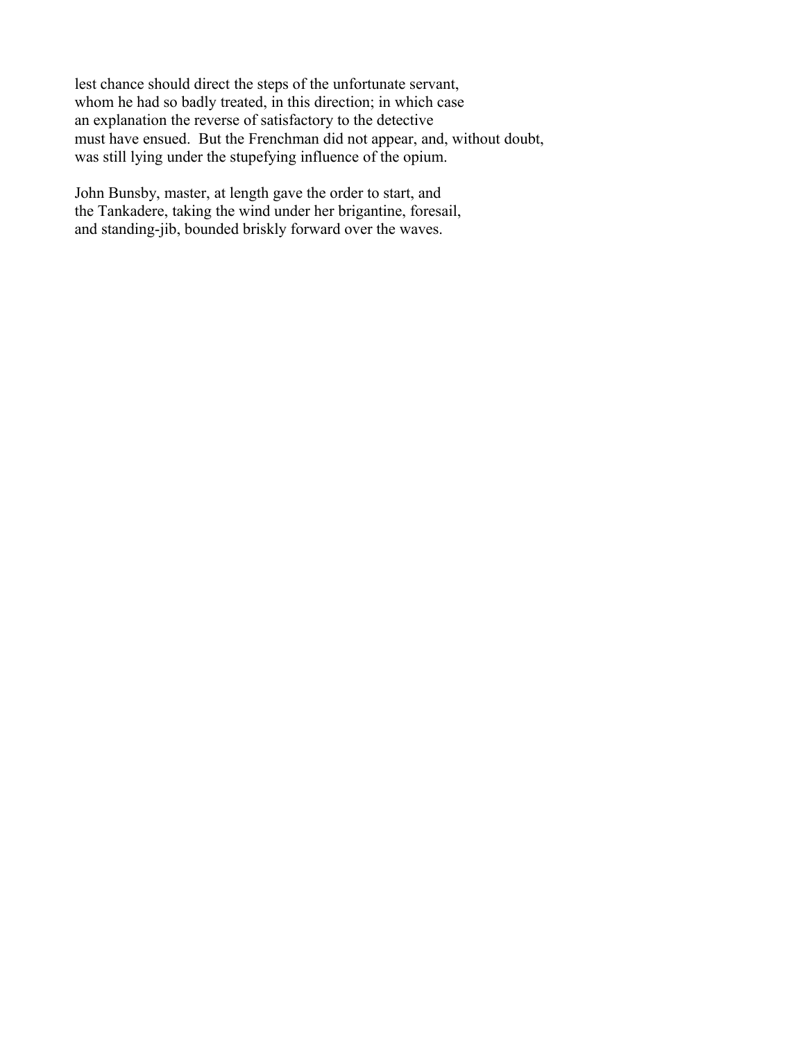lest chance should direct the steps of the unfortunate servant, whom he had so badly treated, in this direction; in which case an explanation the reverse of satisfactory to the detective must have ensued. But the Frenchman did not appear, and, without doubt, was still lying under the stupefying influence of the opium.

John Bunsby, master, at length gave the order to start, and the Tankadere, taking the wind under her brigantine, foresail, and standing-jib, bounded briskly forward over the waves.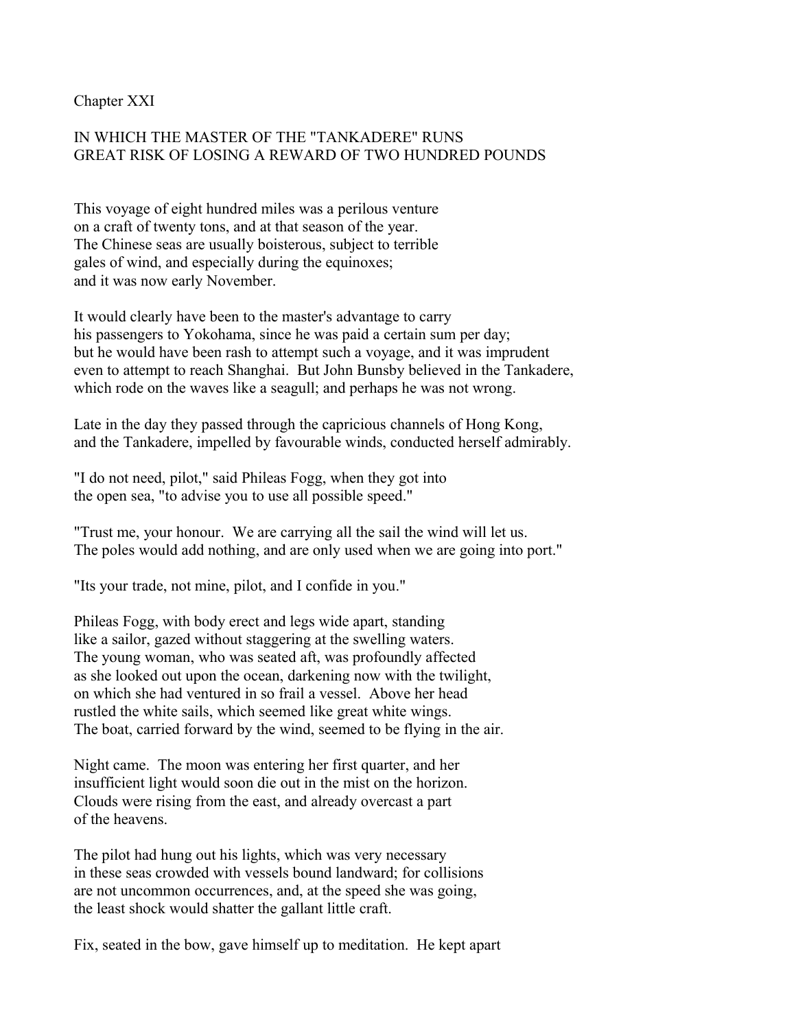## Chapter XXI

### IN WHICH THE MASTER OF THE "TANKADERE" RUNS GREAT RISK OF LOSING A REWARD OF TWO HUNDRED POUNDS

This voyage of eight hundred miles was a perilous venture on a craft of twenty tons, and at that season of the year. The Chinese seas are usually boisterous, subject to terrible gales of wind, and especially during the equinoxes; and it was now early November.

It would clearly have been to the master's advantage to carry his passengers to Yokohama, since he was paid a certain sum per day; but he would have been rash to attempt such a voyage, and it was imprudent even to attempt to reach Shanghai. But John Bunsby believed in the Tankadere, which rode on the waves like a seagull; and perhaps he was not wrong.

Late in the day they passed through the capricious channels of Hong Kong, and the Tankadere, impelled by favourable winds, conducted herself admirably.

"I do not need, pilot," said Phileas Fogg, when they got into the open sea, "to advise you to use all possible speed."

"Trust me, your honour. We are carrying all the sail the wind will let us. The poles would add nothing, and are only used when we are going into port."

"Its your trade, not mine, pilot, and I confide in you."

Phileas Fogg, with body erect and legs wide apart, standing like a sailor, gazed without staggering at the swelling waters. The young woman, who was seated aft, was profoundly affected as she looked out upon the ocean, darkening now with the twilight, on which she had ventured in so frail a vessel. Above her head rustled the white sails, which seemed like great white wings. The boat, carried forward by the wind, seemed to be flying in the air.

Night came. The moon was entering her first quarter, and her insufficient light would soon die out in the mist on the horizon. Clouds were rising from the east, and already overcast a part of the heavens.

The pilot had hung out his lights, which was very necessary in these seas crowded with vessels bound landward; for collisions are not uncommon occurrences, and, at the speed she was going, the least shock would shatter the gallant little craft.

Fix, seated in the bow, gave himself up to meditation. He kept apart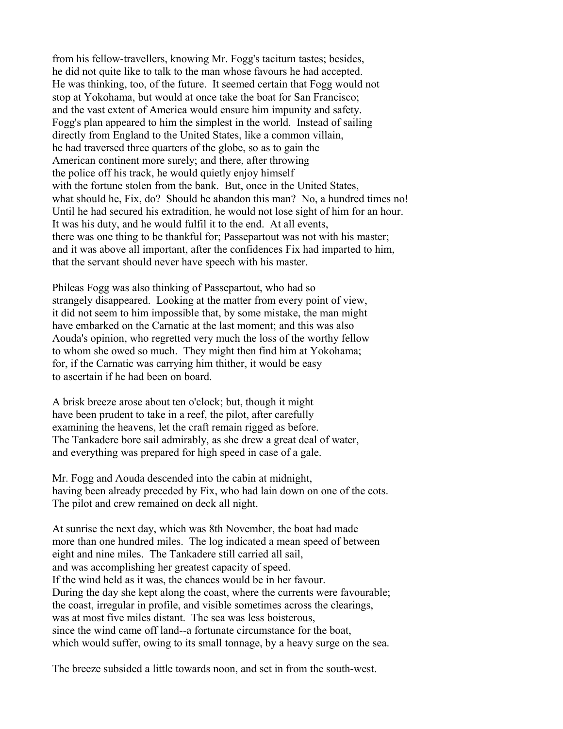from his fellow-travellers, knowing Mr. Fogg's taciturn tastes; besides, he did not quite like to talk to the man whose favours he had accepted. He was thinking, too, of the future. It seemed certain that Fogg would not stop at Yokohama, but would at once take the boat for San Francisco; and the vast extent of America would ensure him impunity and safety. Fogg's plan appeared to him the simplest in the world. Instead of sailing directly from England to the United States, like a common villain, he had traversed three quarters of the globe, so as to gain the American continent more surely; and there, after throwing the police off his track, he would quietly enjoy himself with the fortune stolen from the bank. But, once in the United States, what should he, Fix, do? Should he abandon this man? No, a hundred times no! Until he had secured his extradition, he would not lose sight of him for an hour. It was his duty, and he would fulfil it to the end. At all events, there was one thing to be thankful for; Passepartout was not with his master; and it was above all important, after the confidences Fix had imparted to him, that the servant should never have speech with his master.

Phileas Fogg was also thinking of Passepartout, who had so strangely disappeared. Looking at the matter from every point of view, it did not seem to him impossible that, by some mistake, the man might have embarked on the Carnatic at the last moment; and this was also Aouda's opinion, who regretted very much the loss of the worthy fellow to whom she owed so much. They might then find him at Yokohama; for, if the Carnatic was carrying him thither, it would be easy to ascertain if he had been on board.

A brisk breeze arose about ten o'clock; but, though it might have been prudent to take in a reef, the pilot, after carefully examining the heavens, let the craft remain rigged as before. The Tankadere bore sail admirably, as she drew a great deal of water, and everything was prepared for high speed in case of a gale.

Mr. Fogg and Aouda descended into the cabin at midnight, having been already preceded by Fix, who had lain down on one of the cots. The pilot and crew remained on deck all night.

At sunrise the next day, which was 8th November, the boat had made more than one hundred miles. The log indicated a mean speed of between eight and nine miles. The Tankadere still carried all sail, and was accomplishing her greatest capacity of speed. If the wind held as it was, the chances would be in her favour. During the day she kept along the coast, where the currents were favourable; the coast, irregular in profile, and visible sometimes across the clearings, was at most five miles distant. The sea was less boisterous, since the wind came off land--a fortunate circumstance for the boat, which would suffer, owing to its small tonnage, by a heavy surge on the sea.

The breeze subsided a little towards noon, and set in from the south-west.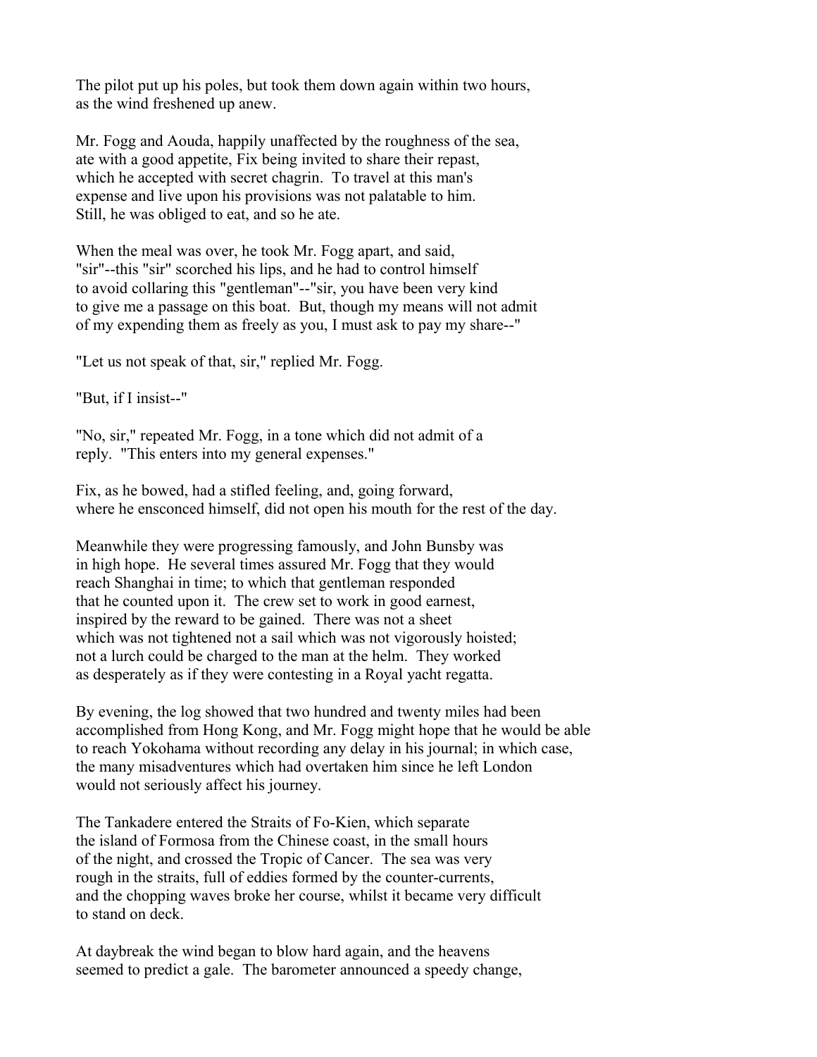The pilot put up his poles, but took them down again within two hours, as the wind freshened up anew.

Mr. Fogg and Aouda, happily unaffected by the roughness of the sea, ate with a good appetite, Fix being invited to share their repast, which he accepted with secret chagrin. To travel at this man's expense and live upon his provisions was not palatable to him. Still, he was obliged to eat, and so he ate.

When the meal was over, he took Mr. Fogg apart, and said, "sir"--this "sir" scorched his lips, and he had to control himself to avoid collaring this "gentleman"--"sir, you have been very kind to give me a passage on this boat. But, though my means will not admit of my expending them as freely as you, I must ask to pay my share--"

"Let us not speak of that, sir," replied Mr. Fogg.

"But, if I insist--"

"No, sir," repeated Mr. Fogg, in a tone which did not admit of a reply. "This enters into my general expenses."

Fix, as he bowed, had a stifled feeling, and, going forward, where he ensconced himself, did not open his mouth for the rest of the day.

Meanwhile they were progressing famously, and John Bunsby was in high hope. He several times assured Mr. Fogg that they would reach Shanghai in time; to which that gentleman responded that he counted upon it. The crew set to work in good earnest, inspired by the reward to be gained. There was not a sheet which was not tightened not a sail which was not vigorously hoisted; not a lurch could be charged to the man at the helm. They worked as desperately as if they were contesting in a Royal yacht regatta.

By evening, the log showed that two hundred and twenty miles had been accomplished from Hong Kong, and Mr. Fogg might hope that he would be able to reach Yokohama without recording any delay in his journal; in which case, the many misadventures which had overtaken him since he left London would not seriously affect his journey.

The Tankadere entered the Straits of Fo-Kien, which separate the island of Formosa from the Chinese coast, in the small hours of the night, and crossed the Tropic of Cancer. The sea was very rough in the straits, full of eddies formed by the counter-currents, and the chopping waves broke her course, whilst it became very difficult to stand on deck.

At daybreak the wind began to blow hard again, and the heavens seemed to predict a gale. The barometer announced a speedy change,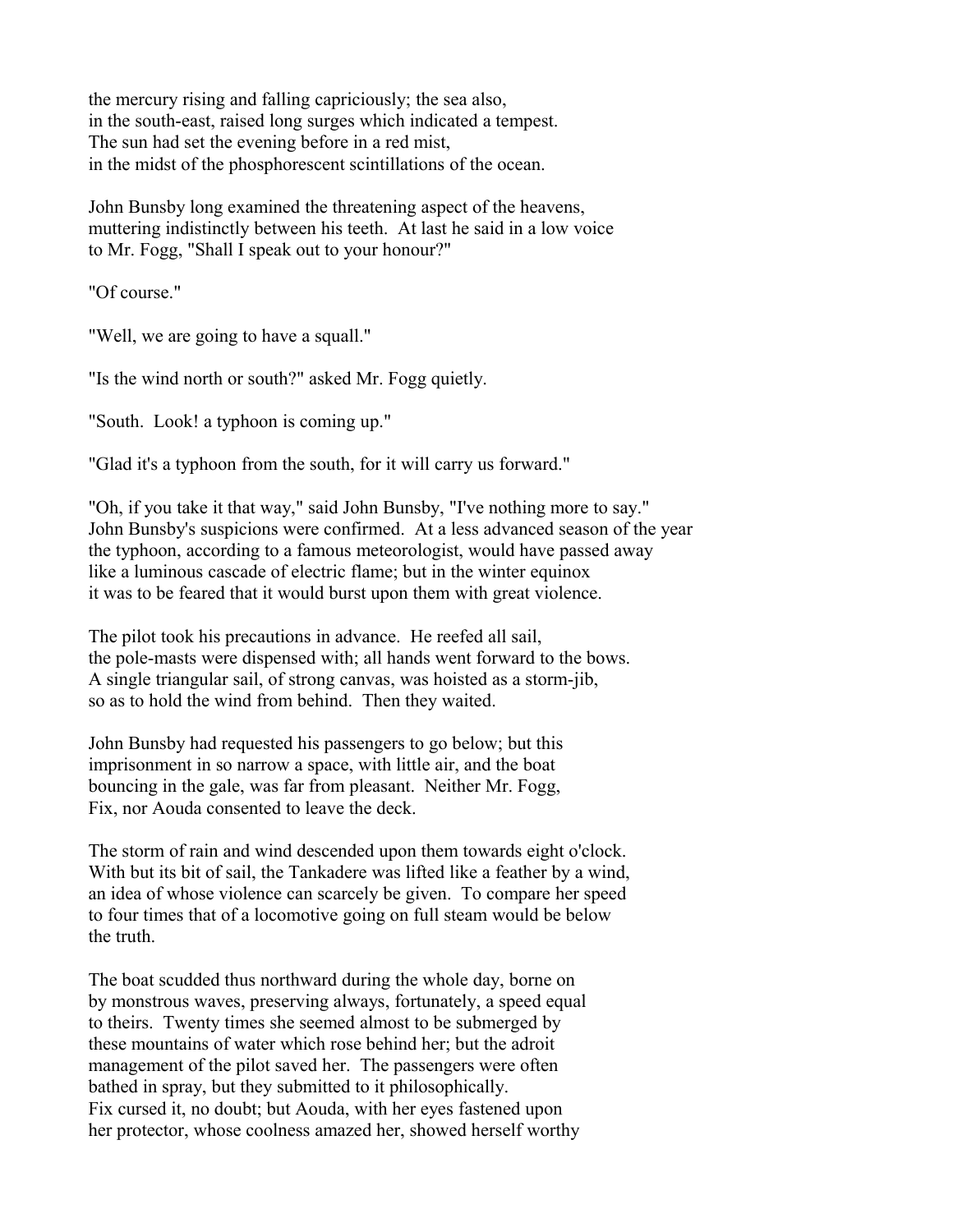the mercury rising and falling capriciously; the sea also, in the south-east, raised long surges which indicated a tempest. The sun had set the evening before in a red mist, in the midst of the phosphorescent scintillations of the ocean.

John Bunsby long examined the threatening aspect of the heavens, muttering indistinctly between his teeth. At last he said in a low voice to Mr. Fogg, "Shall I speak out to your honour?"

"Of course."

"Well, we are going to have a squall."

"Is the wind north or south?" asked Mr. Fogg quietly.

"South. Look! a typhoon is coming up."

"Glad it's a typhoon from the south, for it will carry us forward."

"Oh, if you take it that way," said John Bunsby, "I've nothing more to say." John Bunsby's suspicions were confirmed. At a less advanced season of the year the typhoon, according to a famous meteorologist, would have passed away like a luminous cascade of electric flame; but in the winter equinox it was to be feared that it would burst upon them with great violence.

The pilot took his precautions in advance. He reefed all sail, the pole-masts were dispensed with; all hands went forward to the bows. A single triangular sail, of strong canvas, was hoisted as a storm-jib, so as to hold the wind from behind. Then they waited.

John Bunsby had requested his passengers to go below; but this imprisonment in so narrow a space, with little air, and the boat bouncing in the gale, was far from pleasant. Neither Mr. Fogg, Fix, nor Aouda consented to leave the deck.

The storm of rain and wind descended upon them towards eight o'clock. With but its bit of sail, the Tankadere was lifted like a feather by a wind, an idea of whose violence can scarcely be given. To compare her speed to four times that of a locomotive going on full steam would be below the truth.

The boat scudded thus northward during the whole day, borne on by monstrous waves, preserving always, fortunately, a speed equal to theirs. Twenty times she seemed almost to be submerged by these mountains of water which rose behind her; but the adroit management of the pilot saved her. The passengers were often bathed in spray, but they submitted to it philosophically. Fix cursed it, no doubt; but Aouda, with her eyes fastened upon her protector, whose coolness amazed her, showed herself worthy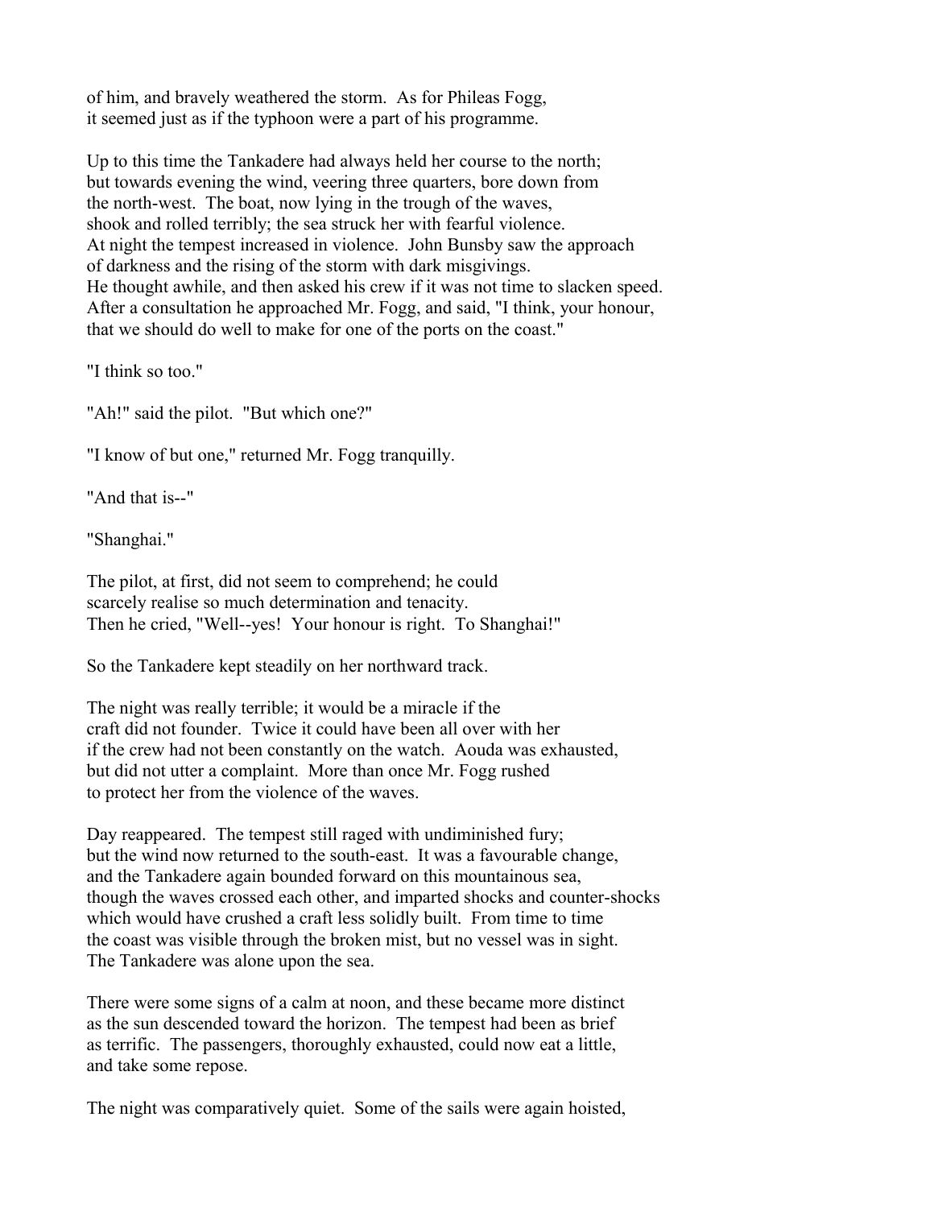of him, and bravely weathered the storm. As for Phileas Fogg, it seemed just as if the typhoon were a part of his programme.

Up to this time the Tankadere had always held her course to the north; but towards evening the wind, veering three quarters, bore down from the north-west. The boat, now lying in the trough of the waves, shook and rolled terribly; the sea struck her with fearful violence. At night the tempest increased in violence. John Bunsby saw the approach of darkness and the rising of the storm with dark misgivings. He thought awhile, and then asked his crew if it was not time to slacken speed. After a consultation he approached Mr. Fogg, and said, "I think, your honour, that we should do well to make for one of the ports on the coast."

"I think so too."

"Ah!" said the pilot. "But which one?"

"I know of but one," returned Mr. Fogg tranquilly.

"And that is--"

"Shanghai."

The pilot, at first, did not seem to comprehend; he could scarcely realise so much determination and tenacity. Then he cried, "Well--yes! Your honour is right. To Shanghai!"

So the Tankadere kept steadily on her northward track.

The night was really terrible; it would be a miracle if the craft did not founder. Twice it could have been all over with her if the crew had not been constantly on the watch. Aouda was exhausted, but did not utter a complaint. More than once Mr. Fogg rushed to protect her from the violence of the waves.

Day reappeared. The tempest still raged with undiminished fury; but the wind now returned to the south-east. It was a favourable change, and the Tankadere again bounded forward on this mountainous sea, though the waves crossed each other, and imparted shocks and counter-shocks which would have crushed a craft less solidly built. From time to time the coast was visible through the broken mist, but no vessel was in sight. The Tankadere was alone upon the sea.

There were some signs of a calm at noon, and these became more distinct as the sun descended toward the horizon. The tempest had been as brief as terrific. The passengers, thoroughly exhausted, could now eat a little, and take some repose.

The night was comparatively quiet. Some of the sails were again hoisted,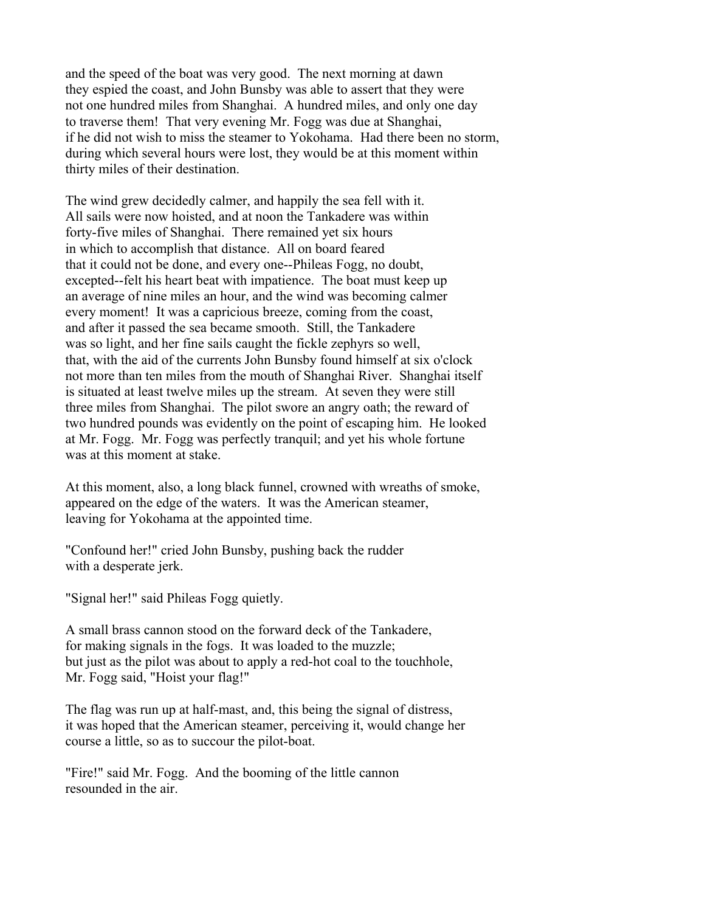and the speed of the boat was very good. The next morning at dawn they espied the coast, and John Bunsby was able to assert that they were not one hundred miles from Shanghai. A hundred miles, and only one day to traverse them! That very evening Mr. Fogg was due at Shanghai, if he did not wish to miss the steamer to Yokohama. Had there been no storm, during which several hours were lost, they would be at this moment within thirty miles of their destination.

The wind grew decidedly calmer, and happily the sea fell with it. All sails were now hoisted, and at noon the Tankadere was within forty-five miles of Shanghai. There remained yet six hours in which to accomplish that distance. All on board feared that it could not be done, and every one--Phileas Fogg, no doubt, excepted--felt his heart beat with impatience. The boat must keep up an average of nine miles an hour, and the wind was becoming calmer every moment! It was a capricious breeze, coming from the coast, and after it passed the sea became smooth. Still, the Tankadere was so light, and her fine sails caught the fickle zephyrs so well, that, with the aid of the currents John Bunsby found himself at six o'clock not more than ten miles from the mouth of Shanghai River. Shanghai itself is situated at least twelve miles up the stream. At seven they were still three miles from Shanghai. The pilot swore an angry oath; the reward of two hundred pounds was evidently on the point of escaping him. He looked at Mr. Fogg. Mr. Fogg was perfectly tranquil; and yet his whole fortune was at this moment at stake.

At this moment, also, a long black funnel, crowned with wreaths of smoke, appeared on the edge of the waters. It was the American steamer, leaving for Yokohama at the appointed time.

"Confound her!" cried John Bunsby, pushing back the rudder with a desperate jerk.

"Signal her!" said Phileas Fogg quietly.

A small brass cannon stood on the forward deck of the Tankadere, for making signals in the fogs. It was loaded to the muzzle; but just as the pilot was about to apply a red-hot coal to the touchhole, Mr. Fogg said, "Hoist your flag!"

The flag was run up at half-mast, and, this being the signal of distress, it was hoped that the American steamer, perceiving it, would change her course a little, so as to succour the pilot-boat.

"Fire!" said Mr. Fogg. And the booming of the little cannon resounded in the air.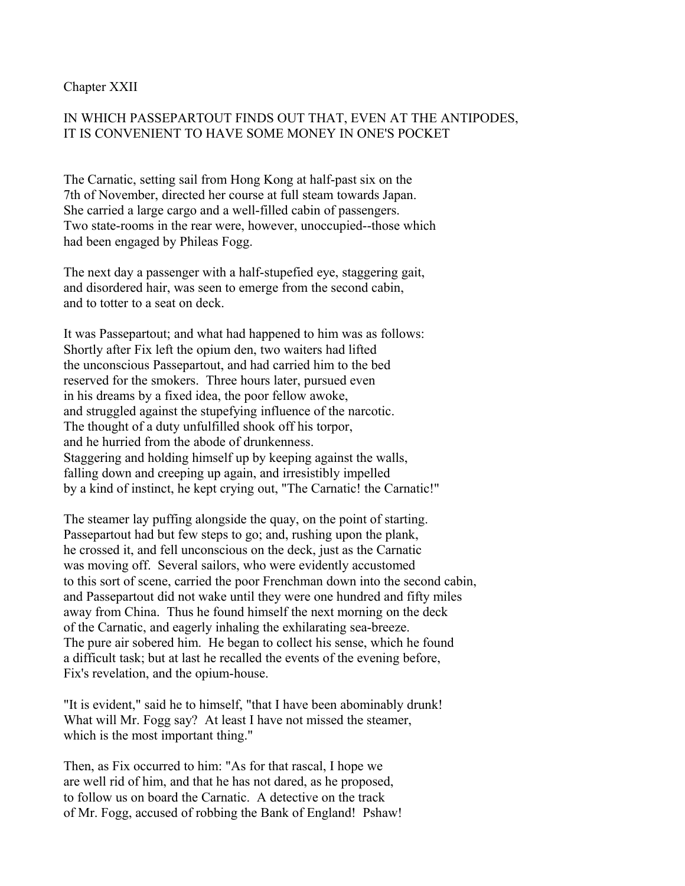## Chapter XXII

### IN WHICH PASSEPARTOUT FINDS OUT THAT, EVEN AT THE ANTIPODES, IT IS CONVENIENT TO HAVE SOME MONEY IN ONE'S POCKET

The Carnatic, setting sail from Hong Kong at half-past six on the 7th of November, directed her course at full steam towards Japan. She carried a large cargo and a well-filled cabin of passengers. Two state-rooms in the rear were, however, unoccupied--those which had been engaged by Phileas Fogg.

The next day a passenger with a half-stupefied eye, staggering gait, and disordered hair, was seen to emerge from the second cabin, and to totter to a seat on deck.

It was Passepartout; and what had happened to him was as follows: Shortly after Fix left the opium den, two waiters had lifted the unconscious Passepartout, and had carried him to the bed reserved for the smokers. Three hours later, pursued even in his dreams by a fixed idea, the poor fellow awoke, and struggled against the stupefying influence of the narcotic. The thought of a duty unfulfilled shook off his torpor, and he hurried from the abode of drunkenness. Staggering and holding himself up by keeping against the walls, falling down and creeping up again, and irresistibly impelled by a kind of instinct, he kept crying out, "The Carnatic! the Carnatic!"

The steamer lay puffing alongside the quay, on the point of starting. Passepartout had but few steps to go; and, rushing upon the plank, he crossed it, and fell unconscious on the deck, just as the Carnatic was moving off. Several sailors, who were evidently accustomed to this sort of scene, carried the poor Frenchman down into the second cabin, and Passepartout did not wake until they were one hundred and fifty miles away from China. Thus he found himself the next morning on the deck of the Carnatic, and eagerly inhaling the exhilarating sea-breeze. The pure air sobered him. He began to collect his sense, which he found a difficult task; but at last he recalled the events of the evening before, Fix's revelation, and the opium-house.

"It is evident," said he to himself, "that I have been abominably drunk! What will Mr. Fogg say? At least I have not missed the steamer, which is the most important thing."

Then, as Fix occurred to him: "As for that rascal, I hope we are well rid of him, and that he has not dared, as he proposed, to follow us on board the Carnatic. A detective on the track of Mr. Fogg, accused of robbing the Bank of England! Pshaw!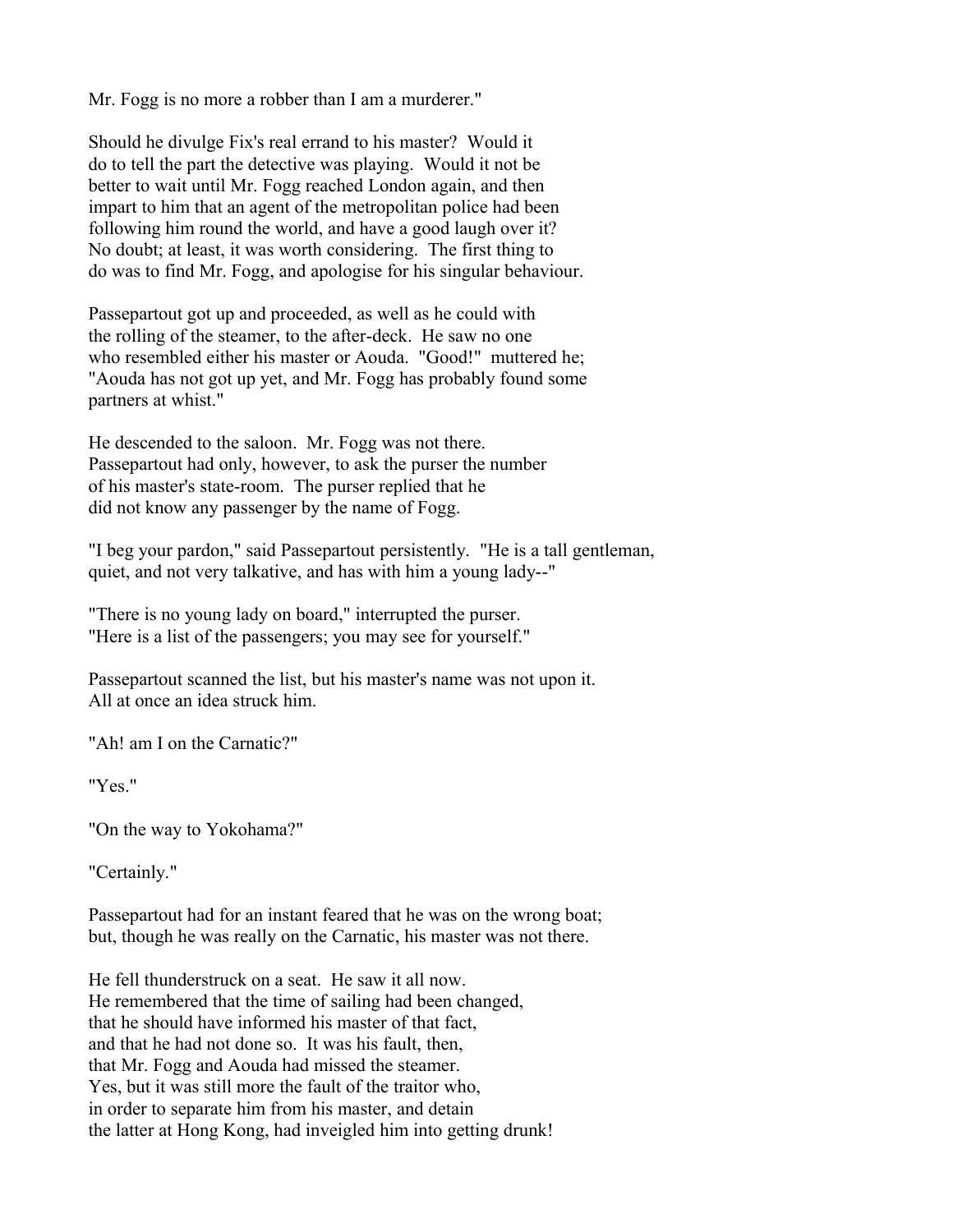Mr. Fogg is no more a robber than I am a murderer."

Should he divulge Fix's real errand to his master? Would it do to tell the part the detective was playing. Would it not be better to wait until Mr. Fogg reached London again, and then impart to him that an agent of the metropolitan police had been following him round the world, and have a good laugh over it? No doubt; at least, it was worth considering. The first thing to do was to find Mr. Fogg, and apologise for his singular behaviour.

Passepartout got up and proceeded, as well as he could with the rolling of the steamer, to the after-deck. He saw no one who resembled either his master or Aouda. "Good!" muttered he; "Aouda has not got up yet, and Mr. Fogg has probably found some partners at whist."

He descended to the saloon. Mr. Fogg was not there. Passepartout had only, however, to ask the purser the number of his master's state-room. The purser replied that he did not know any passenger by the name of Fogg.

"I beg your pardon," said Passepartout persistently. "He is a tall gentleman, quiet, and not very talkative, and has with him a young lady--"

"There is no young lady on board," interrupted the purser. "Here is a list of the passengers; you may see for yourself."

Passepartout scanned the list, but his master's name was not upon it. All at once an idea struck him.

"Ah! am I on the Carnatic?"

"Yes."

"On the way to Yokohama?"

"Certainly."

Passepartout had for an instant feared that he was on the wrong boat; but, though he was really on the Carnatic, his master was not there.

He fell thunderstruck on a seat. He saw it all now. He remembered that the time of sailing had been changed, that he should have informed his master of that fact, and that he had not done so. It was his fault, then, that Mr. Fogg and Aouda had missed the steamer. Yes, but it was still more the fault of the traitor who, in order to separate him from his master, and detain the latter at Hong Kong, had inveigled him into getting drunk!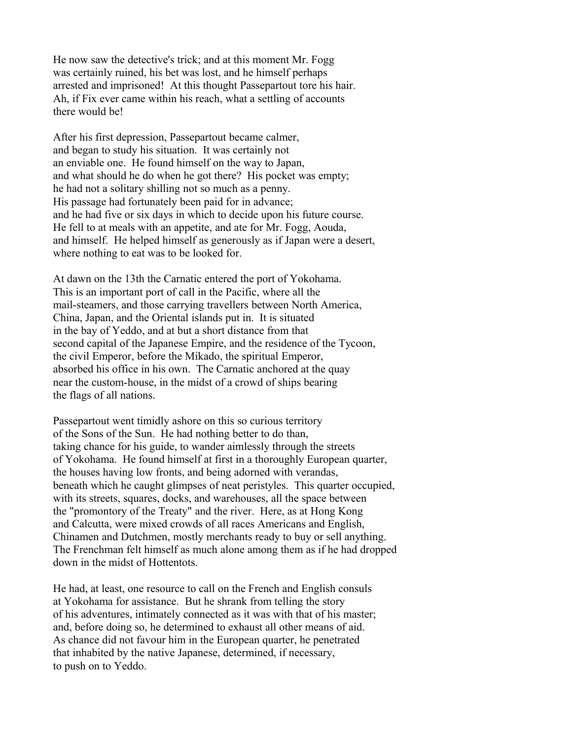He now saw the detective's trick; and at this moment Mr. Fogg was certainly ruined, his bet was lost, and he himself perhaps arrested and imprisoned! At this thought Passepartout tore his hair. Ah, if Fix ever came within his reach, what a settling of accounts there would be!

After his first depression, Passepartout became calmer, and began to study his situation. It was certainly not an enviable one. He found himself on the way to Japan, and what should he do when he got there? His pocket was empty; he had not a solitary shilling not so much as a penny. His passage had fortunately been paid for in advance; and he had five or six days in which to decide upon his future course. He fell to at meals with an appetite, and ate for Mr. Fogg, Aouda, and himself. He helped himself as generously as if Japan were a desert, where nothing to eat was to be looked for.

At dawn on the 13th the Carnatic entered the port of Yokohama. This is an important port of call in the Pacific, where all the mail-steamers, and those carrying travellers between North America, China, Japan, and the Oriental islands put in. It is situated in the bay of Yeddo, and at but a short distance from that second capital of the Japanese Empire, and the residence of the Tycoon, the civil Emperor, before the Mikado, the spiritual Emperor, absorbed his office in his own. The Carnatic anchored at the quay near the custom-house, in the midst of a crowd of ships bearing the flags of all nations.

Passepartout went timidly ashore on this so curious territory of the Sons of the Sun. He had nothing better to do than, taking chance for his guide, to wander aimlessly through the streets of Yokohama. He found himself at first in a thoroughly European quarter, the houses having low fronts, and being adorned with verandas, beneath which he caught glimpses of neat peristyles. This quarter occupied, with its streets, squares, docks, and warehouses, all the space between the "promontory of the Treaty" and the river. Here, as at Hong Kong and Calcutta, were mixed crowds of all races Americans and English, Chinamen and Dutchmen, mostly merchants ready to buy or sell anything. The Frenchman felt himself as much alone among them as if he had dropped down in the midst of Hottentots.

He had, at least, one resource to call on the French and English consuls at Yokohama for assistance. But he shrank from telling the story of his adventures, intimately connected as it was with that of his master; and, before doing so, he determined to exhaust all other means of aid. As chance did not favour him in the European quarter, he penetrated that inhabited by the native Japanese, determined, if necessary, to push on to Yeddo.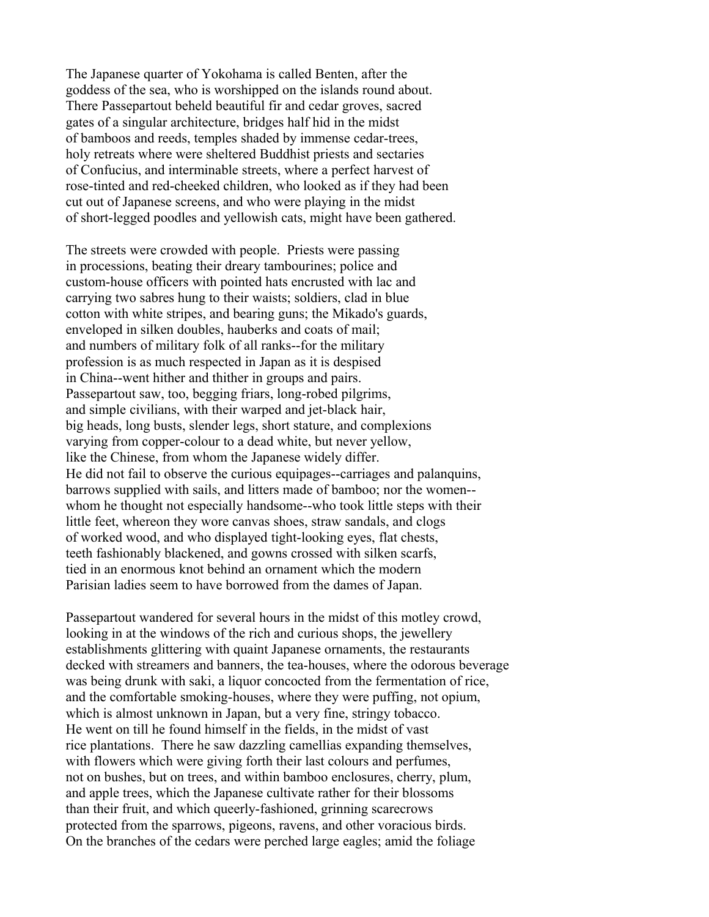The Japanese quarter of Yokohama is called Benten, after the goddess of the sea, who is worshipped on the islands round about. There Passepartout beheld beautiful fir and cedar groves, sacred gates of a singular architecture, bridges half hid in the midst of bamboos and reeds, temples shaded by immense cedar-trees, holy retreats where were sheltered Buddhist priests and sectaries of Confucius, and interminable streets, where a perfect harvest of rose-tinted and red-cheeked children, who looked as if they had been cut out of Japanese screens, and who were playing in the midst of short-legged poodles and yellowish cats, might have been gathered.

The streets were crowded with people. Priests were passing in processions, beating their dreary tambourines; police and custom-house officers with pointed hats encrusted with lac and carrying two sabres hung to their waists; soldiers, clad in blue cotton with white stripes, and bearing guns; the Mikado's guards, enveloped in silken doubles, hauberks and coats of mail; and numbers of military folk of all ranks--for the military profession is as much respected in Japan as it is despised in China--went hither and thither in groups and pairs. Passepartout saw, too, begging friars, long-robed pilgrims, and simple civilians, with their warped and jet-black hair, big heads, long busts, slender legs, short stature, and complexions varying from copper-colour to a dead white, but never yellow, like the Chinese, from whom the Japanese widely differ. He did not fail to observe the curious equipages--carriages and palanquins, barrows supplied with sails, and litters made of bamboo; nor the women--whom he thought not especially handsome--who took little steps with their little feet, whereon they wore canvas shoes, straw sandals, and clogs of worked wood, and who displayed tight-looking eyes, flat chests, teeth fashionably blackened, and gowns crossed with silken scarfs, tied in an enormous knot behind an ornament which the modern Parisian ladies seem to have borrowed from the dames of Japan.

Passepartout wandered for several hours in the midst of this motley crowd, looking in at the windows of the rich and curious shops, the jewellery establishments glittering with quaint Japanese ornaments, the restaurants decked with streamers and banners, the tea-houses, where the odorous beverage was being drunk with saki, a liquor concocted from the fermentation of rice, and the comfortable smoking-houses, where they were puffing, not opium, which is almost unknown in Japan, but a very fine, stringy tobacco. He went on till he found himself in the fields, in the midst of vast rice plantations. There he saw dazzling camellias expanding themselves, with flowers which were giving forth their last colours and perfumes, not on bushes, but on trees, and within bamboo enclosures, cherry, plum, and apple trees, which the Japanese cultivate rather for their blossoms than their fruit, and which queerly-fashioned, grinning scarecrows protected from the sparrows, pigeons, ravens, and other voracious birds. On the branches of the cedars were perched large eagles; amid the foliage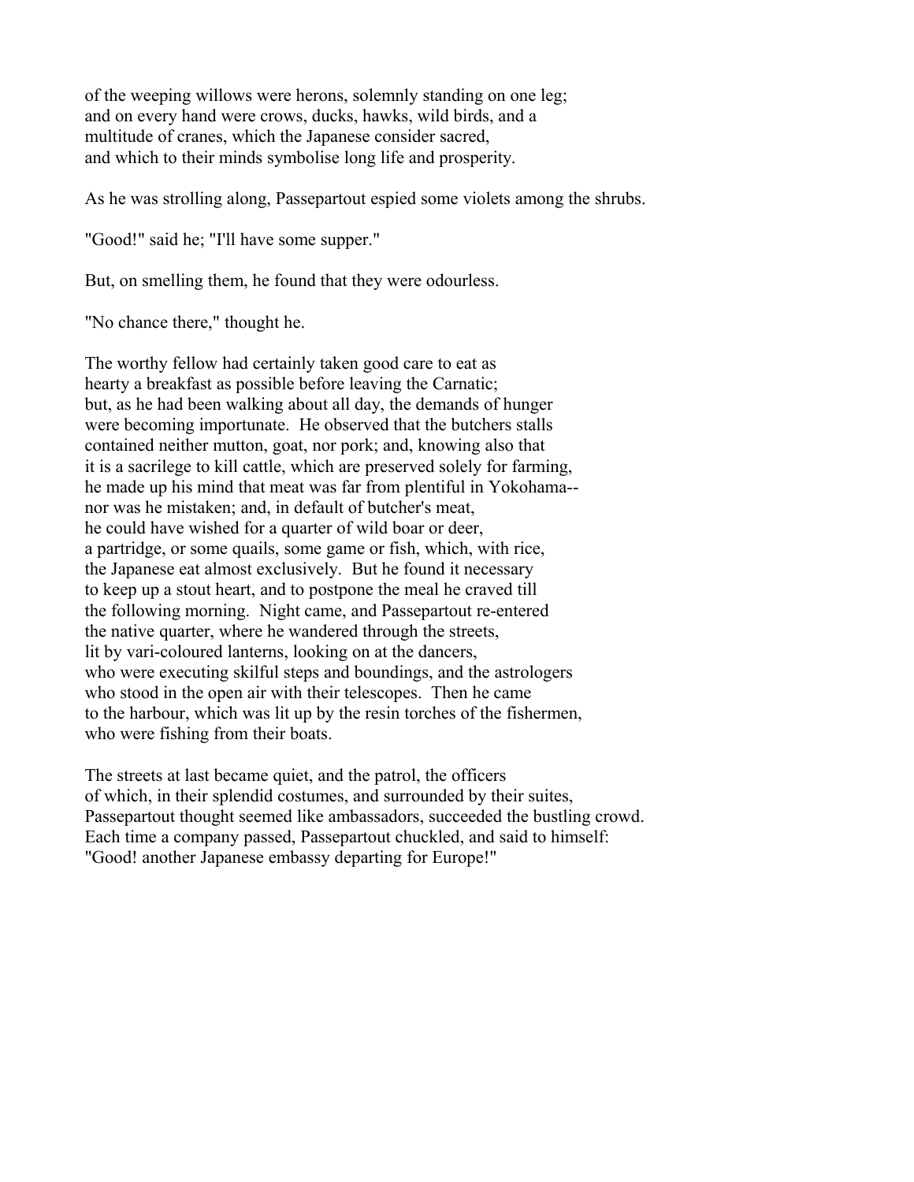of the weeping willows were herons, solemnly standing on one leg; and on every hand were crows, ducks, hawks, wild birds, and a multitude of cranes, which the Japanese consider sacred, and which to their minds symbolise long life and prosperity.

As he was strolling along, Passepartout espied some violets among the shrubs.

"Good!" said he; "I'll have some supper."

But, on smelling them, he found that they were odourless.

"No chance there," thought he.

The worthy fellow had certainly taken good care to eat as hearty a breakfast as possible before leaving the Carnatic; but, as he had been walking about all day, the demands of hunger were becoming importunate. He observed that the butchers stalls contained neither mutton, goat, nor pork; and, knowing also that it is a sacrilege to kill cattle, which are preserved solely for farming, he made up his mind that meat was far from plentiful in Yokohama-- nor was he mistaken; and, in default of butcher's meat, he could have wished for a quarter of wild boar or deer, a partridge, or some quails, some game or fish, which, with rice, the Japanese eat almost exclusively. But he found it necessary to keep up a stout heart, and to postpone the meal he craved till the following morning. Night came, and Passepartout re-entered the native quarter, where he wandered through the streets, lit by vari-coloured lanterns, looking on at the dancers, who were executing skilful steps and boundings, and the astrologers who stood in the open air with their telescopes. Then he came to the harbour, which was lit up by the resin torches of the fishermen, who were fishing from their boats.

The streets at last became quiet, and the patrol, the officers of which, in their splendid costumes, and surrounded by their suites, Passepartout thought seemed like ambassadors, succeeded the bustling crowd. Each time a company passed, Passepartout chuckled, and said to himself: "Good! another Japanese embassy departing for Europe!"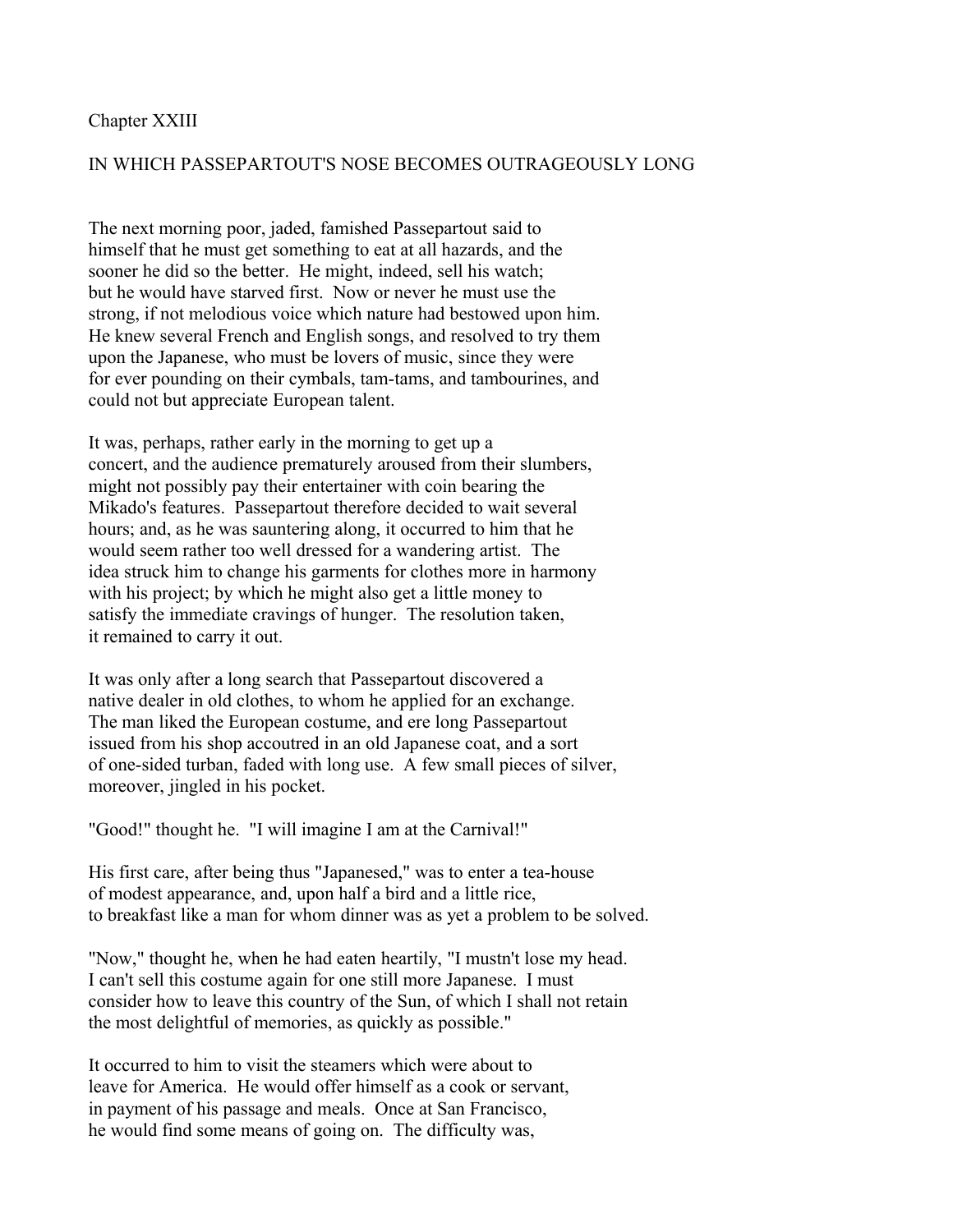## Chapter XXIII

## IN WHICH PASSEPARTOUT'S NOSE BECOMES OUTRAGEOUSLY LONG

The next morning poor, jaded, famished Passepartout said to himself that he must get something to eat at all hazards, and the sooner he did so the better. He might, indeed, sell his watch; but he would have starved first. Now or never he must use the strong, if not melodious voice which nature had bestowed upon him. He knew several French and English songs, and resolved to try them upon the Japanese, who must be lovers of music, since they were for ever pounding on their cymbals, tam-tams, and tambourines, and could not but appreciate European talent.

It was, perhaps, rather early in the morning to get up a concert, and the audience prematurely aroused from their slumbers, might not possibly pay their entertainer with coin bearing the Mikado's features. Passepartout therefore decided to wait several hours; and, as he was sauntering along, it occurred to him that he would seem rather too well dressed for a wandering artist. The idea struck him to change his garments for clothes more in harmony with his project; by which he might also get a little money to satisfy the immediate cravings of hunger. The resolution taken, it remained to carry it out.

It was only after a long search that Passepartout discovered a native dealer in old clothes, to whom he applied for an exchange. The man liked the European costume, and ere long Passepartout issued from his shop accoutred in an old Japanese coat, and a sort of one-sided turban, faded with long use. A few small pieces of silver, moreover, jingled in his pocket.

"Good!" thought he. "I will imagine I am at the Carnival!"

His first care, after being thus "Japanesed," was to enter a tea-house of modest appearance, and, upon half a bird and a little rice, to breakfast like a man for whom dinner was as yet a problem to be solved.

"Now," thought he, when he had eaten heartily, "I mustn't lose my head. I can't sell this costume again for one still more Japanese. I must consider how to leave this country of the Sun, of which I shall not retain the most delightful of memories, as quickly as possible."

It occurred to him to visit the steamers which were about to leave for America. He would offer himself as a cook or servant, in payment of his passage and meals. Once at San Francisco, he would find some means of going on. The difficulty was,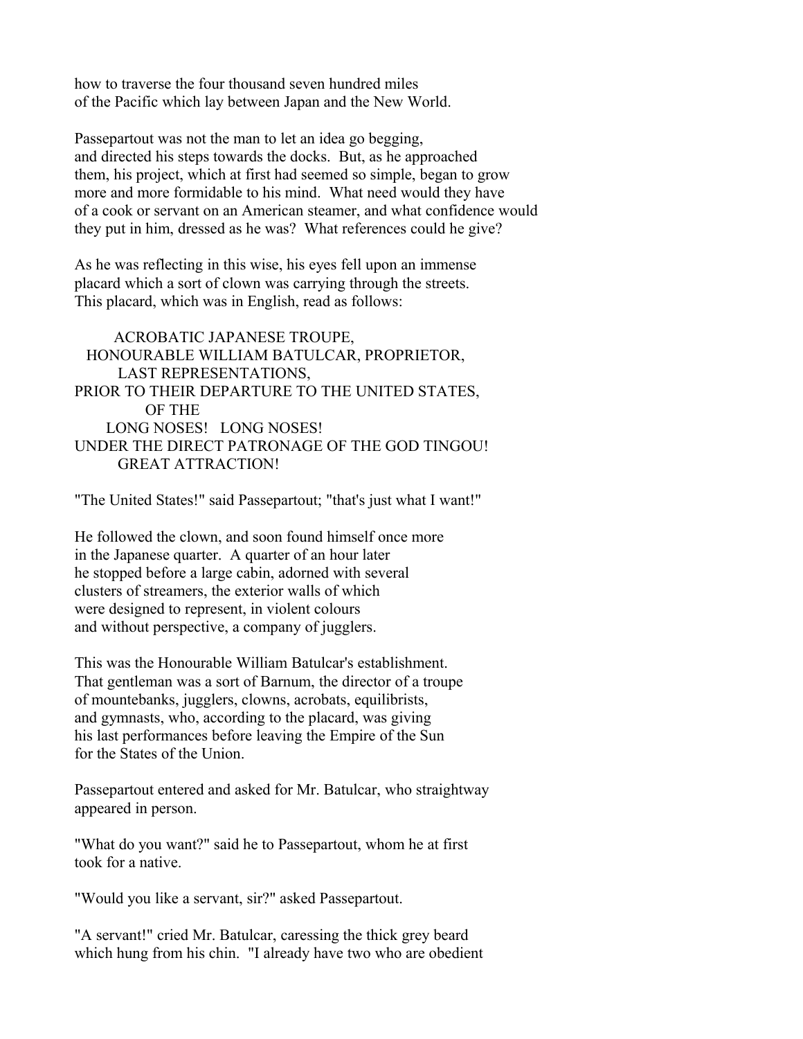how to traverse the four thousand seven hundred miles of the Pacific which lay between Japan and the New World.

Passepartout was not the man to let an idea go begging, and directed his steps towards the docks. But, as he approached them, his project, which at first had seemed so simple, began to grow more and more formidable to his mind. What need would they have of a cook or servant on an American steamer, and what confidence would they put in him, dressed as he was? What references could he give?

As he was reflecting in this wise, his eyes fell upon an immense placard which a sort of clown was carrying through the streets. This placard, which was in English, read as follows:

ACROBATIC JAPANESE TROUPE,
HONOURABLE WILLIAM BATULCAR, PROPRIETOR,
LAST REPRESENTATIONS,
PRIOR TO THEIR DEPARTURE TO THE UNITED STATES,
OF THE
LONG NOSES! LONG NOSES!
UNDER THE DIRECT PATRONAGE OF THE GOD TINGOU!
GREAT ATTRACTION!

"The United States!" said Passepartout; "that's just what I want!"

He followed the clown, and soon found himself once more in the Japanese quarter. A quarter of an hour later he stopped before a large cabin, adorned with several clusters of streamers, the exterior walls of which were designed to represent, in violent colours and without perspective, a company of jugglers.

This was the Honourable William Batulcar's establishment. That gentleman was a sort of Barnum, the director of a troupe of mountebanks, jugglers, clowns, acrobats, equilibrists, and gymnasts, who, according to the placard, was giving his last performances before leaving the Empire of the Sun for the States of the Union.

Passepartout entered and asked for Mr. Batulcar, who straightway appeared in person.

"What do you want?" said he to Passepartout, whom he at first took for a native.

"Would you like a servant, sir?" asked Passepartout.

"A servant!" cried Mr. Batulcar, caressing the thick grey beard which hung from his chin. "I already have two who are obedient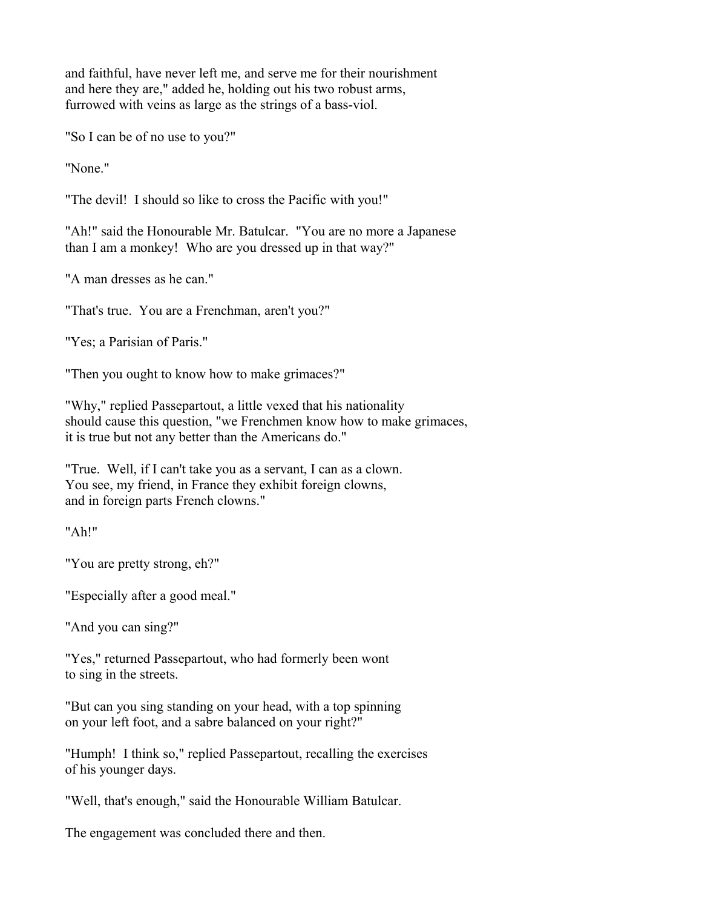and faithful, have never left me, and serve me for their nourishment and here they are," added he, holding out his two robust arms, furrowed with veins as large as the strings of a bass-viol.

"So I can be of no use to you?"

"None."

"The devil! I should so like to cross the Pacific with you!"

"Ah!" said the Honourable Mr. Batulcar. "You are no more a Japanese than I am a monkey! Who are you dressed up in that way?"

"A man dresses as he can."

"That's true. You are a Frenchman, aren't you?"

"Yes; a Parisian of Paris."

"Then you ought to know how to make grimaces?"

"Why," replied Passepartout, a little vexed that his nationality should cause this question, "we Frenchmen know how to make grimaces, it is true but not any better than the Americans do."

"True. Well, if I can't take you as a servant, I can as a clown. You see, my friend, in France they exhibit foreign clowns, and in foreign parts French clowns."

"Ah!"

"You are pretty strong, eh?"

"Especially after a good meal."

"And you can sing?"

"Yes," returned Passepartout, who had formerly been wont to sing in the streets.

"But can you sing standing on your head, with a top spinning on your left foot, and a sabre balanced on your right?"

"Humph! I think so," replied Passepartout, recalling the exercises of his younger days.

"Well, that's enough," said the Honourable William Batulcar.

The engagement was concluded there and then.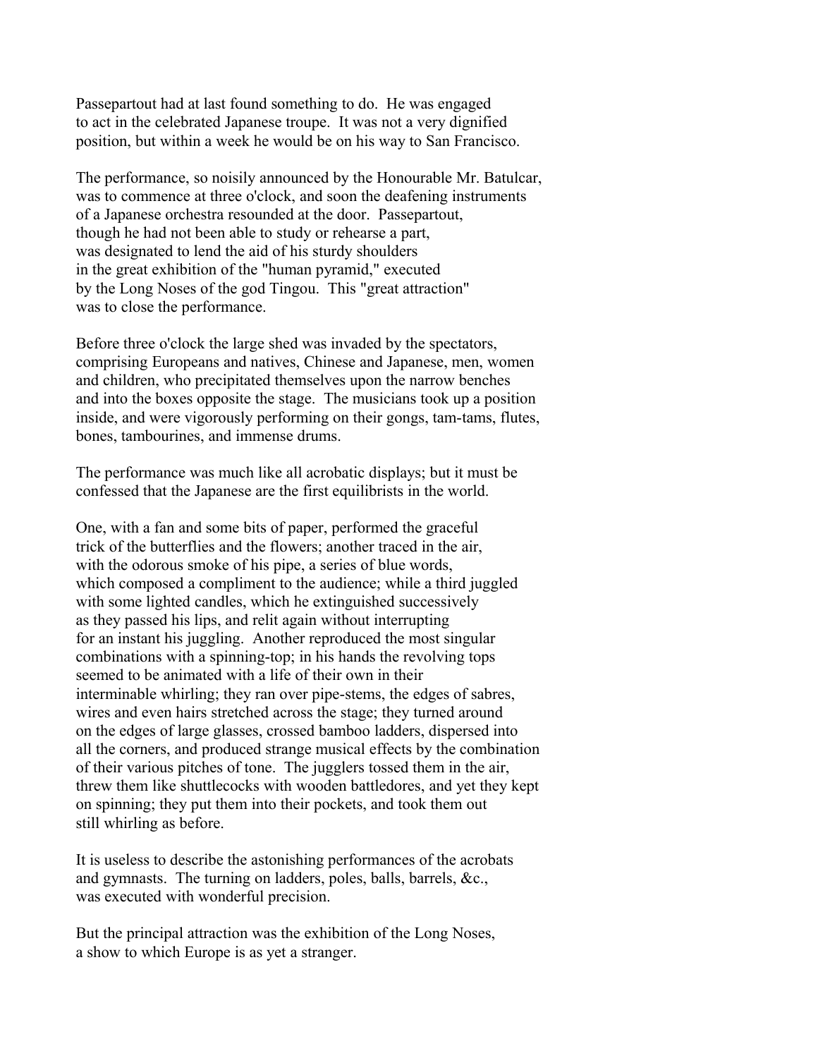Passepartout had at last found something to do. He was engaged to act in the celebrated Japanese troupe. It was not a very dignified position, but within a week he would be on his way to San Francisco.

The performance, so noisily announced by the Honourable Mr. Batulcar, was to commence at three o'clock, and soon the deafening instruments of a Japanese orchestra resounded at the door. Passepartout, though he had not been able to study or rehearse a part, was designated to lend the aid of his sturdy shoulders in the great exhibition of the "human pyramid," executed by the Long Noses of the god Tingou. This "great attraction" was to close the performance.

Before three o'clock the large shed was invaded by the spectators, comprising Europeans and natives, Chinese and Japanese, men, women and children, who precipitated themselves upon the narrow benches and into the boxes opposite the stage. The musicians took up a position inside, and were vigorously performing on their gongs, tam-tams, flutes, bones, tambourines, and immense drums.

The performance was much like all acrobatic displays; but it must be confessed that the Japanese are the first equilibrists in the world.

One, with a fan and some bits of paper, performed the graceful trick of the butterflies and the flowers; another traced in the air, with the odorous smoke of his pipe, a series of blue words, which composed a compliment to the audience; while a third juggled with some lighted candles, which he extinguished successively as they passed his lips, and relit again without interrupting for an instant his juggling. Another reproduced the most singular combinations with a spinning-top; in his hands the revolving tops seemed to be animated with a life of their own in their interminable whirling; they ran over pipe-stems, the edges of sabres, wires and even hairs stretched across the stage; they turned around on the edges of large glasses, crossed bamboo ladders, dispersed into all the corners, and produced strange musical effects by the combination of their various pitches of tone. The jugglers tossed them in the air, threw them like shuttlecocks with wooden battledores, and yet they kept on spinning; they put them into their pockets, and took them out still whirling as before.

It is useless to describe the astonishing performances of the acrobats and gymnasts. The turning on ladders, poles, balls, barrels, &c., was executed with wonderful precision.

But the principal attraction was the exhibition of the Long Noses, a show to which Europe is as yet a stranger.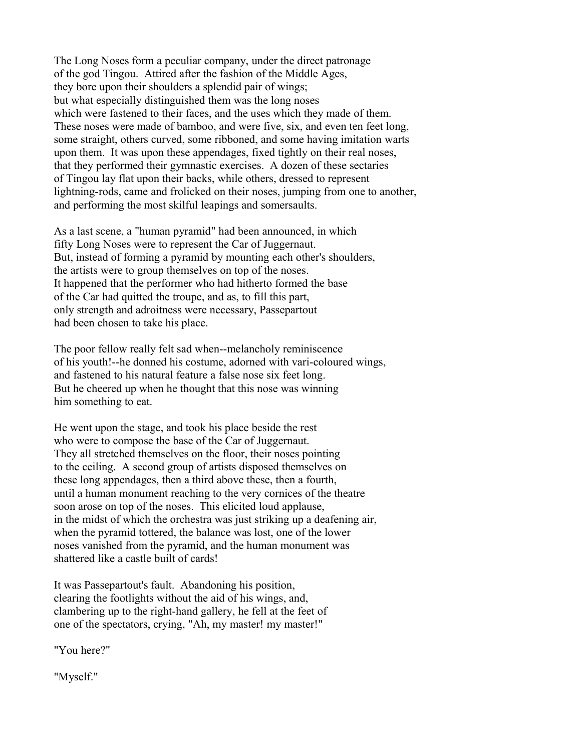The Long Noses form a peculiar company, under the direct patronage of the god Tingou. Attired after the fashion of the Middle Ages, they bore upon their shoulders a splendid pair of wings; but what especially distinguished them was the long noses which were fastened to their faces, and the uses which they made of them. These noses were made of bamboo, and were five, six, and even ten feet long, some straight, others curved, some ribboned, and some having imitation warts upon them. It was upon these appendages, fixed tightly on their real noses, that they performed their gymnastic exercises. A dozen of these sectaries of Tingou lay flat upon their backs, while others, dressed to represent lightning-rods, came and frolicked on their noses, jumping from one to another, and performing the most skilful leapings and somersaults.

As a last scene, a "human pyramid" had been announced, in which fifty Long Noses were to represent the Car of Juggernaut. But, instead of forming a pyramid by mounting each other's shoulders, the artists were to group themselves on top of the noses. It happened that the performer who had hitherto formed the base of the Car had quitted the troupe, and as, to fill this part, only strength and adroitness were necessary, Passepartout had been chosen to take his place.

The poor fellow really felt sad when--melancholy reminiscence of his youth!--he donned his costume, adorned with vari-coloured wings, and fastened to his natural feature a false nose six feet long. But he cheered up when he thought that this nose was winning him something to eat.

He went upon the stage, and took his place beside the rest who were to compose the base of the Car of Juggernaut. They all stretched themselves on the floor, their noses pointing to the ceiling. A second group of artists disposed themselves on these long appendages, then a third above these, then a fourth, until a human monument reaching to the very cornices of the theatre soon arose on top of the noses. This elicited loud applause, in the midst of which the orchestra was just striking up a deafening air, when the pyramid tottered, the balance was lost, one of the lower noses vanished from the pyramid, and the human monument was shattered like a castle built of cards!

It was Passepartout's fault. Abandoning his position, clearing the footlights without the aid of his wings, and, clambering up to the right-hand gallery, he fell at the feet of one of the spectators, crying, "Ah, my master! my master!"

"You here?"

"Myself."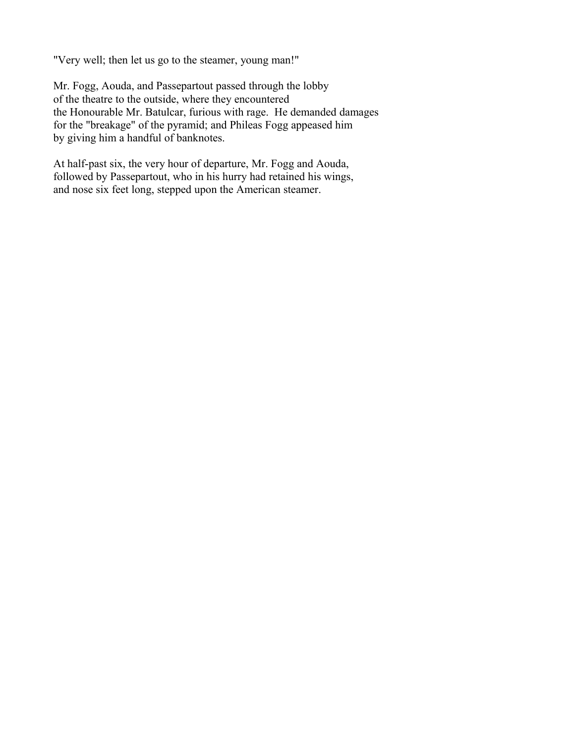"Very well; then let us go to the steamer, young man!"

Mr. Fogg, Aouda, and Passepartout passed through the lobby of the theatre to the outside, where they encountered the Honourable Mr. Batulcar, furious with rage. He demanded damages for the "breakage" of the pyramid; and Phileas Fogg appeased him by giving him a handful of banknotes.

At half-past six, the very hour of departure, Mr. Fogg and Aouda, followed by Passepartout, who in his hurry had retained his wings, and nose six feet long, stepped upon the American steamer.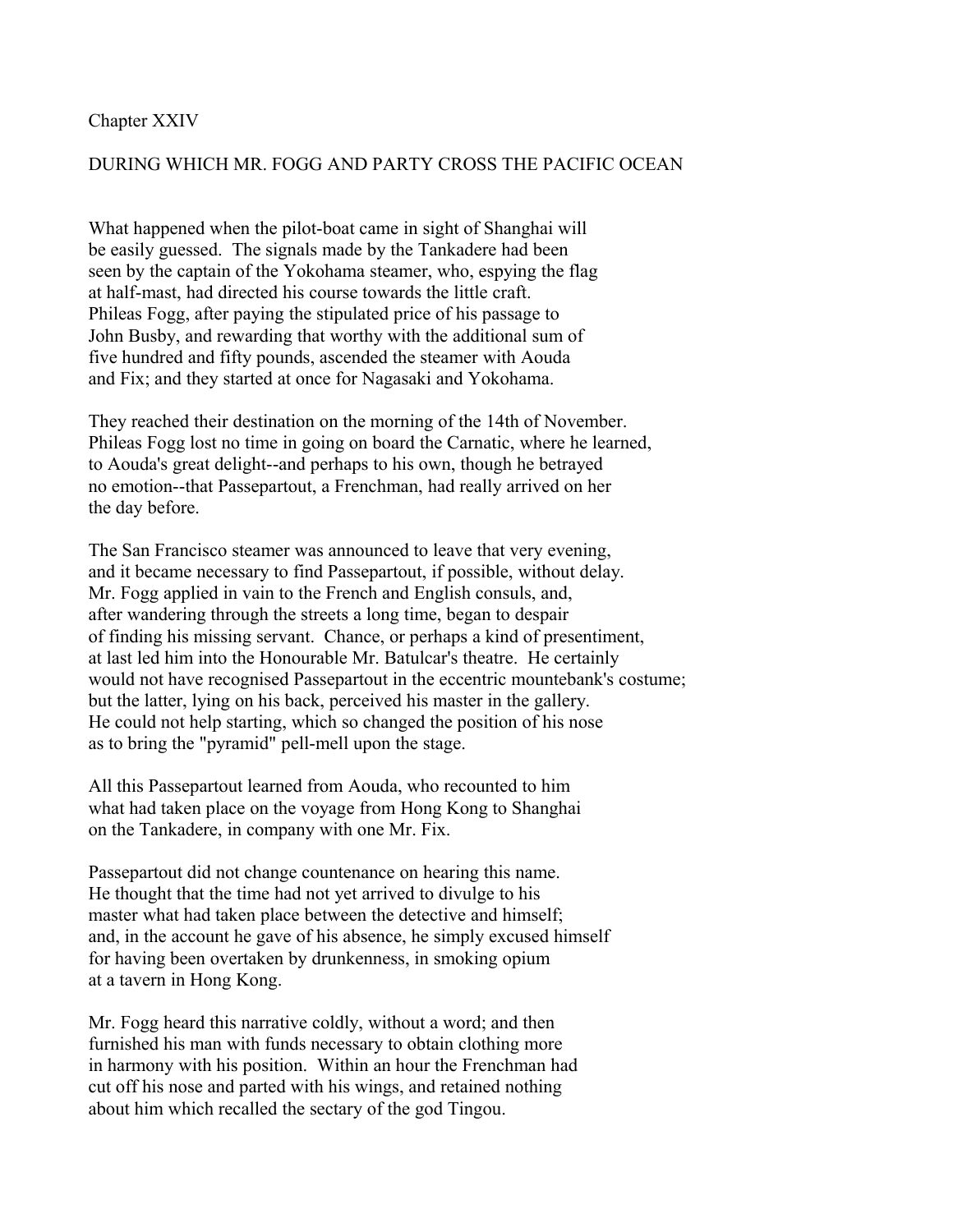# Chapter XXIV

## DURING WHICH MR. FOGG AND PARTY CROSS THE PACIFIC OCEAN

What happened when the pilot-boat came in sight of Shanghai will be easily guessed. The signals made by the Tankadere had been seen by the captain of the Yokohama steamer, who, espying the flag at half-mast, had directed his course towards the little craft. Phileas Fogg, after paying the stipulated price of his passage to John Busby, and rewarding that worthy with the additional sum of five hundred and fifty pounds, ascended the steamer with Aouda and Fix; and they started at once for Nagasaki and Yokohama.

They reached their destination on the morning of the 14th of November. Phileas Fogg lost no time in going on board the Carnatic, where he learned, to Aouda's great delight--and perhaps to his own, though he betrayed no emotion--that Passepartout, a Frenchman, had really arrived on her the day before.

The San Francisco steamer was announced to leave that very evening, and it became necessary to find Passepartout, if possible, without delay. Mr. Fogg applied in vain to the French and English consuls, and, after wandering through the streets a long time, began to despair of finding his missing servant. Chance, or perhaps a kind of presentiment, at last led him into the Honourable Mr. Batulcar's theatre. He certainly would not have recognised Passepartout in the eccentric mountebank's costume; but the latter, lying on his back, perceived his master in the gallery. He could not help starting, which so changed the position of his nose as to bring the "pyramid" pell-mell upon the stage.

All this Passepartout learned from Aouda, who recounted to him what had taken place on the voyage from Hong Kong to Shanghai on the Tankadere, in company with one Mr. Fix.

Passepartout did not change countenance on hearing this name. He thought that the time had not yet arrived to divulge to his master what had taken place between the detective and himself; and, in the account he gave of his absence, he simply excused himself for having been overtaken by drunkenness, in smoking opium at a tavern in Hong Kong.

Mr. Fogg heard this narrative coldly, without a word; and then furnished his man with funds necessary to obtain clothing more in harmony with his position. Within an hour the Frenchman had cut off his nose and parted with his wings, and retained nothing about him which recalled the sectary of the god Tingou.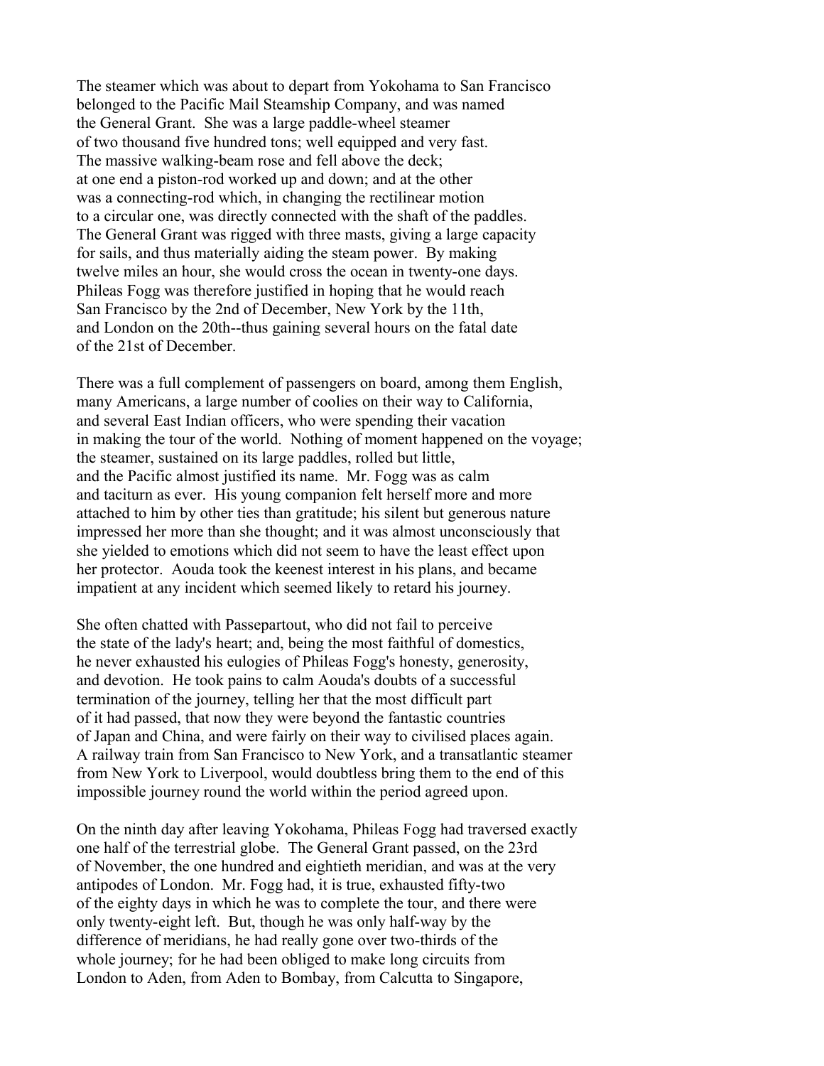The steamer which was about to depart from Yokohama to San Francisco belonged to the Pacific Mail Steamship Company, and was named the General Grant. She was a large paddle-wheel steamer of two thousand five hundred tons; well equipped and very fast. The massive walking-beam rose and fell above the deck; at one end a piston-rod worked up and down; and at the other was a connecting-rod which, in changing the rectilinear motion to a circular one, was directly connected with the shaft of the paddles. The General Grant was rigged with three masts, giving a large capacity for sails, and thus materially aiding the steam power. By making twelve miles an hour, she would cross the ocean in twenty-one days. Phileas Fogg was therefore justified in hoping that he would reach San Francisco by the 2nd of December, New York by the 11th, and London on the 20th--thus gaining several hours on the fatal date of the 21st of December.

There was a full complement of passengers on board, among them English, many Americans, a large number of coolies on their way to California, and several East Indian officers, who were spending their vacation in making the tour of the world. Nothing of moment happened on the voyage; the steamer, sustained on its large paddles, rolled but little, and the Pacific almost justified its name. Mr. Fogg was as calm and taciturn as ever. His young companion felt herself more and more attached to him by other ties than gratitude; his silent but generous nature impressed her more than she thought; and it was almost unconsciously that she yielded to emotions which did not seem to have the least effect upon her protector. Aouda took the keenest interest in his plans, and became impatient at any incident which seemed likely to retard his journey.

She often chatted with Passepartout, who did not fail to perceive the state of the lady's heart; and, being the most faithful of domestics, he never exhausted his eulogies of Phileas Fogg's honesty, generosity, and devotion. He took pains to calm Aouda's doubts of a successful termination of the journey, telling her that the most difficult part of it had passed, that now they were beyond the fantastic countries of Japan and China, and were fairly on their way to civilised places again. A railway train from San Francisco to New York, and a transatlantic steamer from New York to Liverpool, would doubtless bring them to the end of this impossible journey round the world within the period agreed upon.

On the ninth day after leaving Yokohama, Phileas Fogg had traversed exactly one half of the terrestrial globe. The General Grant passed, on the 23rd of November, the one hundred and eightieth meridian, and was at the very antipodes of London. Mr. Fogg had, it is true, exhausted fifty-two of the eighty days in which he was to complete the tour, and there were only twenty-eight left. But, though he was only half-way by the difference of meridians, he had really gone over two-thirds of the whole journey; for he had been obliged to make long circuits from London to Aden, from Aden to Bombay, from Calcutta to Singapore,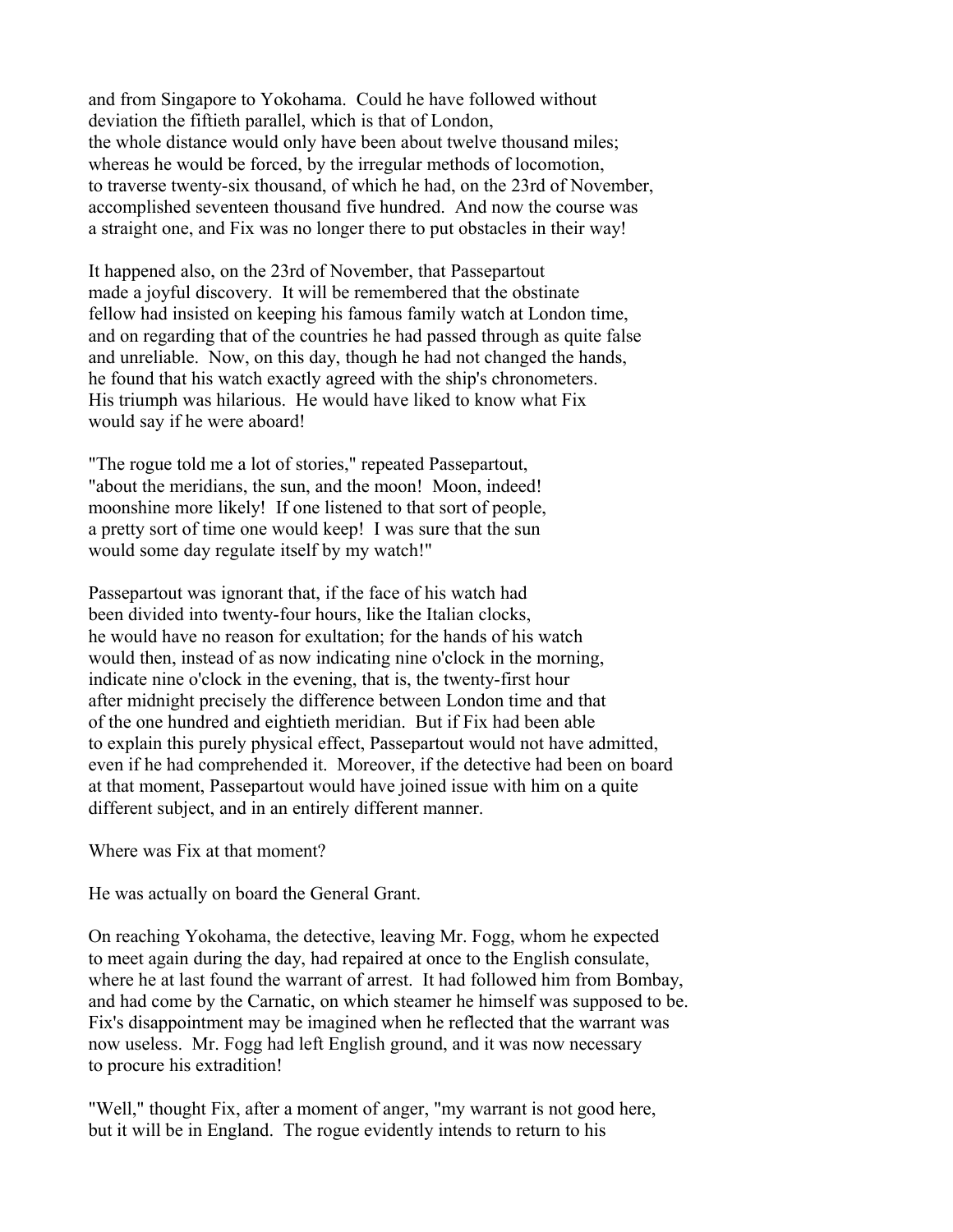and from Singapore to Yokohama. Could he have followed without deviation the fiftieth parallel, which is that of London, the whole distance would only have been about twelve thousand miles; whereas he would be forced, by the irregular methods of locomotion, to traverse twenty-six thousand, of which he had, on the 23rd of November, accomplished seventeen thousand five hundred. And now the course was a straight one, and Fix was no longer there to put obstacles in their way!

It happened also, on the 23rd of November, that Passepartout made a joyful discovery. It will be remembered that the obstinate fellow had insisted on keeping his famous family watch at London time, and on regarding that of the countries he had passed through as quite false and unreliable. Now, on this day, though he had not changed the hands, he found that his watch exactly agreed with the ship's chronometers. His triumph was hilarious. He would have liked to know what Fix would say if he were aboard!

"The rogue told me a lot of stories," repeated Passepartout, "about the meridians, the sun, and the moon! Moon, indeed! moonshine more likely! If one listened to that sort of people, a pretty sort of time one would keep! I was sure that the sun would some day regulate itself by my watch!"

Passepartout was ignorant that, if the face of his watch had been divided into twenty-four hours, like the Italian clocks, he would have no reason for exultation; for the hands of his watch would then, instead of as now indicating nine o'clock in the morning, indicate nine o'clock in the evening, that is, the twenty-first hour after midnight precisely the difference between London time and that of the one hundred and eightieth meridian. But if Fix had been able to explain this purely physical effect, Passepartout would not have admitted, even if he had comprehended it. Moreover, if the detective had been on board at that moment, Passepartout would have joined issue with him on a quite different subject, and in an entirely different manner.

Where was Fix at that moment?

He was actually on board the General Grant.

On reaching Yokohama, the detective, leaving Mr. Fogg, whom he expected to meet again during the day, had repaired at once to the English consulate, where he at last found the warrant of arrest. It had followed him from Bombay, and had come by the Carnatic, on which steamer he himself was supposed to be. Fix's disappointment may be imagined when he reflected that the warrant was now useless. Mr. Fogg had left English ground, and it was now necessary to procure his extradition!

"Well," thought Fix, after a moment of anger, "my warrant is not good here, but it will be in England. The rogue evidently intends to return to his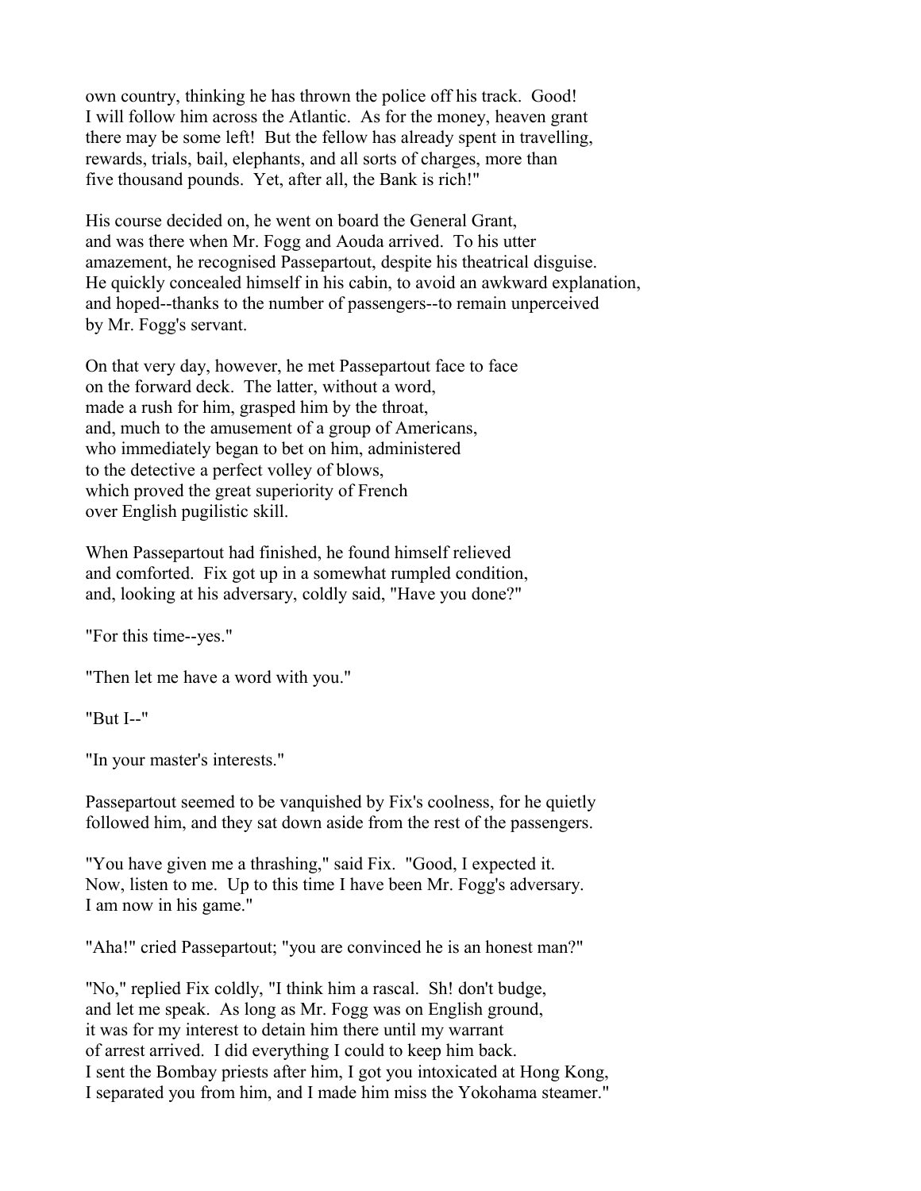own country, thinking he has thrown the police off his track. Good! I will follow him across the Atlantic. As for the money, heaven grant there may be some left! But the fellow has already spent in travelling, rewards, trials, bail, elephants, and all sorts of charges, more than five thousand pounds. Yet, after all, the Bank is rich!"

His course decided on, he went on board the General Grant, and was there when Mr. Fogg and Aouda arrived. To his utter amazement, he recognised Passepartout, despite his theatrical disguise. He quickly concealed himself in his cabin, to avoid an awkward explanation, and hoped--thanks to the number of passengers--to remain unperceived by Mr. Fogg's servant.

On that very day, however, he met Passepartout face to face on the forward deck. The latter, without a word, made a rush for him, grasped him by the throat, and, much to the amusement of a group of Americans, who immediately began to bet on him, administered to the detective a perfect volley of blows, which proved the great superiority of French over English pugilistic skill.

When Passepartout had finished, he found himself relieved and comforted. Fix got up in a somewhat rumpled condition, and, looking at his adversary, coldly said, "Have you done?"

"For this time--yes."

"Then let me have a word with you."

"But I--"

"In your master's interests."

Passepartout seemed to be vanquished by Fix's coolness, for he quietly followed him, and they sat down aside from the rest of the passengers.

"You have given me a thrashing," said Fix. "Good, I expected it. Now, listen to me. Up to this time I have been Mr. Fogg's adversary. I am now in his game."

"Aha!" cried Passepartout; "you are convinced he is an honest man?"

"No," replied Fix coldly, "I think him a rascal. Sh! don't budge, and let me speak. As long as Mr. Fogg was on English ground, it was for my interest to detain him there until my warrant of arrest arrived. I did everything I could to keep him back. I sent the Bombay priests after him, I got you intoxicated at Hong Kong, I separated you from him, and I made him miss the Yokohama steamer."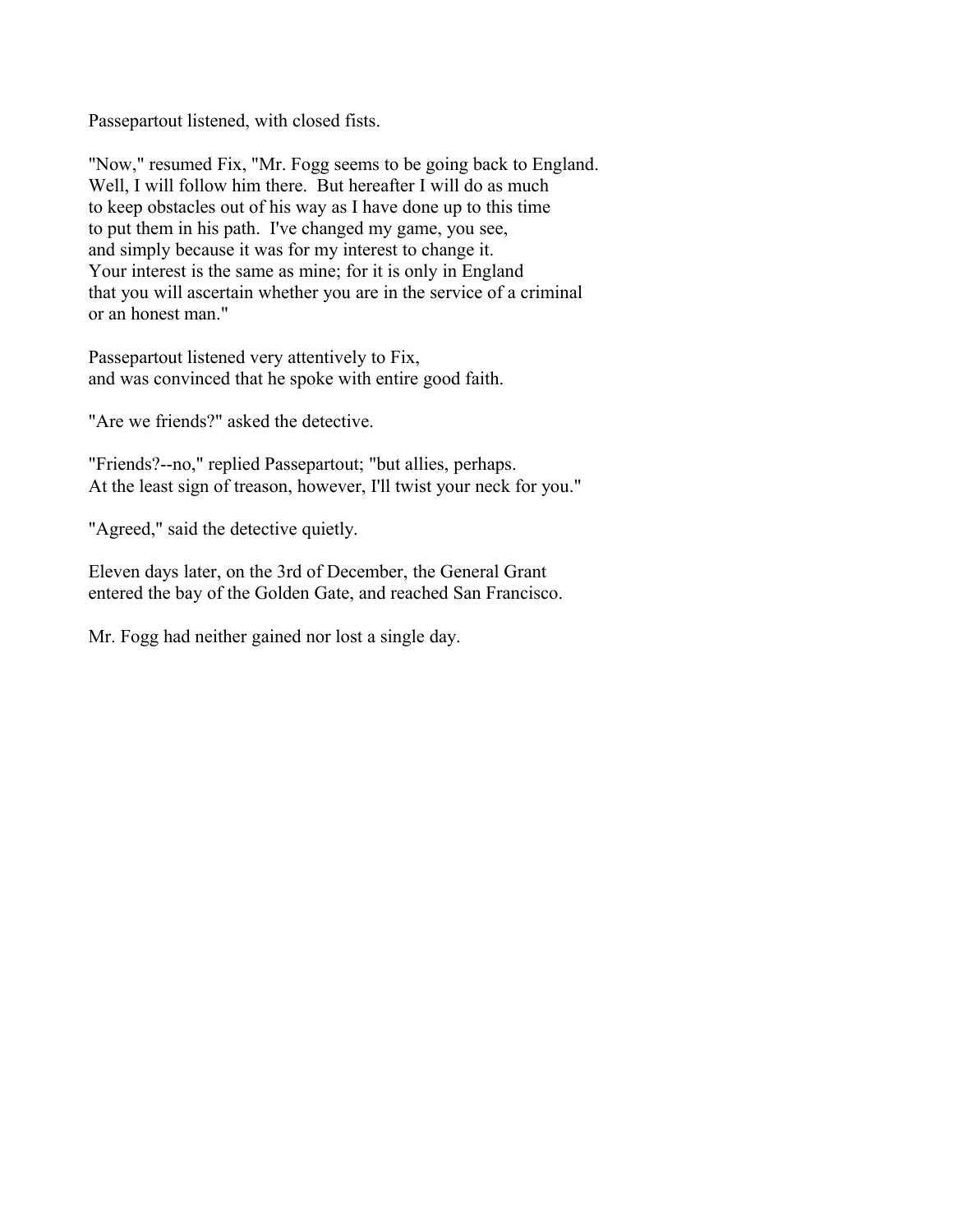Passepartout listened, with closed fists.

"Now," resumed Fix, "Mr. Fogg seems to be going back to England. Well, I will follow him there. But hereafter I will do as much to keep obstacles out of his way as I have done up to this time to put them in his path. I've changed my game, you see, and simply because it was for my interest to change it. Your interest is the same as mine; for it is only in England that you will ascertain whether you are in the service of a criminal or an honest man."

Passepartout listened very attentively to Fix, and was convinced that he spoke with entire good faith.

"Are we friends?" asked the detective.

"Friends?--no," replied Passepartout; "but allies, perhaps. At the least sign of treason, however, I'll twist your neck for you."

"Agreed," said the detective quietly.

Eleven days later, on the 3rd of December, the General Grant entered the bay of the Golden Gate, and reached San Francisco.

Mr. Fogg had neither gained nor lost a single day.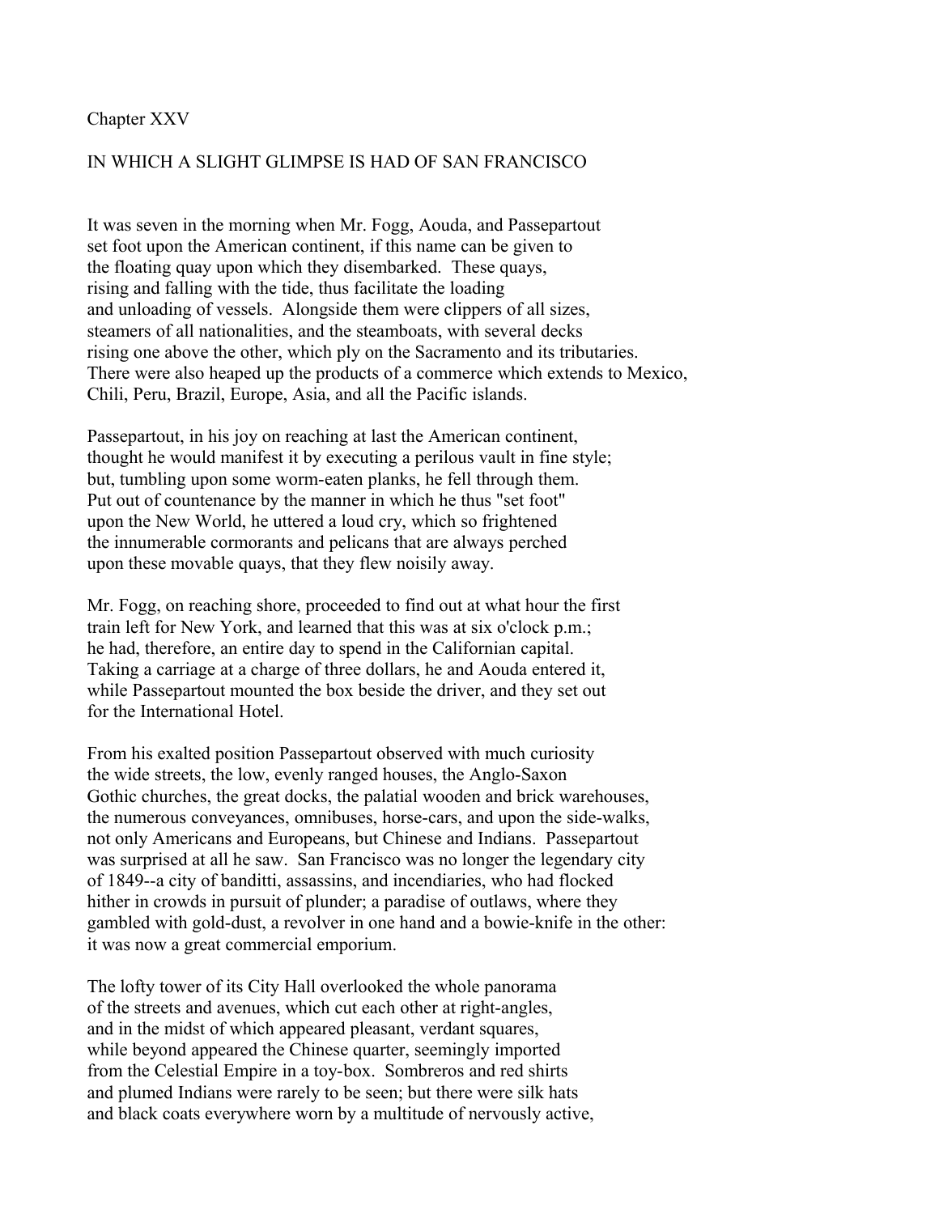## Chapter XXV

## IN WHICH A SLIGHT GLIMPSE IS HAD OF SAN FRANCISCO

It was seven in the morning when Mr. Fogg, Aouda, and Passepartout set foot upon the American continent, if this name can be given to the floating quay upon which they disembarked. These quays, rising and falling with the tide, thus facilitate the loading and unloading of vessels. Alongside them were clippers of all sizes, steamers of all nationalities, and the steamboats, with several decks rising one above the other, which ply on the Sacramento and its tributaries. There were also heaped up the products of a commerce which extends to Mexico, Chili, Peru, Brazil, Europe, Asia, and all the Pacific islands.

Passepartout, in his joy on reaching at last the American continent, thought he would manifest it by executing a perilous vault in fine style; but, tumbling upon some worm-eaten planks, he fell through them. Put out of countenance by the manner in which he thus "set foot" upon the New World, he uttered a loud cry, which so frightened the innumerable cormorants and pelicans that are always perched upon these movable quays, that they flew noisily away.

Mr. Fogg, on reaching shore, proceeded to find out at what hour the first train left for New York, and learned that this was at six o'clock p.m.; he had, therefore, an entire day to spend in the Californian capital. Taking a carriage at a charge of three dollars, he and Aouda entered it, while Passepartout mounted the box beside the driver, and they set out for the International Hotel.

From his exalted position Passepartout observed with much curiosity the wide streets, the low, evenly ranged houses, the Anglo-Saxon Gothic churches, the great docks, the palatial wooden and brick warehouses, the numerous conveyances, omnibuses, horse-cars, and upon the side-walks, not only Americans and Europeans, but Chinese and Indians. Passepartout was surprised at all he saw. San Francisco was no longer the legendary city of 1849--a city of banditti, assassins, and incendiaries, who had flocked hither in crowds in pursuit of plunder; a paradise of outlaws, where they gambled with gold-dust, a revolver in one hand and a bowie-knife in the other: it was now a great commercial emporium.

The lofty tower of its City Hall overlooked the whole panorama of the streets and avenues, which cut each other at right-angles, and in the midst of which appeared pleasant, verdant squares, while beyond appeared the Chinese quarter, seemingly imported from the Celestial Empire in a toy-box. Sombreros and red shirts and plumed Indians were rarely to be seen; but there were silk hats and black coats everywhere worn by a multitude of nervously active,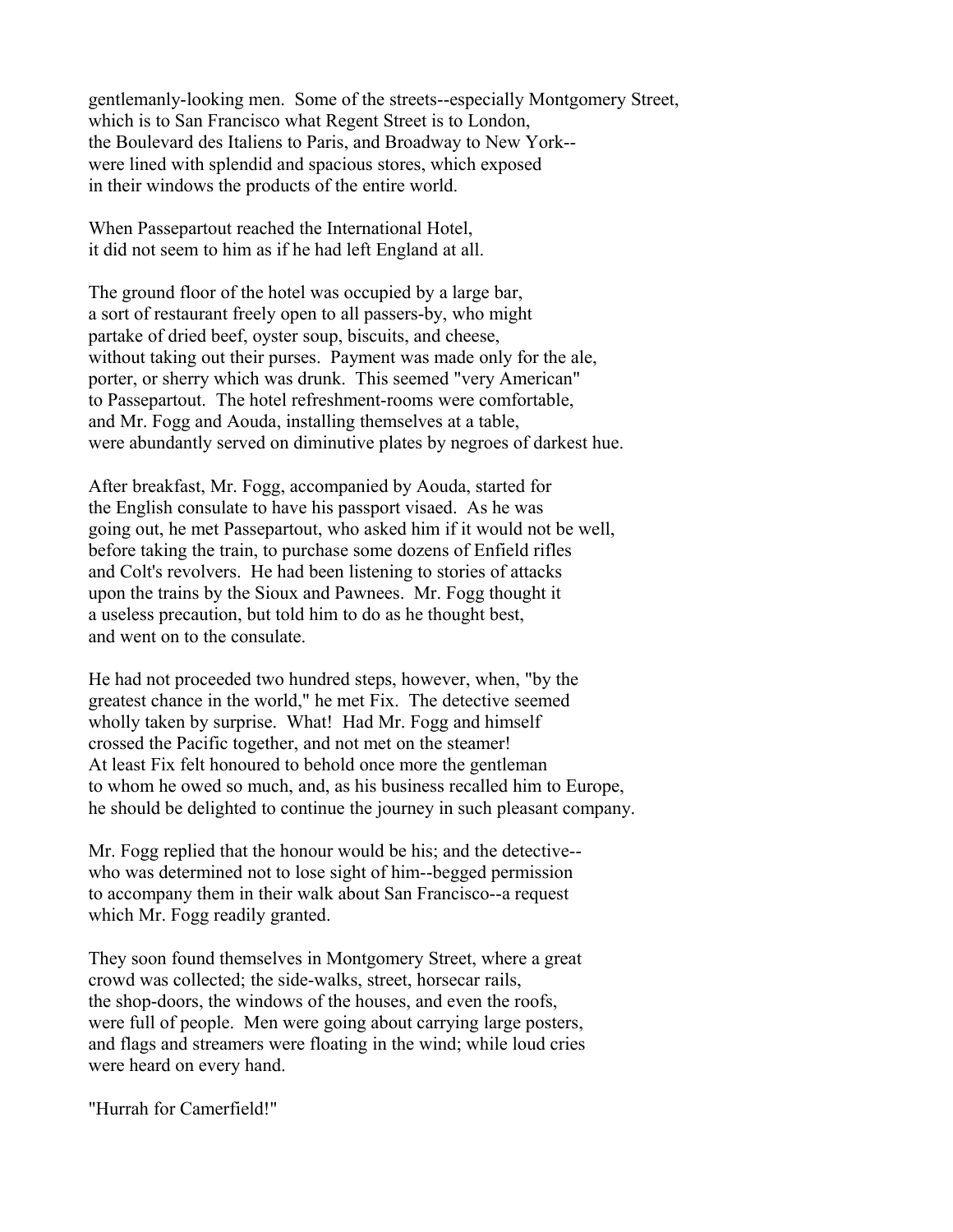gentlemanly-looking men. Some of the streets--especially Montgomery Street, which is to San Francisco what Regent Street is to London, the Boulevard des Italiens to Paris, and Broadway to New York--were lined with splendid and spacious stores, which exposed in their windows the products of the entire world.

When Passepartout reached the International Hotel, it did not seem to him as if he had left England at all.

The ground floor of the hotel was occupied by a large bar, a sort of restaurant freely open to all passers-by, who might partake of dried beef, oyster soup, biscuits, and cheese, without taking out their purses. Payment was made only for the ale, porter, or sherry which was drunk. This seemed "very American" to Passepartout. The hotel refreshment-rooms were comfortable, and Mr. Fogg and Aouda, installing themselves at a table, were abundantly served on diminutive plates by negroes of darkest hue.

After breakfast, Mr. Fogg, accompanied by Aouda, started for the English consulate to have his passport visaed. As he was going out, he met Passepartout, who asked him if it would not be well, before taking the train, to purchase some dozens of Enfield rifles and Colt's revolvers. He had been listening to stories of attacks upon the trains by the Sioux and Pawnees. Mr. Fogg thought it a useless precaution, but told him to do as he thought best, and went on to the consulate.

He had not proceeded two hundred steps, however, when, "by the greatest chance in the world," he met Fix. The detective seemed wholly taken by surprise. What! Had Mr. Fogg and himself crossed the Pacific together, and not met on the steamer! At least Fix felt honoured to behold once more the gentleman to whom he owed so much, and, as his business recalled him to Europe, he should be delighted to continue the journey in such pleasant company.

Mr. Fogg replied that the honour would be his; and the detective--who was determined not to lose sight of him--begged permission to accompany them in their walk about San Francisco--a request which Mr. Fogg readily granted.

They soon found themselves in Montgomery Street, where a great crowd was collected; the side-walks, street, horsecar rails, the shop-doors, the windows of the houses, and even the roofs, were full of people. Men were going about carrying large posters, and flags and streamers were floating in the wind; while loud cries were heard on every hand.

"Hurrah for Camerfield!"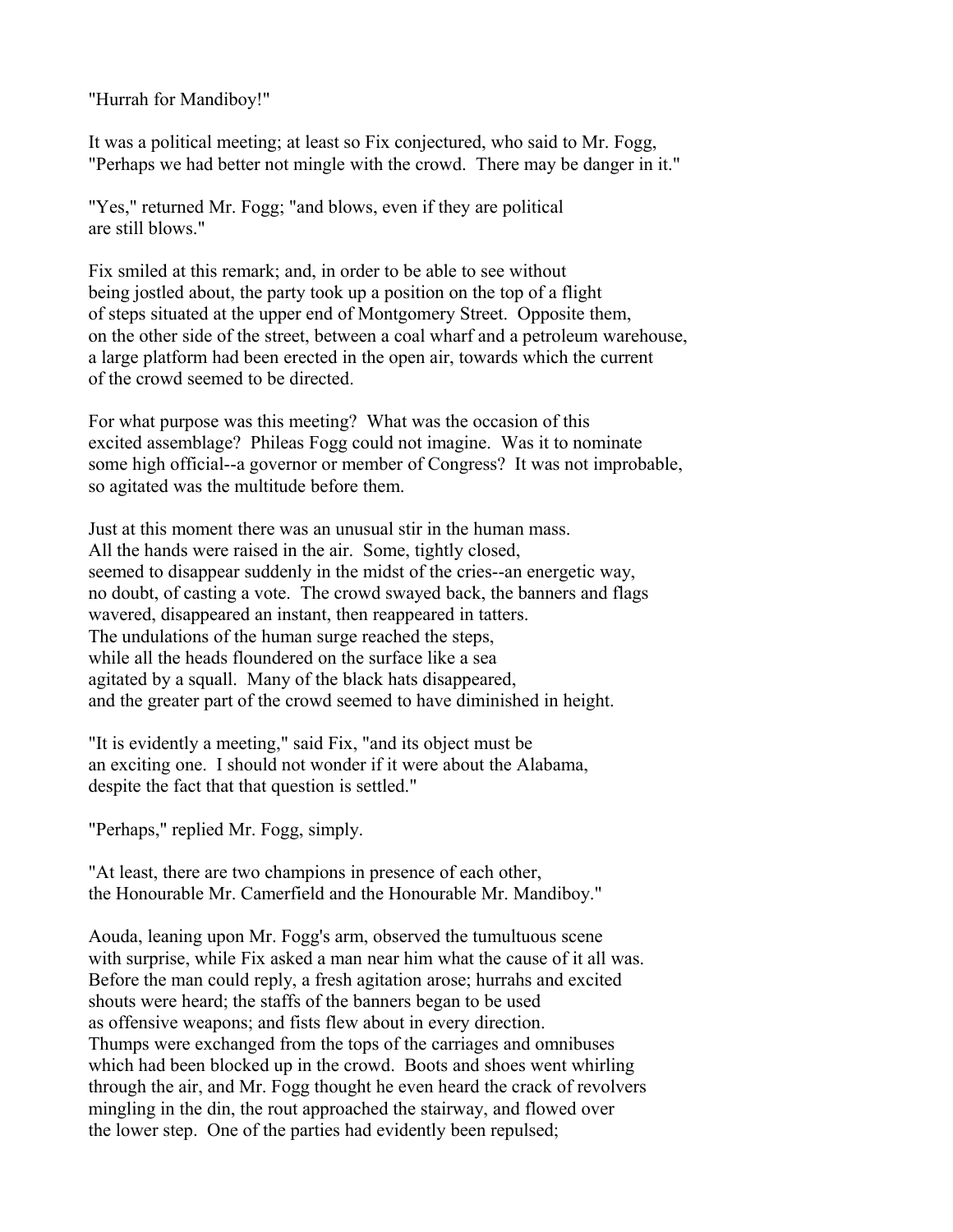"Hurrah for Mandiboy!"

It was a political meeting; at least so Fix conjectured, who said to Mr. Fogg, "Perhaps we had better not mingle with the crowd. There may be danger in it."

"Yes," returned Mr. Fogg; "and blows, even if they are political are still blows."

Fix smiled at this remark; and, in order to be able to see without being jostled about, the party took up a position on the top of a flight of steps situated at the upper end of Montgomery Street. Opposite them, on the other side of the street, between a coal wharf and a petroleum warehouse, a large platform had been erected in the open air, towards which the current of the crowd seemed to be directed.

For what purpose was this meeting? What was the occasion of this excited assemblage? Phileas Fogg could not imagine. Was it to nominate some high official--a governor or member of Congress? It was not improbable, so agitated was the multitude before them.

Just at this moment there was an unusual stir in the human mass. All the hands were raised in the air. Some, tightly closed, seemed to disappear suddenly in the midst of the cries--an energetic way, no doubt, of casting a vote. The crowd swayed back, the banners and flags wavered, disappeared an instant, then reappeared in tatters. The undulations of the human surge reached the steps, while all the heads floundered on the surface like a sea agitated by a squall. Many of the black hats disappeared, and the greater part of the crowd seemed to have diminished in height.

"It is evidently a meeting," said Fix, "and its object must be an exciting one. I should not wonder if it were about the Alabama, despite the fact that that question is settled."

"Perhaps," replied Mr. Fogg, simply.

"At least, there are two champions in presence of each other, the Honourable Mr. Camerfield and the Honourable Mr. Mandiboy."

Aouda, leaning upon Mr. Fogg's arm, observed the tumultuous scene with surprise, while Fix asked a man near him what the cause of it all was. Before the man could reply, a fresh agitation arose; hurrahs and excited shouts were heard; the staffs of the banners began to be used as offensive weapons; and fists flew about in every direction. Thumps were exchanged from the tops of the carriages and omnibuses which had been blocked up in the crowd. Boots and shoes went whirling through the air, and Mr. Fogg thought he even heard the crack of revolvers mingling in the din, the rout approached the stairway, and flowed over the lower step. One of the parties had evidently been repulsed;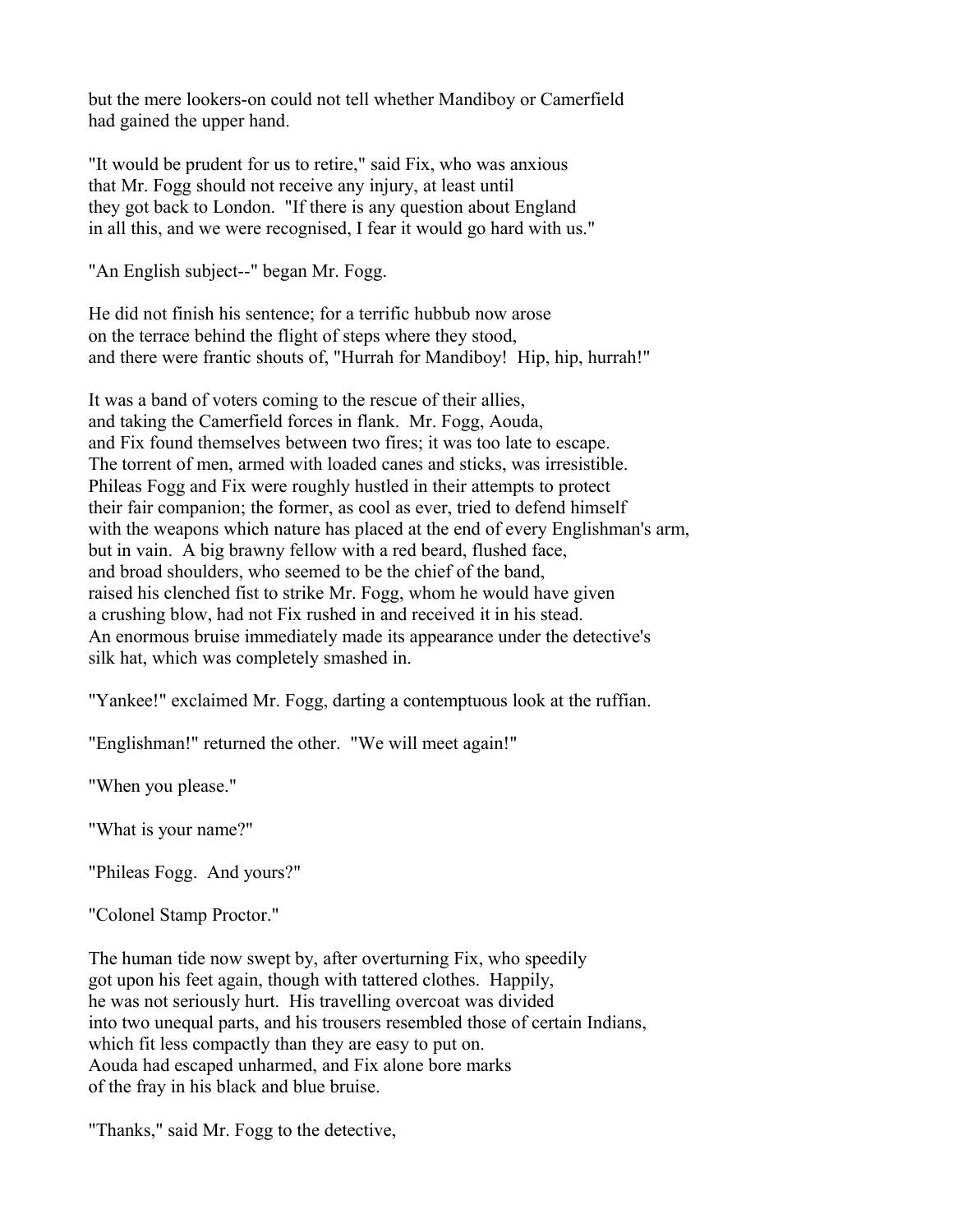but the mere lookers-on could not tell whether Mandiboy or Camerfield had gained the upper hand.

"It would be prudent for us to retire," said Fix, who was anxious that Mr. Fogg should not receive any injury, at least until they got back to London. "If there is any question about England in all this, and we were recognised, I fear it would go hard with us."

"An English subject--" began Mr. Fogg.

He did not finish his sentence; for a terrific hubbub now arose on the terrace behind the flight of steps where they stood, and there were frantic shouts of, "Hurrah for Mandiboy! Hip, hip, hurrah!"

It was a band of voters coming to the rescue of their allies, and taking the Camerfield forces in flank. Mr. Fogg, Aouda, and Fix found themselves between two fires; it was too late to escape. The torrent of men, armed with loaded canes and sticks, was irresistible. Phileas Fogg and Fix were roughly hustled in their attempts to protect their fair companion; the former, as cool as ever, tried to defend himself with the weapons which nature has placed at the end of every Englishman's arm, but in vain. A big brawny fellow with a red beard, flushed face, and broad shoulders, who seemed to be the chief of the band, raised his clenched fist to strike Mr. Fogg, whom he would have given a crushing blow, had not Fix rushed in and received it in his stead. An enormous bruise immediately made its appearance under the detective's silk hat, which was completely smashed in.

"Yankee!" exclaimed Mr. Fogg, darting a contemptuous look at the ruffian.

"Englishman!" returned the other. "We will meet again!"

"When you please."

"What is your name?"

"Phileas Fogg. And yours?"

"Colonel Stamp Proctor."

The human tide now swept by, after overturning Fix, who speedily got upon his feet again, though with tattered clothes. Happily, he was not seriously hurt. His travelling overcoat was divided into two unequal parts, and his trousers resembled those of certain Indians, which fit less compactly than they are easy to put on. Aouda had escaped unharmed, and Fix alone bore marks of the fray in his black and blue bruise.

"Thanks," said Mr. Fogg to the detective,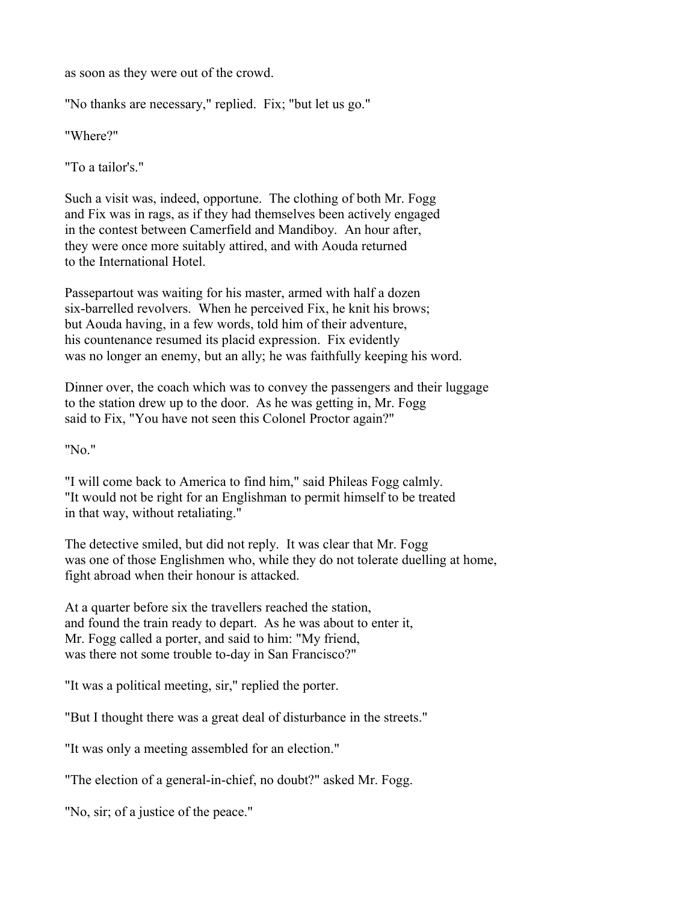as soon as they were out of the crowd.

"No thanks are necessary," replied. Fix; "but let us go."

"Where?"

"To a tailor's."

Such a visit was, indeed, opportune. The clothing of both Mr. Fogg and Fix was in rags, as if they had themselves been actively engaged in the contest between Camerfield and Mandiboy. An hour after, they were once more suitably attired, and with Aouda returned to the International Hotel.

Passepartout was waiting for his master, armed with half a dozen six-barrelled revolvers. When he perceived Fix, he knit his brows; but Aouda having, in a few words, told him of their adventure, his countenance resumed its placid expression. Fix evidently was no longer an enemy, but an ally; he was faithfully keeping his word.

Dinner over, the coach which was to convey the passengers and their luggage to the station drew up to the door. As he was getting in, Mr. Fogg said to Fix, "You have not seen this Colonel Proctor again?"

"No."

"I will come back to America to find him," said Phileas Fogg calmly. "It would not be right for an Englishman to permit himself to be treated in that way, without retaliating."

The detective smiled, but did not reply. It was clear that Mr. Fogg was one of those Englishmen who, while they do not tolerate duelling at home, fight abroad when their honour is attacked.

At a quarter before six the travellers reached the station, and found the train ready to depart. As he was about to enter it, Mr. Fogg called a porter, and said to him: "My friend, was there not some trouble to-day in San Francisco?"

"It was a political meeting, sir," replied the porter.

"But I thought there was a great deal of disturbance in the streets."

"It was only a meeting assembled for an election."

"The election of a general-in-chief, no doubt?" asked Mr. Fogg.

"No, sir; of a justice of the peace."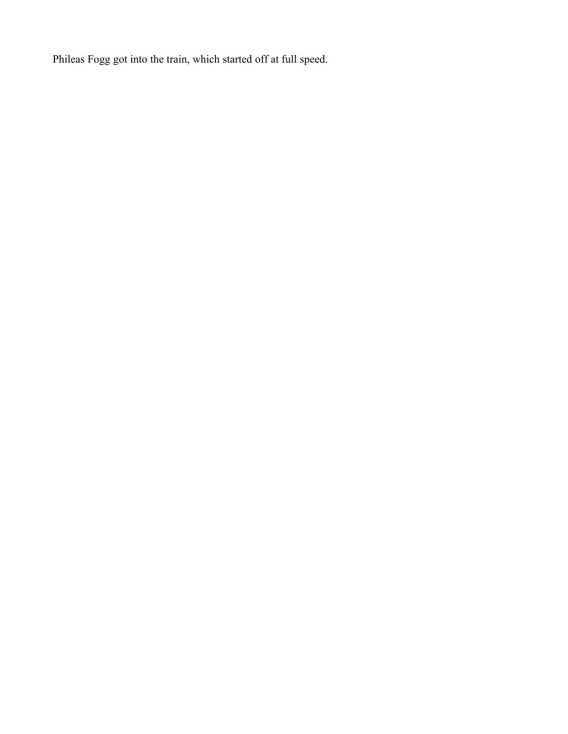Phileas Fogg got into the train, which started off at full speed.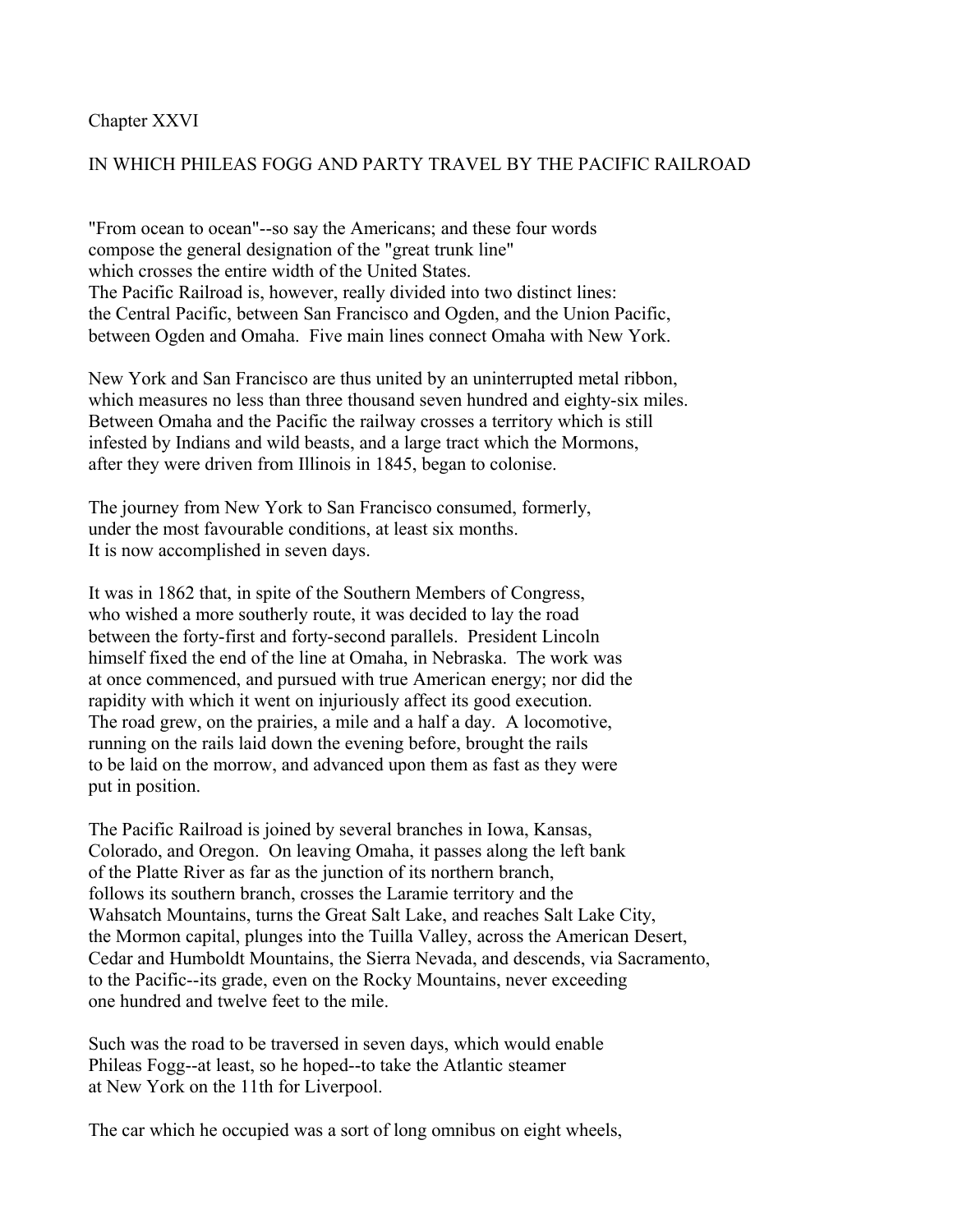## Chapter XXVI

## IN WHICH PHILEAS FOGG AND PARTY TRAVEL BY THE PACIFIC RAILROAD

"From ocean to ocean"--so say the Americans; and these four words compose the general designation of the "great trunk line" which crosses the entire width of the United States. The Pacific Railroad is, however, really divided into two distinct lines: the Central Pacific, between San Francisco and Ogden, and the Union Pacific, between Ogden and Omaha. Five main lines connect Omaha with New York.

New York and San Francisco are thus united by an uninterrupted metal ribbon, which measures no less than three thousand seven hundred and eighty-six miles. Between Omaha and the Pacific the railway crosses a territory which is still infested by Indians and wild beasts, and a large tract which the Mormons, after they were driven from Illinois in 1845, began to colonise.

The journey from New York to San Francisco consumed, formerly, under the most favourable conditions, at least six months. It is now accomplished in seven days.

It was in 1862 that, in spite of the Southern Members of Congress, who wished a more southerly route, it was decided to lay the road between the forty-first and forty-second parallels. President Lincoln himself fixed the end of the line at Omaha, in Nebraska. The work was at once commenced, and pursued with true American energy; nor did the rapidity with which it went on injuriously affect its good execution. The road grew, on the prairies, a mile and a half a day. A locomotive, running on the rails laid down the evening before, brought the rails to be laid on the morrow, and advanced upon them as fast as they were put in position.

The Pacific Railroad is joined by several branches in Iowa, Kansas, Colorado, and Oregon. On leaving Omaha, it passes along the left bank of the Platte River as far as the junction of its northern branch, follows its southern branch, crosses the Laramie territory and the Wahsatch Mountains, turns the Great Salt Lake, and reaches Salt Lake City, the Mormon capital, plunges into the Tuilla Valley, across the American Desert, Cedar and Humboldt Mountains, the Sierra Nevada, and descends, via Sacramento, to the Pacific--its grade, even on the Rocky Mountains, never exceeding one hundred and twelve feet to the mile.

Such was the road to be traversed in seven days, which would enable Phileas Fogg--at least, so he hoped--to take the Atlantic steamer at New York on the 11th for Liverpool.

The car which he occupied was a sort of long omnibus on eight wheels,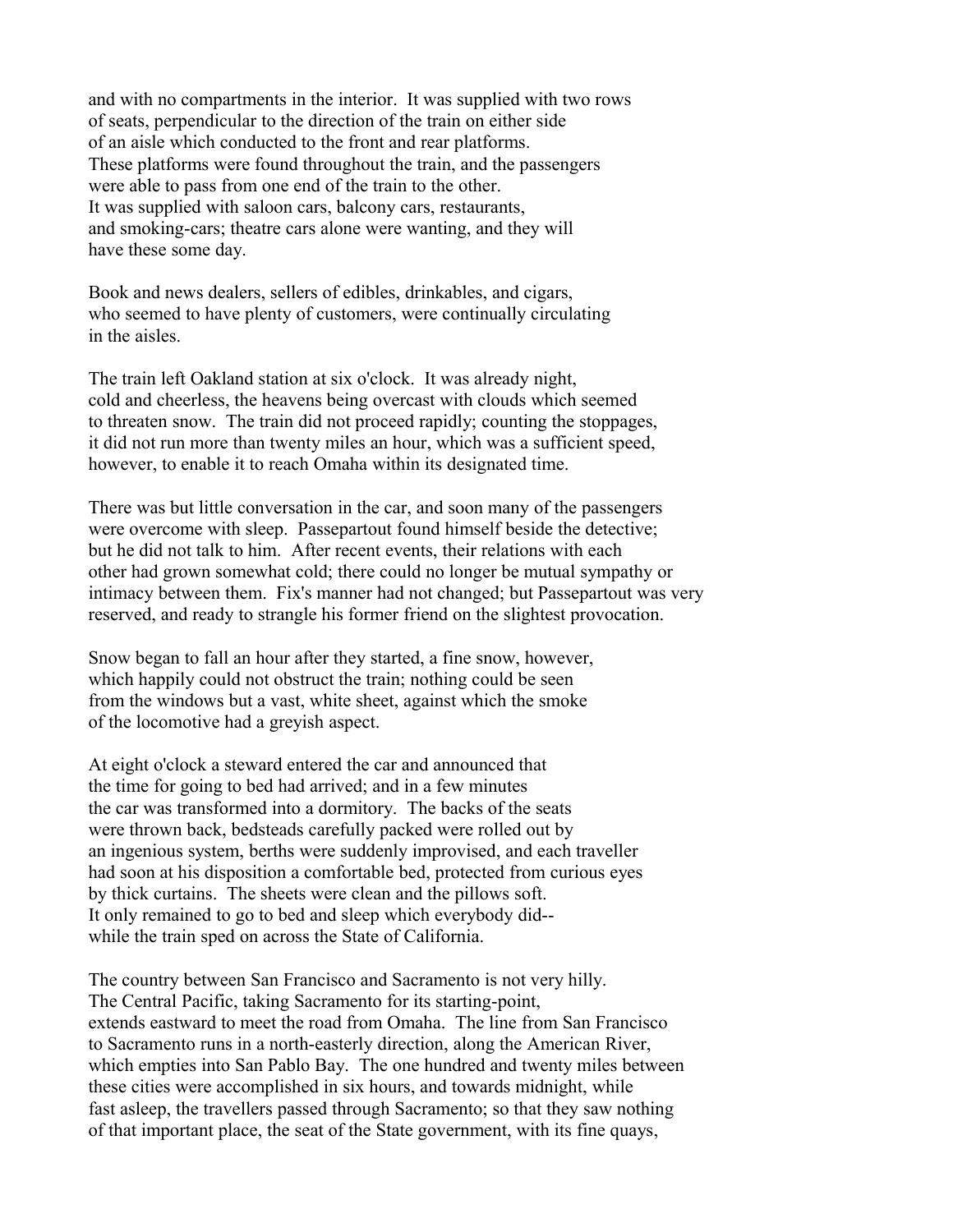and with no compartments in the interior. It was supplied with two rows of seats, perpendicular to the direction of the train on either side of an aisle which conducted to the front and rear platforms. These platforms were found throughout the train, and the passengers were able to pass from one end of the train to the other. It was supplied with saloon cars, balcony cars, restaurants, and smoking-cars; theatre cars alone were wanting, and they will have these some day.

Book and news dealers, sellers of edibles, drinkables, and cigars, who seemed to have plenty of customers, were continually circulating in the aisles.

The train left Oakland station at six o'clock. It was already night, cold and cheerless, the heavens being overcast with clouds which seemed to threaten snow. The train did not proceed rapidly; counting the stoppages, it did not run more than twenty miles an hour, which was a sufficient speed, however, to enable it to reach Omaha within its designated time.

There was but little conversation in the car, and soon many of the passengers were overcome with sleep. Passepartout found himself beside the detective; but he did not talk to him. After recent events, their relations with each other had grown somewhat cold; there could no longer be mutual sympathy or intimacy between them. Fix's manner had not changed; but Passepartout was very reserved, and ready to strangle his former friend on the slightest provocation.

Snow began to fall an hour after they started, a fine snow, however, which happily could not obstruct the train; nothing could be seen from the windows but a vast, white sheet, against which the smoke of the locomotive had a greyish aspect.

At eight o'clock a steward entered the car and announced that the time for going to bed had arrived; and in a few minutes the car was transformed into a dormitory. The backs of the seats were thrown back, bedsteads carefully packed were rolled out by an ingenious system, berths were suddenly improvised, and each traveller had soon at his disposition a comfortable bed, protected from curious eyes by thick curtains. The sheets were clean and the pillows soft. It only remained to go to bed and sleep which everybody did-- while the train sped on across the State of California.

The country between San Francisco and Sacramento is not very hilly. The Central Pacific, taking Sacramento for its starting-point, extends eastward to meet the road from Omaha. The line from San Francisco to Sacramento runs in a north-easterly direction, along the American River, which empties into San Pablo Bay. The one hundred and twenty miles between these cities were accomplished in six hours, and towards midnight, while fast asleep, the travellers passed through Sacramento; so that they saw nothing of that important place, the seat of the State government, with its fine quays,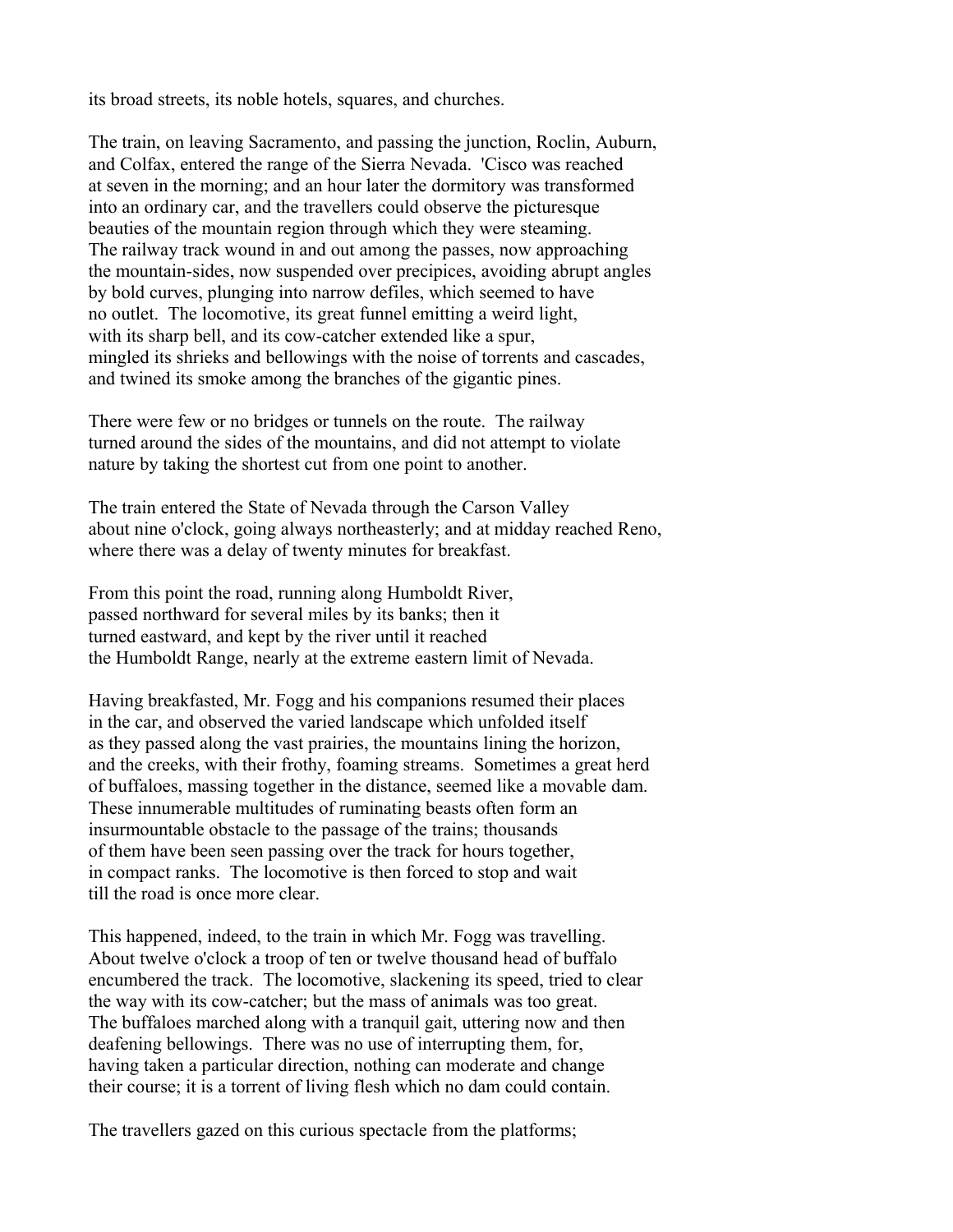its broad streets, its noble hotels, squares, and churches.

The train, on leaving Sacramento, and passing the junction, Roclin, Auburn, and Colfax, entered the range of the Sierra Nevada. 'Cisco was reached at seven in the morning; and an hour later the dormitory was transformed into an ordinary car, and the travellers could observe the picturesque beauties of the mountain region through which they were steaming. The railway track wound in and out among the passes, now approaching the mountain-sides, now suspended over precipices, avoiding abrupt angles by bold curves, plunging into narrow defiles, which seemed to have no outlet. The locomotive, its great funnel emitting a weird light, with its sharp bell, and its cow-catcher extended like a spur, mingled its shrieks and bellowings with the noise of torrents and cascades, and twined its smoke among the branches of the gigantic pines.

There were few or no bridges or tunnels on the route. The railway turned around the sides of the mountains, and did not attempt to violate nature by taking the shortest cut from one point to another.

The train entered the State of Nevada through the Carson Valley about nine o'clock, going always northeasterly; and at midday reached Reno, where there was a delay of twenty minutes for breakfast.

From this point the road, running along Humboldt River, passed northward for several miles by its banks; then it turned eastward, and kept by the river until it reached the Humboldt Range, nearly at the extreme eastern limit of Nevada.

Having breakfasted, Mr. Fogg and his companions resumed their places in the car, and observed the varied landscape which unfolded itself as they passed along the vast prairies, the mountains lining the horizon, and the creeks, with their frothy, foaming streams. Sometimes a great herd of buffaloes, massing together in the distance, seemed like a movable dam. These innumerable multitudes of ruminating beasts often form an insurmountable obstacle to the passage of the trains; thousands of them have been seen passing over the track for hours together, in compact ranks. The locomotive is then forced to stop and wait till the road is once more clear.

This happened, indeed, to the train in which Mr. Fogg was travelling. About twelve o'clock a troop of ten or twelve thousand head of buffalo encumbered the track. The locomotive, slackening its speed, tried to clear the way with its cow-catcher; but the mass of animals was too great. The buffaloes marched along with a tranquil gait, uttering now and then deafening bellowings. There was no use of interrupting them, for, having taken a particular direction, nothing can moderate and change their course; it is a torrent of living flesh which no dam could contain.

The travellers gazed on this curious spectacle from the platforms;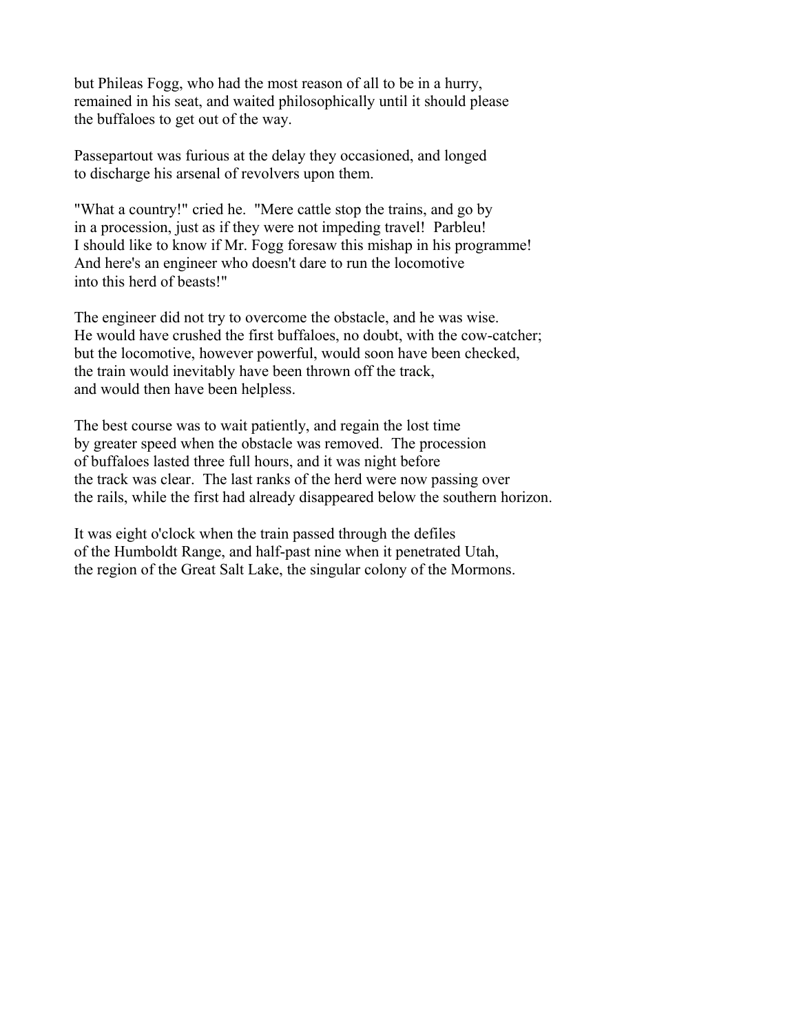but Phileas Fogg, who had the most reason of all to be in a hurry, remained in his seat, and waited philosophically until it should please the buffaloes to get out of the way.

Passepartout was furious at the delay they occasioned, and longed to discharge his arsenal of revolvers upon them.

"What a country!" cried he. "Mere cattle stop the trains, and go by in a procession, just as if they were not impeding travel! Parbleu! I should like to know if Mr. Fogg foresaw this mishap in his programme! And here's an engineer who doesn't dare to run the locomotive into this herd of beasts!"

The engineer did not try to overcome the obstacle, and he was wise. He would have crushed the first buffaloes, no doubt, with the cow-catcher; but the locomotive, however powerful, would soon have been checked, the train would inevitably have been thrown off the track, and would then have been helpless.

The best course was to wait patiently, and regain the lost time by greater speed when the obstacle was removed. The procession of buffaloes lasted three full hours, and it was night before the track was clear. The last ranks of the herd were now passing over the rails, while the first had already disappeared below the southern horizon.

It was eight o'clock when the train passed through the defiles of the Humboldt Range, and half-past nine when it penetrated Utah, the region of the Great Salt Lake, the singular colony of the Mormons.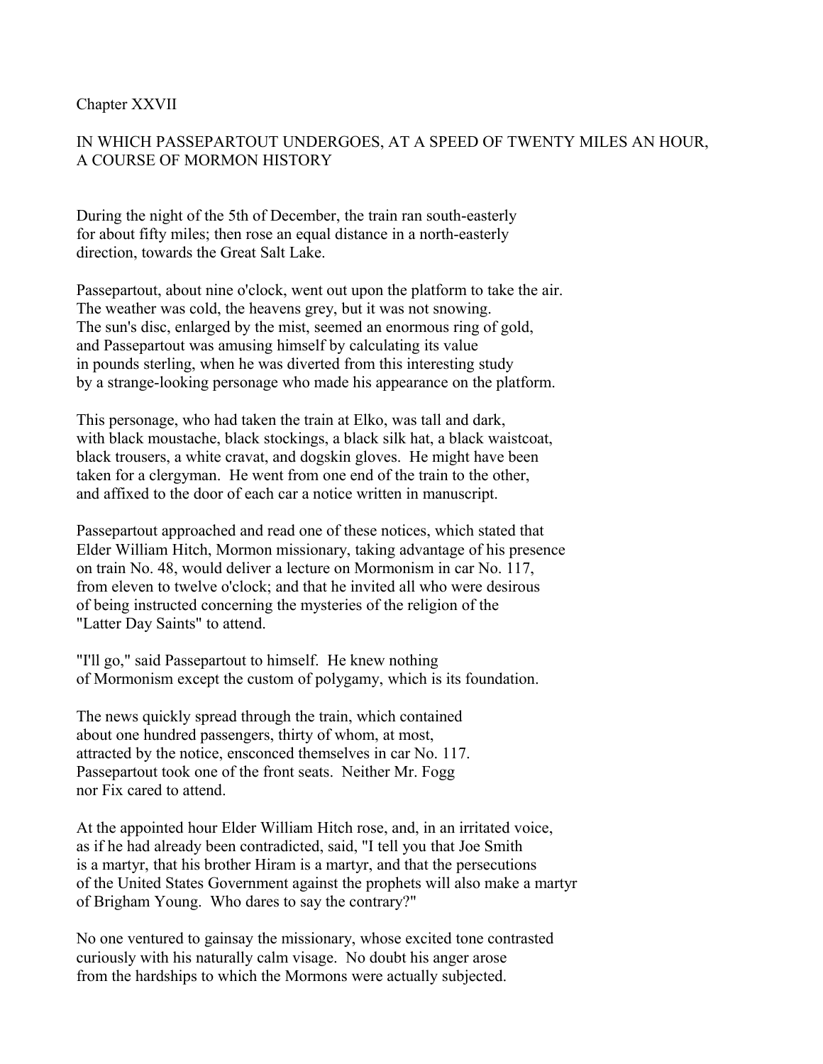## Chapter XXVII

### IN WHICH PASSEPARTOUT UNDERGOES, AT A SPEED OF TWENTY MILES AN HOUR, A COURSE OF MORMON HISTORY

During the night of the 5th of December, the train ran south-easterly for about fifty miles; then rose an equal distance in a north-easterly direction, towards the Great Salt Lake.

Passepartout, about nine o'clock, went out upon the platform to take the air. The weather was cold, the heavens grey, but it was not snowing. The sun's disc, enlarged by the mist, seemed an enormous ring of gold, and Passepartout was amusing himself by calculating its value in pounds sterling, when he was diverted from this interesting study by a strange-looking personage who made his appearance on the platform.

This personage, who had taken the train at Elko, was tall and dark, with black moustache, black stockings, a black silk hat, a black waistcoat, black trousers, a white cravat, and dogskin gloves. He might have been taken for a clergyman. He went from one end of the train to the other, and affixed to the door of each car a notice written in manuscript.

Passepartout approached and read one of these notices, which stated that Elder William Hitch, Mormon missionary, taking advantage of his presence on train No. 48, would deliver a lecture on Mormonism in car No. 117, from eleven to twelve o'clock; and that he invited all who were desirous of being instructed concerning the mysteries of the religion of the "Latter Day Saints" to attend.

"I'll go," said Passepartout to himself. He knew nothing of Mormonism except the custom of polygamy, which is its foundation.

The news quickly spread through the train, which contained about one hundred passengers, thirty of whom, at most, attracted by the notice, ensconced themselves in car No. 117. Passepartout took one of the front seats. Neither Mr. Fogg nor Fix cared to attend.

At the appointed hour Elder William Hitch rose, and, in an irritated voice, as if he had already been contradicted, said, "I tell you that Joe Smith is a martyr, that his brother Hiram is a martyr, and that the persecutions of the United States Government against the prophets will also make a martyr of Brigham Young. Who dares to say the contrary?"

No one ventured to gainsay the missionary, whose excited tone contrasted curiously with his naturally calm visage. No doubt his anger arose from the hardships to which the Mormons were actually subjected.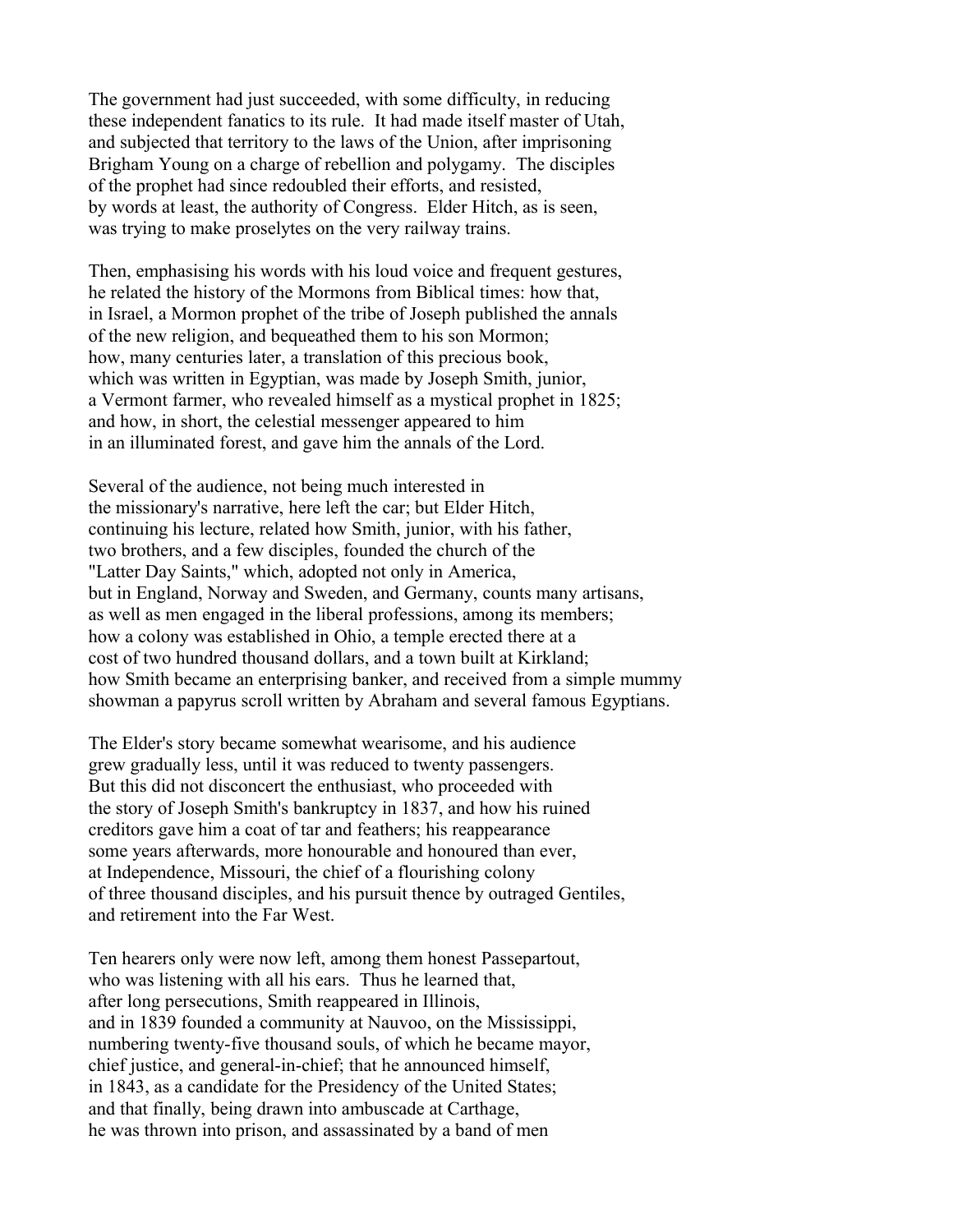The government had just succeeded, with some difficulty, in reducing these independent fanatics to its rule. It had made itself master of Utah, and subjected that territory to the laws of the Union, after imprisoning Brigham Young on a charge of rebellion and polygamy. The disciples of the prophet had since redoubled their efforts, and resisted, by words at least, the authority of Congress. Elder Hitch, as is seen, was trying to make proselytes on the very railway trains.

Then, emphasising his words with his loud voice and frequent gestures, he related the history of the Mormons from Biblical times: how that, in Israel, a Mormon prophet of the tribe of Joseph published the annals of the new religion, and bequeathed them to his son Mormon; how, many centuries later, a translation of this precious book, which was written in Egyptian, was made by Joseph Smith, junior, a Vermont farmer, who revealed himself as a mystical prophet in 1825; and how, in short, the celestial messenger appeared to him in an illuminated forest, and gave him the annals of the Lord.

Several of the audience, not being much interested in the missionary's narrative, here left the car; but Elder Hitch, continuing his lecture, related how Smith, junior, with his father, two brothers, and a few disciples, founded the church of the "Latter Day Saints," which, adopted not only in America, but in England, Norway and Sweden, and Germany, counts many artisans, as well as men engaged in the liberal professions, among its members; how a colony was established in Ohio, a temple erected there at a cost of two hundred thousand dollars, and a town built at Kirkland; how Smith became an enterprising banker, and received from a simple mummy showman a papyrus scroll written by Abraham and several famous Egyptians.

The Elder's story became somewhat wearisome, and his audience grew gradually less, until it was reduced to twenty passengers. But this did not disconcert the enthusiast, who proceeded with the story of Joseph Smith's bankruptcy in 1837, and how his ruined creditors gave him a coat of tar and feathers; his reappearance some years afterwards, more honourable and honoured than ever, at Independence, Missouri, the chief of a flourishing colony of three thousand disciples, and his pursuit thence by outraged Gentiles, and retirement into the Far West.

Ten hearers only were now left, among them honest Passepartout, who was listening with all his ears. Thus he learned that, after long persecutions, Smith reappeared in Illinois, and in 1839 founded a community at Nauvoo, on the Mississippi, numbering twenty-five thousand souls, of which he became mayor, chief justice, and general-in-chief; that he announced himself, in 1843, as a candidate for the Presidency of the United States; and that finally, being drawn into ambuscade at Carthage, he was thrown into prison, and assassinated by a band of men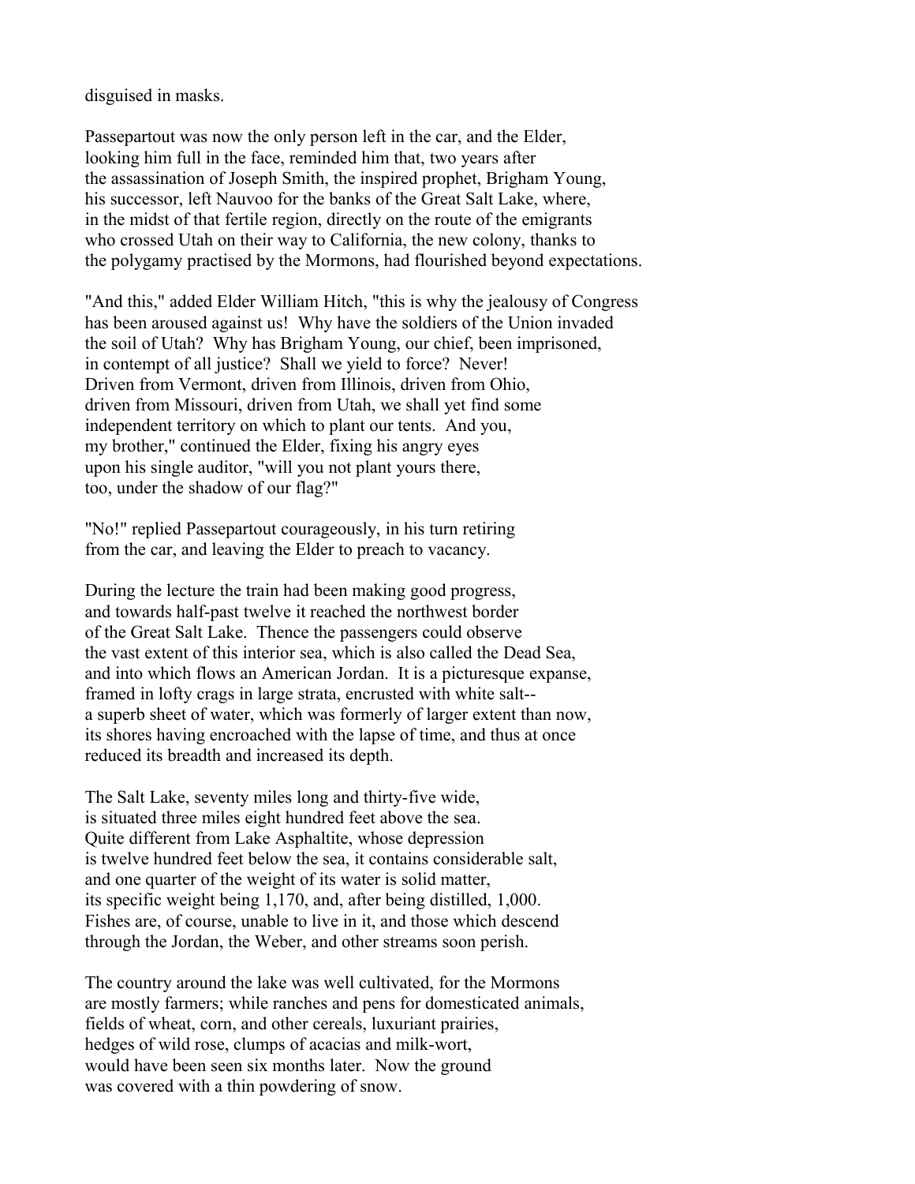disguised in masks.

Passepartout was now the only person left in the car, and the Elder, looking him full in the face, reminded him that, two years after the assassination of Joseph Smith, the inspired prophet, Brigham Young, his successor, left Nauvoo for the banks of the Great Salt Lake, where, in the midst of that fertile region, directly on the route of the emigrants who crossed Utah on their way to California, the new colony, thanks to the polygamy practised by the Mormons, had flourished beyond expectations.

"And this," added Elder William Hitch, "this is why the jealousy of Congress has been aroused against us! Why have the soldiers of the Union invaded the soil of Utah? Why has Brigham Young, our chief, been imprisoned, in contempt of all justice? Shall we yield to force? Never! Driven from Vermont, driven from Illinois, driven from Ohio, driven from Missouri, driven from Utah, we shall yet find some independent territory on which to plant our tents. And you, my brother," continued the Elder, fixing his angry eyes upon his single auditor, "will you not plant yours there, too, under the shadow of our flag?"

"No!" replied Passepartout courageously, in his turn retiring from the car, and leaving the Elder to preach to vacancy.

During the lecture the train had been making good progress, and towards half-past twelve it reached the northwest border of the Great Salt Lake. Thence the passengers could observe the vast extent of this interior sea, which is also called the Dead Sea, and into which flows an American Jordan. It is a picturesque expanse, framed in lofty crags in large strata, encrusted with white salt--a superb sheet of water, which was formerly of larger extent than now, its shores having encroached with the lapse of time, and thus at once reduced its breadth and increased its depth.

The Salt Lake, seventy miles long and thirty-five wide, is situated three miles eight hundred feet above the sea. Quite different from Lake Asphaltite, whose depression is twelve hundred feet below the sea, it contains considerable salt, and one quarter of the weight of its water is solid matter, its specific weight being 1,170, and, after being distilled, 1,000. Fishes are, of course, unable to live in it, and those which descend through the Jordan, the Weber, and other streams soon perish.

The country around the lake was well cultivated, for the Mormons are mostly farmers; while ranches and pens for domesticated animals, fields of wheat, corn, and other cereals, luxuriant prairies, hedges of wild rose, clumps of acacias and milk-wort, would have been seen six months later. Now the ground was covered with a thin powdering of snow.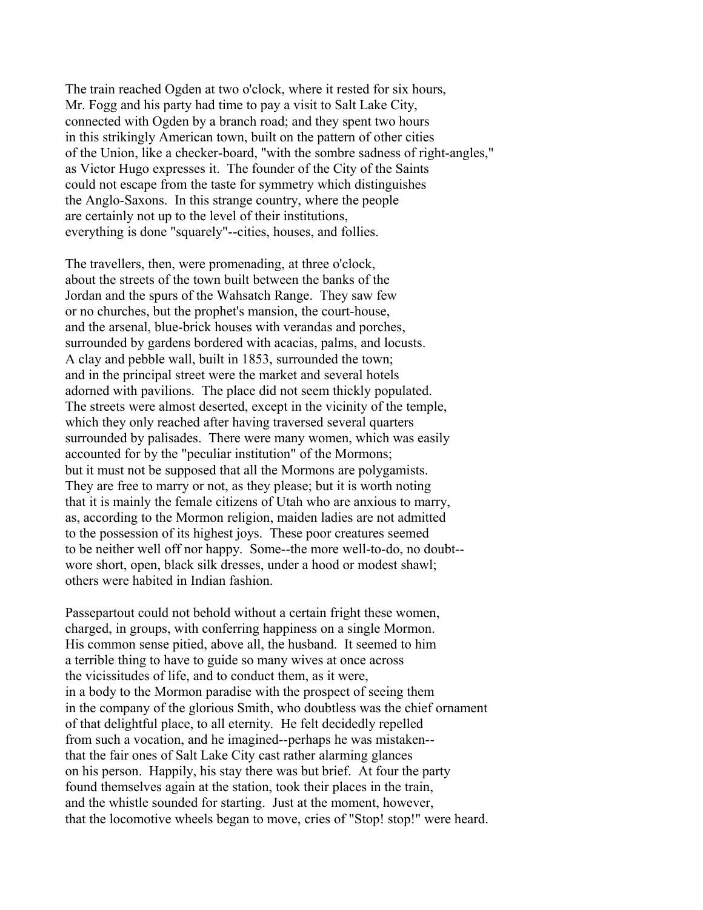The train reached Ogden at two o'clock, where it rested for six hours, Mr. Fogg and his party had time to pay a visit to Salt Lake City, connected with Ogden by a branch road; and they spent two hours in this strikingly American town, built on the pattern of other cities of the Union, like a checker-board, "with the sombre sadness of right-angles," as Victor Hugo expresses it. The founder of the City of the Saints could not escape from the taste for symmetry which distinguishes the Anglo-Saxons. In this strange country, where the people are certainly not up to the level of their institutions, everything is done "squarely"--cities, houses, and follies.

The travellers, then, were promenading, at three o'clock, about the streets of the town built between the banks of the Jordan and the spurs of the Wahsatch Range. They saw few or no churches, but the prophet's mansion, the court-house, and the arsenal, blue-brick houses with verandas and porches, surrounded by gardens bordered with acacias, palms, and locusts. A clay and pebble wall, built in 1853, surrounded the town; and in the principal street were the market and several hotels adorned with pavilions. The place did not seem thickly populated. The streets were almost deserted, except in the vicinity of the temple, which they only reached after having traversed several quarters surrounded by palisades. There were many women, which was easily accounted for by the "peculiar institution" of the Mormons; but it must not be supposed that all the Mormons are polygamists. They are free to marry or not, as they please; but it is worth noting that it is mainly the female citizens of Utah who are anxious to marry, as, according to the Mormon religion, maiden ladies are not admitted to the possession of its highest joys. These poor creatures seemed to be neither well off nor happy. Some--the more well-to-do, no doubt--wore short, open, black silk dresses, under a hood or modest shawl; others were habited in Indian fashion.

Passepartout could not behold without a certain fright these women, charged, in groups, with conferring happiness on a single Mormon. His common sense pitied, above all, the husband. It seemed to him a terrible thing to have to guide so many wives at once across the vicissitudes of life, and to conduct them, as it were, in a body to the Mormon paradise with the prospect of seeing them in the company of the glorious Smith, who doubtless was the chief ornament of that delightful place, to all eternity. He felt decidedly repelled from such a vocation, and he imagined--perhaps he was mistaken--that the fair ones of Salt Lake City cast rather alarming glances on his person. Happily, his stay there was but brief. At four the party found themselves again at the station, took their places in the train, and the whistle sounded for starting. Just at the moment, however, that the locomotive wheels began to move, cries of "Stop! stop!" were heard.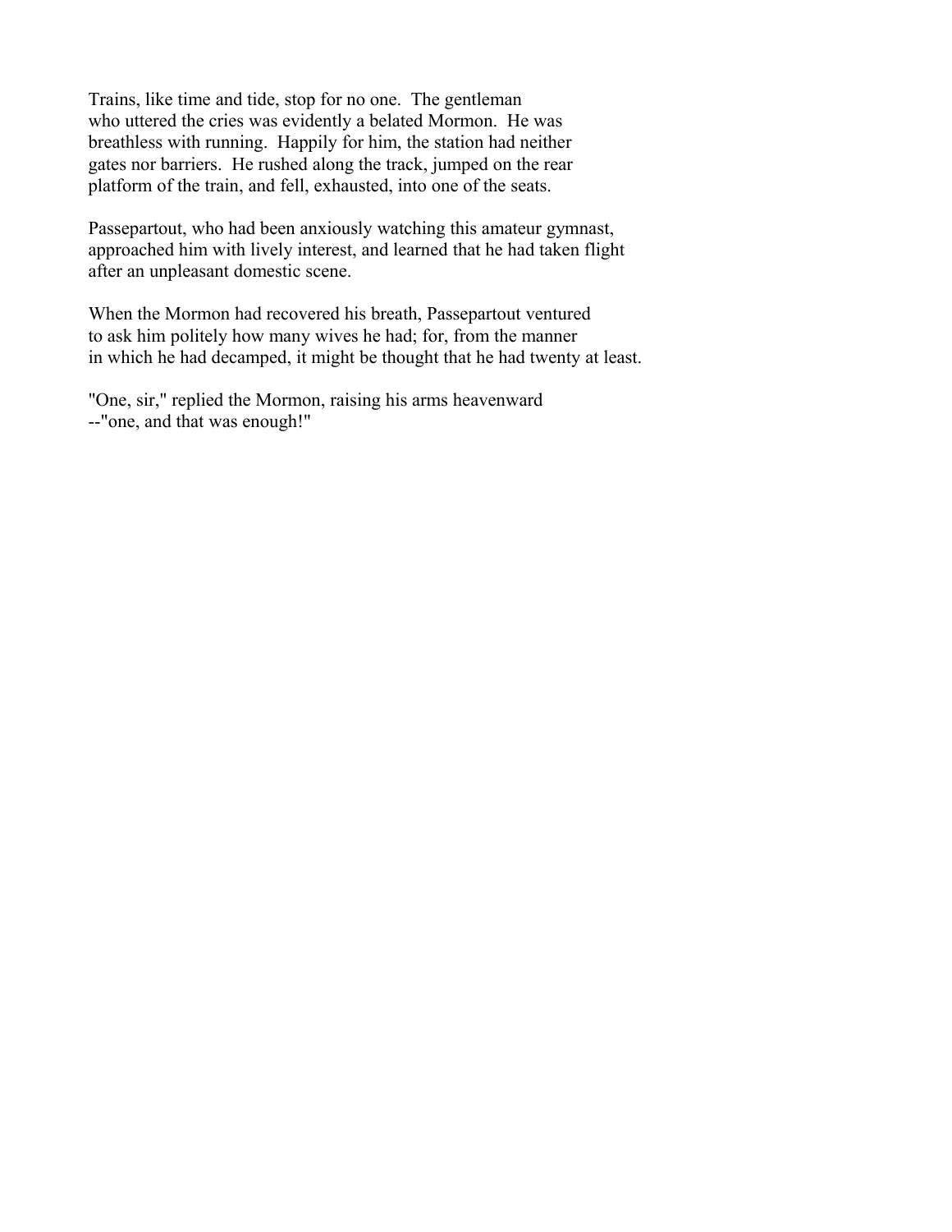Trains, like time and tide, stop for no one. The gentleman who uttered the cries was evidently a belated Mormon. He was breathless with running. Happily for him, the station had neither gates nor barriers. He rushed along the track, jumped on the rear platform of the train, and fell, exhausted, into one of the seats.

Passepartout, who had been anxiously watching this amateur gymnast, approached him with lively interest, and learned that he had taken flight after an unpleasant domestic scene.

When the Mormon had recovered his breath, Passepartout ventured to ask him politely how many wives he had; for, from the manner in which he had decamped, it might be thought that he had twenty at least.

"One, sir," replied the Mormon, raising his arms heavenward --"one, and that was enough!"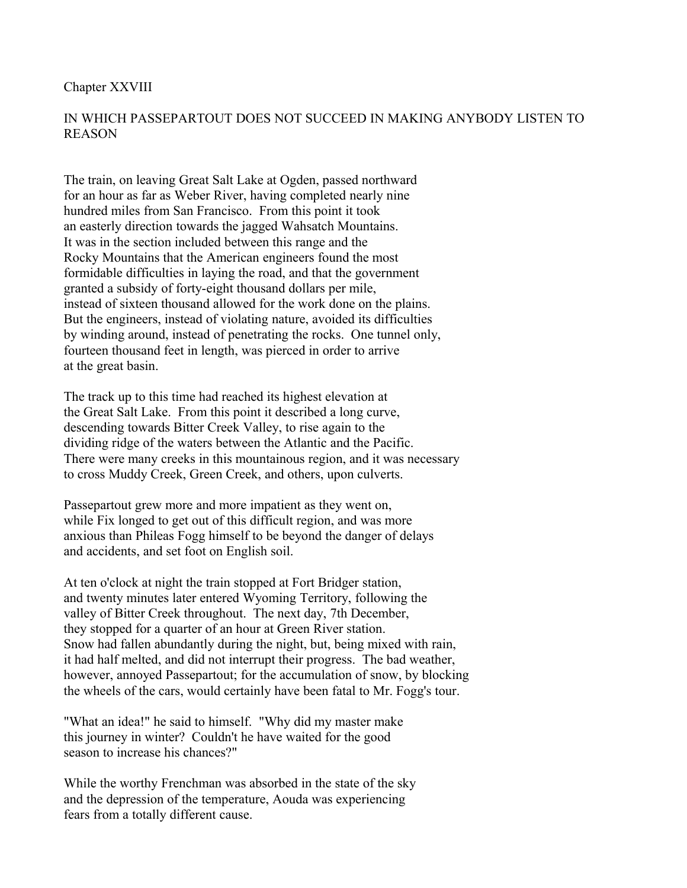## Chapter XXVIII

### IN WHICH PASSEPARTOUT DOES NOT SUCCEED IN MAKING ANYBODY LISTEN TO REASON

The train, on leaving Great Salt Lake at Ogden, passed northward for an hour as far as Weber River, having completed nearly nine hundred miles from San Francisco. From this point it took an easterly direction towards the jagged Wahsatch Mountains. It was in the section included between this range and the Rocky Mountains that the American engineers found the most formidable difficulties in laying the road, and that the government granted a subsidy of forty-eight thousand dollars per mile, instead of sixteen thousand allowed for the work done on the plains. But the engineers, instead of violating nature, avoided its difficulties by winding around, instead of penetrating the rocks. One tunnel only, fourteen thousand feet in length, was pierced in order to arrive at the great basin.

The track up to this time had reached its highest elevation at the Great Salt Lake. From this point it described a long curve, descending towards Bitter Creek Valley, to rise again to the dividing ridge of the waters between the Atlantic and the Pacific. There were many creeks in this mountainous region, and it was necessary to cross Muddy Creek, Green Creek, and others, upon culverts.

Passepartout grew more and more impatient as they went on, while Fix longed to get out of this difficult region, and was more anxious than Phileas Fogg himself to be beyond the danger of delays and accidents, and set foot on English soil.

At ten o'clock at night the train stopped at Fort Bridger station, and twenty minutes later entered Wyoming Territory, following the valley of Bitter Creek throughout. The next day, 7th December, they stopped for a quarter of an hour at Green River station. Snow had fallen abundantly during the night, but, being mixed with rain, it had half melted, and did not interrupt their progress. The bad weather, however, annoyed Passepartout; for the accumulation of snow, by blocking the wheels of the cars, would certainly have been fatal to Mr. Fogg's tour.

"What an idea!" he said to himself. "Why did my master make this journey in winter? Couldn't he have waited for the good season to increase his chances?"

While the worthy Frenchman was absorbed in the state of the sky and the depression of the temperature, Aouda was experiencing fears from a totally different cause.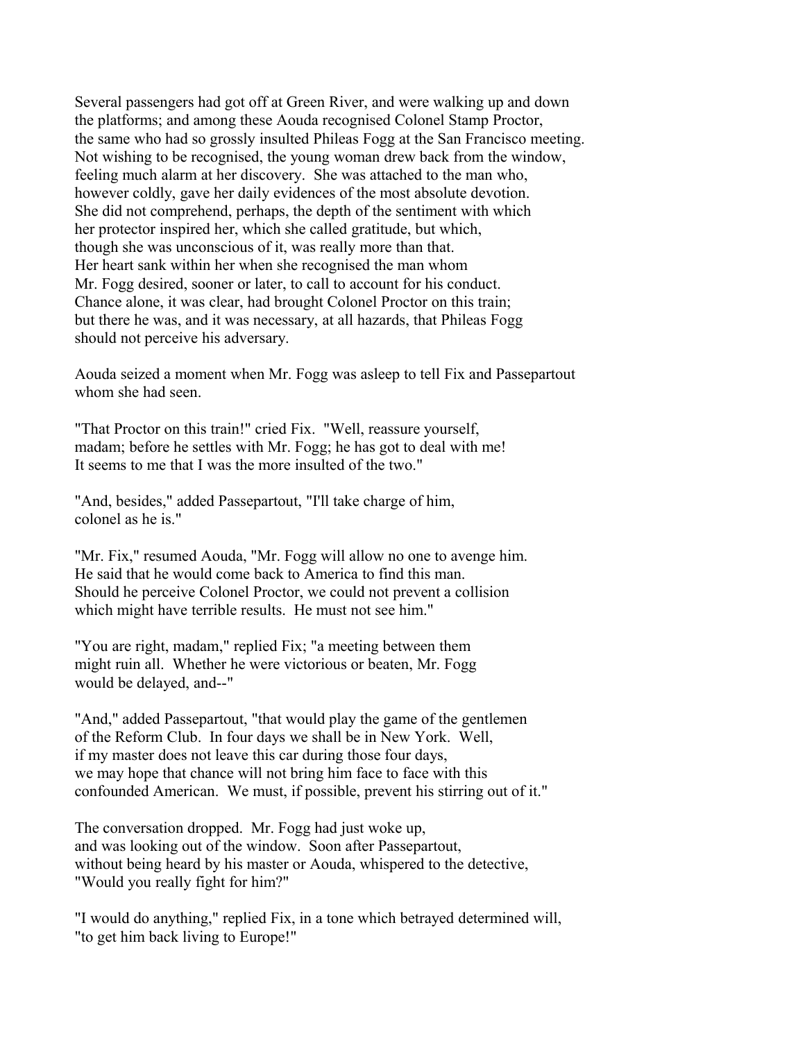Several passengers had got off at Green River, and were walking up and down the platforms; and among these Aouda recognised Colonel Stamp Proctor, the same who had so grossly insulted Phileas Fogg at the San Francisco meeting. Not wishing to be recognised, the young woman drew back from the window, feeling much alarm at her discovery. She was attached to the man who, however coldly, gave her daily evidences of the most absolute devotion. She did not comprehend, perhaps, the depth of the sentiment with which her protector inspired her, which she called gratitude, but which, though she was unconscious of it, was really more than that. Her heart sank within her when she recognised the man whom Mr. Fogg desired, sooner or later, to call to account for his conduct. Chance alone, it was clear, had brought Colonel Proctor on this train; but there he was, and it was necessary, at all hazards, that Phileas Fogg should not perceive his adversary.

Aouda seized a moment when Mr. Fogg was asleep to tell Fix and Passepartout whom she had seen.

"That Proctor on this train!" cried Fix. "Well, reassure yourself, madam; before he settles with Mr. Fogg; he has got to deal with me! It seems to me that I was the more insulted of the two."

"And, besides," added Passepartout, "I'll take charge of him, colonel as he is."

"Mr. Fix," resumed Aouda, "Mr. Fogg will allow no one to avenge him. He said that he would come back to America to find this man. Should he perceive Colonel Proctor, we could not prevent a collision which might have terrible results. He must not see him."

"You are right, madam," replied Fix; "a meeting between them might ruin all. Whether he were victorious or beaten, Mr. Fogg would be delayed, and--"

"And," added Passepartout, "that would play the game of the gentlemen of the Reform Club. In four days we shall be in New York. Well, if my master does not leave this car during those four days, we may hope that chance will not bring him face to face with this confounded American. We must, if possible, prevent his stirring out of it."

The conversation dropped. Mr. Fogg had just woke up, and was looking out of the window. Soon after Passepartout, without being heard by his master or Aouda, whispered to the detective, "Would you really fight for him?"

"I would do anything," replied Fix, in a tone which betrayed determined will, "to get him back living to Europe!"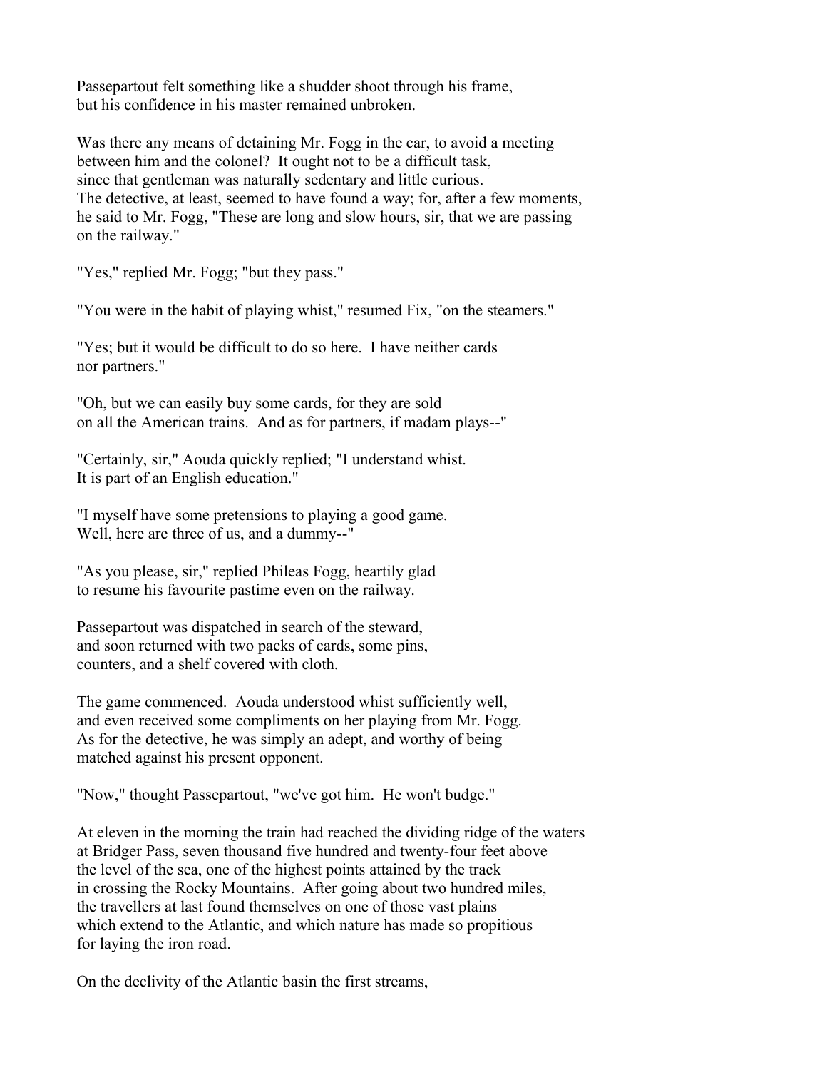Passepartout felt something like a shudder shoot through his frame, but his confidence in his master remained unbroken.

Was there any means of detaining Mr. Fogg in the car, to avoid a meeting between him and the colonel? It ought not to be a difficult task, since that gentleman was naturally sedentary and little curious. The detective, at least, seemed to have found a way; for, after a few moments, he said to Mr. Fogg, "These are long and slow hours, sir, that we are passing on the railway."

"Yes," replied Mr. Fogg; "but they pass."

"You were in the habit of playing whist," resumed Fix, "on the steamers."

"Yes; but it would be difficult to do so here. I have neither cards nor partners."

"Oh, but we can easily buy some cards, for they are sold on all the American trains. And as for partners, if madam plays--"

"Certainly, sir," Aouda quickly replied; "I understand whist. It is part of an English education."

"I myself have some pretensions to playing a good game. Well, here are three of us, and a dummy--"

"As you please, sir," replied Phileas Fogg, heartily glad to resume his favourite pastime even on the railway.

Passepartout was dispatched in search of the steward, and soon returned with two packs of cards, some pins, counters, and a shelf covered with cloth.

The game commenced. Aouda understood whist sufficiently well, and even received some compliments on her playing from Mr. Fogg. As for the detective, he was simply an adept, and worthy of being matched against his present opponent.

"Now," thought Passepartout, "we've got him. He won't budge."

At eleven in the morning the train had reached the dividing ridge of the waters at Bridger Pass, seven thousand five hundred and twenty-four feet above the level of the sea, one of the highest points attained by the track in crossing the Rocky Mountains. After going about two hundred miles, the travellers at last found themselves on one of those vast plains which extend to the Atlantic, and which nature has made so propitious for laying the iron road.

On the declivity of the Atlantic basin the first streams,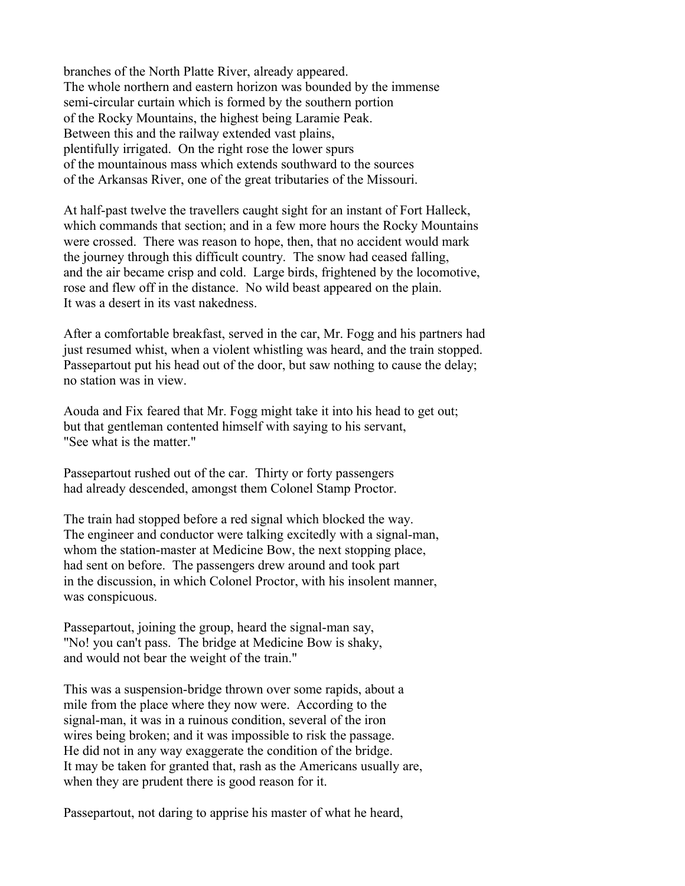branches of the North Platte River, already appeared.
The whole northern and eastern horizon was bounded by the immense
semi-circular curtain which is formed by the southern portion
of the Rocky Mountains, the highest being Laramie Peak.
Between this and the railway extended vast plains,
plentifully irrigated. On the right rose the lower spurs
of the mountainous mass which extends southward to the sources
of the Arkansas River, one of the great tributaries of the Missouri.

At half-past twelve the travellers caught sight for an instant of Fort Halleck,
which commands that section; and in a few more hours the Rocky Mountains
were crossed. There was reason to hope, then, that no accident would mark
the journey through this difficult country. The snow had ceased falling,
and the air became crisp and cold. Large birds, frightened by the locomotive,
rose and flew off in the distance. No wild beast appeared on the plain.
It was a desert in its vast nakedness.

After a comfortable breakfast, served in the car, Mr. Fogg and his partners had
just resumed whist, when a violent whistling was heard, and the train stopped.
Passepartout put his head out of the door, but saw nothing to cause the delay;
no station was in view.

Aouda and Fix feared that Mr. Fogg might take it into his head to get out;
but that gentleman contented himself with saying to his servant,
"See what is the matter."

Passepartout rushed out of the car. Thirty or forty passengers
had already descended, amongst them Colonel Stamp Proctor.

The train had stopped before a red signal which blocked the way.
The engineer and conductor were talking excitedly with a signal-man,
whom the station-master at Medicine Bow, the next stopping place,
had sent on before. The passengers drew around and took part
in the discussion, in which Colonel Proctor, with his insolent manner,
was conspicuous.

Passepartout, joining the group, heard the signal-man say,
"No! you can't pass. The bridge at Medicine Bow is shaky,
and would not bear the weight of the train."

This was a suspension-bridge thrown over some rapids, about a
mile from the place where they now were. According to the
signal-man, it was in a ruinous condition, several of the iron
wires being broken; and it was impossible to risk the passage.
He did not in any way exaggerate the condition of the bridge.
It may be taken for granted that, rash as the Americans usually are,
when they are prudent there is good reason for it.

Passepartout, not daring to apprise his master of what he heard,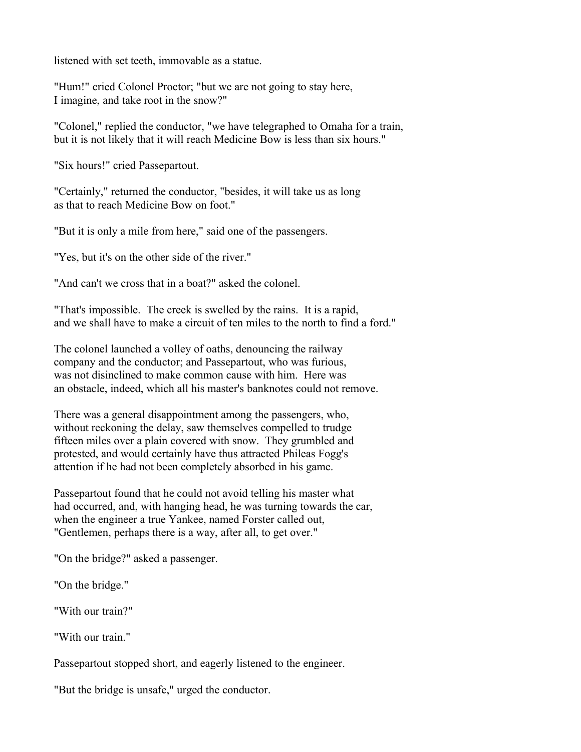listened with set teeth, immovable as a statue.

"Hum!" cried Colonel Proctor; "but we are not going to stay here, I imagine, and take root in the snow?"

"Colonel," replied the conductor, "we have telegraphed to Omaha for a train, but it is not likely that it will reach Medicine Bow is less than six hours."

"Six hours!" cried Passepartout.

"Certainly," returned the conductor, "besides, it will take us as long as that to reach Medicine Bow on foot."

"But it is only a mile from here," said one of the passengers.

"Yes, but it's on the other side of the river."

"And can't we cross that in a boat?" asked the colonel.

"That's impossible. The creek is swelled by the rains. It is a rapid, and we shall have to make a circuit of ten miles to the north to find a ford."

The colonel launched a volley of oaths, denouncing the railway company and the conductor; and Passepartout, who was furious, was not disinclined to make common cause with him. Here was an obstacle, indeed, which all his master's banknotes could not remove.

There was a general disappointment among the passengers, who, without reckoning the delay, saw themselves compelled to trudge fifteen miles over a plain covered with snow. They grumbled and protested, and would certainly have thus attracted Phileas Fogg's attention if he had not been completely absorbed in his game.

Passepartout found that he could not avoid telling his master what had occurred, and, with hanging head, he was turning towards the car, when the engineer a true Yankee, named Forster called out, "Gentlemen, perhaps there is a way, after all, to get over."

"On the bridge?" asked a passenger.

"On the bridge."

"With our train?"

"With our train."

Passepartout stopped short, and eagerly listened to the engineer.

"But the bridge is unsafe," urged the conductor.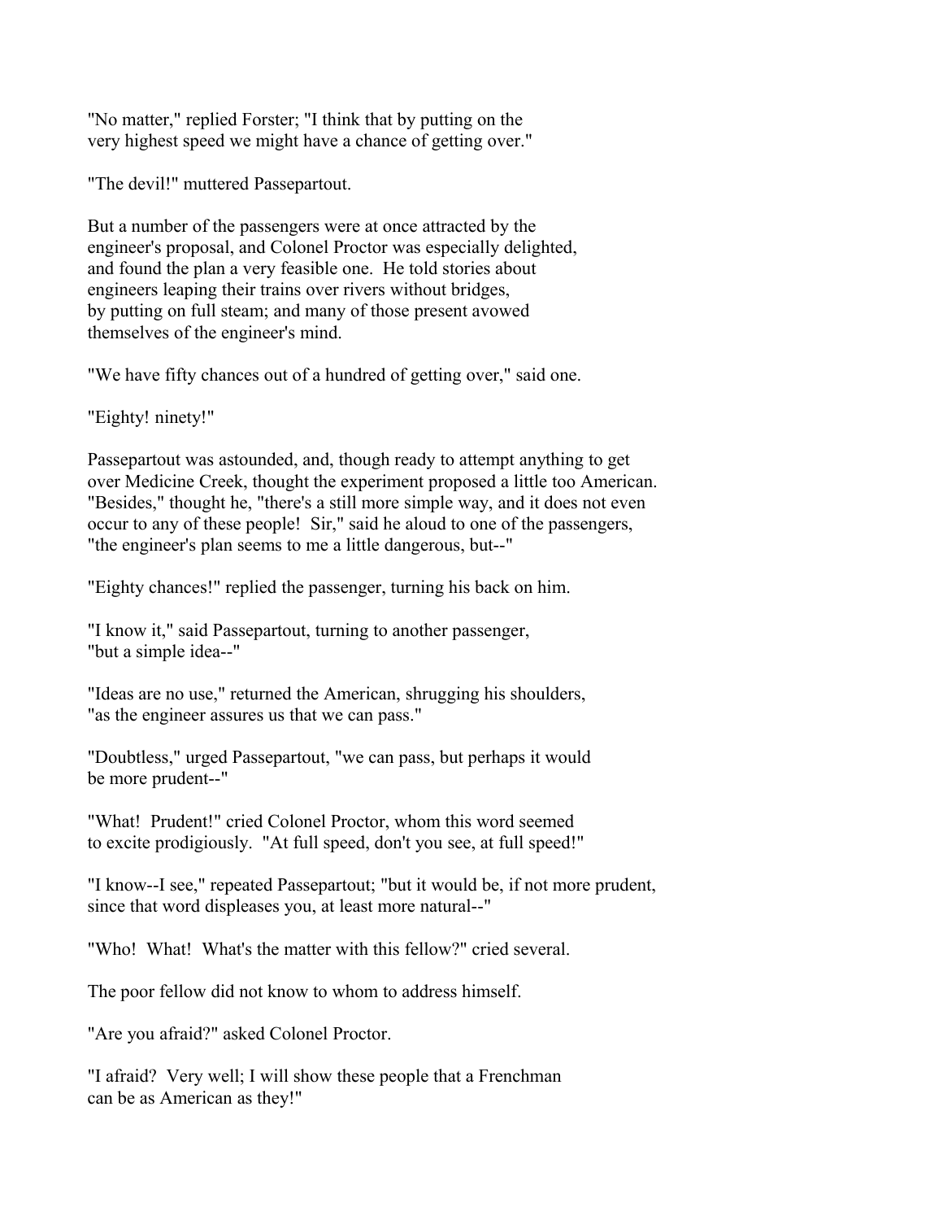"No matter," replied Forster; "I think that by putting on the very highest speed we might have a chance of getting over."

"The devil!" muttered Passepartout.

But a number of the passengers were at once attracted by the engineer's proposal, and Colonel Proctor was especially delighted, and found the plan a very feasible one. He told stories about engineers leaping their trains over rivers without bridges, by putting on full steam; and many of those present avowed themselves of the engineer's mind.

"We have fifty chances out of a hundred of getting over," said one.

"Eighty! ninety!"

Passepartout was astounded, and, though ready to attempt anything to get over Medicine Creek, thought the experiment proposed a little too American. "Besides," thought he, "there's a still more simple way, and it does not even occur to any of these people! Sir," said he aloud to one of the passengers, "the engineer's plan seems to me a little dangerous, but--"

"Eighty chances!" replied the passenger, turning his back on him.

"I know it," said Passepartout, turning to another passenger, "but a simple idea--"

"Ideas are no use," returned the American, shrugging his shoulders, "as the engineer assures us that we can pass."

"Doubtless," urged Passepartout, "we can pass, but perhaps it would be more prudent--"

"What! Prudent!" cried Colonel Proctor, whom this word seemed to excite prodigiously. "At full speed, don't you see, at full speed!"

"I know--I see," repeated Passepartout; "but it would be, if not more prudent, since that word displeases you, at least more natural--"

"Who! What! What's the matter with this fellow?" cried several.

The poor fellow did not know to whom to address himself.

"Are you afraid?" asked Colonel Proctor.

"I afraid? Very well; I will show these people that a Frenchman can be as American as they!"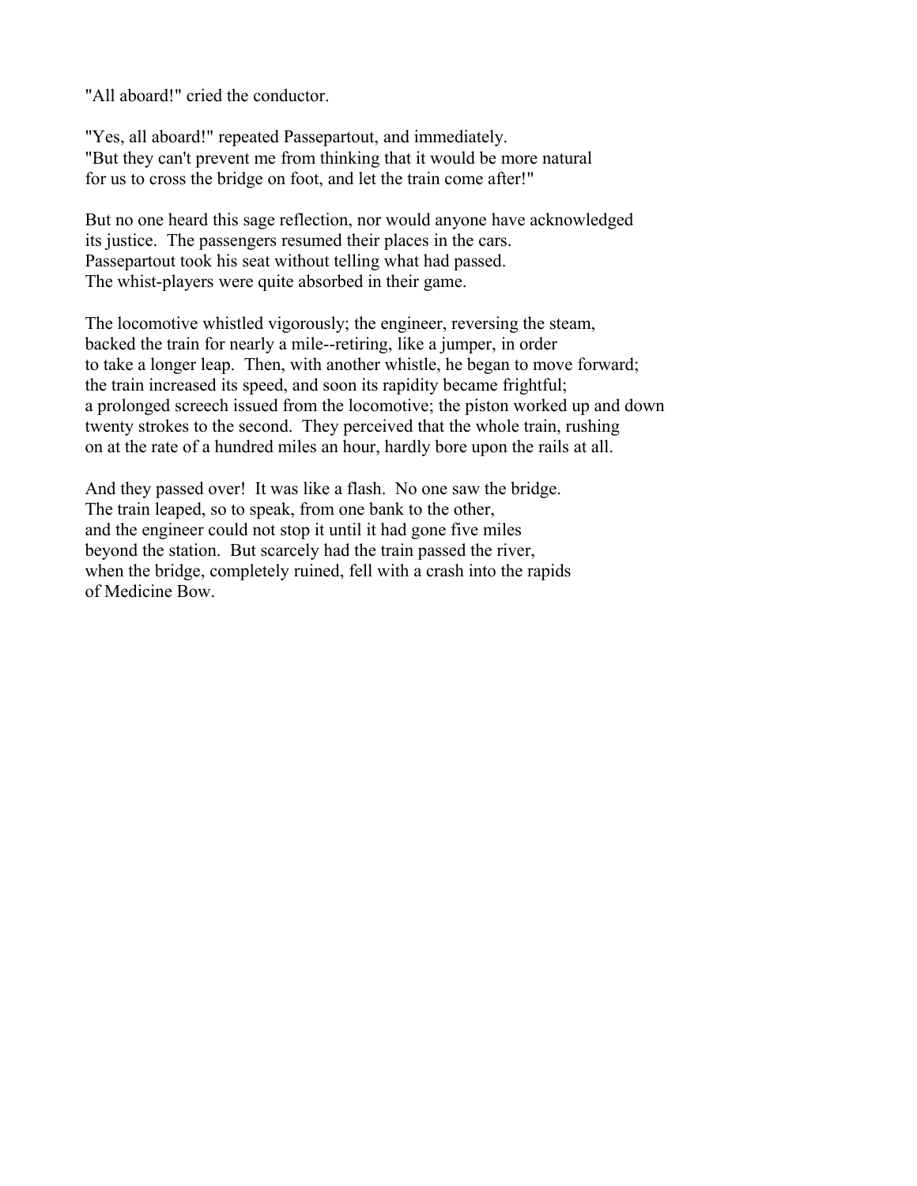"All aboard!" cried the conductor.

"Yes, all aboard!" repeated Passepartout, and immediately. "But they can't prevent me from thinking that it would be more natural for us to cross the bridge on foot, and let the train come after!"

But no one heard this sage reflection, nor would anyone have acknowledged its justice. The passengers resumed their places in the cars. Passepartout took his seat without telling what had passed. The whist-players were quite absorbed in their game.

The locomotive whistled vigorously; the engineer, reversing the steam, backed the train for nearly a mile--retiring, like a jumper, in order to take a longer leap. Then, with another whistle, he began to move forward; the train increased its speed, and soon its rapidity became frightful; a prolonged screech issued from the locomotive; the piston worked up and down twenty strokes to the second. They perceived that the whole train, rushing on at the rate of a hundred miles an hour, hardly bore upon the rails at all.

And they passed over! It was like a flash. No one saw the bridge. The train leaped, so to speak, from one bank to the other, and the engineer could not stop it until it had gone five miles beyond the station. But scarcely had the train passed the river, when the bridge, completely ruined, fell with a crash into the rapids of Medicine Bow.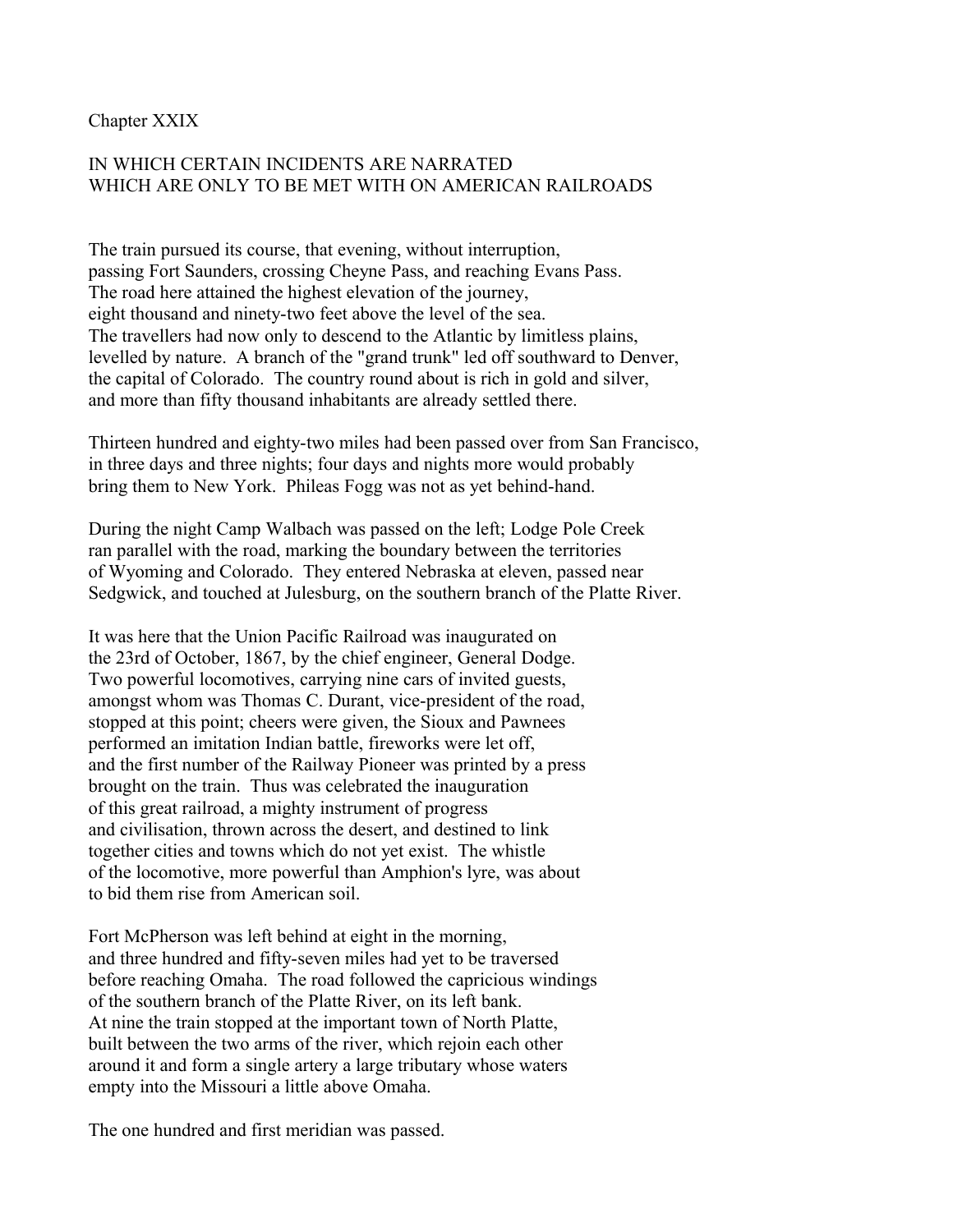Chapter XXIX

## IN WHICH CERTAIN INCIDENTS ARE NARRATED WHICH ARE ONLY TO BE MET WITH ON AMERICAN RAILROADS

The train pursued its course, that evening, without interruption, passing Fort Saunders, crossing Cheyne Pass, and reaching Evans Pass. The road here attained the highest elevation of the journey, eight thousand and ninety-two feet above the level of the sea. The travellers had now only to descend to the Atlantic by limitless plains, levelled by nature. A branch of the "grand trunk" led off southward to Denver, the capital of Colorado. The country round about is rich in gold and silver, and more than fifty thousand inhabitants are already settled there.

Thirteen hundred and eighty-two miles had been passed over from San Francisco, in three days and three nights; four days and nights more would probably bring them to New York. Phileas Fogg was not as yet behind-hand.

During the night Camp Walbach was passed on the left; Lodge Pole Creek ran parallel with the road, marking the boundary between the territories of Wyoming and Colorado. They entered Nebraska at eleven, passed near Sedgwick, and touched at Julesburg, on the southern branch of the Platte River.

It was here that the Union Pacific Railroad was inaugurated on the 23rd of October, 1867, by the chief engineer, General Dodge. Two powerful locomotives, carrying nine cars of invited guests, amongst whom was Thomas C. Durant, vice-president of the road, stopped at this point; cheers were given, the Sioux and Pawnees performed an imitation Indian battle, fireworks were let off, and the first number of the Railway Pioneer was printed by a press brought on the train. Thus was celebrated the inauguration of this great railroad, a mighty instrument of progress and civilisation, thrown across the desert, and destined to link together cities and towns which do not yet exist. The whistle of the locomotive, more powerful than Amphion's lyre, was about to bid them rise from American soil.

Fort McPherson was left behind at eight in the morning, and three hundred and fifty-seven miles had yet to be traversed before reaching Omaha. The road followed the capricious windings of the southern branch of the Platte River, on its left bank. At nine the train stopped at the important town of North Platte, built between the two arms of the river, which rejoin each other around it and form a single artery a large tributary whose waters empty into the Missouri a little above Omaha.

The one hundred and first meridian was passed.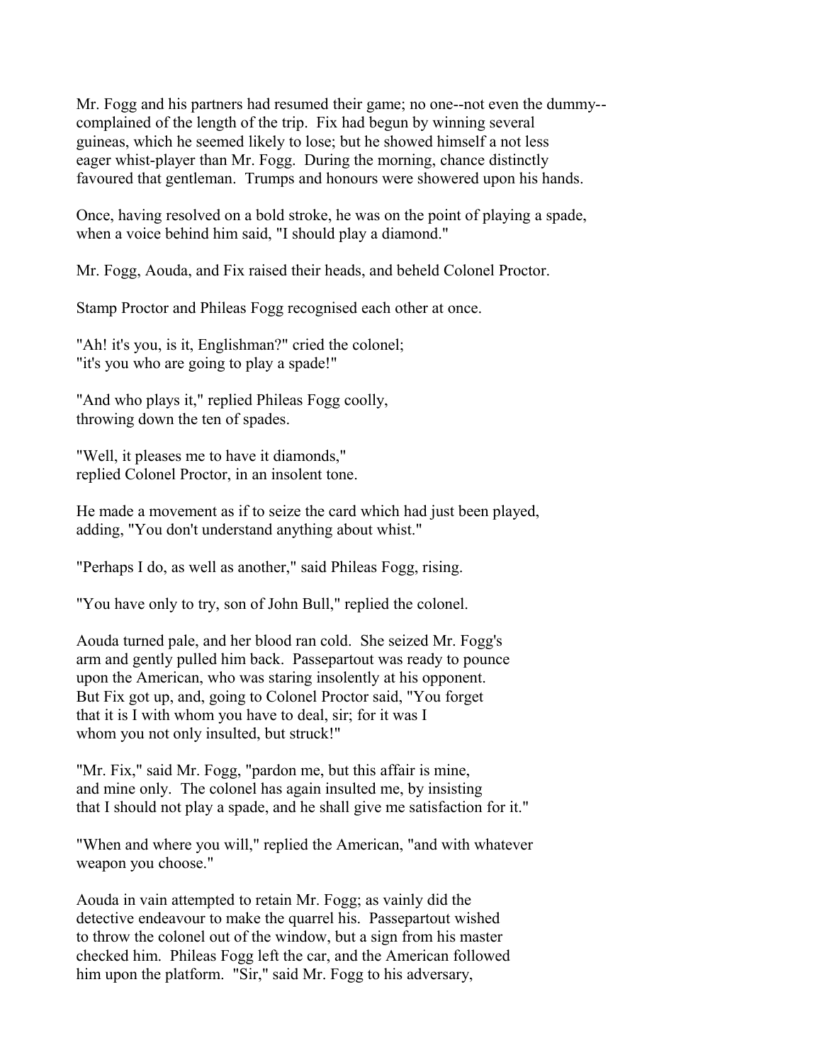Mr. Fogg and his partners had resumed their game; no one--not even the dummy--complained of the length of the trip. Fix had begun by winning several guineas, which he seemed likely to lose; but he showed himself a not less eager whist-player than Mr. Fogg. During the morning, chance distinctly favoured that gentleman. Trumps and honours were showered upon his hands.

Once, having resolved on a bold stroke, he was on the point of playing a spade, when a voice behind him said, "I should play a diamond."

Mr. Fogg, Aouda, and Fix raised their heads, and beheld Colonel Proctor.

Stamp Proctor and Phileas Fogg recognised each other at once.

"Ah! it's you, is it, Englishman?" cried the colonel; "it's you who are going to play a spade!"

"And who plays it," replied Phileas Fogg coolly, throwing down the ten of spades.

"Well, it pleases me to have it diamonds," replied Colonel Proctor, in an insolent tone.

He made a movement as if to seize the card which had just been played, adding, "You don't understand anything about whist."

"Perhaps I do, as well as another," said Phileas Fogg, rising.

"You have only to try, son of John Bull," replied the colonel.

Aouda turned pale, and her blood ran cold. She seized Mr. Fogg's arm and gently pulled him back. Passepartout was ready to pounce upon the American, who was staring insolently at his opponent. But Fix got up, and, going to Colonel Proctor said, "You forget that it is I with whom you have to deal, sir; for it was I whom you not only insulted, but struck!"

"Mr. Fix," said Mr. Fogg, "pardon me, but this affair is mine, and mine only. The colonel has again insulted me, by insisting that I should not play a spade, and he shall give me satisfaction for it."

"When and where you will," replied the American, "and with whatever weapon you choose."

Aouda in vain attempted to retain Mr. Fogg; as vainly did the detective endeavour to make the quarrel his. Passepartout wished to throw the colonel out of the window, but a sign from his master checked him. Phileas Fogg left the car, and the American followed him upon the platform. "Sir," said Mr. Fogg to his adversary,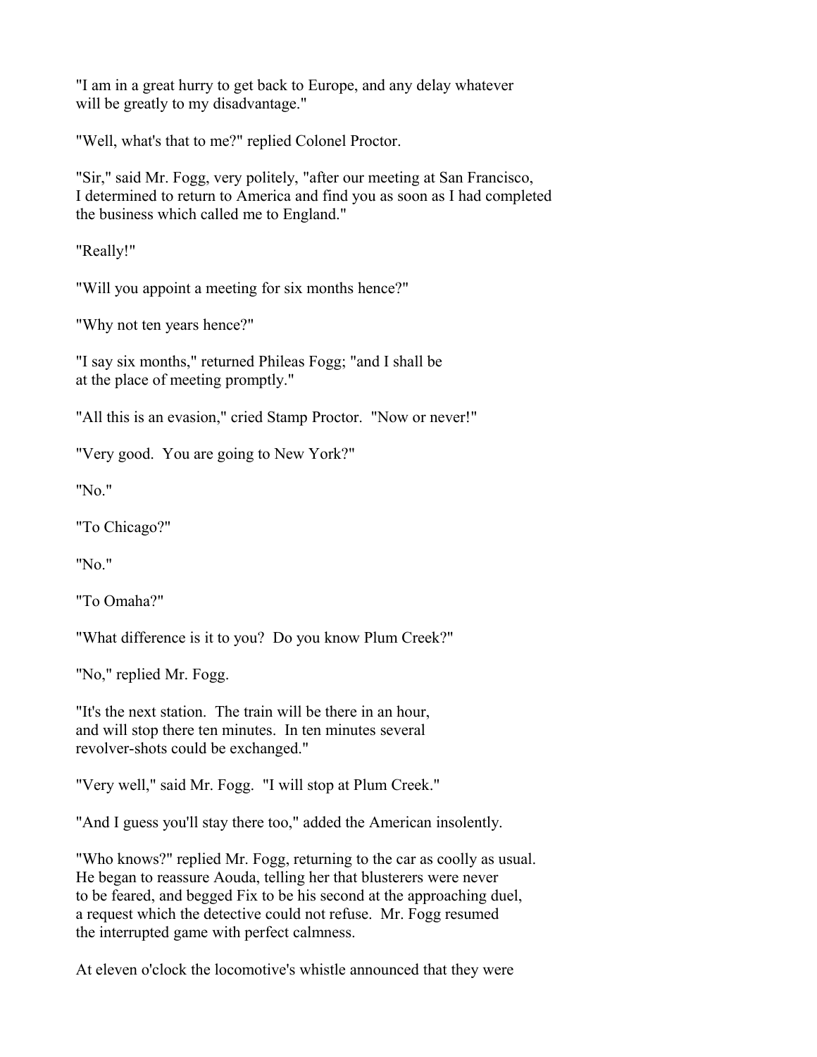"I am in a great hurry to get back to Europe, and any delay whatever will be greatly to my disadvantage."

"Well, what's that to me?" replied Colonel Proctor.

"Sir," said Mr. Fogg, very politely, "after our meeting at San Francisco, I determined to return to America and find you as soon as I had completed the business which called me to England."

"Really!"

"Will you appoint a meeting for six months hence?"

"Why not ten years hence?"

"I say six months," returned Phileas Fogg; "and I shall be at the place of meeting promptly."

"All this is an evasion," cried Stamp Proctor. "Now or never!"

"Very good. You are going to New York?"

"No."

"To Chicago?"

"No."

"To Omaha?"

"What difference is it to you? Do you know Plum Creek?"

"No," replied Mr. Fogg.

"It's the next station. The train will be there in an hour, and will stop there ten minutes. In ten minutes several revolver-shots could be exchanged."

"Very well," said Mr. Fogg. "I will stop at Plum Creek."

"And I guess you'll stay there too," added the American insolently.

"Who knows?" replied Mr. Fogg, returning to the car as coolly as usual. He began to reassure Aouda, telling her that blusterers were never to be feared, and begged Fix to be his second at the approaching duel, a request which the detective could not refuse. Mr. Fogg resumed the interrupted game with perfect calmness.

At eleven o'clock the locomotive's whistle announced that they were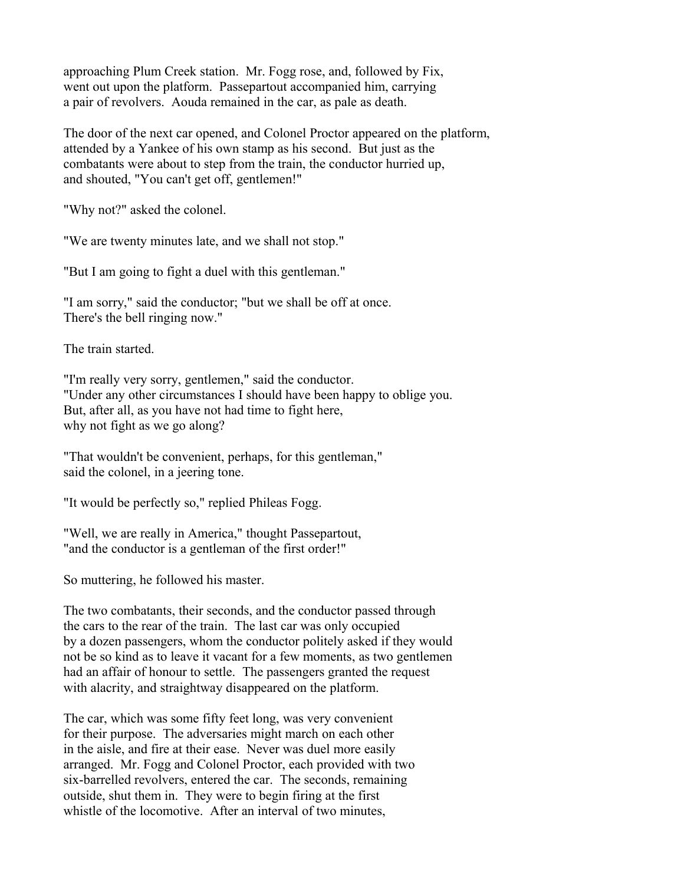approaching Plum Creek station. Mr. Fogg rose, and, followed by Fix, went out upon the platform. Passepartout accompanied him, carrying a pair of revolvers. Aouda remained in the car, as pale as death.

The door of the next car opened, and Colonel Proctor appeared on the platform, attended by a Yankee of his own stamp as his second. But just as the combatants were about to step from the train, the conductor hurried up, and shouted, "You can't get off, gentlemen!"

"Why not?" asked the colonel.

"We are twenty minutes late, and we shall not stop."

"But I am going to fight a duel with this gentleman."

"I am sorry," said the conductor; "but we shall be off at once. There's the bell ringing now."

The train started.

"I'm really very sorry, gentlemen," said the conductor. "Under any other circumstances I should have been happy to oblige you. But, after all, as you have not had time to fight here, why not fight as we go along?

"That wouldn't be convenient, perhaps, for this gentleman," said the colonel, in a jeering tone.

"It would be perfectly so," replied Phileas Fogg.

"Well, we are really in America," thought Passepartout, "and the conductor is a gentleman of the first order!"

So muttering, he followed his master.

The two combatants, their seconds, and the conductor passed through the cars to the rear of the train. The last car was only occupied by a dozen passengers, whom the conductor politely asked if they would not be so kind as to leave it vacant for a few moments, as two gentlemen had an affair of honour to settle. The passengers granted the request with alacrity, and straightway disappeared on the platform.

The car, which was some fifty feet long, was very convenient for their purpose. The adversaries might march on each other in the aisle, and fire at their ease. Never was duel more easily arranged. Mr. Fogg and Colonel Proctor, each provided with two six-barrelled revolvers, entered the car. The seconds, remaining outside, shut them in. They were to begin firing at the first whistle of the locomotive. After an interval of two minutes,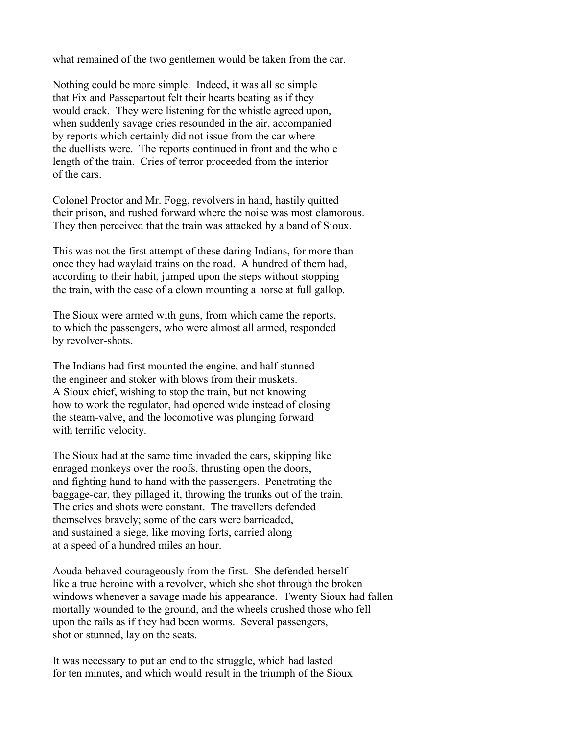what remained of the two gentlemen would be taken from the car.

Nothing could be more simple. Indeed, it was all so simple that Fix and Passepartout felt their hearts beating as if they would crack. They were listening for the whistle agreed upon, when suddenly savage cries resounded in the air, accompanied by reports which certainly did not issue from the car where the duellists were. The reports continued in front and the whole length of the train. Cries of terror proceeded from the interior of the cars.

Colonel Proctor and Mr. Fogg, revolvers in hand, hastily quitted their prison, and rushed forward where the noise was most clamorous. They then perceived that the train was attacked by a band of Sioux.

This was not the first attempt of these daring Indians, for more than once they had waylaid trains on the road. A hundred of them had, according to their habit, jumped upon the steps without stopping the train, with the ease of a clown mounting a horse at full gallop.

The Sioux were armed with guns, from which came the reports, to which the passengers, who were almost all armed, responded by revolver-shots.

The Indians had first mounted the engine, and half stunned the engineer and stoker with blows from their muskets. A Sioux chief, wishing to stop the train, but not knowing how to work the regulator, had opened wide instead of closing the steam-valve, and the locomotive was plunging forward with terrific velocity.

The Sioux had at the same time invaded the cars, skipping like enraged monkeys over the roofs, thrusting open the doors, and fighting hand to hand with the passengers. Penetrating the baggage-car, they pillaged it, throwing the trunks out of the train. The cries and shots were constant. The travellers defended themselves bravely; some of the cars were barricaded, and sustained a siege, like moving forts, carried along at a speed of a hundred miles an hour.

Aouda behaved courageously from the first. She defended herself like a true heroine with a revolver, which she shot through the broken windows whenever a savage made his appearance. Twenty Sioux had fallen mortally wounded to the ground, and the wheels crushed those who fell upon the rails as if they had been worms. Several passengers, shot or stunned, lay on the seats.

It was necessary to put an end to the struggle, which had lasted for ten minutes, and which would result in the triumph of the Sioux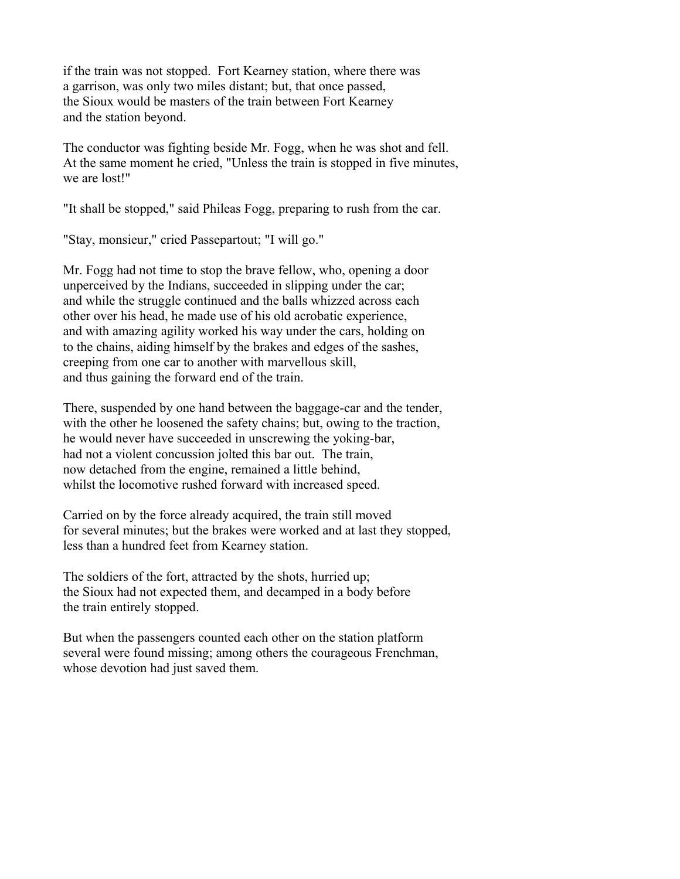if the train was not stopped. Fort Kearney station, where there was a garrison, was only two miles distant; but, that once passed, the Sioux would be masters of the train between Fort Kearney and the station beyond.

The conductor was fighting beside Mr. Fogg, when he was shot and fell. At the same moment he cried, "Unless the train is stopped in five minutes, we are lost!"

"It shall be stopped," said Phileas Fogg, preparing to rush from the car.

"Stay, monsieur," cried Passepartout; "I will go."

Mr. Fogg had not time to stop the brave fellow, who, opening a door unperceived by the Indians, succeeded in slipping under the car; and while the struggle continued and the balls whizzed across each other over his head, he made use of his old acrobatic experience, and with amazing agility worked his way under the cars, holding on to the chains, aiding himself by the brakes and edges of the sashes, creeping from one car to another with marvellous skill, and thus gaining the forward end of the train.

There, suspended by one hand between the baggage-car and the tender, with the other he loosened the safety chains; but, owing to the traction, he would never have succeeded in unscrewing the yoking-bar, had not a violent concussion jolted this bar out. The train, now detached from the engine, remained a little behind, whilst the locomotive rushed forward with increased speed.

Carried on by the force already acquired, the train still moved for several minutes; but the brakes were worked and at last they stopped, less than a hundred feet from Kearney station.

The soldiers of the fort, attracted by the shots, hurried up; the Sioux had not expected them, and decamped in a body before the train entirely stopped.

But when the passengers counted each other on the station platform several were found missing; among others the courageous Frenchman, whose devotion had just saved them.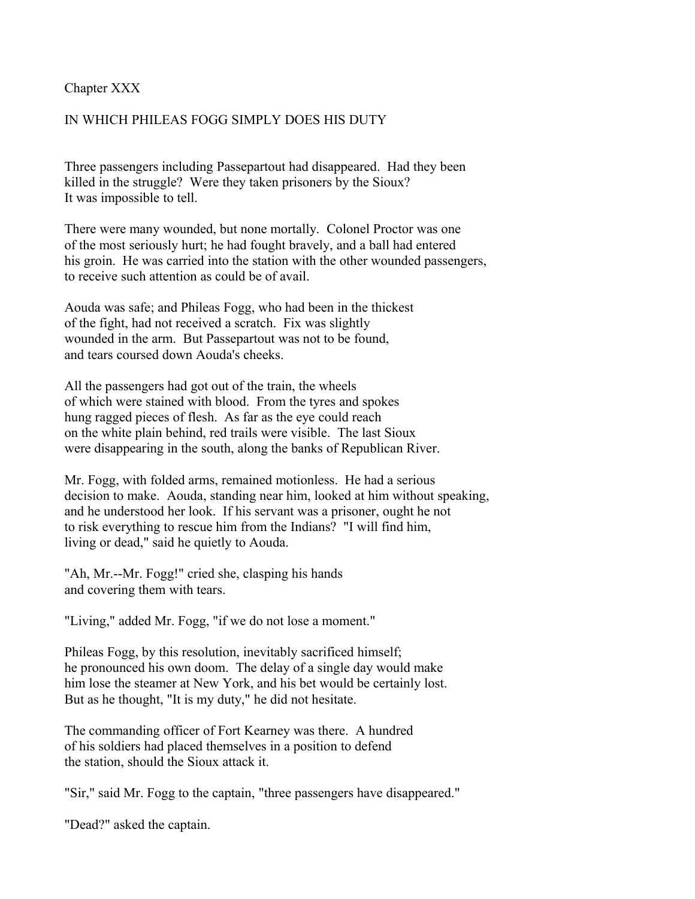## Chapter XXX

### IN WHICH PHILEAS FOGG SIMPLY DOES HIS DUTY

Three passengers including Passepartout had disappeared. Had they been killed in the struggle? Were they taken prisoners by the Sioux? It was impossible to tell.

There were many wounded, but none mortally. Colonel Proctor was one of the most seriously hurt; he had fought bravely, and a ball had entered his groin. He was carried into the station with the other wounded passengers, to receive such attention as could be of avail.

Aouda was safe; and Phileas Fogg, who had been in the thickest of the fight, had not received a scratch. Fix was slightly wounded in the arm. But Passepartout was not to be found, and tears coursed down Aouda's cheeks.

All the passengers had got out of the train, the wheels of which were stained with blood. From the tyres and spokes hung ragged pieces of flesh. As far as the eye could reach on the white plain behind, red trails were visible. The last Sioux were disappearing in the south, along the banks of Republican River.

Mr. Fogg, with folded arms, remained motionless. He had a serious decision to make. Aouda, standing near him, looked at him without speaking, and he understood her look. If his servant was a prisoner, ought he not to risk everything to rescue him from the Indians? "I will find him, living or dead," said he quietly to Aouda.

"Ah, Mr.--Mr. Fogg!" cried she, clasping his hands and covering them with tears.

"Living," added Mr. Fogg, "if we do not lose a moment."

Phileas Fogg, by this resolution, inevitably sacrificed himself; he pronounced his own doom. The delay of a single day would make him lose the steamer at New York, and his bet would be certainly lost. But as he thought, "It is my duty," he did not hesitate.

The commanding officer of Fort Kearney was there. A hundred of his soldiers had placed themselves in a position to defend the station, should the Sioux attack it.

"Sir," said Mr. Fogg to the captain, "three passengers have disappeared."

"Dead?" asked the captain.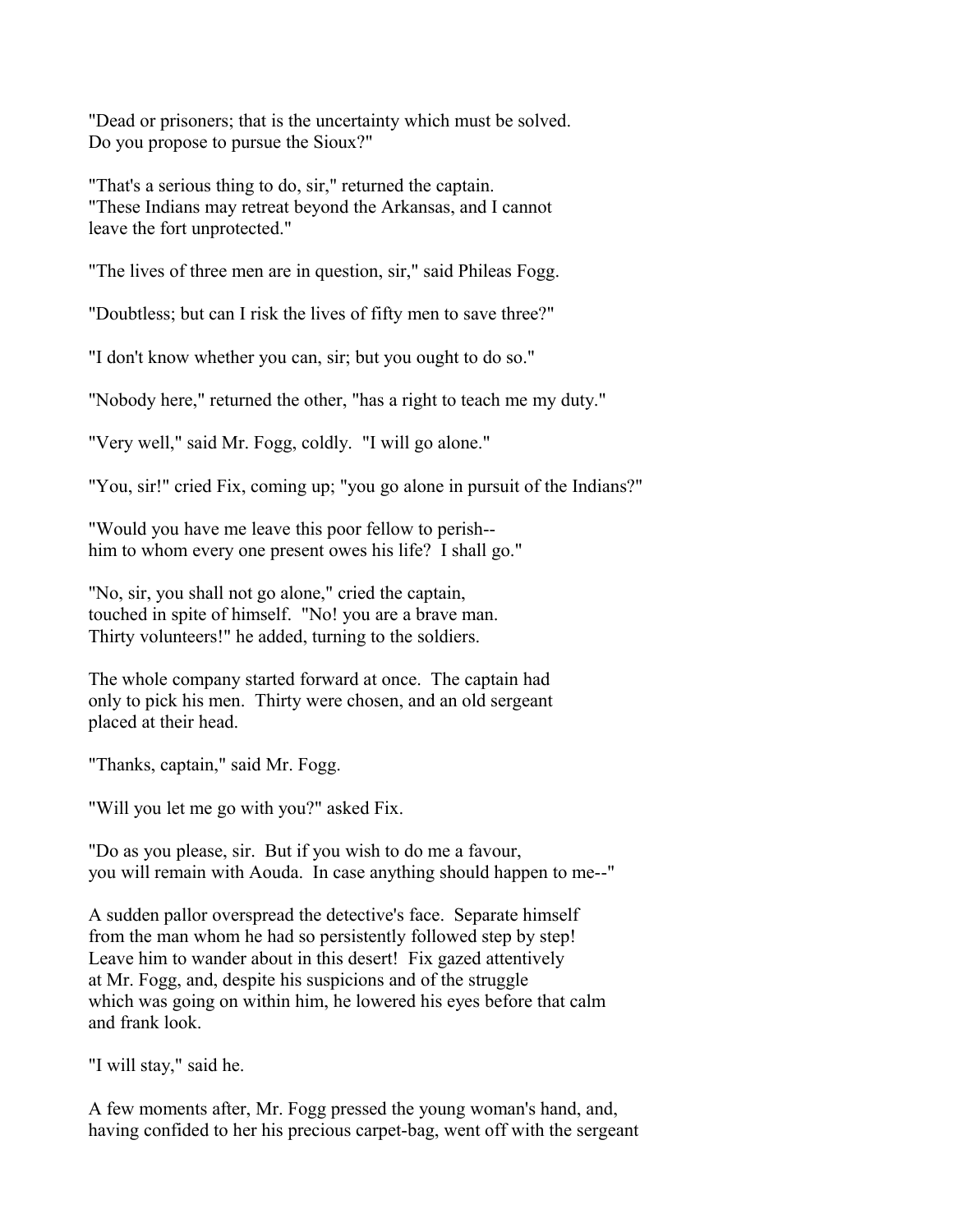"Dead or prisoners; that is the uncertainty which must be solved. Do you propose to pursue the Sioux?"

"That's a serious thing to do, sir," returned the captain. "These Indians may retreat beyond the Arkansas, and I cannot leave the fort unprotected."

"The lives of three men are in question, sir," said Phileas Fogg.

"Doubtless; but can I risk the lives of fifty men to save three?"

"I don't know whether you can, sir; but you ought to do so."

"Nobody here," returned the other, "has a right to teach me my duty."

"Very well," said Mr. Fogg, coldly. "I will go alone."

"You, sir!" cried Fix, coming up; "you go alone in pursuit of the Indians?"

"Would you have me leave this poor fellow to perish-- him to whom every one present owes his life? I shall go."

"No, sir, you shall not go alone," cried the captain, touched in spite of himself. "No! you are a brave man. Thirty volunteers!" he added, turning to the soldiers.

The whole company started forward at once. The captain had only to pick his men. Thirty were chosen, and an old sergeant placed at their head.

"Thanks, captain," said Mr. Fogg.

"Will you let me go with you?" asked Fix.

"Do as you please, sir. But if you wish to do me a favour, you will remain with Aouda. In case anything should happen to me--"

A sudden pallor overspread the detective's face. Separate himself from the man whom he had so persistently followed step by step! Leave him to wander about in this desert! Fix gazed attentively at Mr. Fogg, and, despite his suspicions and of the struggle which was going on within him, he lowered his eyes before that calm and frank look.

"I will stay," said he.

A few moments after, Mr. Fogg pressed the young woman's hand, and, having confided to her his precious carpet-bag, went off with the sergeant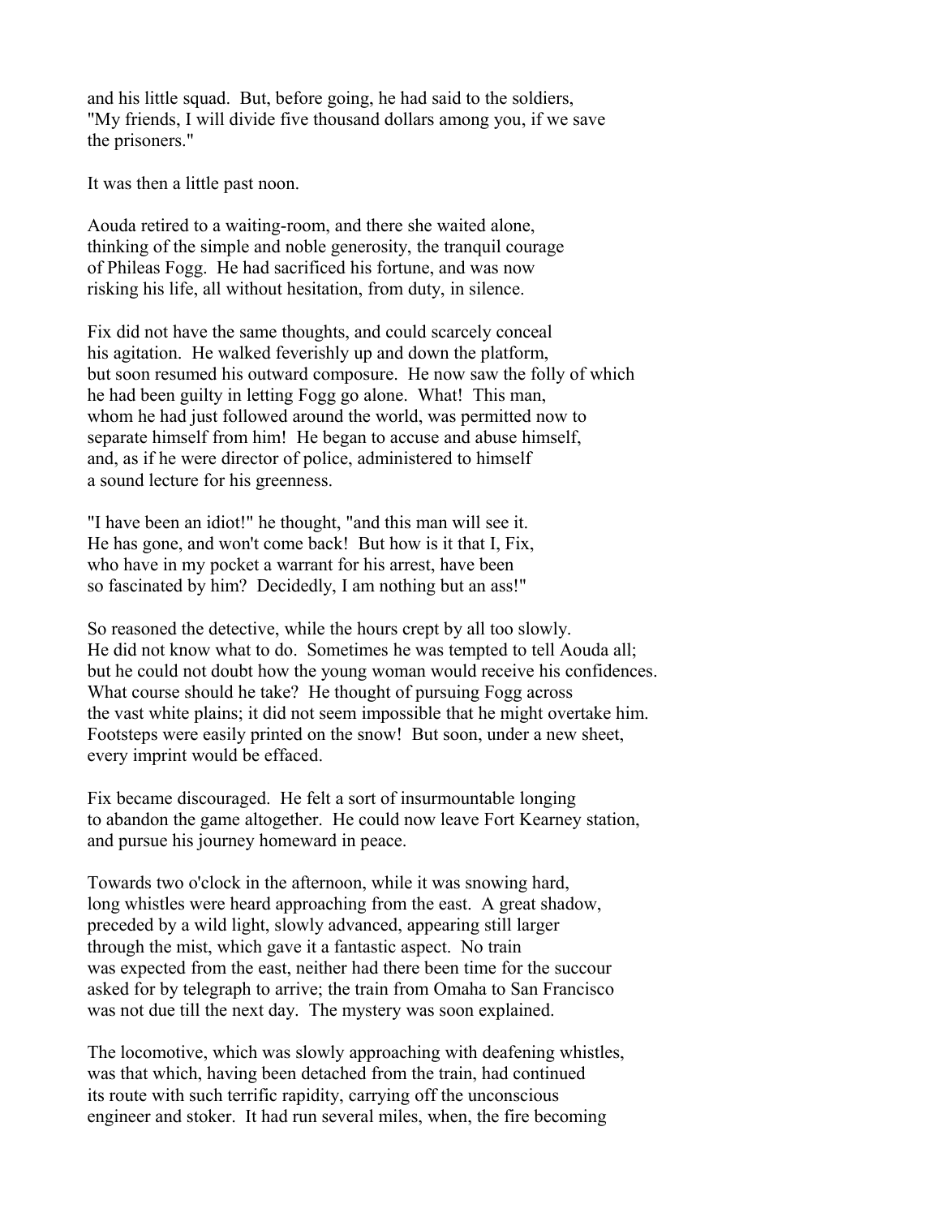and his little squad. But, before going, he had said to the soldiers, "My friends, I will divide five thousand dollars among you, if we save the prisoners."

It was then a little past noon.

Aouda retired to a waiting-room, and there she waited alone, thinking of the simple and noble generosity, the tranquil courage of Phileas Fogg. He had sacrificed his fortune, and was now risking his life, all without hesitation, from duty, in silence.

Fix did not have the same thoughts, and could scarcely conceal his agitation. He walked feverishly up and down the platform, but soon resumed his outward composure. He now saw the folly of which he had been guilty in letting Fogg go alone. What! This man, whom he had just followed around the world, was permitted now to separate himself from him! He began to accuse and abuse himself, and, as if he were director of police, administered to himself a sound lecture for his greenness.

"I have been an idiot!" he thought, "and this man will see it. He has gone, and won't come back! But how is it that I, Fix, who have in my pocket a warrant for his arrest, have been so fascinated by him? Decidedly, I am nothing but an ass!"

So reasoned the detective, while the hours crept by all too slowly. He did not know what to do. Sometimes he was tempted to tell Aouda all; but he could not doubt how the young woman would receive his confidences. What course should he take? He thought of pursuing Fogg across the vast white plains; it did not seem impossible that he might overtake him. Footsteps were easily printed on the snow! But soon, under a new sheet, every imprint would be effaced.

Fix became discouraged. He felt a sort of insurmountable longing to abandon the game altogether. He could now leave Fort Kearney station, and pursue his journey homeward in peace.

Towards two o'clock in the afternoon, while it was snowing hard, long whistles were heard approaching from the east. A great shadow, preceded by a wild light, slowly advanced, appearing still larger through the mist, which gave it a fantastic aspect. No train was expected from the east, neither had there been time for the succour asked for by telegraph to arrive; the train from Omaha to San Francisco was not due till the next day. The mystery was soon explained.

The locomotive, which was slowly approaching with deafening whistles, was that which, having been detached from the train, had continued its route with such terrific rapidity, carrying off the unconscious engineer and stoker. It had run several miles, when, the fire becoming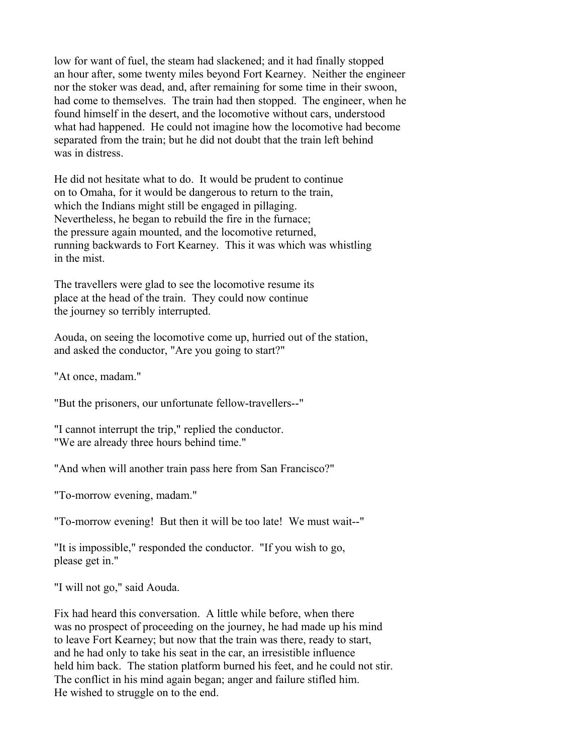low for want of fuel, the steam had slackened; and it had finally stopped an hour after, some twenty miles beyond Fort Kearney. Neither the engineer nor the stoker was dead, and, after remaining for some time in their swoon, had come to themselves. The train had then stopped. The engineer, when he found himself in the desert, and the locomotive without cars, understood what had happened. He could not imagine how the locomotive had become separated from the train; but he did not doubt that the train left behind was in distress.

He did not hesitate what to do. It would be prudent to continue on to Omaha, for it would be dangerous to return to the train, which the Indians might still be engaged in pillaging. Nevertheless, he began to rebuild the fire in the furnace; the pressure again mounted, and the locomotive returned, running backwards to Fort Kearney. This it was which was whistling in the mist.

The travellers were glad to see the locomotive resume its place at the head of the train. They could now continue the journey so terribly interrupted.

Aouda, on seeing the locomotive come up, hurried out of the station, and asked the conductor, "Are you going to start?"

"At once, madam."

"But the prisoners, our unfortunate fellow-travellers--"

"I cannot interrupt the trip," replied the conductor. "We are already three hours behind time."

"And when will another train pass here from San Francisco?"

"To-morrow evening, madam."

"To-morrow evening! But then it will be too late! We must wait--"

"It is impossible," responded the conductor. "If you wish to go, please get in."

"I will not go," said Aouda.

Fix had heard this conversation. A little while before, when there was no prospect of proceeding on the journey, he had made up his mind to leave Fort Kearney; but now that the train was there, ready to start, and he had only to take his seat in the car, an irresistible influence held him back. The station platform burned his feet, and he could not stir. The conflict in his mind again began; anger and failure stifled him. He wished to struggle on to the end.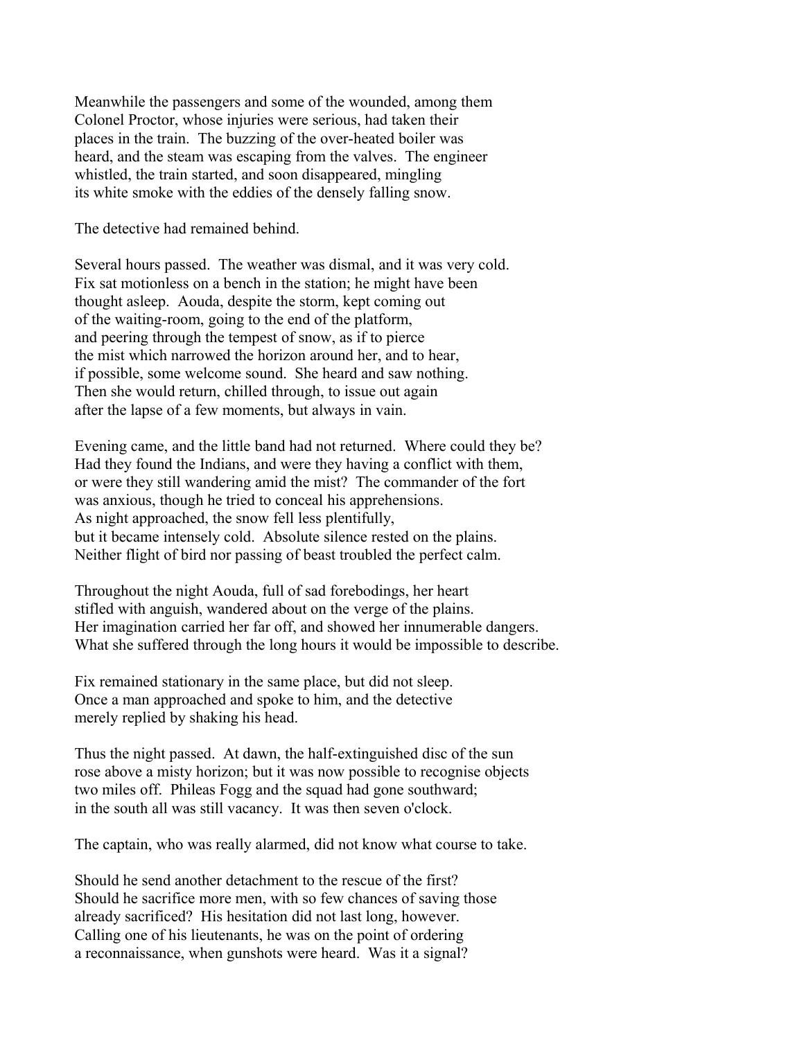Meanwhile the passengers and some of the wounded, among them Colonel Proctor, whose injuries were serious, had taken their places in the train. The buzzing of the over-heated boiler was heard, and the steam was escaping from the valves. The engineer whistled, the train started, and soon disappeared, mingling its white smoke with the eddies of the densely falling snow.

The detective had remained behind.

Several hours passed. The weather was dismal, and it was very cold. Fix sat motionless on a bench in the station; he might have been thought asleep. Aouda, despite the storm, kept coming out of the waiting-room, going to the end of the platform, and peering through the tempest of snow, as if to pierce the mist which narrowed the horizon around her, and to hear, if possible, some welcome sound. She heard and saw nothing. Then she would return, chilled through, to issue out again after the lapse of a few moments, but always in vain.

Evening came, and the little band had not returned. Where could they be? Had they found the Indians, and were they having a conflict with them, or were they still wandering amid the mist? The commander of the fort was anxious, though he tried to conceal his apprehensions. As night approached, the snow fell less plentifully, but it became intensely cold. Absolute silence rested on the plains. Neither flight of bird nor passing of beast troubled the perfect calm.

Throughout the night Aouda, full of sad forebodings, her heart stifled with anguish, wandered about on the verge of the plains. Her imagination carried her far off, and showed her innumerable dangers. What she suffered through the long hours it would be impossible to describe.

Fix remained stationary in the same place, but did not sleep. Once a man approached and spoke to him, and the detective merely replied by shaking his head.

Thus the night passed. At dawn, the half-extinguished disc of the sun rose above a misty horizon; but it was now possible to recognise objects two miles off. Phileas Fogg and the squad had gone southward; in the south all was still vacancy. It was then seven o'clock.

The captain, who was really alarmed, did not know what course to take.

Should he send another detachment to the rescue of the first? Should he sacrifice more men, with so few chances of saving those already sacrificed? His hesitation did not last long, however. Calling one of his lieutenants, he was on the point of ordering a reconnaissance, when gunshots were heard. Was it a signal?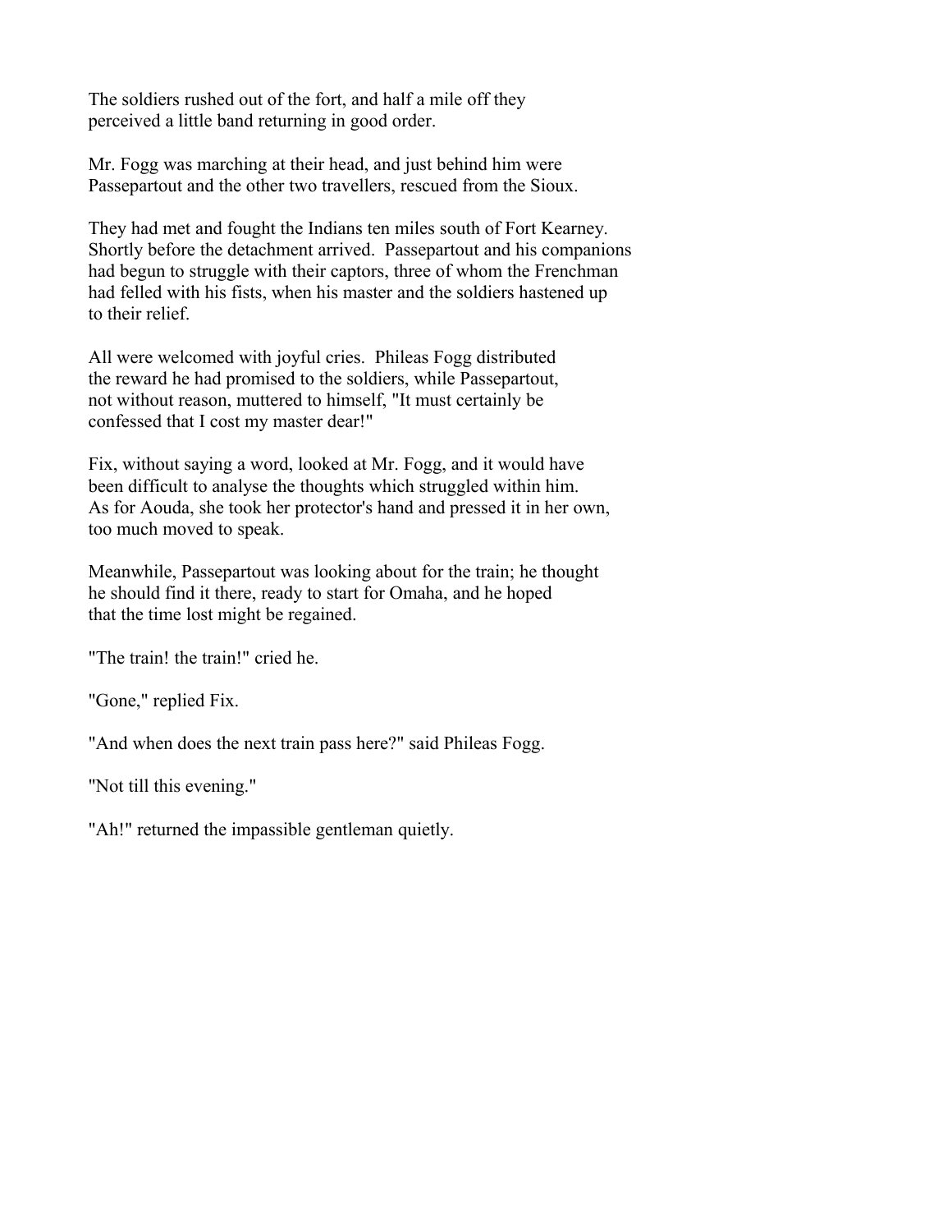The soldiers rushed out of the fort, and half a mile off they perceived a little band returning in good order.

Mr. Fogg was marching at their head, and just behind him were Passepartout and the other two travellers, rescued from the Sioux.

They had met and fought the Indians ten miles south of Fort Kearney. Shortly before the detachment arrived. Passepartout and his companions had begun to struggle with their captors, three of whom the Frenchman had felled with his fists, when his master and the soldiers hastened up to their relief.

All were welcomed with joyful cries. Phileas Fogg distributed the reward he had promised to the soldiers, while Passepartout, not without reason, muttered to himself, "It must certainly be confessed that I cost my master dear!"

Fix, without saying a word, looked at Mr. Fogg, and it would have been difficult to analyse the thoughts which struggled within him. As for Aouda, she took her protector's hand and pressed it in her own, too much moved to speak.

Meanwhile, Passepartout was looking about for the train; he thought he should find it there, ready to start for Omaha, and he hoped that the time lost might be regained.

"The train! the train!" cried he.

"Gone," replied Fix.

"And when does the next train pass here?" said Phileas Fogg.

"Not till this evening."

"Ah!" returned the impassible gentleman quietly.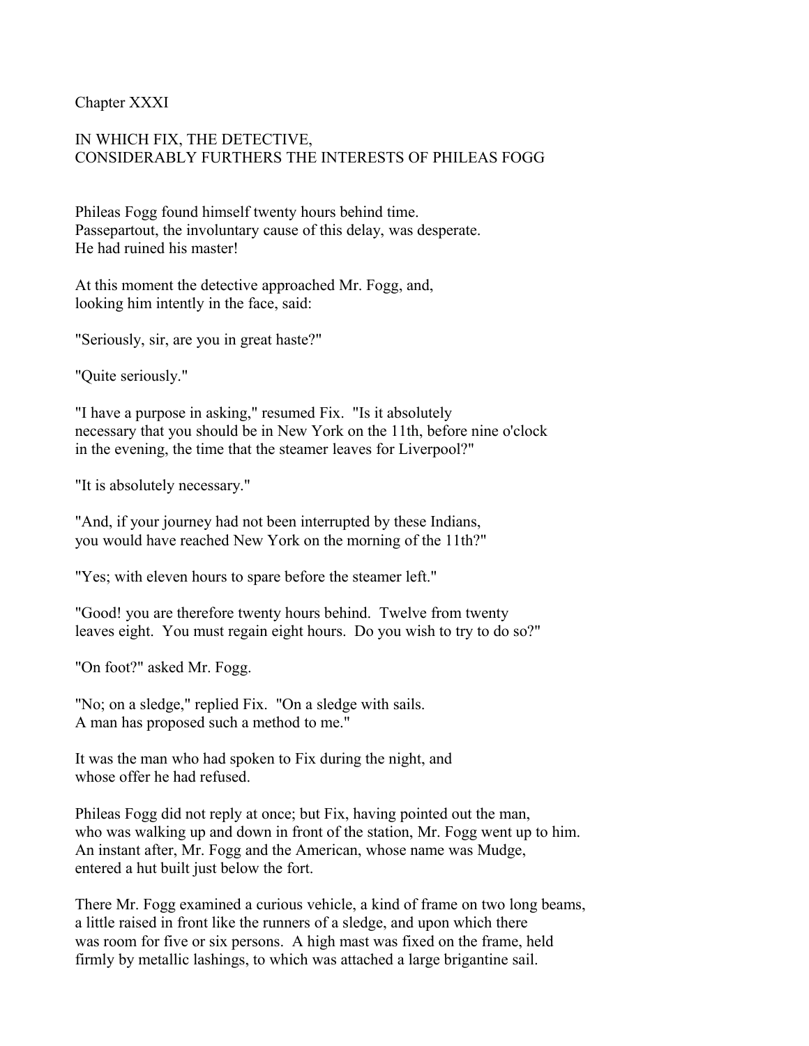Chapter XXXI

## IN WHICH FIX, THE DETECTIVE, CONSIDERABLY FURTHERS THE INTERESTS OF PHILEAS FOGG

Phileas Fogg found himself twenty hours behind time. Passepartout, the involuntary cause of this delay, was desperate. He had ruined his master!

At this moment the detective approached Mr. Fogg, and, looking him intently in the face, said:

"Seriously, sir, are you in great haste?"

"Quite seriously."

"I have a purpose in asking," resumed Fix. "Is it absolutely necessary that you should be in New York on the 11th, before nine o'clock in the evening, the time that the steamer leaves for Liverpool?"

"It is absolutely necessary."

"And, if your journey had not been interrupted by these Indians, you would have reached New York on the morning of the 11th?"

"Yes; with eleven hours to spare before the steamer left."

"Good! you are therefore twenty hours behind. Twelve from twenty leaves eight. You must regain eight hours. Do you wish to try to do so?"

"On foot?" asked Mr. Fogg.

"No; on a sledge," replied Fix. "On a sledge with sails. A man has proposed such a method to me."

It was the man who had spoken to Fix during the night, and whose offer he had refused.

Phileas Fogg did not reply at once; but Fix, having pointed out the man, who was walking up and down in front of the station, Mr. Fogg went up to him. An instant after, Mr. Fogg and the American, whose name was Mudge, entered a hut built just below the fort.

There Mr. Fogg examined a curious vehicle, a kind of frame on two long beams, a little raised in front like the runners of a sledge, and upon which there was room for five or six persons. A high mast was fixed on the frame, held firmly by metallic lashings, to which was attached a large brigantine sail.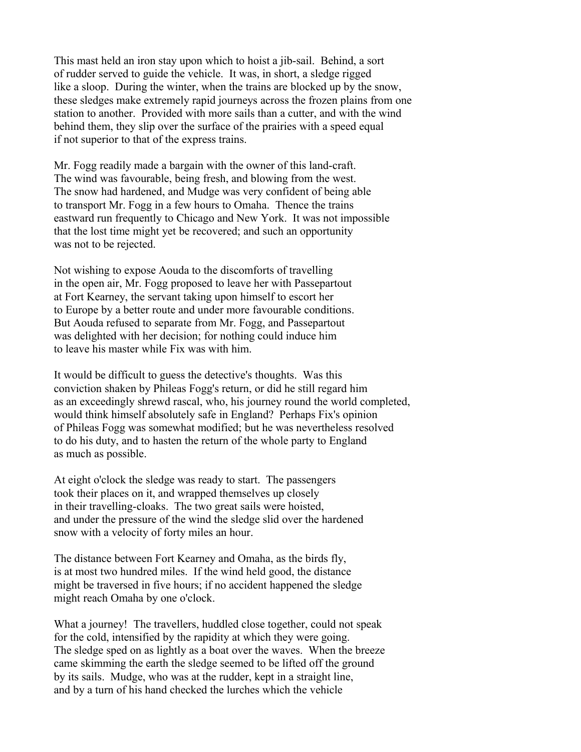This mast held an iron stay upon which to hoist a jib-sail. Behind, a sort of rudder served to guide the vehicle. It was, in short, a sledge rigged like a sloop. During the winter, when the trains are blocked up by the snow, these sledges make extremely rapid journeys across the frozen plains from one station to another. Provided with more sails than a cutter, and with the wind behind them, they slip over the surface of the prairies with a speed equal if not superior to that of the express trains.

Mr. Fogg readily made a bargain with the owner of this land-craft. The wind was favourable, being fresh, and blowing from the west. The snow had hardened, and Mudge was very confident of being able to transport Mr. Fogg in a few hours to Omaha. Thence the trains eastward run frequently to Chicago and New York. It was not impossible that the lost time might yet be recovered; and such an opportunity was not to be rejected.

Not wishing to expose Aouda to the discomforts of travelling in the open air, Mr. Fogg proposed to leave her with Passepartout at Fort Kearney, the servant taking upon himself to escort her to Europe by a better route and under more favourable conditions. But Aouda refused to separate from Mr. Fogg, and Passepartout was delighted with her decision; for nothing could induce him to leave his master while Fix was with him.

It would be difficult to guess the detective's thoughts. Was this conviction shaken by Phileas Fogg's return, or did he still regard him as an exceedingly shrewd rascal, who, his journey round the world completed, would think himself absolutely safe in England? Perhaps Fix's opinion of Phileas Fogg was somewhat modified; but he was nevertheless resolved to do his duty, and to hasten the return of the whole party to England as much as possible.

At eight o'clock the sledge was ready to start. The passengers took their places on it, and wrapped themselves up closely in their travelling-cloaks. The two great sails were hoisted, and under the pressure of the wind the sledge slid over the hardened snow with a velocity of forty miles an hour.

The distance between Fort Kearney and Omaha, as the birds fly, is at most two hundred miles. If the wind held good, the distance might be traversed in five hours; if no accident happened the sledge might reach Omaha by one o'clock.

What a journey! The travellers, huddled close together, could not speak for the cold, intensified by the rapidity at which they were going. The sledge sped on as lightly as a boat over the waves. When the breeze came skimming the earth the sledge seemed to be lifted off the ground by its sails. Mudge, who was at the rudder, kept in a straight line, and by a turn of his hand checked the lurches which the vehicle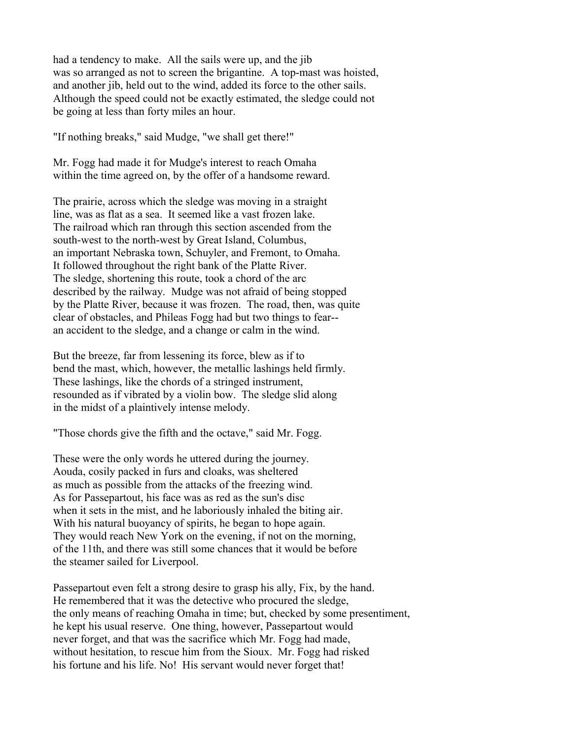had a tendency to make. All the sails were up, and the jib was so arranged as not to screen the brigantine. A top-mast was hoisted, and another jib, held out to the wind, added its force to the other sails. Although the speed could not be exactly estimated, the sledge could not be going at less than forty miles an hour.

"If nothing breaks," said Mudge, "we shall get there!"

Mr. Fogg had made it for Mudge's interest to reach Omaha within the time agreed on, by the offer of a handsome reward.

The prairie, across which the sledge was moving in a straight line, was as flat as a sea. It seemed like a vast frozen lake. The railroad which ran through this section ascended from the south-west to the north-west by Great Island, Columbus, an important Nebraska town, Schuyler, and Fremont, to Omaha. It followed throughout the right bank of the Platte River. The sledge, shortening this route, took a chord of the arc described by the railway. Mudge was not afraid of being stopped by the Platte River, because it was frozen. The road, then, was quite clear of obstacles, and Phileas Fogg had but two things to fear-- an accident to the sledge, and a change or calm in the wind.

But the breeze, far from lessening its force, blew as if to bend the mast, which, however, the metallic lashings held firmly. These lashings, like the chords of a stringed instrument, resounded as if vibrated by a violin bow. The sledge slid along in the midst of a plaintively intense melody.

"Those chords give the fifth and the octave," said Mr. Fogg.

These were the only words he uttered during the journey. Aouda, cosily packed in furs and cloaks, was sheltered as much as possible from the attacks of the freezing wind. As for Passepartout, his face was as red as the sun's disc when it sets in the mist, and he laboriously inhaled the biting air. With his natural buoyancy of spirits, he began to hope again. They would reach New York on the evening, if not on the morning, of the 11th, and there was still some chances that it would be before the steamer sailed for Liverpool.

Passepartout even felt a strong desire to grasp his ally, Fix, by the hand. He remembered that it was the detective who procured the sledge, the only means of reaching Omaha in time; but, checked by some presentiment, he kept his usual reserve. One thing, however, Passepartout would never forget, and that was the sacrifice which Mr. Fogg had made, without hesitation, to rescue him from the Sioux. Mr. Fogg had risked his fortune and his life. No! His servant would never forget that!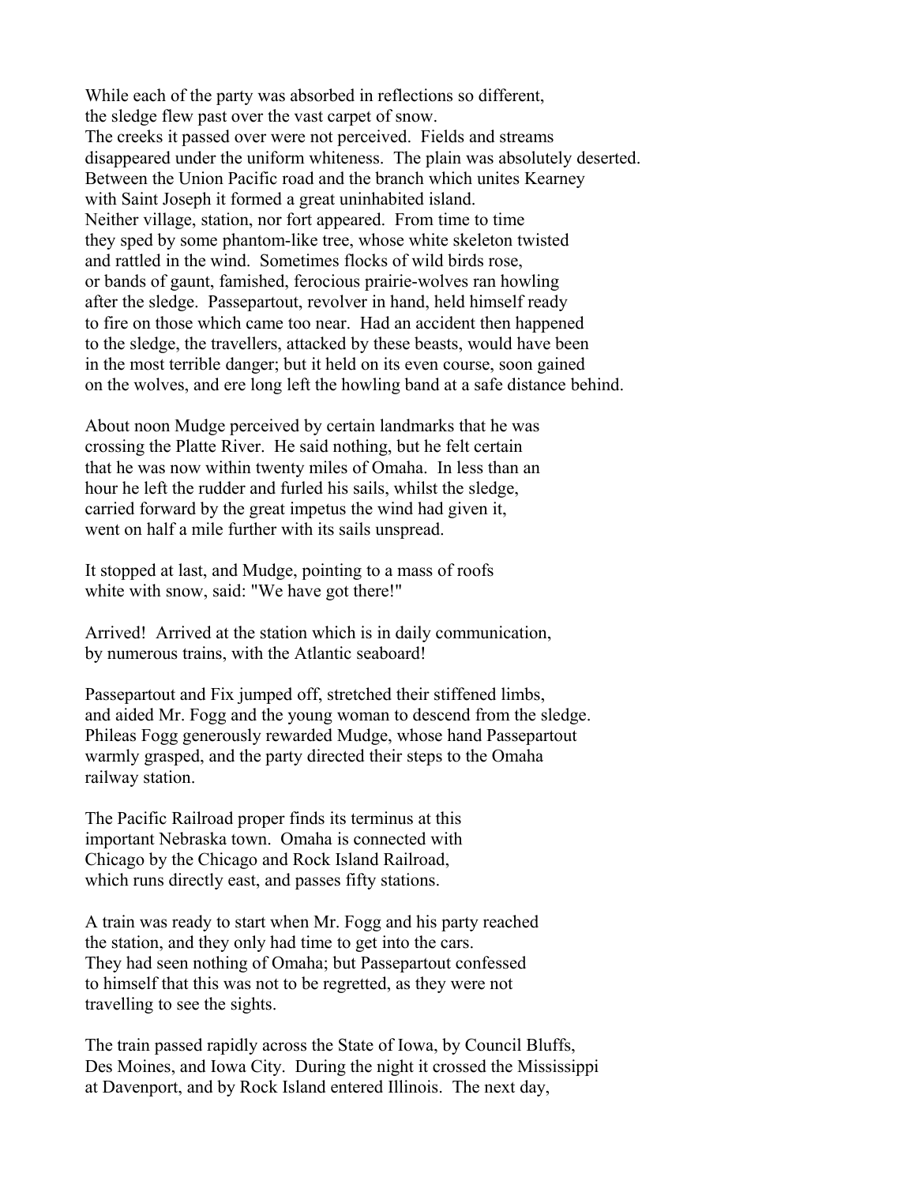While each of the party was absorbed in reflections so different, the sledge flew past over the vast carpet of snow. The creeks it passed over were not perceived. Fields and streams disappeared under the uniform whiteness. The plain was absolutely deserted. Between the Union Pacific road and the branch which unites Kearney with Saint Joseph it formed a great uninhabited island. Neither village, station, nor fort appeared. From time to time they sped by some phantom-like tree, whose white skeleton twisted and rattled in the wind. Sometimes flocks of wild birds rose, or bands of gaunt, famished, ferocious prairie-wolves ran howling after the sledge. Passepartout, revolver in hand, held himself ready to fire on those which came too near. Had an accident then happened to the sledge, the travellers, attacked by these beasts, would have been in the most terrible danger; but it held on its even course, soon gained on the wolves, and ere long left the howling band at a safe distance behind.

About noon Mudge perceived by certain landmarks that he was crossing the Platte River. He said nothing, but he felt certain that he was now within twenty miles of Omaha. In less than an hour he left the rudder and furled his sails, whilst the sledge, carried forward by the great impetus the wind had given it, went on half a mile further with its sails unspread.

It stopped at last, and Mudge, pointing to a mass of roofs white with snow, said: "We have got there!"

Arrived! Arrived at the station which is in daily communication, by numerous trains, with the Atlantic seaboard!

Passepartout and Fix jumped off, stretched their stiffened limbs, and aided Mr. Fogg and the young woman to descend from the sledge. Phileas Fogg generously rewarded Mudge, whose hand Passepartout warmly grasped, and the party directed their steps to the Omaha railway station.

The Pacific Railroad proper finds its terminus at this important Nebraska town. Omaha is connected with Chicago by the Chicago and Rock Island Railroad, which runs directly east, and passes fifty stations.

A train was ready to start when Mr. Fogg and his party reached the station, and they only had time to get into the cars. They had seen nothing of Omaha; but Passepartout confessed to himself that this was not to be regretted, as they were not travelling to see the sights.

The train passed rapidly across the State of Iowa, by Council Bluffs, Des Moines, and Iowa City. During the night it crossed the Mississippi at Davenport, and by Rock Island entered Illinois. The next day,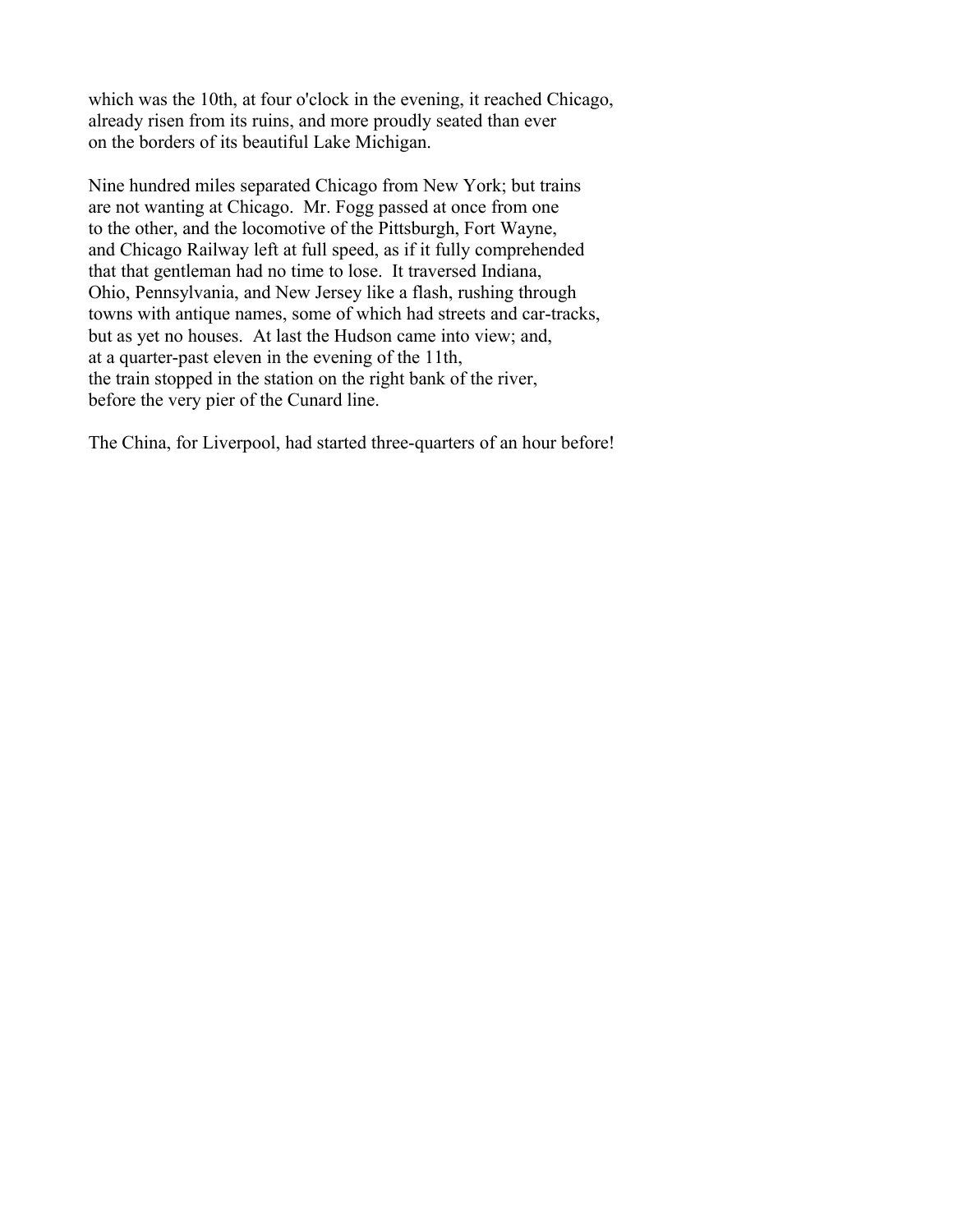which was the 10th, at four o'clock in the evening, it reached Chicago, already risen from its ruins, and more proudly seated than ever on the borders of its beautiful Lake Michigan.

Nine hundred miles separated Chicago from New York; but trains are not wanting at Chicago. Mr. Fogg passed at once from one to the other, and the locomotive of the Pittsburgh, Fort Wayne, and Chicago Railway left at full speed, as if it fully comprehended that that gentleman had no time to lose. It traversed Indiana, Ohio, Pennsylvania, and New Jersey like a flash, rushing through towns with antique names, some of which had streets and car-tracks, but as yet no houses. At last the Hudson came into view; and, at a quarter-past eleven in the evening of the 11th, the train stopped in the station on the right bank of the river, before the very pier of the Cunard line.

The China, for Liverpool, had started three-quarters of an hour before!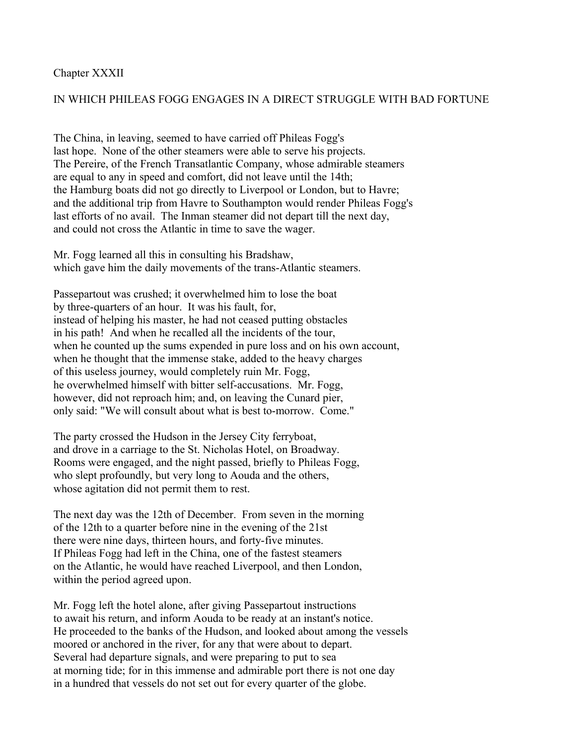## Chapter XXXII

## IN WHICH PHILEAS FOGG ENGAGES IN A DIRECT STRUGGLE WITH BAD FORTUNE

The China, in leaving, seemed to have carried off Phileas Fogg's last hope. None of the other steamers were able to serve his projects. The Pereire, of the French Transatlantic Company, whose admirable steamers are equal to any in speed and comfort, did not leave until the 14th; the Hamburg boats did not go directly to Liverpool or London, but to Havre; and the additional trip from Havre to Southampton would render Phileas Fogg's last efforts of no avail. The Inman steamer did not depart till the next day, and could not cross the Atlantic in time to save the wager.

Mr. Fogg learned all this in consulting his Bradshaw, which gave him the daily movements of the trans-Atlantic steamers.

Passepartout was crushed; it overwhelmed him to lose the boat by three-quarters of an hour. It was his fault, for, instead of helping his master, he had not ceased putting obstacles in his path! And when he recalled all the incidents of the tour, when he counted up the sums expended in pure loss and on his own account, when he thought that the immense stake, added to the heavy charges of this useless journey, would completely ruin Mr. Fogg, he overwhelmed himself with bitter self-accusations. Mr. Fogg, however, did not reproach him; and, on leaving the Cunard pier, only said: "We will consult about what is best to-morrow. Come."

The party crossed the Hudson in the Jersey City ferryboat, and drove in a carriage to the St. Nicholas Hotel, on Broadway. Rooms were engaged, and the night passed, briefly to Phileas Fogg, who slept profoundly, but very long to Aouda and the others, whose agitation did not permit them to rest.

The next day was the 12th of December. From seven in the morning of the 12th to a quarter before nine in the evening of the 21st there were nine days, thirteen hours, and forty-five minutes. If Phileas Fogg had left in the China, one of the fastest steamers on the Atlantic, he would have reached Liverpool, and then London, within the period agreed upon.

Mr. Fogg left the hotel alone, after giving Passepartout instructions to await his return, and inform Aouda to be ready at an instant's notice. He proceeded to the banks of the Hudson, and looked about among the vessels moored or anchored in the river, for any that were about to depart. Several had departure signals, and were preparing to put to sea at morning tide; for in this immense and admirable port there is not one day in a hundred that vessels do not set out for every quarter of the globe.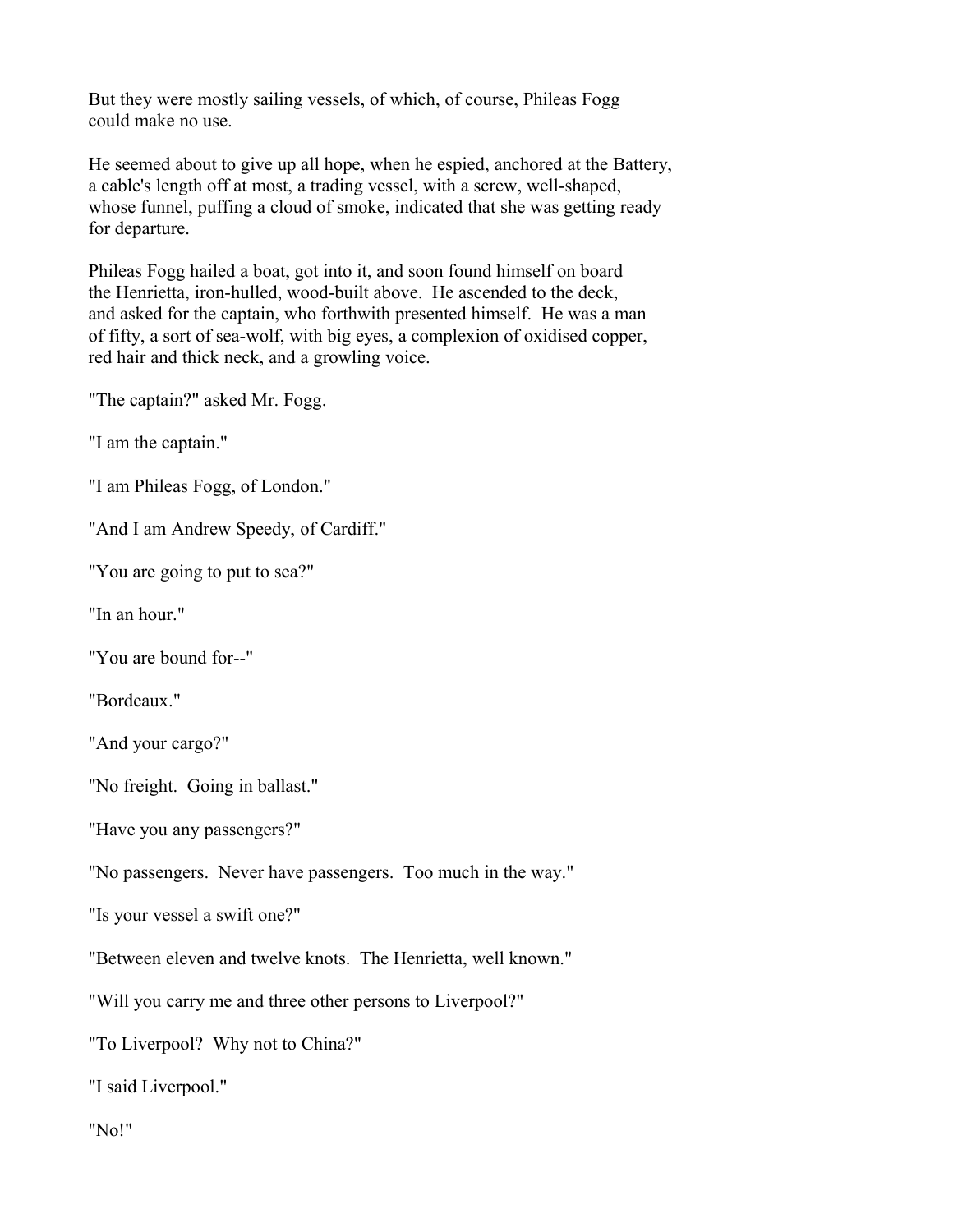But they were mostly sailing vessels, of which, of course, Phileas Fogg could make no use.

He seemed about to give up all hope, when he espied, anchored at the Battery, a cable's length off at most, a trading vessel, with a screw, well-shaped, whose funnel, puffing a cloud of smoke, indicated that she was getting ready for departure.

Phileas Fogg hailed a boat, got into it, and soon found himself on board the Henrietta, iron-hulled, wood-built above. He ascended to the deck, and asked for the captain, who forthwith presented himself. He was a man of fifty, a sort of sea-wolf, with big eyes, a complexion of oxidised copper, red hair and thick neck, and a growling voice.

"The captain?" asked Mr. Fogg.

"I am the captain."

"I am Phileas Fogg, of London."

"And I am Andrew Speedy, of Cardiff."

"You are going to put to sea?"

"In an hour."

"You are bound for--"

"Bordeaux."

"And your cargo?"

"No freight. Going in ballast."

"Have you any passengers?"

"No passengers. Never have passengers. Too much in the way."

"Is your vessel a swift one?"

"Between eleven and twelve knots. The Henrietta, well known."

"Will you carry me and three other persons to Liverpool?"

"To Liverpool? Why not to China?"

"I said Liverpool."

"No!"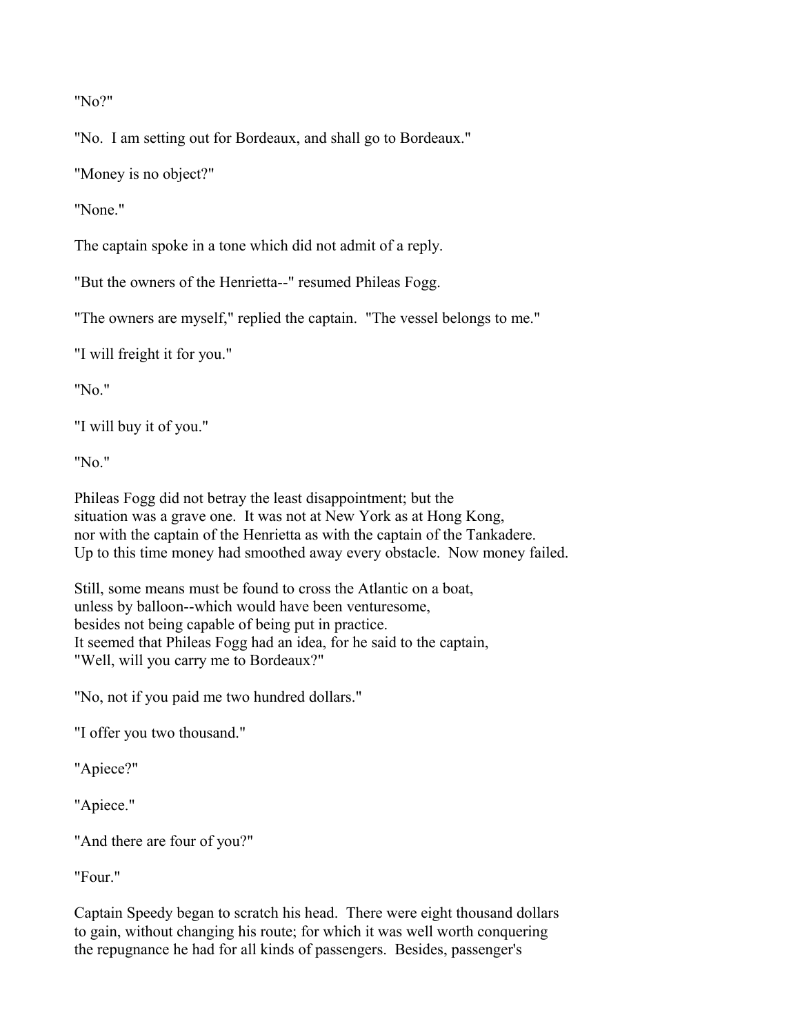"No?"

"No. I am setting out for Bordeaux, and shall go to Bordeaux."

"Money is no object?"

"None."

The captain spoke in a tone which did not admit of a reply.

"But the owners of the Henrietta--" resumed Phileas Fogg.

"The owners are myself," replied the captain. "The vessel belongs to me."

"I will freight it for you."

"No."

"I will buy it of you."

"No."

Phileas Fogg did not betray the least disappointment; but the situation was a grave one. It was not at New York as at Hong Kong, nor with the captain of the Henrietta as with the captain of the Tankadere. Up to this time money had smoothed away every obstacle. Now money failed.

Still, some means must be found to cross the Atlantic on a boat, unless by balloon--which would have been venturesome, besides not being capable of being put in practice. It seemed that Phileas Fogg had an idea, for he said to the captain, "Well, will you carry me to Bordeaux?"

"No, not if you paid me two hundred dollars."

"I offer you two thousand."

"Apiece?"

"Apiece."

"And there are four of you?"

"Four."

Captain Speedy began to scratch his head. There were eight thousand dollars to gain, without changing his route; for which it was well worth conquering the repugnance he had for all kinds of passengers. Besides, passenger's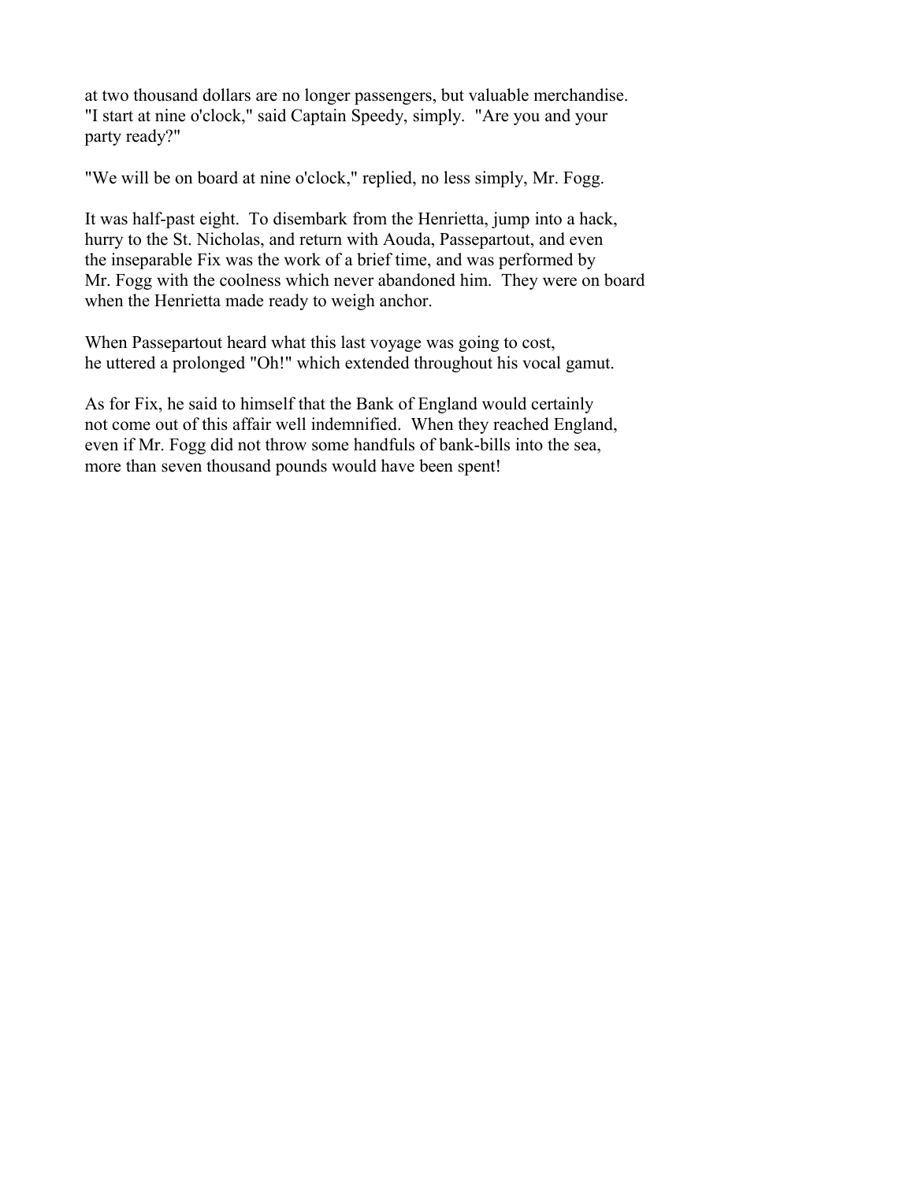at two thousand dollars are no longer passengers, but valuable merchandise. "I start at nine o'clock," said Captain Speedy, simply. "Are you and your party ready?"

"We will be on board at nine o'clock," replied, no less simply, Mr. Fogg.

It was half-past eight. To disembark from the Henrietta, jump into a hack, hurry to the St. Nicholas, and return with Aouda, Passepartout, and even the inseparable Fix was the work of a brief time, and was performed by Mr. Fogg with the coolness which never abandoned him. They were on board when the Henrietta made ready to weigh anchor.

When Passepartout heard what this last voyage was going to cost, he uttered a prolonged "Oh!" which extended throughout his vocal gamut.

As for Fix, he said to himself that the Bank of England would certainly not come out of this affair well indemnified. When they reached England, even if Mr. Fogg did not throw some handfuls of bank-bills into the sea, more than seven thousand pounds would have been spent!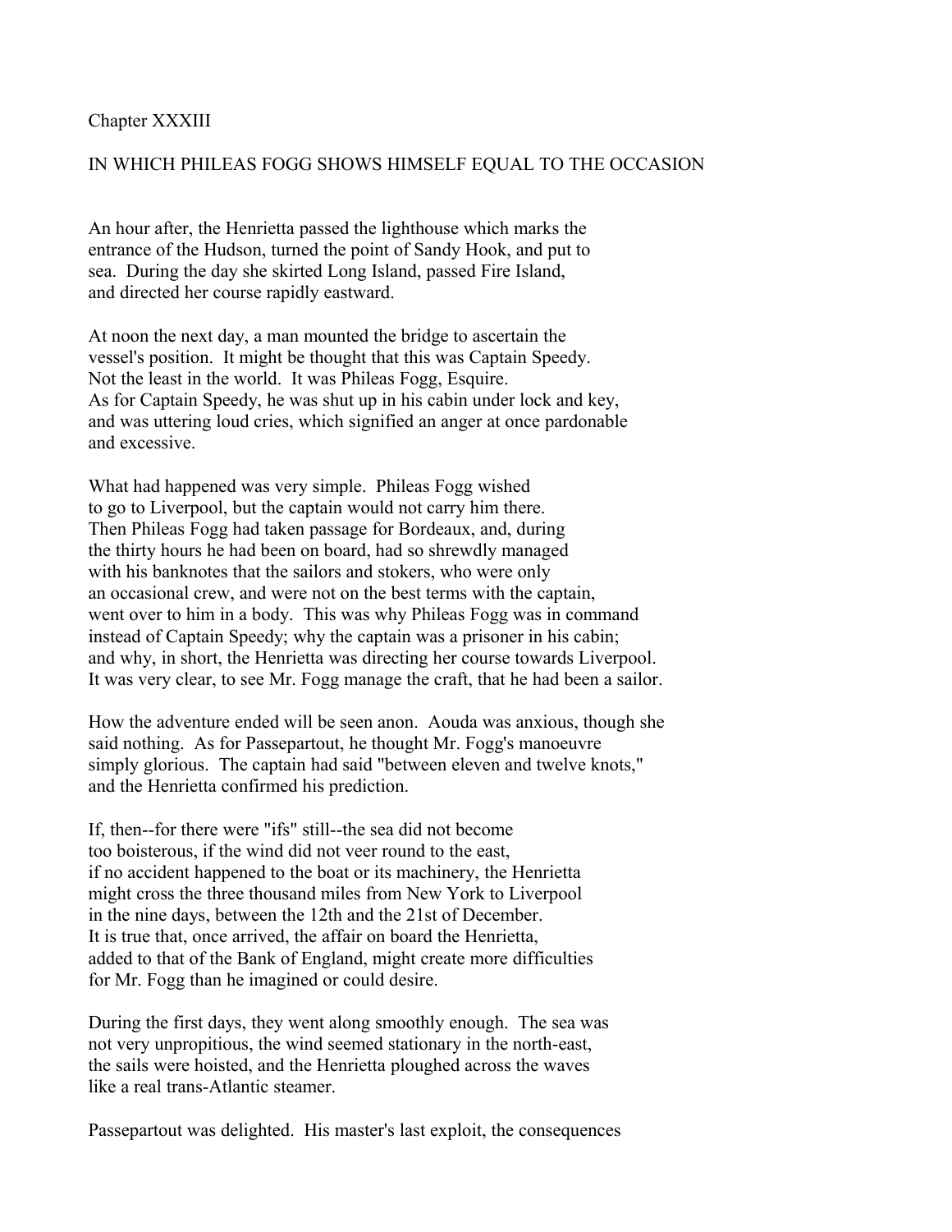## Chapter XXXIII

## IN WHICH PHILEAS FOGG SHOWS HIMSELF EQUAL TO THE OCCASION

An hour after, the Henrietta passed the lighthouse which marks the entrance of the Hudson, turned the point of Sandy Hook, and put to sea. During the day she skirted Long Island, passed Fire Island, and directed her course rapidly eastward.

At noon the next day, a man mounted the bridge to ascertain the vessel's position. It might be thought that this was Captain Speedy. Not the least in the world. It was Phileas Fogg, Esquire. As for Captain Speedy, he was shut up in his cabin under lock and key, and was uttering loud cries, which signified an anger at once pardonable and excessive.

What had happened was very simple. Phileas Fogg wished to go to Liverpool, but the captain would not carry him there. Then Phileas Fogg had taken passage for Bordeaux, and, during the thirty hours he had been on board, had so shrewdly managed with his banknotes that the sailors and stokers, who were only an occasional crew, and were not on the best terms with the captain, went over to him in a body. This was why Phileas Fogg was in command instead of Captain Speedy; why the captain was a prisoner in his cabin; and why, in short, the Henrietta was directing her course towards Liverpool. It was very clear, to see Mr. Fogg manage the craft, that he had been a sailor.

How the adventure ended will be seen anon. Aouda was anxious, though she said nothing. As for Passepartout, he thought Mr. Fogg's manoeuvre simply glorious. The captain had said "between eleven and twelve knots," and the Henrietta confirmed his prediction.

If, then--for there were "ifs" still--the sea did not become too boisterous, if the wind did not veer round to the east, if no accident happened to the boat or its machinery, the Henrietta might cross the three thousand miles from New York to Liverpool in the nine days, between the 12th and the 21st of December. It is true that, once arrived, the affair on board the Henrietta, added to that of the Bank of England, might create more difficulties for Mr. Fogg than he imagined or could desire.

During the first days, they went along smoothly enough. The sea was not very unpropitious, the wind seemed stationary in the north-east, the sails were hoisted, and the Henrietta ploughed across the waves like a real trans-Atlantic steamer.

Passepartout was delighted. His master's last exploit, the consequences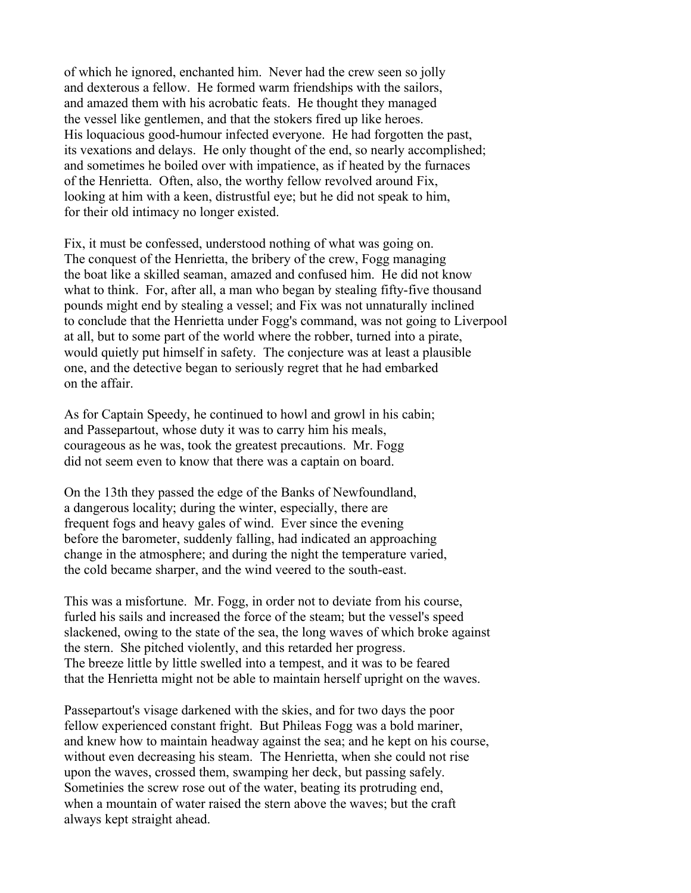of which he ignored, enchanted him. Never had the crew seen so jolly and dexterous a fellow. He formed warm friendships with the sailors, and amazed them with his acrobatic feats. He thought they managed the vessel like gentlemen, and that the stokers fired up like heroes. His loquacious good-humour infected everyone. He had forgotten the past, its vexations and delays. He only thought of the end, so nearly accomplished; and sometimes he boiled over with impatience, as if heated by the furnaces of the Henrietta. Often, also, the worthy fellow revolved around Fix, looking at him with a keen, distrustful eye; but he did not speak to him, for their old intimacy no longer existed.

Fix, it must be confessed, understood nothing of what was going on. The conquest of the Henrietta, the bribery of the crew, Fogg managing the boat like a skilled seaman, amazed and confused him. He did not know what to think. For, after all, a man who began by stealing fifty-five thousand pounds might end by stealing a vessel; and Fix was not unnaturally inclined to conclude that the Henrietta under Fogg's command, was not going to Liverpool at all, but to some part of the world where the robber, turned into a pirate, would quietly put himself in safety. The conjecture was at least a plausible one, and the detective began to seriously regret that he had embarked on the affair.

As for Captain Speedy, he continued to howl and growl in his cabin; and Passepartout, whose duty it was to carry him his meals, courageous as he was, took the greatest precautions. Mr. Fogg did not seem even to know that there was a captain on board.

On the 13th they passed the edge of the Banks of Newfoundland, a dangerous locality; during the winter, especially, there are frequent fogs and heavy gales of wind. Ever since the evening before the barometer, suddenly falling, had indicated an approaching change in the atmosphere; and during the night the temperature varied, the cold became sharper, and the wind veered to the south-east.

This was a misfortune. Mr. Fogg, in order not to deviate from his course, furled his sails and increased the force of the steam; but the vessel's speed slackened, owing to the state of the sea, the long waves of which broke against the stern. She pitched violently, and this retarded her progress. The breeze little by little swelled into a tempest, and it was to be feared that the Henrietta might not be able to maintain herself upright on the waves.

Passepartout's visage darkened with the skies, and for two days the poor fellow experienced constant fright. But Phileas Fogg was a bold mariner, and knew how to maintain headway against the sea; and he kept on his course, without even decreasing his steam. The Henrietta, when she could not rise upon the waves, crossed them, swamping her deck, but passing safely. Sometinies the screw rose out of the water, beating its protruding end, when a mountain of water raised the stern above the waves; but the craft always kept straight ahead.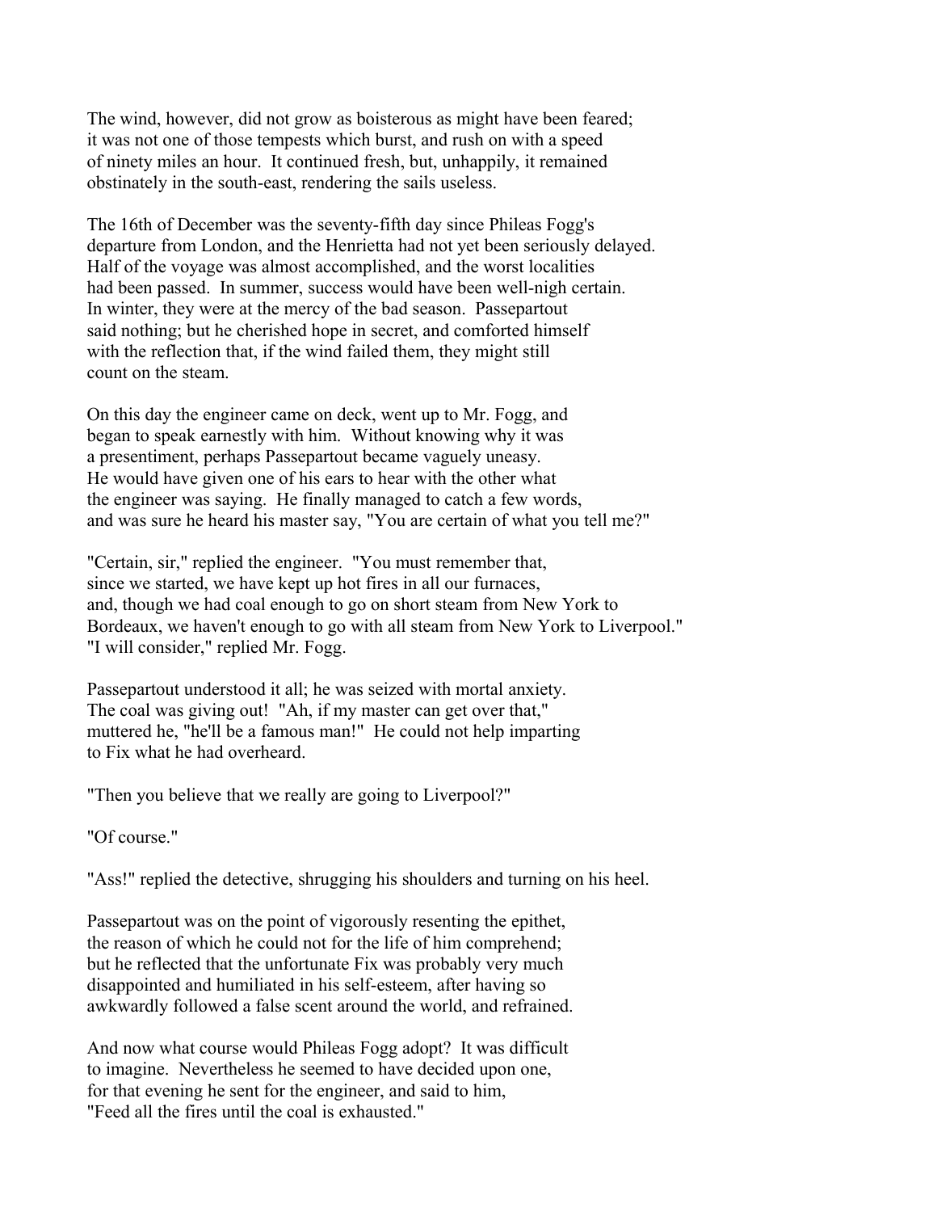The wind, however, did not grow as boisterous as might have been feared; it was not one of those tempests which burst, and rush on with a speed of ninety miles an hour. It continued fresh, but, unhappily, it remained obstinately in the south-east, rendering the sails useless.

The 16th of December was the seventy-fifth day since Phileas Fogg's departure from London, and the Henrietta had not yet been seriously delayed. Half of the voyage was almost accomplished, and the worst localities had been passed. In summer, success would have been well-nigh certain. In winter, they were at the mercy of the bad season. Passepartout said nothing; but he cherished hope in secret, and comforted himself with the reflection that, if the wind failed them, they might still count on the steam.

On this day the engineer came on deck, went up to Mr. Fogg, and began to speak earnestly with him. Without knowing why it was a presentiment, perhaps Passepartout became vaguely uneasy. He would have given one of his ears to hear with the other what the engineer was saying. He finally managed to catch a few words, and was sure he heard his master say, "You are certain of what you tell me?"

"Certain, sir," replied the engineer. "You must remember that, since we started, we have kept up hot fires in all our furnaces, and, though we had coal enough to go on short steam from New York to Bordeaux, we haven't enough to go with all steam from New York to Liverpool." "I will consider," replied Mr. Fogg.

Passepartout understood it all; he was seized with mortal anxiety. The coal was giving out! "Ah, if my master can get over that," muttered he, "he'll be a famous man!" He could not help imparting to Fix what he had overheard.

"Then you believe that we really are going to Liverpool?"

"Of course."

"Ass!" replied the detective, shrugging his shoulders and turning on his heel.

Passepartout was on the point of vigorously resenting the epithet, the reason of which he could not for the life of him comprehend; but he reflected that the unfortunate Fix was probably very much disappointed and humiliated in his self-esteem, after having so awkwardly followed a false scent around the world, and refrained.

And now what course would Phileas Fogg adopt? It was difficult to imagine. Nevertheless he seemed to have decided upon one, for that evening he sent for the engineer, and said to him, "Feed all the fires until the coal is exhausted."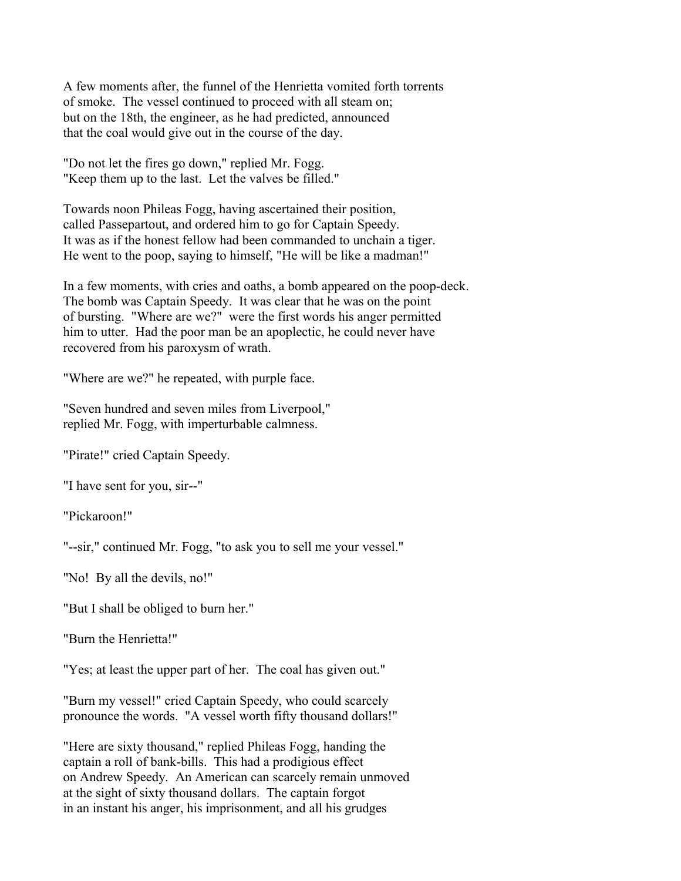A few moments after, the funnel of the Henrietta vomited forth torrents of smoke. The vessel continued to proceed with all steam on; but on the 18th, the engineer, as he had predicted, announced that the coal would give out in the course of the day.

"Do not let the fires go down," replied Mr. Fogg. "Keep them up to the last. Let the valves be filled."

Towards noon Phileas Fogg, having ascertained their position, called Passepartout, and ordered him to go for Captain Speedy. It was as if the honest fellow had been commanded to unchain a tiger. He went to the poop, saying to himself, "He will be like a madman!"

In a few moments, with cries and oaths, a bomb appeared on the poop-deck. The bomb was Captain Speedy. It was clear that he was on the point of bursting. "Where are we?" were the first words his anger permitted him to utter. Had the poor man be an apoplectic, he could never have recovered from his paroxysm of wrath.

"Where are we?" he repeated, with purple face.

"Seven hundred and seven miles from Liverpool," replied Mr. Fogg, with imperturbable calmness.

"Pirate!" cried Captain Speedy.

"I have sent for you, sir--"

"Pickaroon!"

"--sir," continued Mr. Fogg, "to ask you to sell me your vessel."

"No! By all the devils, no!"

"But I shall be obliged to burn her."

"Burn the Henrietta!"

"Yes; at least the upper part of her. The coal has given out."

"Burn my vessel!" cried Captain Speedy, who could scarcely pronounce the words. "A vessel worth fifty thousand dollars!"

"Here are sixty thousand," replied Phileas Fogg, handing the captain a roll of bank-bills. This had a prodigious effect on Andrew Speedy. An American can scarcely remain unmoved at the sight of sixty thousand dollars. The captain forgot in an instant his anger, his imprisonment, and all his grudges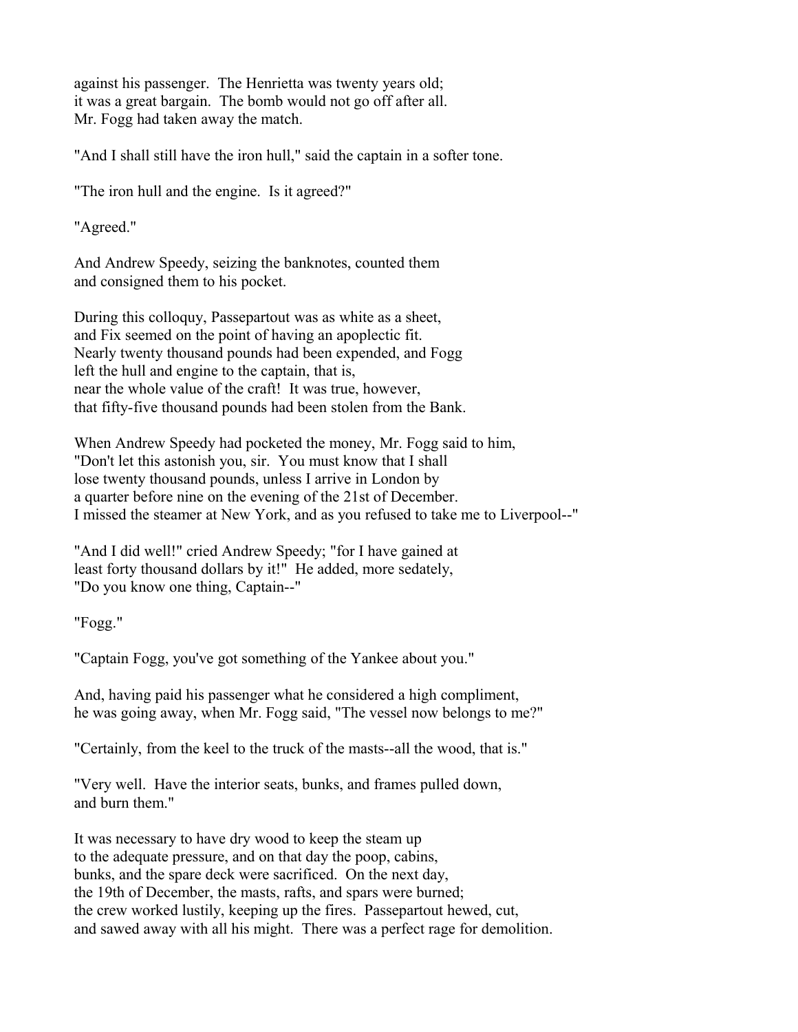against his passenger. The Henrietta was twenty years old; it was a great bargain. The bomb would not go off after all. Mr. Fogg had taken away the match.

"And I shall still have the iron hull," said the captain in a softer tone.

"The iron hull and the engine. Is it agreed?"

"Agreed."

And Andrew Speedy, seizing the banknotes, counted them and consigned them to his pocket.

During this colloquy, Passepartout was as white as a sheet, and Fix seemed on the point of having an apoplectic fit. Nearly twenty thousand pounds had been expended, and Fogg left the hull and engine to the captain, that is, near the whole value of the craft! It was true, however, that fifty-five thousand pounds had been stolen from the Bank.

When Andrew Speedy had pocketed the money, Mr. Fogg said to him, "Don't let this astonish you, sir. You must know that I shall lose twenty thousand pounds, unless I arrive in London by a quarter before nine on the evening of the 21st of December. I missed the steamer at New York, and as you refused to take me to Liverpool--"

"And I did well!" cried Andrew Speedy; "for I have gained at least forty thousand dollars by it!" He added, more sedately, "Do you know one thing, Captain--"

"Fogg."

"Captain Fogg, you've got something of the Yankee about you."

And, having paid his passenger what he considered a high compliment, he was going away, when Mr. Fogg said, "The vessel now belongs to me?"

"Certainly, from the keel to the truck of the masts--all the wood, that is."

"Very well. Have the interior seats, bunks, and frames pulled down, and burn them."

It was necessary to have dry wood to keep the steam up to the adequate pressure, and on that day the poop, cabins, bunks, and the spare deck were sacrificed. On the next day, the 19th of December, the masts, rafts, and spars were burned; the crew worked lustily, keeping up the fires. Passepartout hewed, cut, and sawed away with all his might. There was a perfect rage for demolition.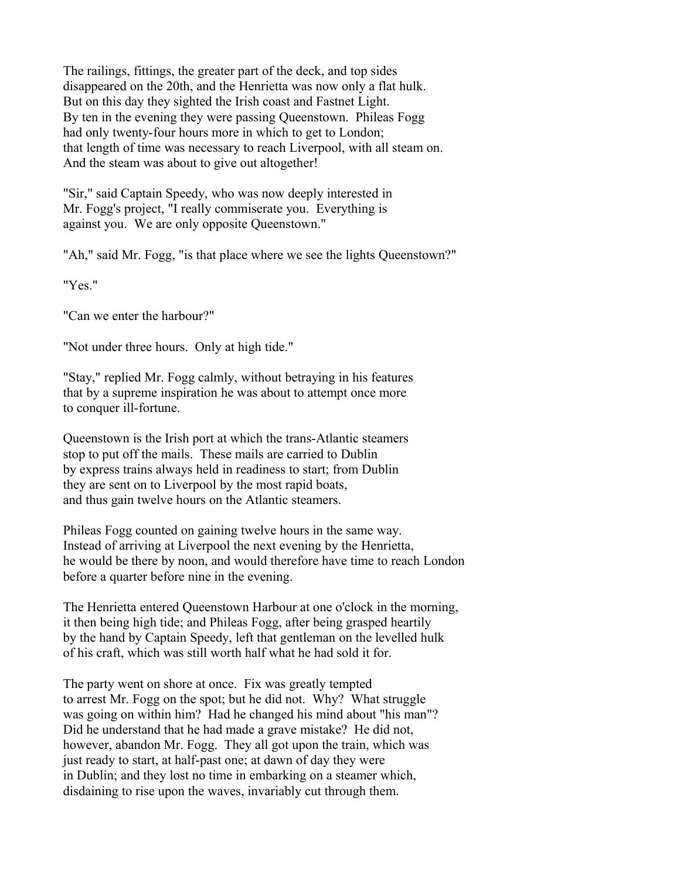The railings, fittings, the greater part of the deck, and top sides disappeared on the 20th, and the Henrietta was now only a flat hulk. But on this day they sighted the Irish coast and Fastnet Light. By ten in the evening they were passing Queenstown. Phileas Fogg had only twenty-four hours more in which to get to London; that length of time was necessary to reach Liverpool, with all steam on. And the steam was about to give out altogether!

"Sir," said Captain Speedy, who was now deeply interested in Mr. Fogg's project, "I really commiserate you. Everything is against you. We are only opposite Queenstown."

"Ah," said Mr. Fogg, "is that place where we see the lights Queenstown?"

"Yes."

"Can we enter the harbour?"

"Not under three hours. Only at high tide."

"Stay," replied Mr. Fogg calmly, without betraying in his features that by a supreme inspiration he was about to attempt once more to conquer ill-fortune.

Queenstown is the Irish port at which the trans-Atlantic steamers stop to put off the mails. These mails are carried to Dublin by express trains always held in readiness to start; from Dublin they are sent on to Liverpool by the most rapid boats, and thus gain twelve hours on the Atlantic steamers.

Phileas Fogg counted on gaining twelve hours in the same way. Instead of arriving at Liverpool the next evening by the Henrietta, he would be there by noon, and would therefore have time to reach London before a quarter before nine in the evening.

The Henrietta entered Queenstown Harbour at one o'clock in the morning, it then being high tide; and Phileas Fogg, after being grasped heartily by the hand by Captain Speedy, left that gentleman on the levelled hulk of his craft, which was still worth half what he had sold it for.

The party went on shore at once. Fix was greatly tempted to arrest Mr. Fogg on the spot; but he did not. Why? What struggle was going on within him? Had he changed his mind about "his man"? Did he understand that he had made a grave mistake? He did not, however, abandon Mr. Fogg. They all got upon the train, which was just ready to start, at half-past one; at dawn of day they were in Dublin; and they lost no time in embarking on a steamer which, disdaining to rise upon the waves, invariably cut through them.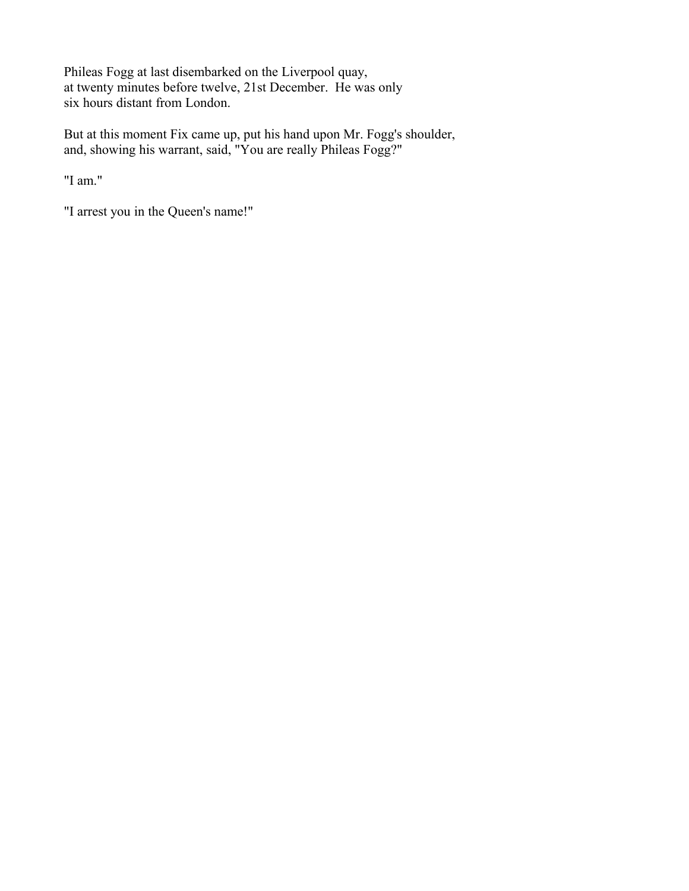Phileas Fogg at last disembarked on the Liverpool quay, at twenty minutes before twelve, 21st December. He was only six hours distant from London.

But at this moment Fix came up, put his hand upon Mr. Fogg's shoulder, and, showing his warrant, said, "You are really Phileas Fogg?"

"I am."

"I arrest you in the Queen's name!"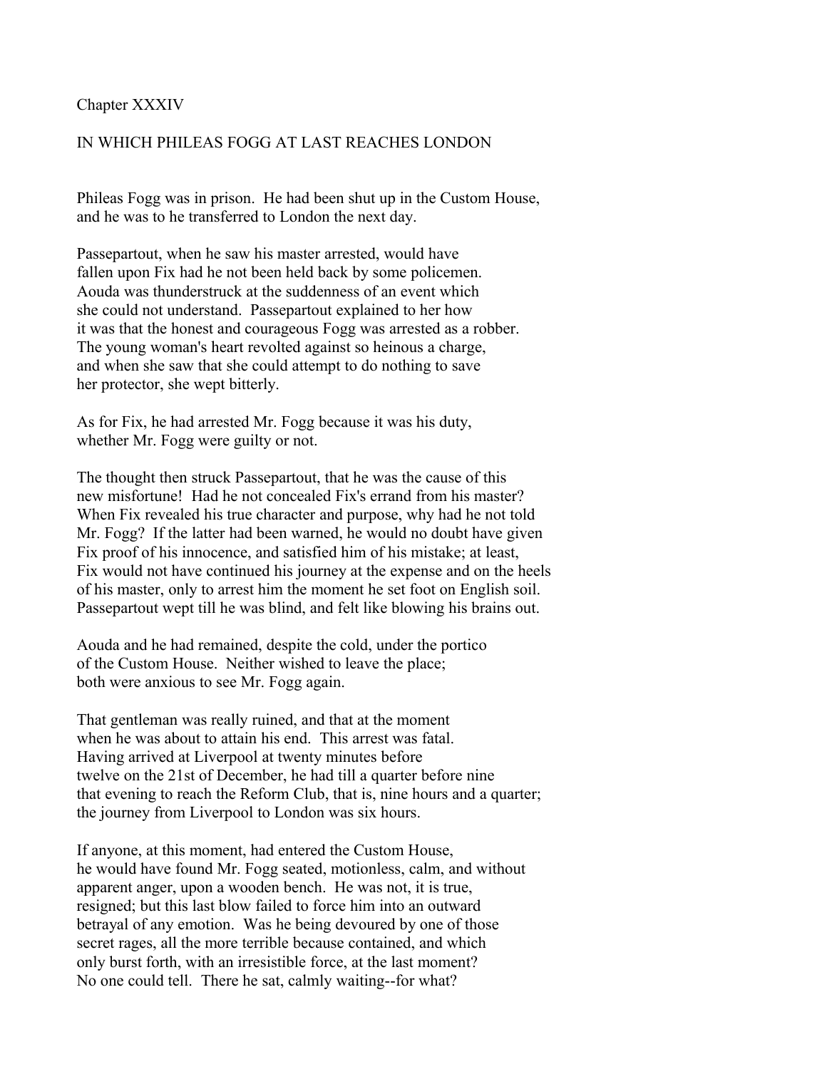Chapter XXXIV

## IN WHICH PHILEAS FOGG AT LAST REACHES LONDON

Phileas Fogg was in prison. He had been shut up in the Custom House, and he was to he transferred to London the next day.

Passepartout, when he saw his master arrested, would have fallen upon Fix had he not been held back by some policemen. Aouda was thunderstruck at the suddenness of an event which she could not understand. Passepartout explained to her how it was that the honest and courageous Fogg was arrested as a robber. The young woman's heart revolted against so heinous a charge, and when she saw that she could attempt to do nothing to save her protector, she wept bitterly.

As for Fix, he had arrested Mr. Fogg because it was his duty, whether Mr. Fogg were guilty or not.

The thought then struck Passepartout, that he was the cause of this new misfortune! Had he not concealed Fix's errand from his master? When Fix revealed his true character and purpose, why had he not told Mr. Fogg? If the latter had been warned, he would no doubt have given Fix proof of his innocence, and satisfied him of his mistake; at least, Fix would not have continued his journey at the expense and on the heels of his master, only to arrest him the moment he set foot on English soil. Passepartout wept till he was blind, and felt like blowing his brains out.

Aouda and he had remained, despite the cold, under the portico of the Custom House. Neither wished to leave the place; both were anxious to see Mr. Fogg again.

That gentleman was really ruined, and that at the moment when he was about to attain his end. This arrest was fatal. Having arrived at Liverpool at twenty minutes before twelve on the 21st of December, he had till a quarter before nine that evening to reach the Reform Club, that is, nine hours and a quarter; the journey from Liverpool to London was six hours.

If anyone, at this moment, had entered the Custom House, he would have found Mr. Fogg seated, motionless, calm, and without apparent anger, upon a wooden bench. He was not, it is true, resigned; but this last blow failed to force him into an outward betrayal of any emotion. Was he being devoured by one of those secret rages, all the more terrible because contained, and which only burst forth, with an irresistible force, at the last moment? No one could tell. There he sat, calmly waiting--for what?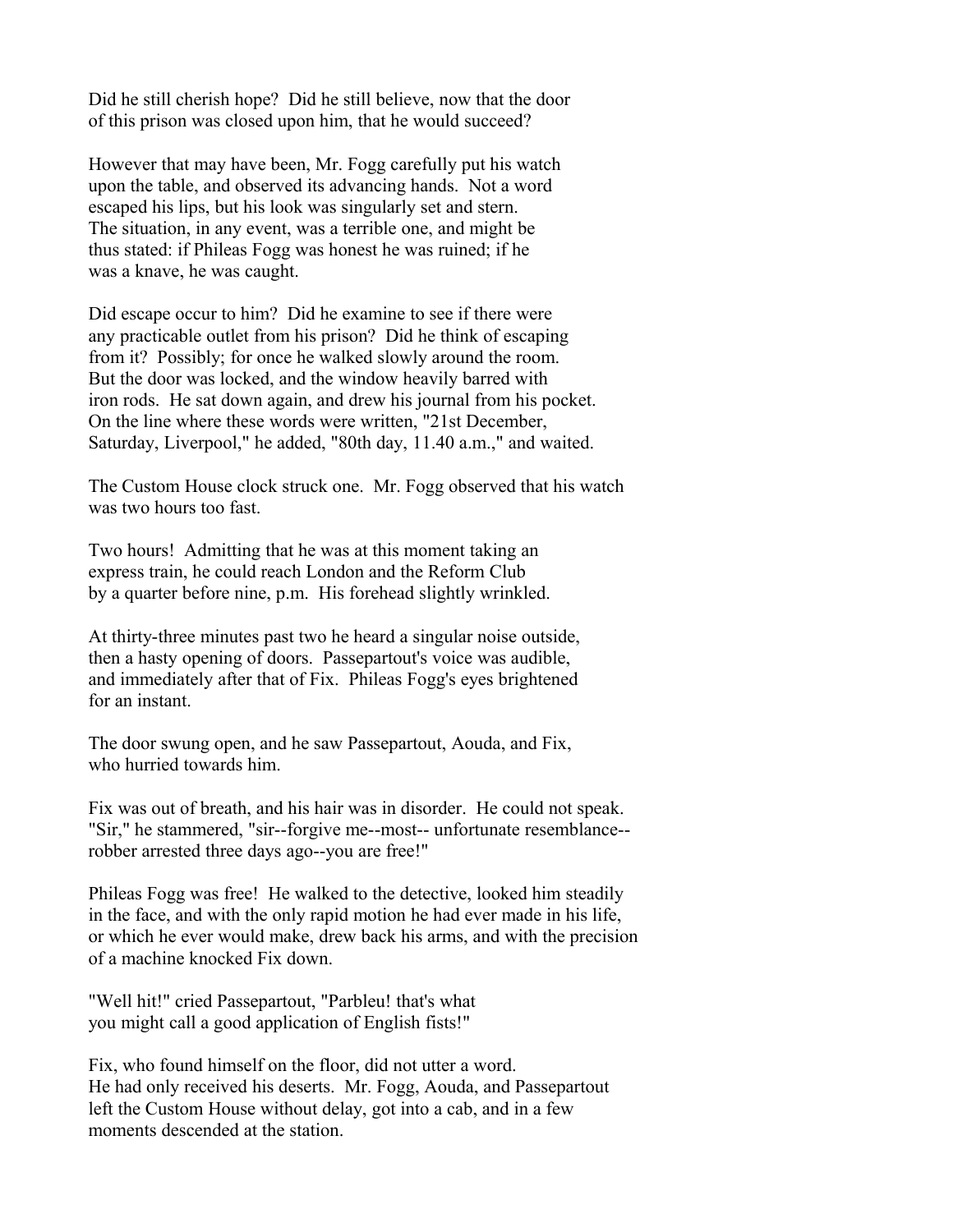Did he still cherish hope? Did he still believe, now that the door of this prison was closed upon him, that he would succeed?

However that may have been, Mr. Fogg carefully put his watch upon the table, and observed its advancing hands. Not a word escaped his lips, but his look was singularly set and stern. The situation, in any event, was a terrible one, and might be thus stated: if Phileas Fogg was honest he was ruined; if he was a knave, he was caught.

Did escape occur to him? Did he examine to see if there were any practicable outlet from his prison? Did he think of escaping from it? Possibly; for once he walked slowly around the room. But the door was locked, and the window heavily barred with iron rods. He sat down again, and drew his journal from his pocket. On the line where these words were written, "21st December, Saturday, Liverpool," he added, "80th day, 11.40 a.m.," and waited.

The Custom House clock struck one. Mr. Fogg observed that his watch was two hours too fast.

Two hours! Admitting that he was at this moment taking an express train, he could reach London and the Reform Club by a quarter before nine, p.m. His forehead slightly wrinkled.

At thirty-three minutes past two he heard a singular noise outside, then a hasty opening of doors. Passepartout's voice was audible, and immediately after that of Fix. Phileas Fogg's eyes brightened for an instant.

The door swung open, and he saw Passepartout, Aouda, and Fix, who hurried towards him.

Fix was out of breath, and his hair was in disorder. He could not speak. "Sir," he stammered, "sir--forgive me--most-- unfortunate resemblance-- robber arrested three days ago--you are free!"

Phileas Fogg was free! He walked to the detective, looked him steadily in the face, and with the only rapid motion he had ever made in his life, or which he ever would make, drew back his arms, and with the precision of a machine knocked Fix down.

"Well hit!" cried Passepartout, "Parbleu! that's what you might call a good application of English fists!"

Fix, who found himself on the floor, did not utter a word. He had only received his deserts. Mr. Fogg, Aouda, and Passepartout left the Custom House without delay, got into a cab, and in a few moments descended at the station.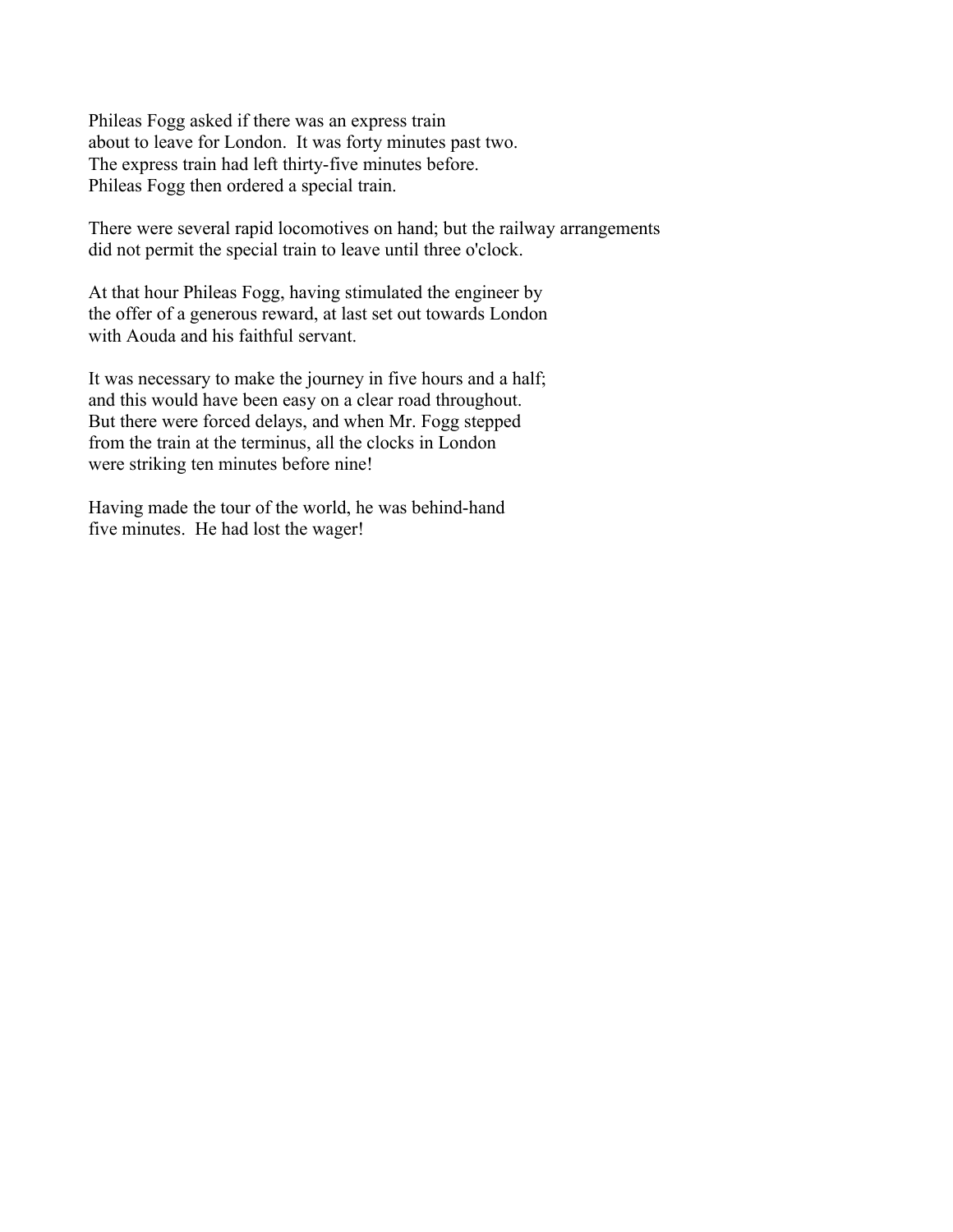Phileas Fogg asked if there was an express train about to leave for London. It was forty minutes past two. The express train had left thirty-five minutes before. Phileas Fogg then ordered a special train.

There were several rapid locomotives on hand; but the railway arrangements did not permit the special train to leave until three o'clock.

At that hour Phileas Fogg, having stimulated the engineer by the offer of a generous reward, at last set out towards London with Aouda and his faithful servant.

It was necessary to make the journey in five hours and a half; and this would have been easy on a clear road throughout. But there were forced delays, and when Mr. Fogg stepped from the train at the terminus, all the clocks in London were striking ten minutes before nine!

Having made the tour of the world, he was behind-hand five minutes. He had lost the wager!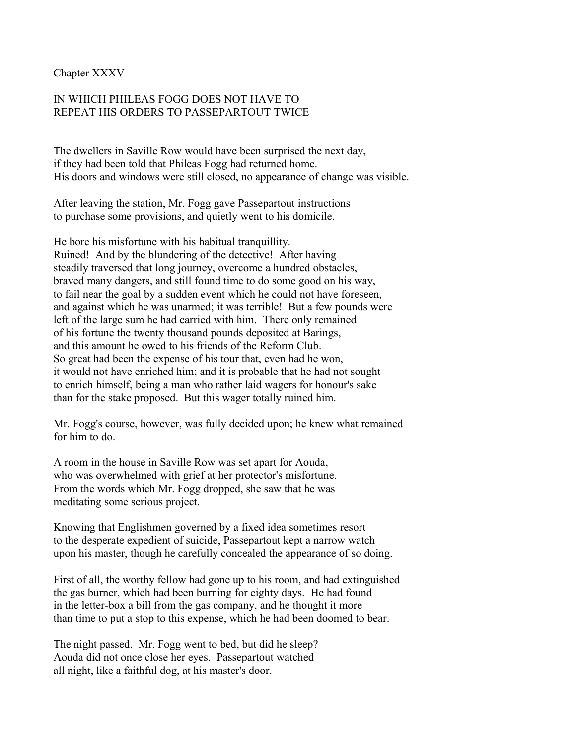Chapter XXXV

## IN WHICH PHILEAS FOGG DOES NOT HAVE TO REPEAT HIS ORDERS TO PASSEPARTOUT TWICE

The dwellers in Saville Row would have been surprised the next day, if they had been told that Phileas Fogg had returned home. His doors and windows were still closed, no appearance of change was visible.

After leaving the station, Mr. Fogg gave Passepartout instructions to purchase some provisions, and quietly went to his domicile.

He bore his misfortune with his habitual tranquillity. Ruined! And by the blundering of the detective! After having steadily traversed that long journey, overcome a hundred obstacles, braved many dangers, and still found time to do some good on his way, to fail near the goal by a sudden event which he could not have foreseen, and against which he was unarmed; it was terrible! But a few pounds were left of the large sum he had carried with him. There only remained of his fortune the twenty thousand pounds deposited at Barings, and this amount he owed to his friends of the Reform Club. So great had been the expense of his tour that, even had he won, it would not have enriched him; and it is probable that he had not sought to enrich himself, being a man who rather laid wagers for honour's sake than for the stake proposed. But this wager totally ruined him.

Mr. Fogg's course, however, was fully decided upon; he knew what remained for him to do.

A room in the house in Saville Row was set apart for Aouda, who was overwhelmed with grief at her protector's misfortune. From the words which Mr. Fogg dropped, she saw that he was meditating some serious project.

Knowing that Englishmen governed by a fixed idea sometimes resort to the desperate expedient of suicide, Passepartout kept a narrow watch upon his master, though he carefully concealed the appearance of so doing.

First of all, the worthy fellow had gone up to his room, and had extinguished the gas burner, which had been burning for eighty days. He had found in the letter-box a bill from the gas company, and he thought it more than time to put a stop to this expense, which he had been doomed to bear.

The night passed. Mr. Fogg went to bed, but did he sleep? Aouda did not once close her eyes. Passepartout watched all night, like a faithful dog, at his master's door.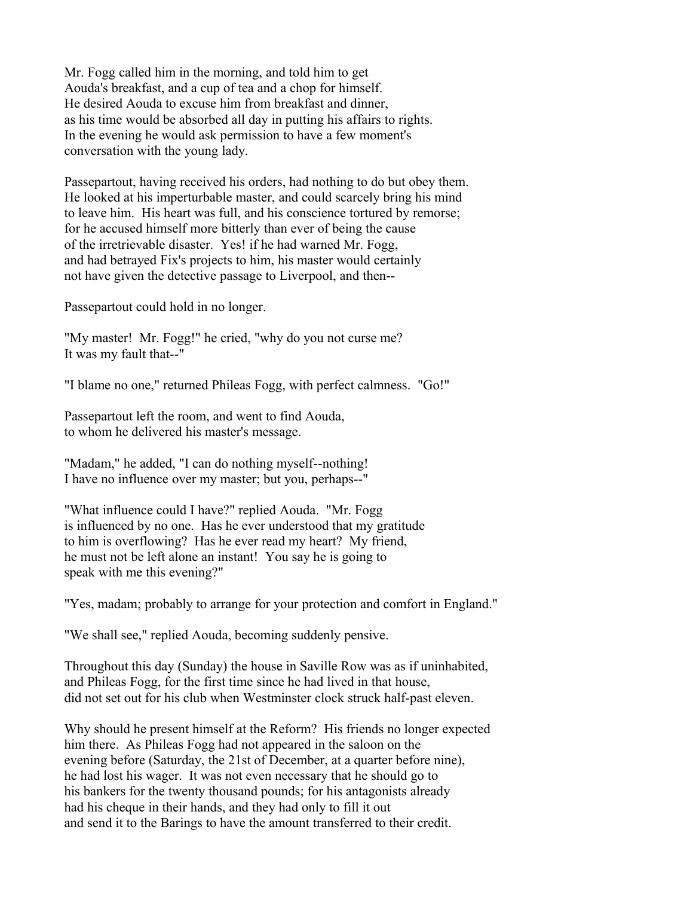Mr. Fogg called him in the morning, and told him to get Aouda's breakfast, and a cup of tea and a chop for himself. He desired Aouda to excuse him from breakfast and dinner, as his time would be absorbed all day in putting his affairs to rights. In the evening he would ask permission to have a few moment's conversation with the young lady.

Passepartout, having received his orders, had nothing to do but obey them. He looked at his imperturbable master, and could scarcely bring his mind to leave him. His heart was full, and his conscience tortured by remorse; for he accused himself more bitterly than ever of being the cause of the irretrievable disaster. Yes! if he had warned Mr. Fogg, and had betrayed Fix's projects to him, his master would certainly not have given the detective passage to Liverpool, and then--

Passepartout could hold in no longer.

"My master! Mr. Fogg!" he cried, "why do you not curse me? It was my fault that--"

"I blame no one," returned Phileas Fogg, with perfect calmness. "Go!"

Passepartout left the room, and went to find Aouda, to whom he delivered his master's message.

"Madam," he added, "I can do nothing myself--nothing! I have no influence over my master; but you, perhaps--"

"What influence could I have?" replied Aouda. "Mr. Fogg is influenced by no one. Has he ever understood that my gratitude to him is overflowing? Has he ever read my heart? My friend, he must not be left alone an instant! You say he is going to speak with me this evening?"

"Yes, madam; probably to arrange for your protection and comfort in England."

"We shall see," replied Aouda, becoming suddenly pensive.

Throughout this day (Sunday) the house in Saville Row was as if uninhabited, and Phileas Fogg, for the first time since he had lived in that house, did not set out for his club when Westminster clock struck half-past eleven.

Why should he present himself at the Reform? His friends no longer expected him there. As Phileas Fogg had not appeared in the saloon on the evening before (Saturday, the 21st of December, at a quarter before nine), he had lost his wager. It was not even necessary that he should go to his bankers for the twenty thousand pounds; for his antagonists already had his cheque in their hands, and they had only to fill it out and send it to the Barings to have the amount transferred to their credit.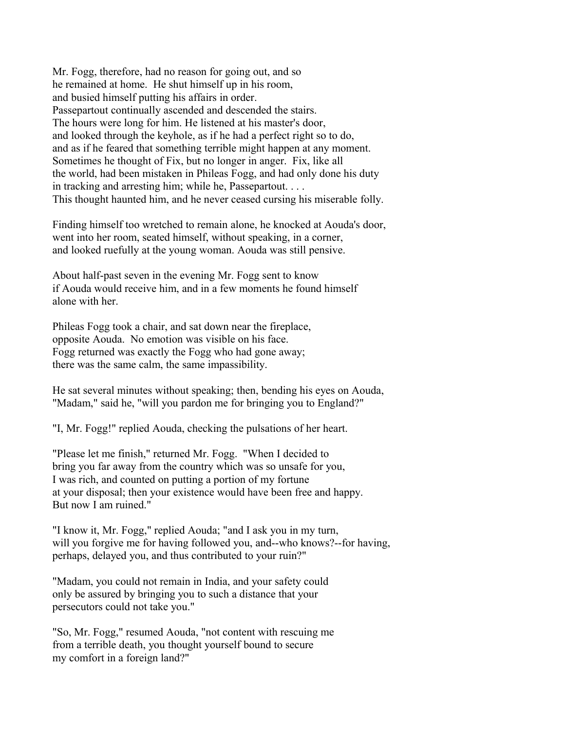Mr. Fogg, therefore, had no reason for going out, and so he remained at home. He shut himself up in his room, and busied himself putting his affairs in order. Passepartout continually ascended and descended the stairs. The hours were long for him. He listened at his master's door, and looked through the keyhole, as if he had a perfect right so to do, and as if he feared that something terrible might happen at any moment. Sometimes he thought of Fix, but no longer in anger. Fix, like all the world, had been mistaken in Phileas Fogg, and had only done his duty in tracking and arresting him; while he, Passepartout. . . . This thought haunted him, and he never ceased cursing his miserable folly.

Finding himself too wretched to remain alone, he knocked at Aouda's door, went into her room, seated himself, without speaking, in a corner, and looked ruefully at the young woman. Aouda was still pensive.

About half-past seven in the evening Mr. Fogg sent to know if Aouda would receive him, and in a few moments he found himself alone with her.

Phileas Fogg took a chair, and sat down near the fireplace, opposite Aouda. No emotion was visible on his face. Fogg returned was exactly the Fogg who had gone away; there was the same calm, the same impassibility.

He sat several minutes without speaking; then, bending his eyes on Aouda, "Madam," said he, "will you pardon me for bringing you to England?"

"I, Mr. Fogg!" replied Aouda, checking the pulsations of her heart.

"Please let me finish," returned Mr. Fogg. "When I decided to bring you far away from the country which was so unsafe for you, I was rich, and counted on putting a portion of my fortune at your disposal; then your existence would have been free and happy. But now I am ruined."

"I know it, Mr. Fogg," replied Aouda; "and I ask you in my turn, will you forgive me for having followed you, and--who knows?--for having, perhaps, delayed you, and thus contributed to your ruin?"

"Madam, you could not remain in India, and your safety could only be assured by bringing you to such a distance that your persecutors could not take you."

"So, Mr. Fogg," resumed Aouda, "not content with rescuing me from a terrible death, you thought yourself bound to secure my comfort in a foreign land?"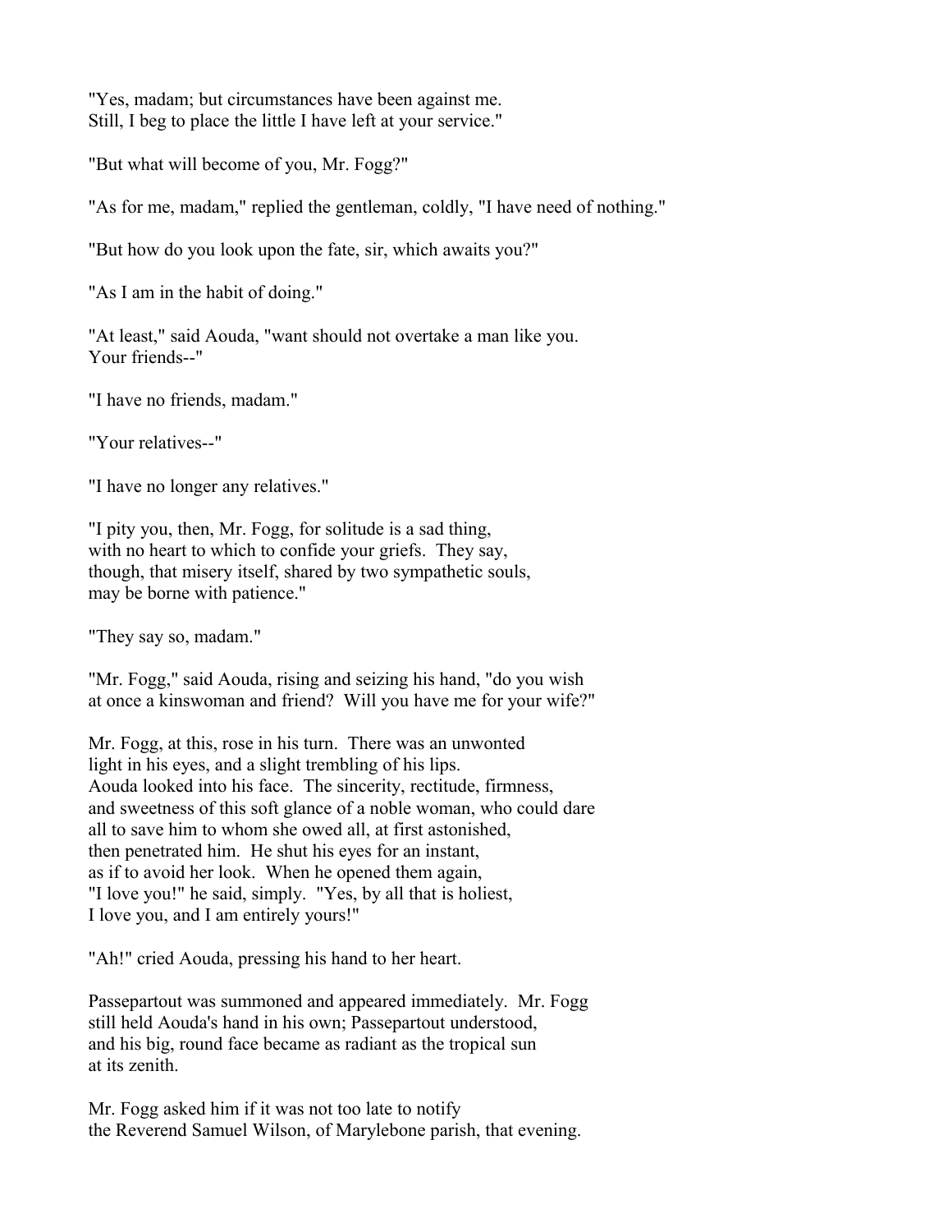"Yes, madam; but circumstances have been against me. Still, I beg to place the little I have left at your service."

"But what will become of you, Mr. Fogg?"

"As for me, madam," replied the gentleman, coldly, "I have need of nothing."

"But how do you look upon the fate, sir, which awaits you?"

"As I am in the habit of doing."

"At least," said Aouda, "want should not overtake a man like you. Your friends--"

"I have no friends, madam."

"Your relatives--"

"I have no longer any relatives."

"I pity you, then, Mr. Fogg, for solitude is a sad thing, with no heart to which to confide your griefs. They say, though, that misery itself, shared by two sympathetic souls, may be borne with patience."

"They say so, madam."

"Mr. Fogg," said Aouda, rising and seizing his hand, "do you wish at once a kinswoman and friend? Will you have me for your wife?"

Mr. Fogg, at this, rose in his turn. There was an unwonted light in his eyes, and a slight trembling of his lips. Aouda looked into his face. The sincerity, rectitude, firmness, and sweetness of this soft glance of a noble woman, who could dare all to save him to whom she owed all, at first astonished, then penetrated him. He shut his eyes for an instant, as if to avoid her look. When he opened them again, "I love you!" he said, simply. "Yes, by all that is holiest, I love you, and I am entirely yours!"

"Ah!" cried Aouda, pressing his hand to her heart.

Passepartout was summoned and appeared immediately. Mr. Fogg still held Aouda's hand in his own; Passepartout understood, and his big, round face became as radiant as the tropical sun at its zenith.

Mr. Fogg asked him if it was not too late to notify the Reverend Samuel Wilson, of Marylebone parish, that evening.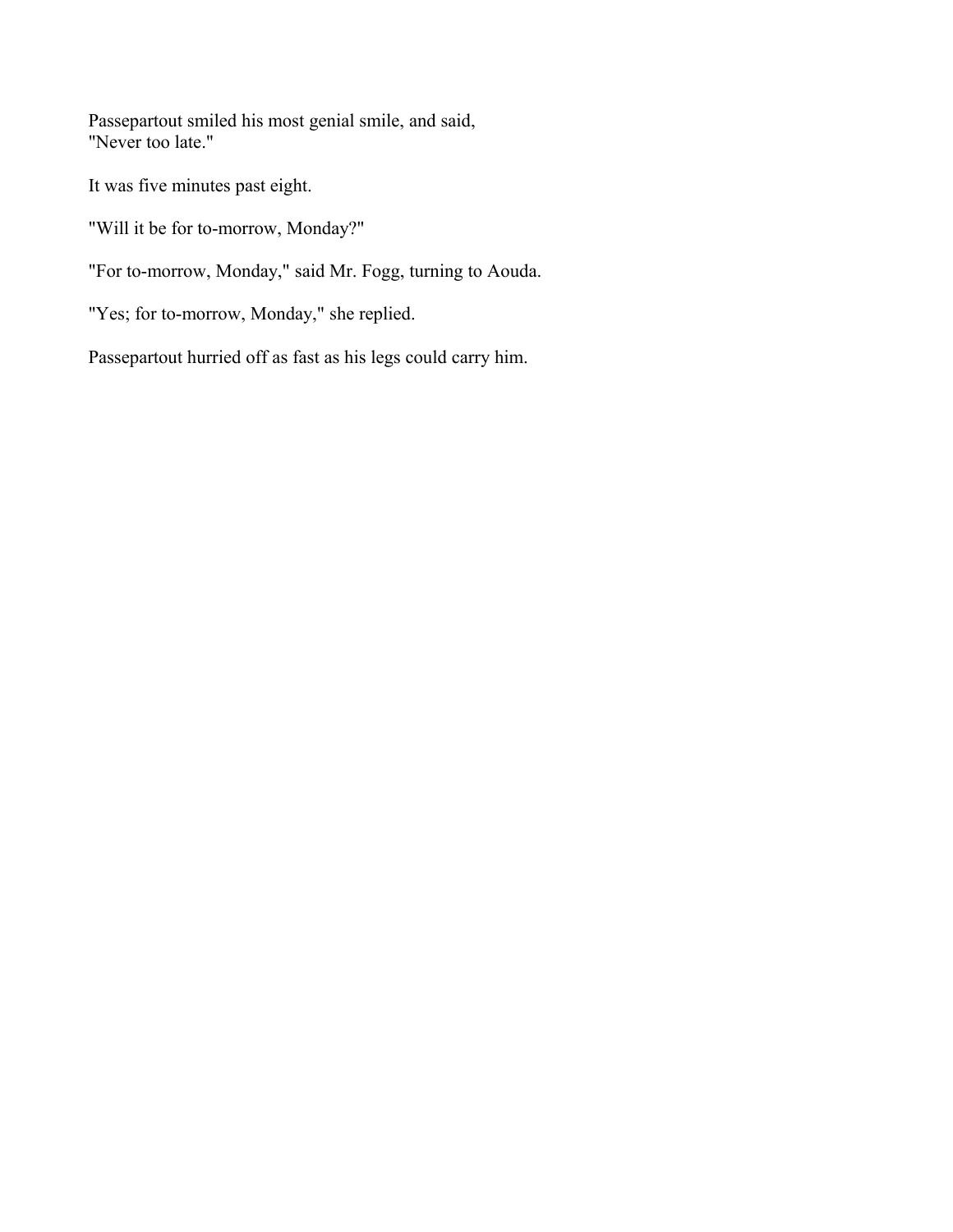Passepartout smiled his most genial smile, and said,
"Never too late."

It was five minutes past eight.

"Will it be for to-morrow, Monday?"

"For to-morrow, Monday," said Mr. Fogg, turning to Aouda.

"Yes; for to-morrow, Monday," she replied.

Passepartout hurried off as fast as his legs could carry him.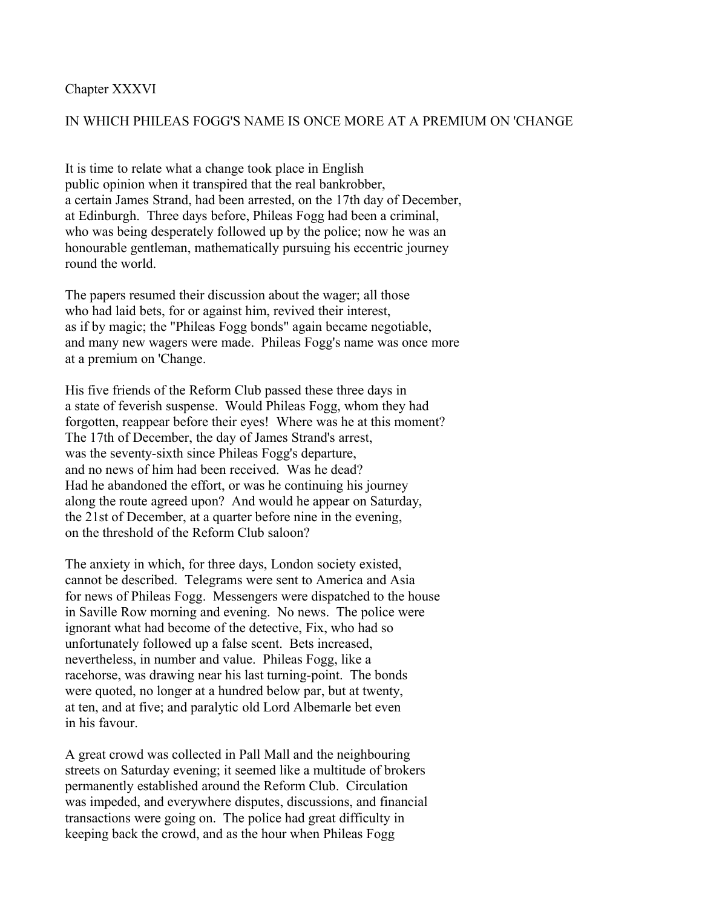# Chapter XXXVI

## IN WHICH PHILEAS FOGG'S NAME IS ONCE MORE AT A PREMIUM ON 'CHANGE

It is time to relate what a change took place in English public opinion when it transpired that the real bankrobber, a certain James Strand, had been arrested, on the 17th day of December, at Edinburgh. Three days before, Phileas Fogg had been a criminal, who was being desperately followed up by the police; now he was an honourable gentleman, mathematically pursuing his eccentric journey round the world.

The papers resumed their discussion about the wager; all those who had laid bets, for or against him, revived their interest, as if by magic; the "Phileas Fogg bonds" again became negotiable, and many new wagers were made. Phileas Fogg's name was once more at a premium on 'Change.

His five friends of the Reform Club passed these three days in a state of feverish suspense. Would Phileas Fogg, whom they had forgotten, reappear before their eyes! Where was he at this moment? The 17th of December, the day of James Strand's arrest, was the seventy-sixth since Phileas Fogg's departure, and no news of him had been received. Was he dead? Had he abandoned the effort, or was he continuing his journey along the route agreed upon? And would he appear on Saturday, the 21st of December, at a quarter before nine in the evening, on the threshold of the Reform Club saloon?

The anxiety in which, for three days, London society existed, cannot be described. Telegrams were sent to America and Asia for news of Phileas Fogg. Messengers were dispatched to the house in Saville Row morning and evening. No news. The police were ignorant what had become of the detective, Fix, who had so unfortunately followed up a false scent. Bets increased, nevertheless, in number and value. Phileas Fogg, like a racehorse, was drawing near his last turning-point. The bonds were quoted, no longer at a hundred below par, but at twenty, at ten, and at five; and paralytic old Lord Albemarle bet even in his favour.

A great crowd was collected in Pall Mall and the neighbouring streets on Saturday evening; it seemed like a multitude of brokers permanently established around the Reform Club. Circulation was impeded, and everywhere disputes, discussions, and financial transactions were going on. The police had great difficulty in keeping back the crowd, and as the hour when Phileas Fogg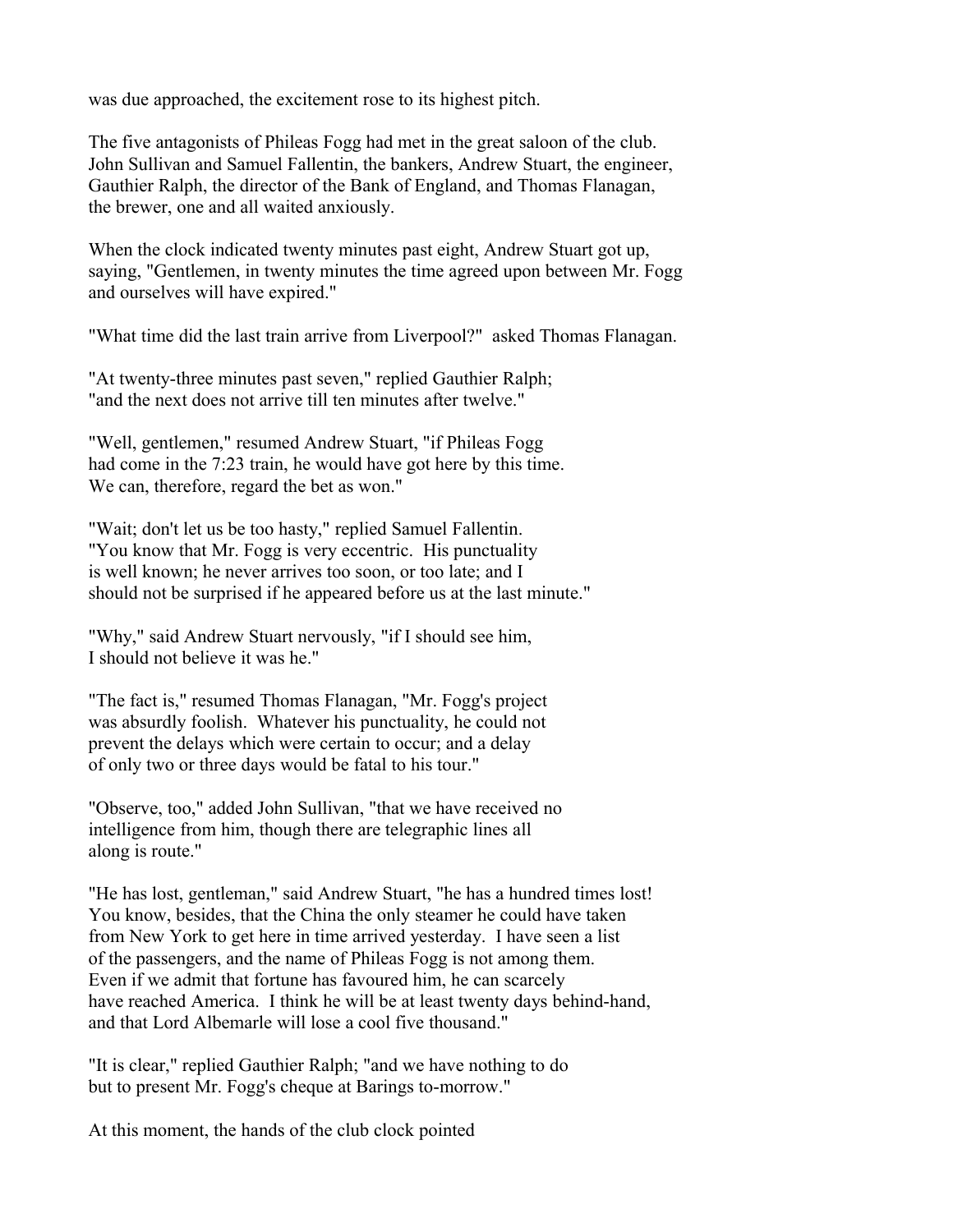was due approached, the excitement rose to its highest pitch.

The five antagonists of Phileas Fogg had met in the great saloon of the club. John Sullivan and Samuel Fallentin, the bankers, Andrew Stuart, the engineer, Gauthier Ralph, the director of the Bank of England, and Thomas Flanagan, the brewer, one and all waited anxiously.

When the clock indicated twenty minutes past eight, Andrew Stuart got up, saying, "Gentlemen, in twenty minutes the time agreed upon between Mr. Fogg and ourselves will have expired."

"What time did the last train arrive from Liverpool?" asked Thomas Flanagan.

"At twenty-three minutes past seven," replied Gauthier Ralph; "and the next does not arrive till ten minutes after twelve."

"Well, gentlemen," resumed Andrew Stuart, "if Phileas Fogg had come in the 7:23 train, he would have got here by this time. We can, therefore, regard the bet as won."

"Wait; don't let us be too hasty," replied Samuel Fallentin. "You know that Mr. Fogg is very eccentric. His punctuality is well known; he never arrives too soon, or too late; and I should not be surprised if he appeared before us at the last minute."

"Why," said Andrew Stuart nervously, "if I should see him, I should not believe it was he."

"The fact is," resumed Thomas Flanagan, "Mr. Fogg's project was absurdly foolish. Whatever his punctuality, he could not prevent the delays which were certain to occur; and a delay of only two or three days would be fatal to his tour."

"Observe, too," added John Sullivan, "that we have received no intelligence from him, though there are telegraphic lines all along is route."

"He has lost, gentleman," said Andrew Stuart, "he has a hundred times lost! You know, besides, that the China the only steamer he could have taken from New York to get here in time arrived yesterday. I have seen a list of the passengers, and the name of Phileas Fogg is not among them. Even if we admit that fortune has favoured him, he can scarcely have reached America. I think he will be at least twenty days behind-hand, and that Lord Albemarle will lose a cool five thousand."

"It is clear," replied Gauthier Ralph; "and we have nothing to do but to present Mr. Fogg's cheque at Barings to-morrow."

At this moment, the hands of the club clock pointed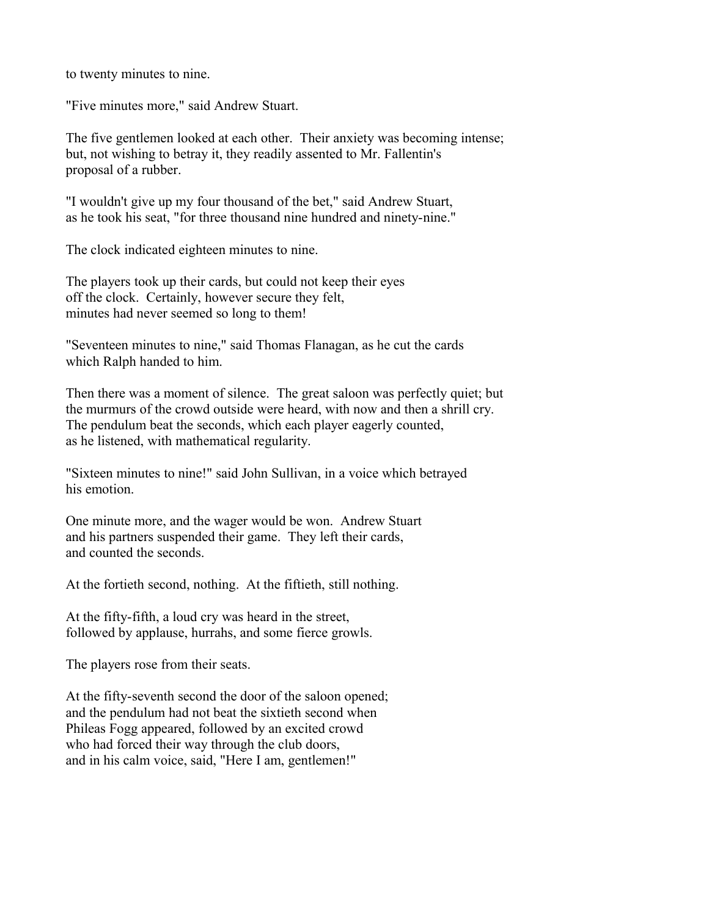to twenty minutes to nine.

"Five minutes more," said Andrew Stuart.

The five gentlemen looked at each other. Their anxiety was becoming intense; but, not wishing to betray it, they readily assented to Mr. Fallentin's proposal of a rubber.

"I wouldn't give up my four thousand of the bet," said Andrew Stuart, as he took his seat, "for three thousand nine hundred and ninety-nine."

The clock indicated eighteen minutes to nine.

The players took up their cards, but could not keep their eyes off the clock. Certainly, however secure they felt, minutes had never seemed so long to them!

"Seventeen minutes to nine," said Thomas Flanagan, as he cut the cards which Ralph handed to him.

Then there was a moment of silence. The great saloon was perfectly quiet; but the murmurs of the crowd outside were heard, with now and then a shrill cry. The pendulum beat the seconds, which each player eagerly counted, as he listened, with mathematical regularity.

"Sixteen minutes to nine!" said John Sullivan, in a voice which betrayed his emotion.

One minute more, and the wager would be won. Andrew Stuart and his partners suspended their game. They left their cards, and counted the seconds.

At the fortieth second, nothing. At the fiftieth, still nothing.

At the fifty-fifth, a loud cry was heard in the street, followed by applause, hurrahs, and some fierce growls.

The players rose from their seats.

At the fifty-seventh second the door of the saloon opened; and the pendulum had not beat the sixtieth second when Phileas Fogg appeared, followed by an excited crowd who had forced their way through the club doors, and in his calm voice, said, "Here I am, gentlemen!"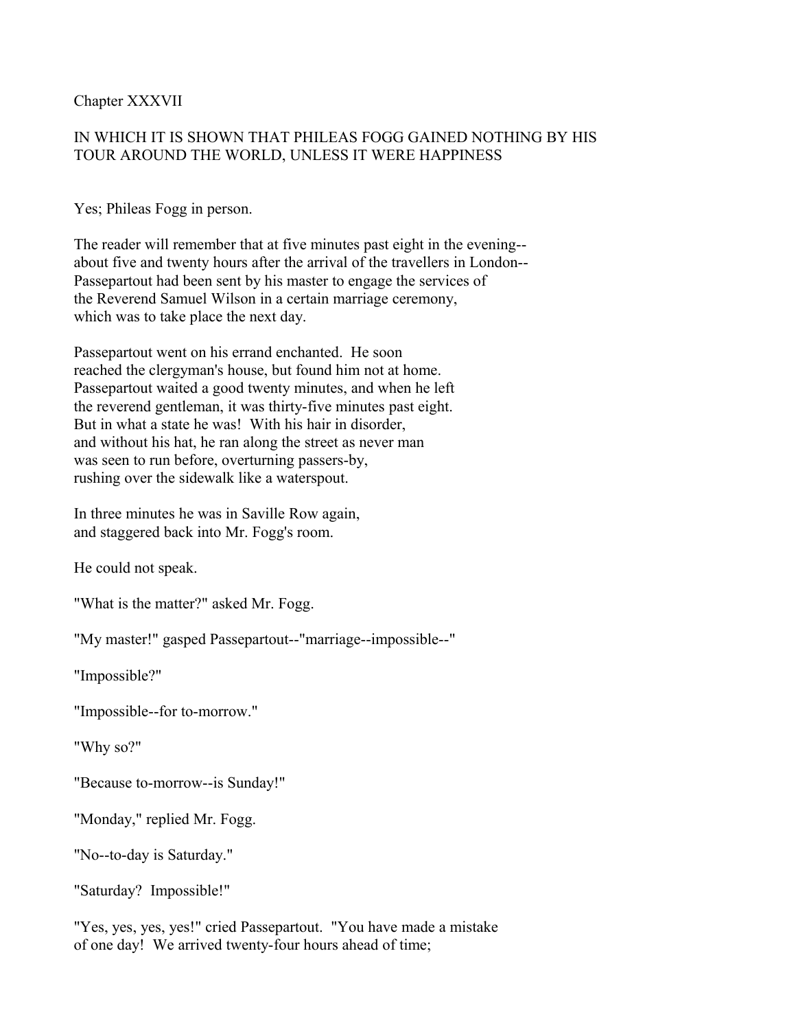## Chapter XXXVII

### IN WHICH IT IS SHOWN THAT PHILEAS FOGG GAINED NOTHING BY HIS TOUR AROUND THE WORLD, UNLESS IT WERE HAPPINESS

Yes; Phileas Fogg in person.

The reader will remember that at five minutes past eight in the evening-- about five and twenty hours after the arrival of the travellers in London-- Passepartout had been sent by his master to engage the services of the Reverend Samuel Wilson in a certain marriage ceremony, which was to take place the next day.

Passepartout went on his errand enchanted. He soon reached the clergyman's house, but found him not at home. Passepartout waited a good twenty minutes, and when he left the reverend gentleman, it was thirty-five minutes past eight. But in what a state he was! With his hair in disorder, and without his hat, he ran along the street as never man was seen to run before, overturning passers-by, rushing over the sidewalk like a waterspout.

In three minutes he was in Saville Row again, and staggered back into Mr. Fogg's room.

He could not speak.

"What is the matter?" asked Mr. Fogg.

"My master!" gasped Passepartout--"marriage--impossible--"

"Impossible?"

"Impossible--for to-morrow."

"Why so?"

"Because to-morrow--is Sunday!"

"Monday," replied Mr. Fogg.

"No--to-day is Saturday."

"Saturday? Impossible!"

"Yes, yes, yes, yes!" cried Passepartout. "You have made a mistake of one day! We arrived twenty-four hours ahead of time;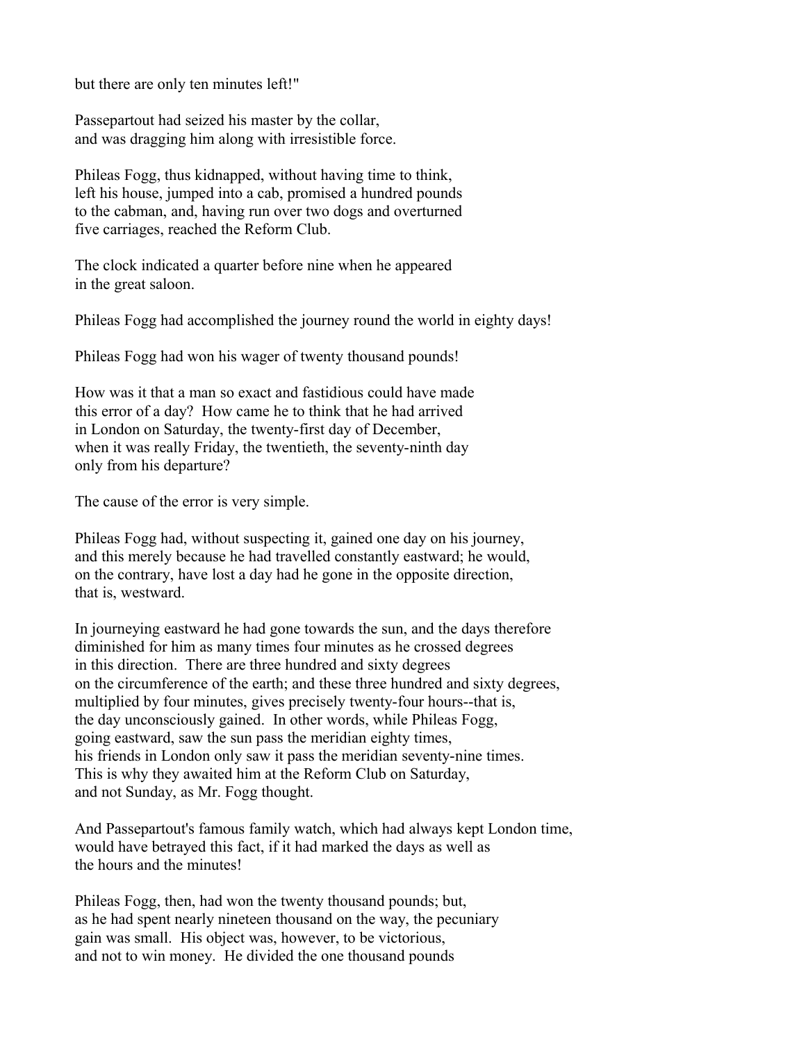but there are only ten minutes left!"

Passepartout had seized his master by the collar, and was dragging him along with irresistible force.

Phileas Fogg, thus kidnapped, without having time to think, left his house, jumped into a cab, promised a hundred pounds to the cabman, and, having run over two dogs and overturned five carriages, reached the Reform Club.

The clock indicated a quarter before nine when he appeared in the great saloon.

Phileas Fogg had accomplished the journey round the world in eighty days!

Phileas Fogg had won his wager of twenty thousand pounds!

How was it that a man so exact and fastidious could have made this error of a day? How came he to think that he had arrived in London on Saturday, the twenty-first day of December, when it was really Friday, the twentieth, the seventy-ninth day only from his departure?

The cause of the error is very simple.

Phileas Fogg had, without suspecting it, gained one day on his journey, and this merely because he had travelled constantly eastward; he would, on the contrary, have lost a day had he gone in the opposite direction, that is, westward.

In journeying eastward he had gone towards the sun, and the days therefore diminished for him as many times four minutes as he crossed degrees in this direction. There are three hundred and sixty degrees on the circumference of the earth; and these three hundred and sixty degrees, multiplied by four minutes, gives precisely twenty-four hours--that is, the day unconsciously gained. In other words, while Phileas Fogg, going eastward, saw the sun pass the meridian eighty times, his friends in London only saw it pass the meridian seventy-nine times. This is why they awaited him at the Reform Club on Saturday, and not Sunday, as Mr. Fogg thought.

And Passepartout's famous family watch, which had always kept London time, would have betrayed this fact, if it had marked the days as well as the hours and the minutes!

Phileas Fogg, then, had won the twenty thousand pounds; but, as he had spent nearly nineteen thousand on the way, the pecuniary gain was small. His object was, however, to be victorious, and not to win money. He divided the one thousand pounds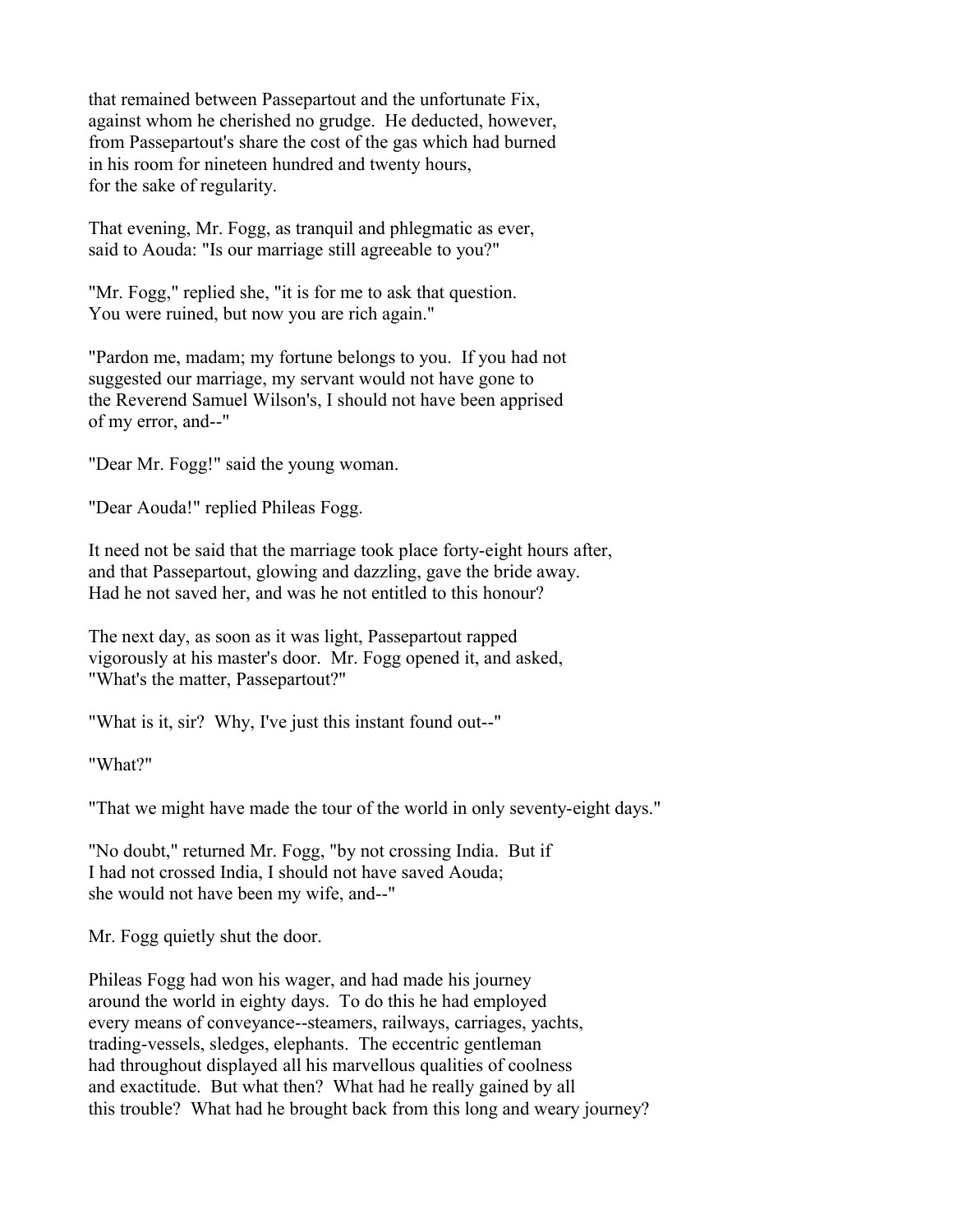that remained between Passepartout and the unfortunate Fix, against whom he cherished no grudge. He deducted, however, from Passepartout's share the cost of the gas which had burned in his room for nineteen hundred and twenty hours, for the sake of regularity.

That evening, Mr. Fogg, as tranquil and phlegmatic as ever, said to Aouda: "Is our marriage still agreeable to you?"

"Mr. Fogg," replied she, "it is for me to ask that question. You were ruined, but now you are rich again."

"Pardon me, madam; my fortune belongs to you. If you had not suggested our marriage, my servant would not have gone to the Reverend Samuel Wilson's, I should not have been apprised of my error, and--"

"Dear Mr. Fogg!" said the young woman.

"Dear Aouda!" replied Phileas Fogg.

It need not be said that the marriage took place forty-eight hours after, and that Passepartout, glowing and dazzling, gave the bride away. Had he not saved her, and was he not entitled to this honour?

The next day, as soon as it was light, Passepartout rapped vigorously at his master's door. Mr. Fogg opened it, and asked, "What's the matter, Passepartout?"

"What is it, sir? Why, I've just this instant found out--"

"What?"

"That we might have made the tour of the world in only seventy-eight days."

"No doubt," returned Mr. Fogg, "by not crossing India. But if I had not crossed India, I should not have saved Aouda; she would not have been my wife, and--"

Mr. Fogg quietly shut the door.

Phileas Fogg had won his wager, and had made his journey around the world in eighty days. To do this he had employed every means of conveyance--steamers, railways, carriages, yachts, trading-vessels, sledges, elephants. The eccentric gentleman had throughout displayed all his marvellous qualities of coolness and exactitude. But what then? What had he really gained by all this trouble? What had he brought back from this long and weary journey?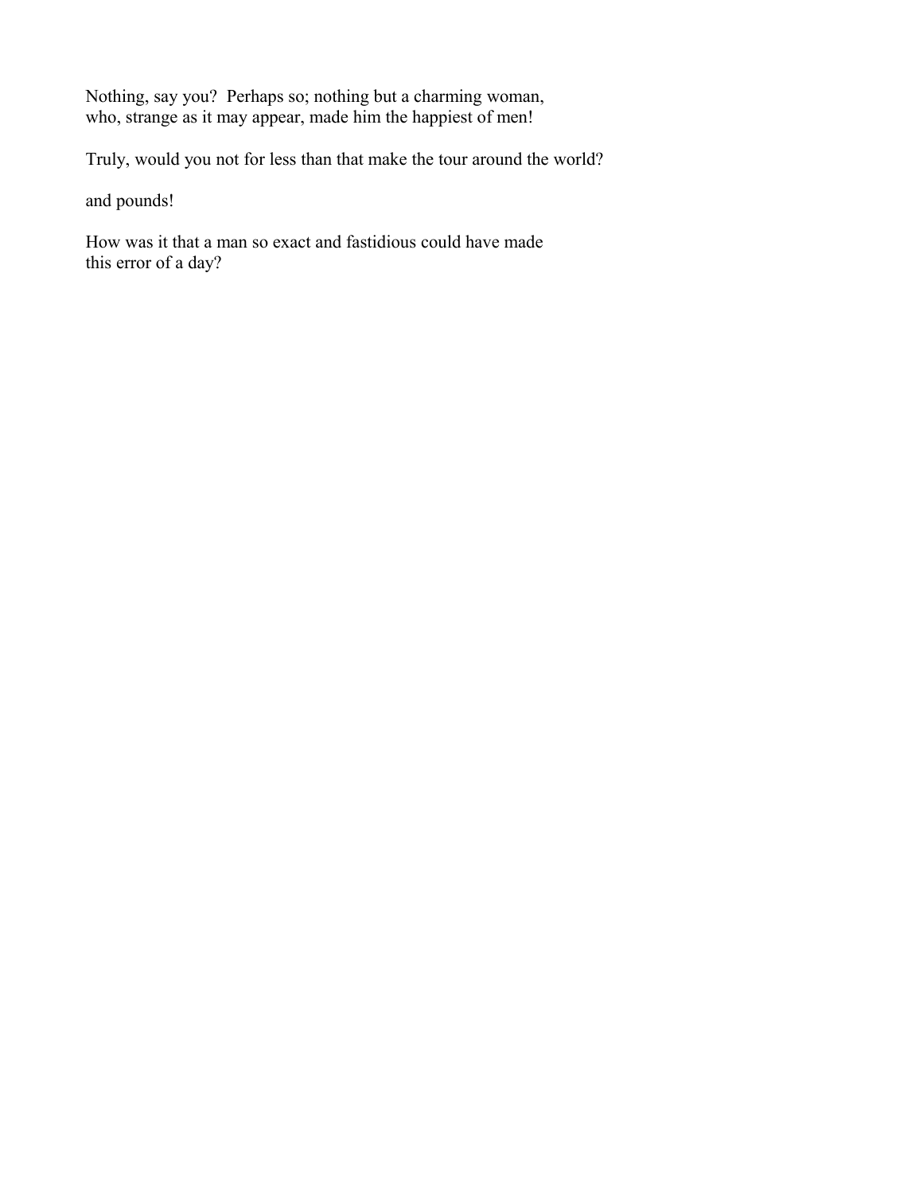Nothing, say you? Perhaps so; nothing but a charming woman, who, strange as it may appear, made him the happiest of men!

Truly, would you not for less than that make the tour around the world?

and pounds!

How was it that a man so exact and fastidious could have made this error of a day?